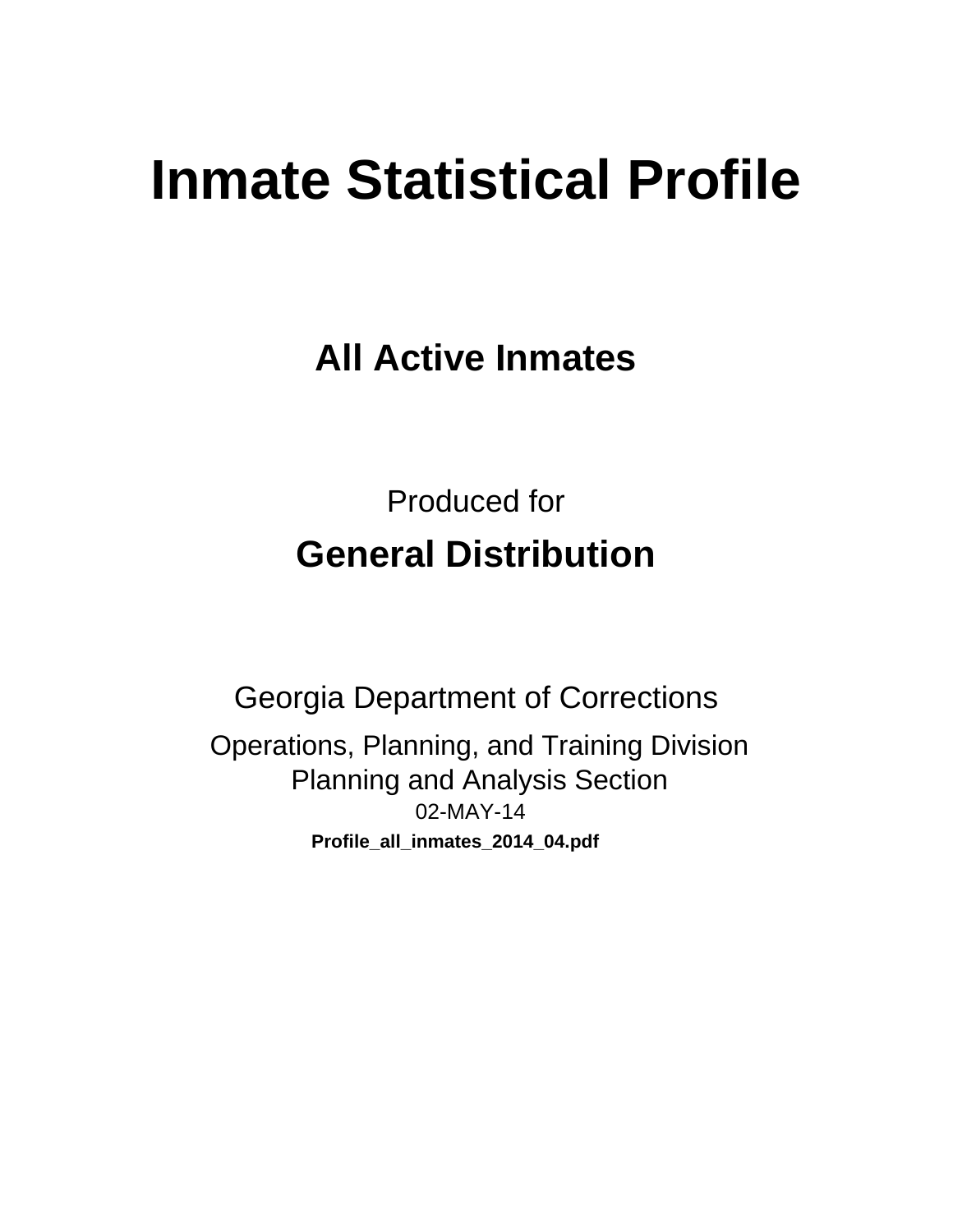# Inmate Statistical Profile

## All Active Inmates

Produced for

## General Distribution

Georgia Department of Corrections

Operations, Planning, and Training Division
Planning and Analysis Section
02-MAY-14

**Profile_all_inmates_2014_04.pdf**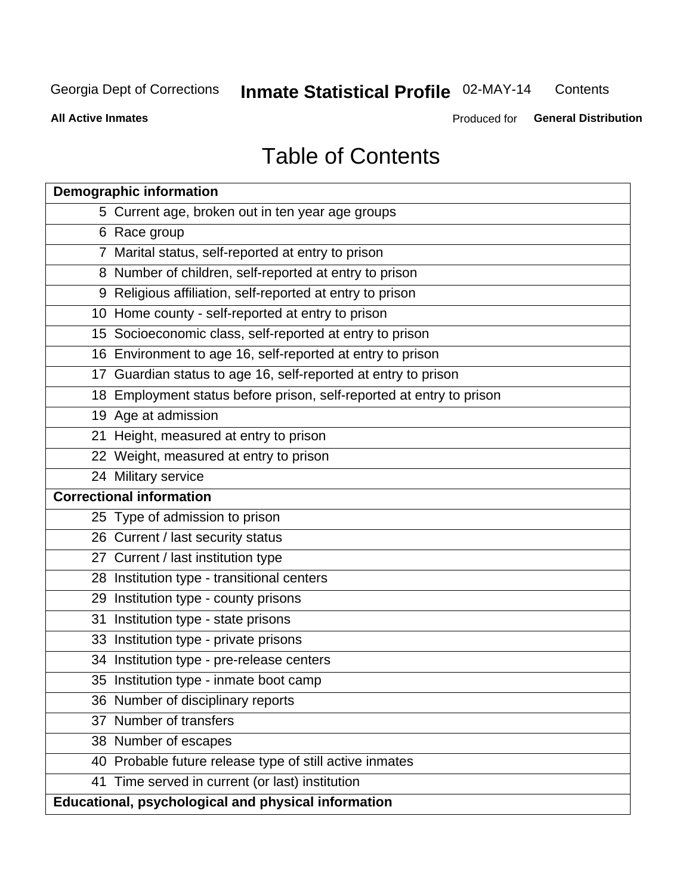# Table of Contents

| Demographic information | |
|---|---|
| 5 | Current age, broken out in ten year age groups |
| 6 | Race group |
| 7 | Marital status, self-reported at entry to prison |
| 8 | Number of children, self-reported at entry to prison |
| 9 | Religious affiliation, self-reported at entry to prison |
| 10 | Home county - self-reported at entry to prison |
| 15 | Socioeconomic class, self-reported at entry to prison |
| 16 | Environment to age 16, self-reported at entry to prison |
| 17 | Guardian status to age 16, self-reported at entry to prison |
| 18 | Employment status before prison, self-reported at entry to prison |
| 19 | Age at admission |
| 21 | Height, measured at entry to prison |
| 22 | Weight, measured at entry to prison |
| 24 | Military service |
| **Correctional information** | |
| 25 | Type of admission to prison |
| 26 | Current / last security status |
| 27 | Current / last institution type |
| 28 | Institution type - transitional centers |
| 29 | Institution type - county prisons |
| 31 | Institution type - state prisons |
| 33 | Institution type - private prisons |
| 34 | Institution type - pre-release centers |
| 35 | Institution type - inmate boot camp |
| 36 | Number of disciplinary reports |
| 37 | Number of transfers |
| 38 | Number of escapes |
| 40 | Probable future release type of still active inmates |
| 41 | Time served in current (or last) institution |
| **Educational, psychological and physical information** | |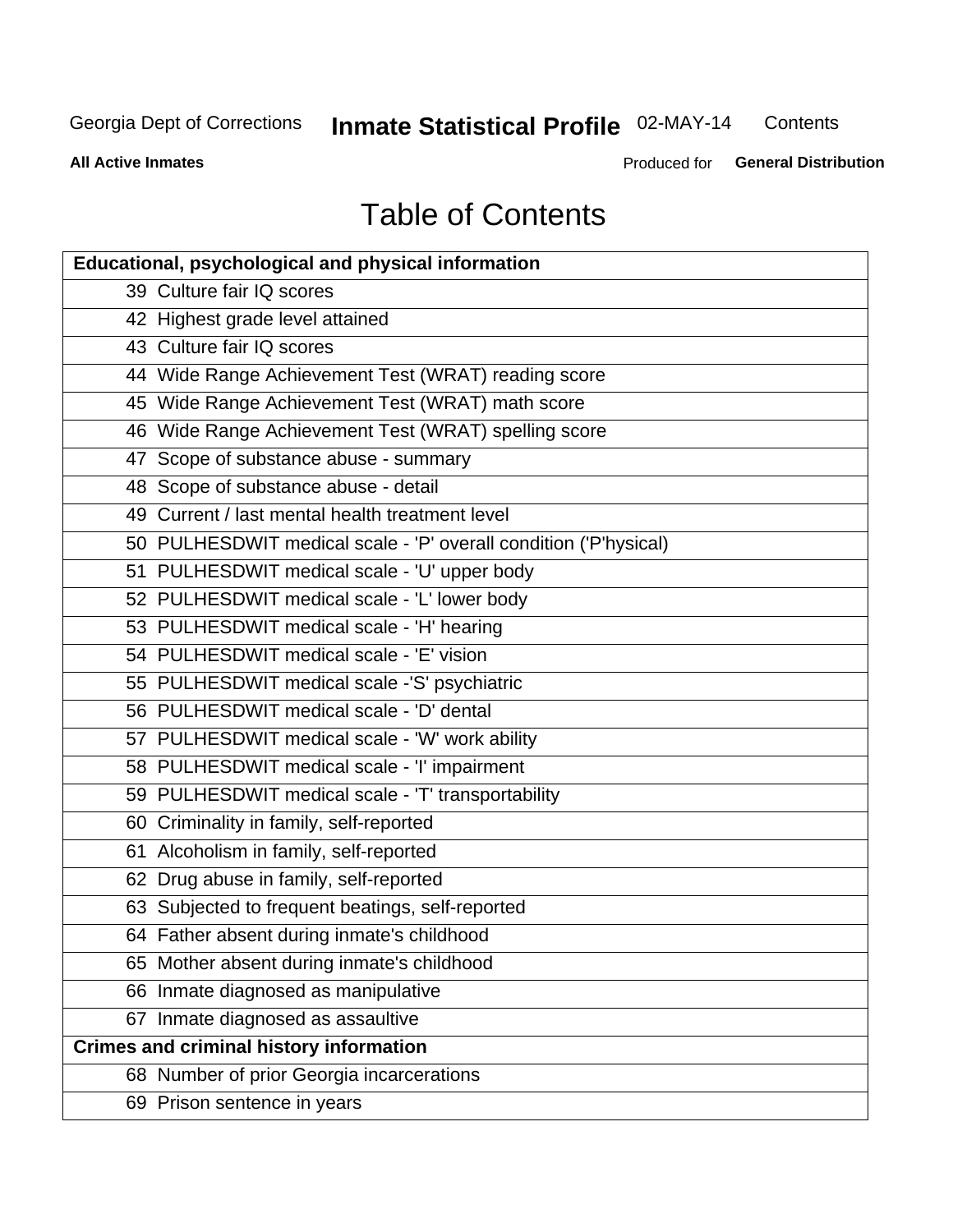# Table of Contents

| Educational, psychological and physical information | |
|---|---|
| 39 | Culture fair IQ scores |
| 42 | Highest grade level attained |
| 43 | Culture fair IQ scores |
| 44 | Wide Range Achievement Test (WRAT) reading score |
| 45 | Wide Range Achievement Test (WRAT) math score |
| 46 | Wide Range Achievement Test (WRAT) spelling score |
| 47 | Scope of substance abuse - summary |
| 48 | Scope of substance abuse - detail |
| 49 | Current / last mental health treatment level |
| 50 | PULHESDWIT medical scale - 'P' overall condition ('P'hysical) |
| 51 | PULHESDWIT medical scale - 'U' upper body |
| 52 | PULHESDWIT medical scale - 'L' lower body |
| 53 | PULHESDWIT medical scale - 'H' hearing |
| 54 | PULHESDWIT medical scale - 'E' vision |
| 55 | PULHESDWIT medical scale -'S' psychiatric |
| 56 | PULHESDWIT medical scale - 'D' dental |
| 57 | PULHESDWIT medical scale - 'W' work ability |
| 58 | PULHESDWIT medical scale - 'I' impairment |
| 59 | PULHESDWIT medical scale - 'T' transportability |
| 60 | Criminality in family, self-reported |
| 61 | Alcoholism in family, self-reported |
| 62 | Drug abuse in family, self-reported |
| 63 | Subjected to frequent beatings, self-reported |
| 64 | Father absent during inmate's childhood |
| 65 | Mother absent during inmate's childhood |
| 66 | Inmate diagnosed as manipulative |
| 67 | Inmate diagnosed as assaultive |
| **Crimes and criminal history information** | |
| 68 | Number of prior Georgia incarcerations |
| 69 | Prison sentence in years |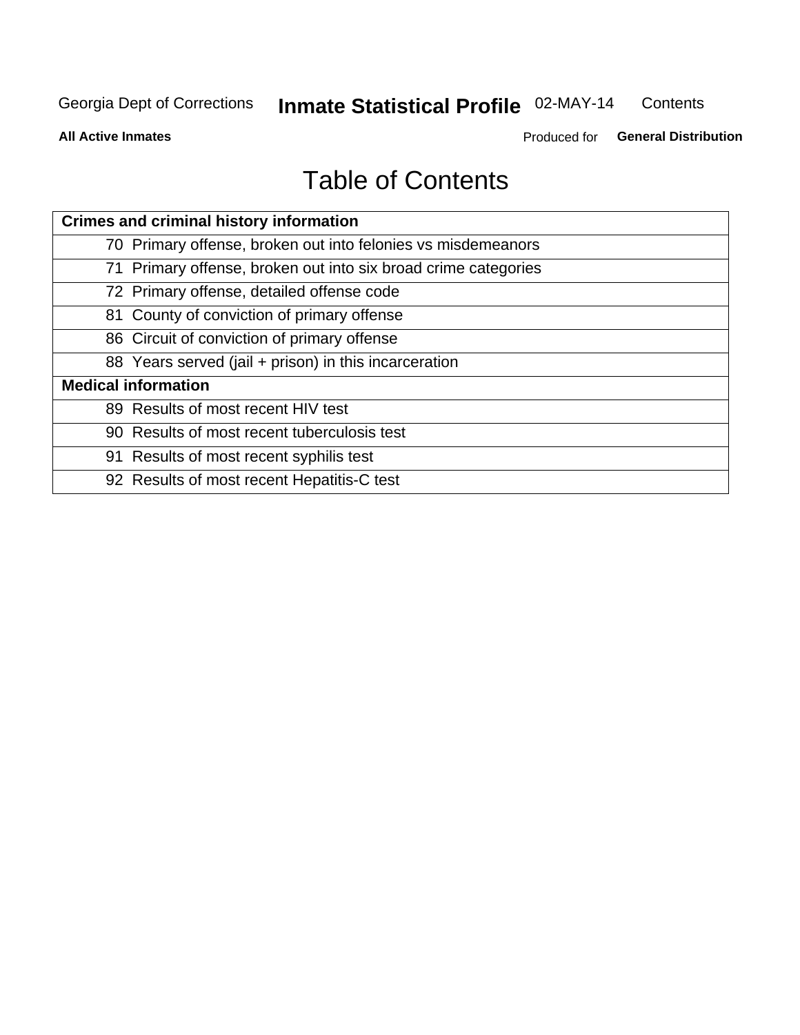# Table of Contents

| Crimes and criminal history information | |
|---|---|
| 70 | Primary offense, broken out into felonies vs misdemeanors |
| 71 | Primary offense, broken out into six broad crime categories |
| 72 | Primary offense, detailed offense code |
| 81 | County of conviction of primary offense |
| 86 | Circuit of conviction of primary offense |
| 88 | Years served (jail + prison) in this incarceration |
| **Medical information** | |
| 89 | Results of most recent HIV test |
| 90 | Results of most recent tuberculosis test |
| 91 | Results of most recent syphilis test |
| 92 | Results of most recent Hepatitis-C test |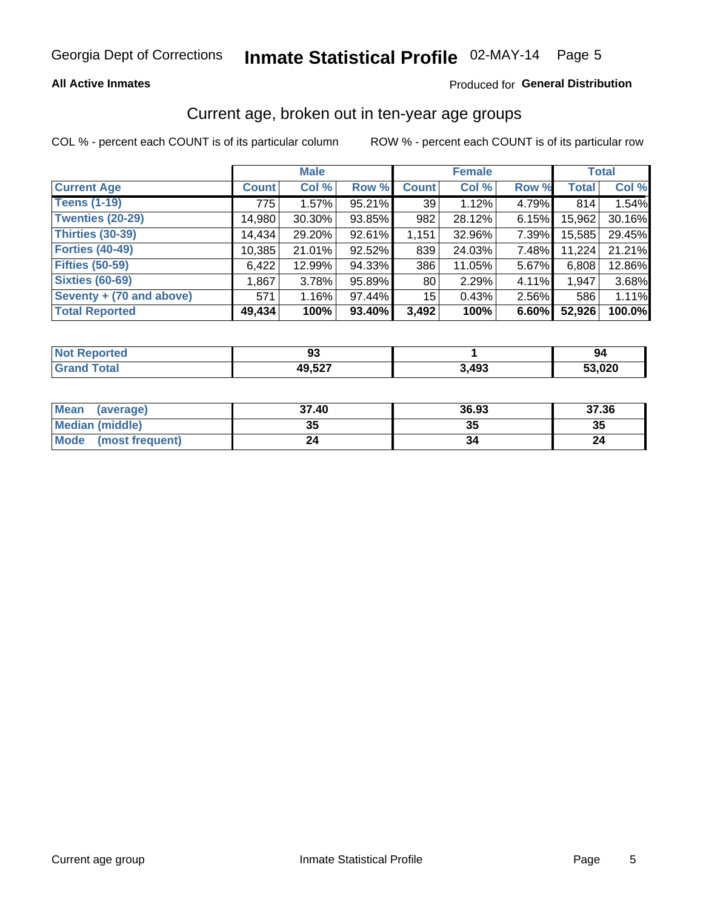Georgia Dept of Corrections **Inmate Statistical Profile** 02-MAY-14

**All Active Inmates** Produced for **General Distribution**

## Current age, broken out in ten-year age groups

COL % - percent each COUNT is of its particular column ROW % - percent each COUNT is of its particular row

| | Male | | | Female | | | Total | |
|---|---|---|---|---|---|---|---|---|
| **Current Age** | **Count** | **Col %** | **Row %** | **Count** | **Col %** | **Row %** | **Total** | **Col %** |
| **Teens (1-19)** | 775 | 1.57% | 95.21% | 39 | 1.12% | 4.79% | 814 | 1.54% |
| **Twenties (20-29)** | 14,980 | 30.30% | 93.85% | 982 | 28.12% | 6.15% | 15,962 | 30.16% |
| **Thirties (30-39)** | 14,434 | 29.20% | 92.61% | 1,151 | 32.96% | 7.39% | 15,585 | 29.45% |
| **Forties (40-49)** | 10,385 | 21.01% | 92.52% | 839 | 24.03% | 7.48% | 11,224 | 21.21% |
| **Fifties (50-59)** | 6,422 | 12.99% | 94.33% | 386 | 11.05% | 5.67% | 6,808 | 12.86% |
| **Sixties (60-69)** | 1,867 | 3.78% | 95.89% | 80 | 2.29% | 4.11% | 1,947 | 3.68% |
| **Seventy + (70 and above)** | 571 | 1.16% | 97.44% | 15 | 0.43% | 2.56% | 586 | 1.11% |
| **Total Reported** | **49,434** | **100%** | **93.40%** | **3,492** | **100%** | **6.60%** | **52,926** | **100.0%** |

| | Male | Female | Total |
|---|---|---|---|
| **Not Reported** | **93** | **1** | **94** |
| **Grand Total** | **49,527** | **3,493** | **53,020** |

| | Male | Female | Total |
|---|---|---|---|
| **Mean (average)** | **37.40** | **36.93** | **37.36** |
| **Median (middle)** | **35** | **35** | **35** |
| **Mode (most frequent)** | **24** | **34** | **24** |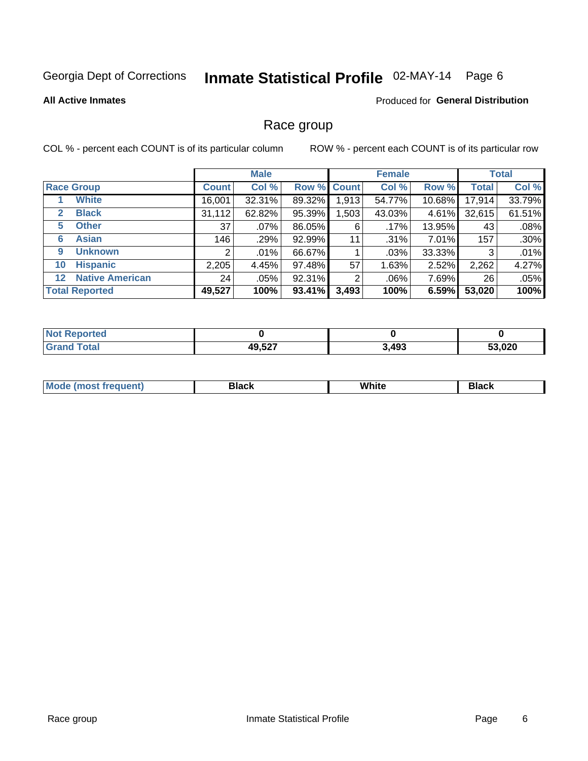Georgia Dept of Corrections **Inmate Statistical Profile** 02-MAY-14

**All Active Inmates**

Produced for **General Distribution**

## Race group

COL % - percent each COUNT is of its particular column    ROW % - percent each COUNT is of its particular row

| | | Male | | | Female | | | Total | |
|---|---|---|---|---|---|---|---|---|---|
| **Race Group** | | **Count** | **Col %** | **Row %** | **Count** | **Col %** | **Row %** | **Total** | **Col %** |
| 1 | White | 16,001 | 32.31% | 89.32% | 1,913 | 54.77% | 10.68% | 17,914 | 33.79% |
| 2 | Black | 31,112 | 62.82% | 95.39% | 1,503 | 43.03% | 4.61% | 32,615 | 61.51% |
| 5 | Other | 37 | .07% | 86.05% | 6 | .17% | 13.95% | 43 | .08% |
| 6 | Asian | 146 | .29% | 92.99% | 11 | .31% | 7.01% | 157 | .30% |
| 9 | Unknown | 2 | .01% | 66.67% | 1 | .03% | 33.33% | 3 | .01% |
| 10 | Hispanic | 2,205 | 4.45% | 97.48% | 57 | 1.63% | 2.52% | 2,262 | 4.27% |
| 12 | Native American | 24 | .05% | 92.31% | 2 | .06% | 7.69% | 26 | .05% |
| **Total Reported** | | **49,527** | **100%** | **93.41%** | **3,493** | **100%** | **6.59%** | **53,020** | **100%** |

| | Male | Female | Total |
|---|---|---|---|
| Not Reported | 0 | 0 | 0 |
| Grand Total | 49,527 | 3,493 | 53,020 |

| | Male | Female | Total |
|---|---|---|---|
| Mode (most frequent) | Black | White | Black |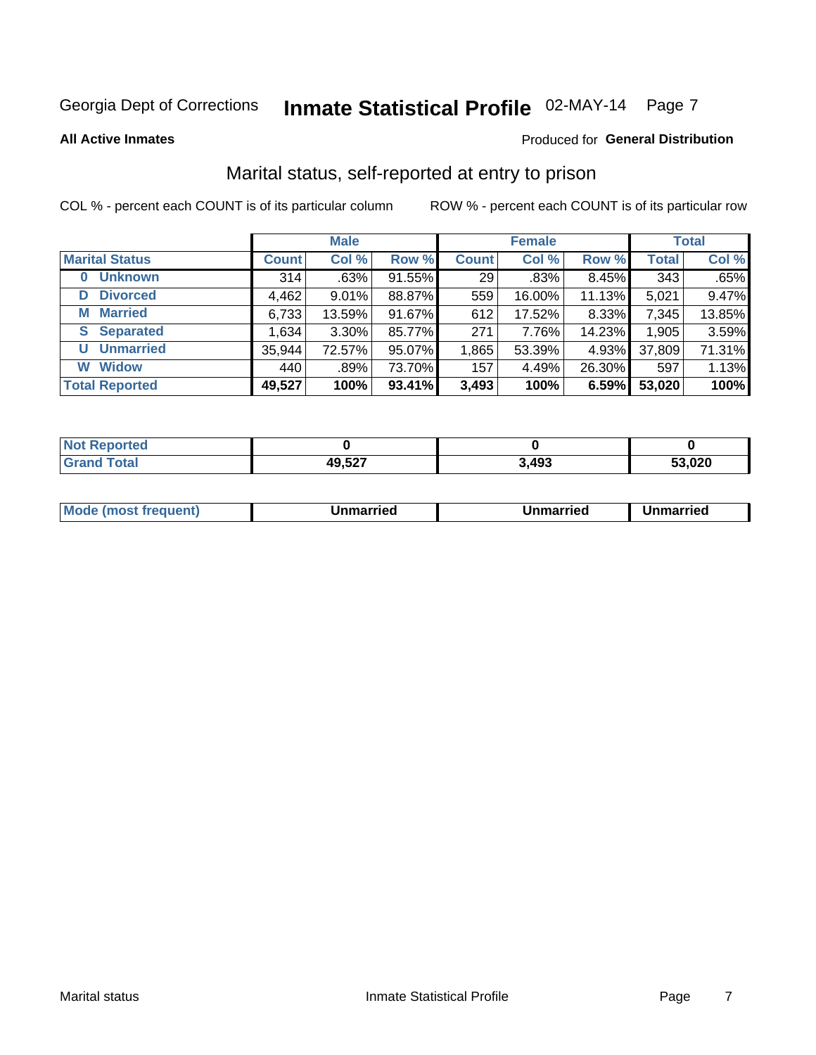Georgia Dept of Corrections **Inmate Statistical Profile** 02-MAY-14

**All Active Inmates**

Produced for **General Distribution**

## Marital status, self-reported at entry to prison

COL % - percent each COUNT is of its particular column ROW % - percent each COUNT is of its particular row

| | Male | | | Female | | | Total | |
|---|---|---|---|---|---|---|---|---|
| **Marital Status** | **Count** | **Col %** | **Row %** | **Count** | **Col %** | **Row %** | **Total** | **Col %** |
| **0 Unknown** | 314 | .63% | 91.55% | 29 | .83% | 8.45% | 343 | .65% |
| **D Divorced** | 4,462 | 9.01% | 88.87% | 559 | 16.00% | 11.13% | 5,021 | 9.47% |
| **M Married** | 6,733 | 13.59% | 91.67% | 612 | 17.52% | 8.33% | 7,345 | 13.85% |
| **S Separated** | 1,634 | 3.30% | 85.77% | 271 | 7.76% | 14.23% | 1,905 | 3.59% |
| **U Unmarried** | 35,944 | 72.57% | 95.07% | 1,865 | 53.39% | 4.93% | 37,809 | 71.31% |
| **W Widow** | 440 | .89% | 73.70% | 157 | 4.49% | 26.30% | 597 | 1.13% |
| **Total Reported** | **49,527** | **100%** | **93.41%** | **3,493** | **100%** | **6.59%** | **53,020** | **100%** |

| | Male | Female | Total |
|---|---|---|---|
| **Not Reported** | **0** | **0** | **0** |
| **Grand Total** | **49,527** | **3,493** | **53,020** |

| | Male | Female | Total |
|---|---|---|---|
| **Mode (most frequent)** | **Unmarried** | **Unmarried** | **Unmarried** |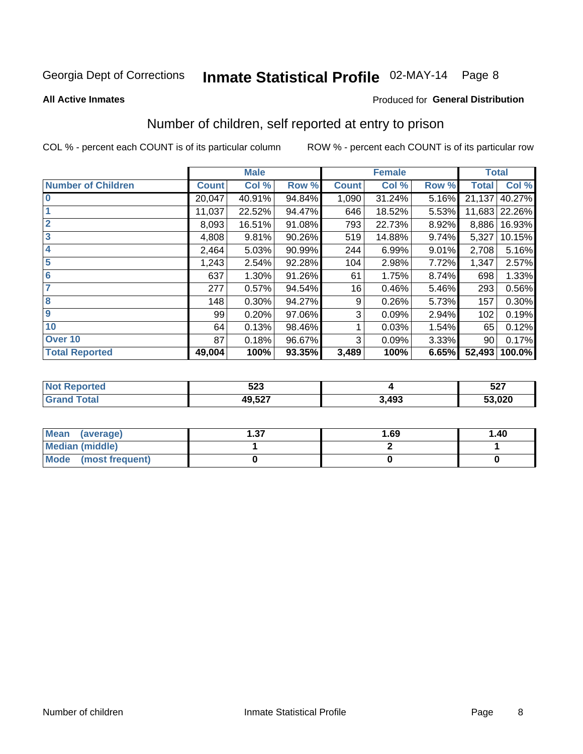Georgia Dept of Corrections **Inmate Statistical Profile** 02-MAY-14

**All Active Inmates**

Produced for **General Distribution**

## Number of children, self reported at entry to prison

COL % - percent each COUNT is of its particular column

ROW % - percent each COUNT is of its particular row

| | Male | | | Female | | | Total | |
|---|---|---|---|---|---|---|---|---|
| **Number of Children** | **Count** | **Col %** | **Row %** | **Count** | **Col %** | **Row %** | **Total** | **Col %** |
| **0** | 20,047 | 40.91% | 94.84% | 1,090 | 31.24% | 5.16% | 21,137 | 40.27% |
| **1** | 11,037 | 22.52% | 94.47% | 646 | 18.52% | 5.53% | 11,683 | 22.26% |
| **2** | 8,093 | 16.51% | 91.08% | 793 | 22.73% | 8.92% | 8,886 | 16.93% |
| **3** | 4,808 | 9.81% | 90.26% | 519 | 14.88% | 9.74% | 5,327 | 10.15% |
| **4** | 2,464 | 5.03% | 90.99% | 244 | 6.99% | 9.01% | 2,708 | 5.16% |
| **5** | 1,243 | 2.54% | 92.28% | 104 | 2.98% | 7.72% | 1,347 | 2.57% |
| **6** | 637 | 1.30% | 91.26% | 61 | 1.75% | 8.74% | 698 | 1.33% |
| **7** | 277 | 0.57% | 94.54% | 16 | 0.46% | 5.46% | 293 | 0.56% |
| **8** | 148 | 0.30% | 94.27% | 9 | 0.26% | 5.73% | 157 | 0.30% |
| **9** | 99 | 0.20% | 97.06% | 3 | 0.09% | 2.94% | 102 | 0.19% |
| **10** | 64 | 0.13% | 98.46% | 1 | 0.03% | 1.54% | 65 | 0.12% |
| **Over 10** | 87 | 0.18% | 96.67% | 3 | 0.09% | 3.33% | 90 | 0.17% |
| **Total Reported** | **49,004** | **100%** | **93.35%** | **3,489** | **100%** | **6.65%** | **52,493** | **100.0%** |

| | Male | Female | Total |
|---|---|---|---|
| **Not Reported** | **523** | **4** | **527** |
| **Grand Total** | **49,527** | **3,493** | **53,020** |

| | Male | Female | Total |
|---|---|---|---|
| **Mean (average)** | **1.37** | **1.69** | **1.40** |
| **Median (middle)** | **1** | **2** | **1** |
| **Mode (most frequent)** | **0** | **0** | **0** |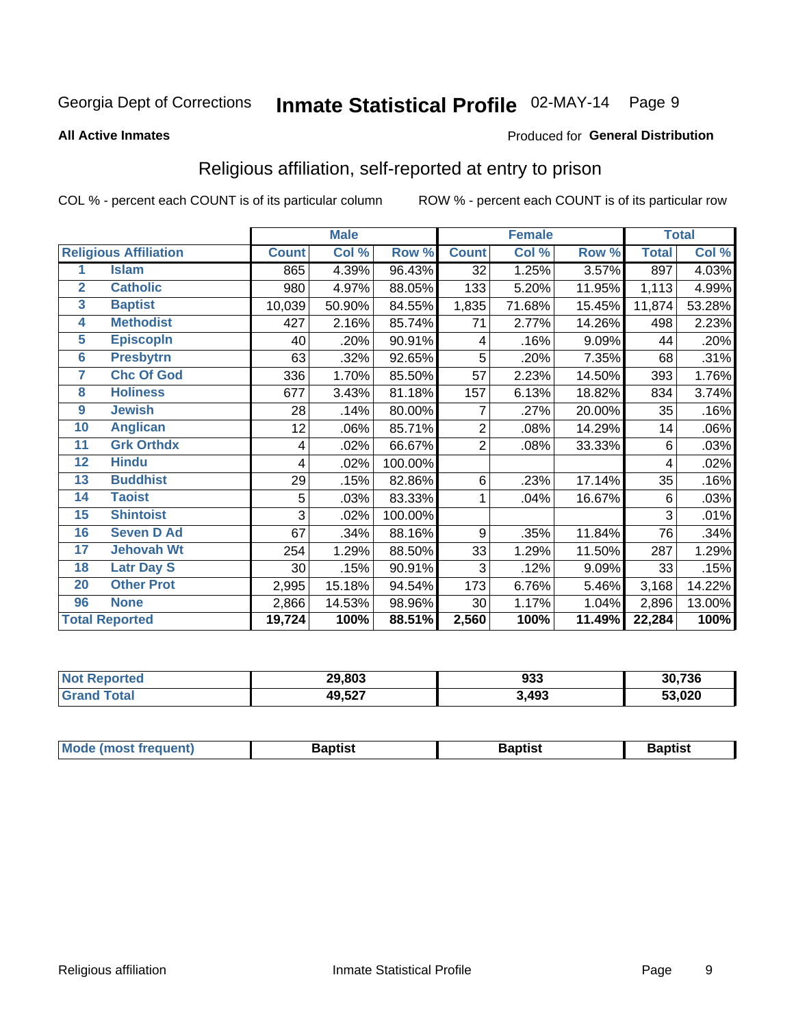Georgia Dept of Corrections **Inmate Statistical Profile** 02-MAY-14

**All Active Inmates**

Produced for **General Distribution**

## Religious affiliation, self-reported at entry to prison

COL % - percent each COUNT is of its particular column ROW % - percent each COUNT is of its particular row

| Religious Affiliation | | Male | | | Female | | | Total | |
|---|---|---|---|---|---|---|---|---|---|
| | | Count | Col % | Row % | Count | Col % | Row % | Total | Col % |
| 1 | Islam | 865 | 4.39% | 96.43% | 32 | 1.25% | 3.57% | 897 | 4.03% |
| 2 | Catholic | 980 | 4.97% | 88.05% | 133 | 5.20% | 11.95% | 1,113 | 4.99% |
| 3 | Baptist | 10,039 | 50.90% | 84.55% | 1,835 | 71.68% | 15.45% | 11,874 | 53.28% |
| 4 | Methodist | 427 | 2.16% | 85.74% | 71 | 2.77% | 14.26% | 498 | 2.23% |
| 5 | Episcopln | 40 | .20% | 90.91% | 4 | .16% | 9.09% | 44 | .20% |
| 6 | Presbytrn | 63 | .32% | 92.65% | 5 | .20% | 7.35% | 68 | .31% |
| 7 | Chc Of God | 336 | 1.70% | 85.50% | 57 | 2.23% | 14.50% | 393 | 1.76% |
| 8 | Holiness | 677 | 3.43% | 81.18% | 157 | 6.13% | 18.82% | 834 | 3.74% |
| 9 | Jewish | 28 | .14% | 80.00% | 7 | .27% | 20.00% | 35 | .16% |
| 10 | Anglican | 12 | .06% | 85.71% | 2 | .08% | 14.29% | 14 | .06% |
| 11 | Grk Orthdx | 4 | .02% | 66.67% | 2 | .08% | 33.33% | 6 | .03% |
| 12 | Hindu | 4 | .02% | 100.00% | | | | 4 | .02% |
| 13 | Buddhist | 29 | .15% | 82.86% | 6 | .23% | 17.14% | 35 | .16% |
| 14 | Taoist | 5 | .03% | 83.33% | 1 | .04% | 16.67% | 6 | .03% |
| 15 | Shintoist | 3 | .02% | 100.00% | | | | 3 | .01% |
| 16 | Seven D Ad | 67 | .34% | 88.16% | 9 | .35% | 11.84% | 76 | .34% |
| 17 | Jehovah Wt | 254 | 1.29% | 88.50% | 33 | 1.29% | 11.50% | 287 | 1.29% |
| 18 | Latr Day S | 30 | .15% | 90.91% | 3 | .12% | 9.09% | 33 | .15% |
| 20 | Other Prot | 2,995 | 15.18% | 94.54% | 173 | 6.76% | 5.46% | 3,168 | 14.22% |
| 96 | None | 2,866 | 14.53% | 98.96% | 30 | 1.17% | 1.04% | 2,896 | 13.00% |
| **Total Reported** | | **19,724** | **100%** | **88.51%** | **2,560** | **100%** | **11.49%** | **22,284** | **100%** |

| | Male | Female | Total |
|---|---|---|---|
| Not Reported | **29,803** | **933** | **30,736** |
| Grand Total | **49,527** | **3,493** | **53,020** |

| | Male | Female | Total |
|---|---|---|---|
| Mode (most frequent) | **Baptist** | **Baptist** | **Baptist** |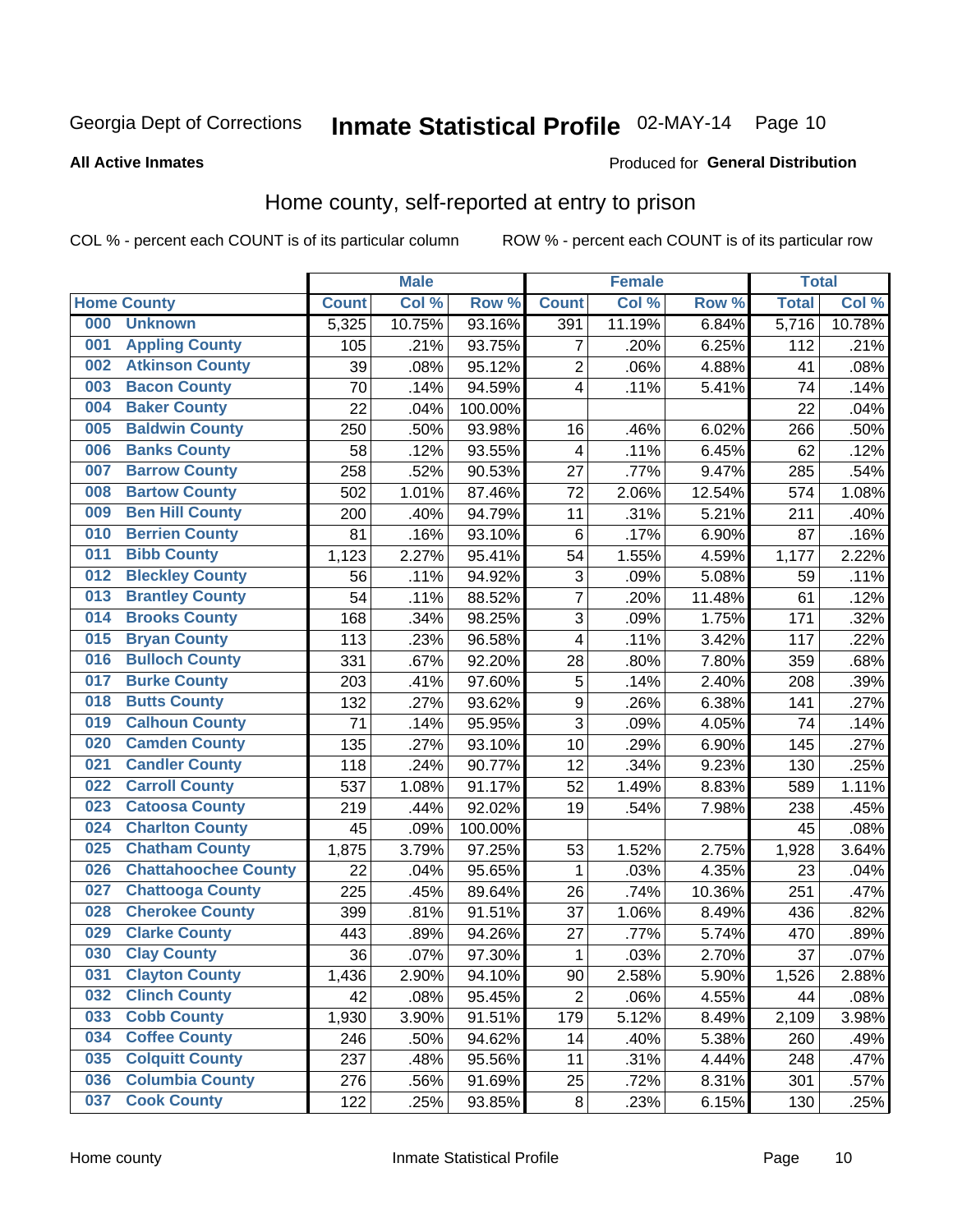Georgia Dept of Corrections **Inmate Statistical Profile** 02-MAY-14 Page 10

**All Active Inmates**

Produced for **General Distribution**

## Home county, self-reported at entry to prison

COL % - percent each COUNT is of its particular column ROW % - percent each COUNT is of its particular row

| Home County | | Male | | | Female | | | Total | |
|---|---|---|---|---|---|---|---|---|---|
| | | Count | Col % | Row % | Count | Col % | Row % | Total | Col % |
| 000 | Unknown | 5,325 | 10.75% | 93.16% | 391 | 11.19% | 6.84% | 5,716 | 10.78% |
| 001 | Appling County | 105 | .21% | 93.75% | 7 | .20% | 6.25% | 112 | .21% |
| 002 | Atkinson County | 39 | .08% | 95.12% | 2 | .06% | 4.88% | 41 | .08% |
| 003 | Bacon County | 70 | .14% | 94.59% | 4 | .11% | 5.41% | 74 | .14% |
| 004 | Baker County | 22 | .04% | 100.00% | | | | 22 | .04% |
| 005 | Baldwin County | 250 | .50% | 93.98% | 16 | .46% | 6.02% | 266 | .50% |
| 006 | Banks County | 58 | .12% | 93.55% | 4 | .11% | 6.45% | 62 | .12% |
| 007 | Barrow County | 258 | .52% | 90.53% | 27 | .77% | 9.47% | 285 | .54% |
| 008 | Bartow County | 502 | 1.01% | 87.46% | 72 | 2.06% | 12.54% | 574 | 1.08% |
| 009 | Ben Hill County | 200 | .40% | 94.79% | 11 | .31% | 5.21% | 211 | .40% |
| 010 | Berrien County | 81 | .16% | 93.10% | 6 | .17% | 6.90% | 87 | .16% |
| 011 | Bibb County | 1,123 | 2.27% | 95.41% | 54 | 1.55% | 4.59% | 1,177 | 2.22% |
| 012 | Bleckley County | 56 | .11% | 94.92% | 3 | .09% | 5.08% | 59 | .11% |
| 013 | Brantley County | 54 | .11% | 88.52% | 7 | .20% | 11.48% | 61 | .12% |
| 014 | Brooks County | 168 | .34% | 98.25% | 3 | .09% | 1.75% | 171 | .32% |
| 015 | Bryan County | 113 | .23% | 96.58% | 4 | .11% | 3.42% | 117 | .22% |
| 016 | Bulloch County | 331 | .67% | 92.20% | 28 | .80% | 7.80% | 359 | .68% |
| 017 | Burke County | 203 | .41% | 97.60% | 5 | .14% | 2.40% | 208 | .39% |
| 018 | Butts County | 132 | .27% | 93.62% | 9 | .26% | 6.38% | 141 | .27% |
| 019 | Calhoun County | 71 | .14% | 95.95% | 3 | .09% | 4.05% | 74 | .14% |
| 020 | Camden County | 135 | .27% | 93.10% | 10 | .29% | 6.90% | 145 | .27% |
| 021 | Candler County | 118 | .24% | 90.77% | 12 | .34% | 9.23% | 130 | .25% |
| 022 | Carroll County | 537 | 1.08% | 91.17% | 52 | 1.49% | 8.83% | 589 | 1.11% |
| 023 | Catoosa County | 219 | .44% | 92.02% | 19 | .54% | 7.98% | 238 | .45% |
| 024 | Charlton County | 45 | .09% | 100.00% | | | | 45 | .08% |
| 025 | Chatham County | 1,875 | 3.79% | 97.25% | 53 | 1.52% | 2.75% | 1,928 | 3.64% |
| 026 | Chattahoochee County | 22 | .04% | 95.65% | 1 | .03% | 4.35% | 23 | .04% |
| 027 | Chattooga County | 225 | .45% | 89.64% | 26 | .74% | 10.36% | 251 | .47% |
| 028 | Cherokee County | 399 | .81% | 91.51% | 37 | 1.06% | 8.49% | 436 | .82% |
| 029 | Clarke County | 443 | .89% | 94.26% | 27 | .77% | 5.74% | 470 | .89% |
| 030 | Clay County | 36 | .07% | 97.30% | 1 | .03% | 2.70% | 37 | .07% |
| 031 | Clayton County | 1,436 | 2.90% | 94.10% | 90 | 2.58% | 5.90% | 1,526 | 2.88% |
| 032 | Clinch County | 42 | .08% | 95.45% | 2 | .06% | 4.55% | 44 | .08% |
| 033 | Cobb County | 1,930 | 3.90% | 91.51% | 179 | 5.12% | 8.49% | 2,109 | 3.98% |
| 034 | Coffee County | 246 | .50% | 94.62% | 14 | .40% | 5.38% | 260 | .49% |
| 035 | Colquitt County | 237 | .48% | 95.56% | 11 | .31% | 4.44% | 248 | .47% |
| 036 | Columbia County | 276 | .56% | 91.69% | 25 | .72% | 8.31% | 301 | .57% |
| 037 | Cook County | 122 | .25% | 93.85% | 8 | .23% | 6.15% | 130 | .25% |

Home county Inmate Statistical Profile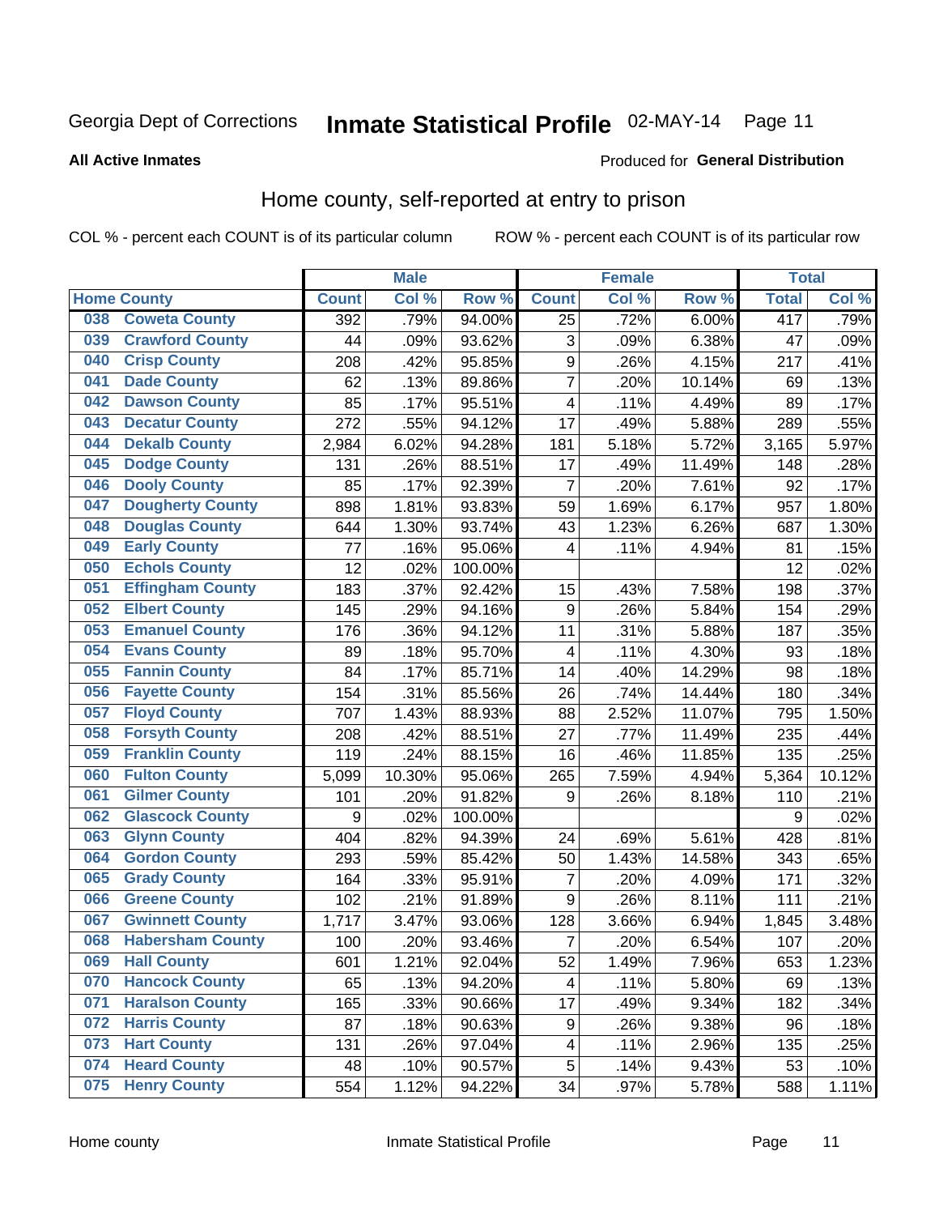Georgia Dept of Corrections **Inmate Statistical Profile** 02-MAY-14

**All Active Inmates**

Produced for **General Distribution**

## Home county, self-reported at entry to prison

COL % - percent each COUNT is of its particular column ROW % - percent each COUNT is of its particular row

| Home County | | Male | | | Female | | | Total | |
|---|---|---|---|---|---|---|---|---|---|
| | | Count | Col % | Row % | Count | Col % | Row % | Total | Col % |
| 038 | Coweta County | 392 | .79% | 94.00% | 25 | .72% | 6.00% | 417 | .79% |
| 039 | Crawford County | 44 | .09% | 93.62% | 3 | .09% | 6.38% | 47 | .09% |
| 040 | Crisp County | 208 | .42% | 95.85% | 9 | .26% | 4.15% | 217 | .41% |
| 041 | Dade County | 62 | .13% | 89.86% | 7 | .20% | 10.14% | 69 | .13% |
| 042 | Dawson County | 85 | .17% | 95.51% | 4 | .11% | 4.49% | 89 | .17% |
| 043 | Decatur County | 272 | .55% | 94.12% | 17 | .49% | 5.88% | 289 | .55% |
| 044 | Dekalb County | 2,984 | 6.02% | 94.28% | 181 | 5.18% | 5.72% | 3,165 | 5.97% |
| 045 | Dodge County | 131 | .26% | 88.51% | 17 | .49% | 11.49% | 148 | .28% |
| 046 | Dooly County | 85 | .17% | 92.39% | 7 | .20% | 7.61% | 92 | .17% |
| 047 | Dougherty County | 898 | 1.81% | 93.83% | 59 | 1.69% | 6.17% | 957 | 1.80% |
| 048 | Douglas County | 644 | 1.30% | 93.74% | 43 | 1.23% | 6.26% | 687 | 1.30% |
| 049 | Early County | 77 | .16% | 95.06% | 4 | .11% | 4.94% | 81 | .15% |
| 050 | Echols County | 12 | .02% | 100.00% | | | | 12 | .02% |
| 051 | Effingham County | 183 | .37% | 92.42% | 15 | .43% | 7.58% | 198 | .37% |
| 052 | Elbert County | 145 | .29% | 94.16% | 9 | .26% | 5.84% | 154 | .29% |
| 053 | Emanuel County | 176 | .36% | 94.12% | 11 | .31% | 5.88% | 187 | .35% |
| 054 | Evans County | 89 | .18% | 95.70% | 4 | .11% | 4.30% | 93 | .18% |
| 055 | Fannin County | 84 | .17% | 85.71% | 14 | .40% | 14.29% | 98 | .18% |
| 056 | Fayette County | 154 | .31% | 85.56% | 26 | .74% | 14.44% | 180 | .34% |
| 057 | Floyd County | 707 | 1.43% | 88.93% | 88 | 2.52% | 11.07% | 795 | 1.50% |
| 058 | Forsyth County | 208 | .42% | 88.51% | 27 | .77% | 11.49% | 235 | .44% |
| 059 | Franklin County | 119 | .24% | 88.15% | 16 | .46% | 11.85% | 135 | .25% |
| 060 | Fulton County | 5,099 | 10.30% | 95.06% | 265 | 7.59% | 4.94% | 5,364 | 10.12% |
| 061 | Gilmer County | 101 | .20% | 91.82% | 9 | .26% | 8.18% | 110 | .21% |
| 062 | Glascock County | 9 | .02% | 100.00% | | | | 9 | .02% |
| 063 | Glynn County | 404 | .82% | 94.39% | 24 | .69% | 5.61% | 428 | .81% |
| 064 | Gordon County | 293 | .59% | 85.42% | 50 | 1.43% | 14.58% | 343 | .65% |
| 065 | Grady County | 164 | .33% | 95.91% | 7 | .20% | 4.09% | 171 | .32% |
| 066 | Greene County | 102 | .21% | 91.89% | 9 | .26% | 8.11% | 111 | .21% |
| 067 | Gwinnett County | 1,717 | 3.47% | 93.06% | 128 | 3.66% | 6.94% | 1,845 | 3.48% |
| 068 | Habersham County | 100 | .20% | 93.46% | 7 | .20% | 6.54% | 107 | .20% |
| 069 | Hall County | 601 | 1.21% | 92.04% | 52 | 1.49% | 7.96% | 653 | 1.23% |
| 070 | Hancock County | 65 | .13% | 94.20% | 4 | .11% | 5.80% | 69 | .13% |
| 071 | Haralson County | 165 | .33% | 90.66% | 17 | .49% | 9.34% | 182 | .34% |
| 072 | Harris County | 87 | .18% | 90.63% | 9 | .26% | 9.38% | 96 | .18% |
| 073 | Hart County | 131 | .26% | 97.04% | 4 | .11% | 2.96% | 135 | .25% |
| 074 | Heard County | 48 | .10% | 90.57% | 5 | .14% | 9.43% | 53 | .10% |
| 075 | Henry County | 554 | 1.12% | 94.22% | 34 | .97% | 5.78% | 588 | 1.11% |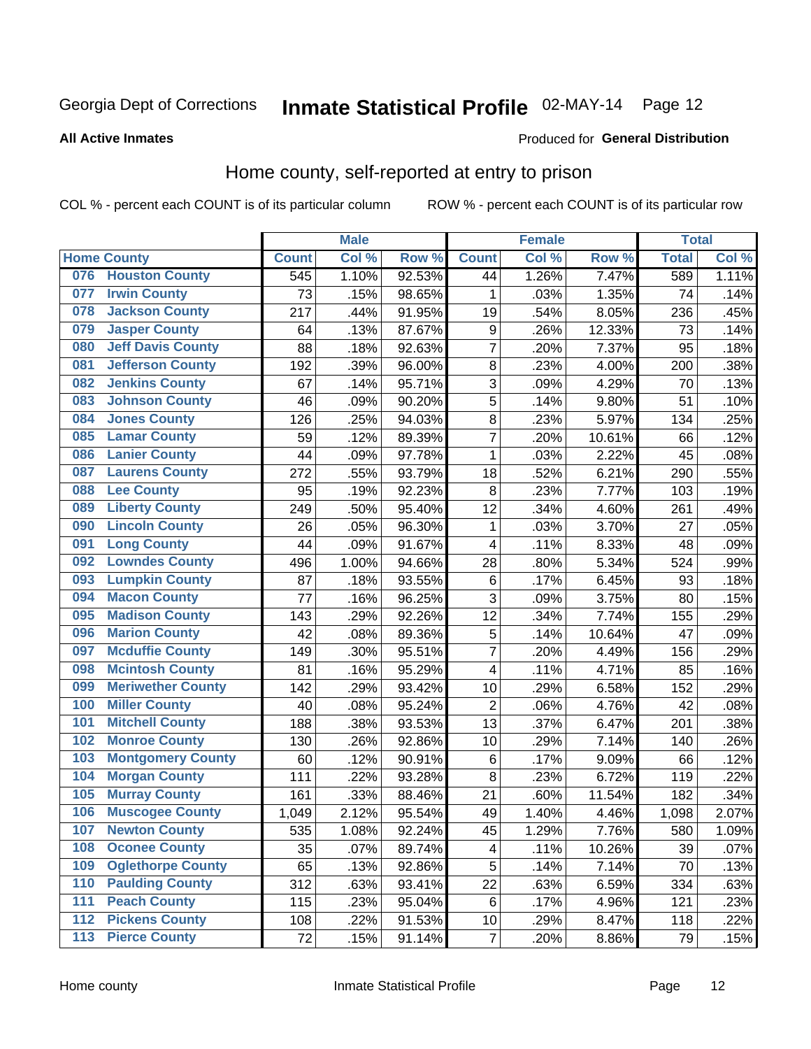Georgia Dept of Corrections **Inmate Statistical Profile** 02-MAY-14

**All Active Inmates**

Produced for **General Distribution**

## Home county, self-reported at entry to prison

COL % - percent each COUNT is of its particular column ROW % - percent each COUNT is of its particular row

| Home County | | Male | | | Female | | | Total | |
|---|---|---|---|---|---|---|---|---|---|
| | | Count | Col % | Row % | Count | Col % | Row % | Total | Col % |
| 076 | Houston County | 545 | 1.10% | 92.53% | 44 | 1.26% | 7.47% | 589 | 1.11% |
| 077 | Irwin County | 73 | .15% | 98.65% | 1 | .03% | 1.35% | 74 | .14% |
| 078 | Jackson County | 217 | .44% | 91.95% | 19 | .54% | 8.05% | 236 | .45% |
| 079 | Jasper County | 64 | .13% | 87.67% | 9 | .26% | 12.33% | 73 | .14% |
| 080 | Jeff Davis County | 88 | .18% | 92.63% | 7 | .20% | 7.37% | 95 | .18% |
| 081 | Jefferson County | 192 | .39% | 96.00% | 8 | .23% | 4.00% | 200 | .38% |
| 082 | Jenkins County | 67 | .14% | 95.71% | 3 | .09% | 4.29% | 70 | .13% |
| 083 | Johnson County | 46 | .09% | 90.20% | 5 | .14% | 9.80% | 51 | .10% |
| 084 | Jones County | 126 | .25% | 94.03% | 8 | .23% | 5.97% | 134 | .25% |
| 085 | Lamar County | 59 | .12% | 89.39% | 7 | .20% | 10.61% | 66 | .12% |
| 086 | Lanier County | 44 | .09% | 97.78% | 1 | .03% | 2.22% | 45 | .08% |
| 087 | Laurens County | 272 | .55% | 93.79% | 18 | .52% | 6.21% | 290 | .55% |
| 088 | Lee County | 95 | .19% | 92.23% | 8 | .23% | 7.77% | 103 | .19% |
| 089 | Liberty County | 249 | .50% | 95.40% | 12 | .34% | 4.60% | 261 | .49% |
| 090 | Lincoln County | 26 | .05% | 96.30% | 1 | .03% | 3.70% | 27 | .05% |
| 091 | Long County | 44 | .09% | 91.67% | 4 | .11% | 8.33% | 48 | .09% |
| 092 | Lowndes County | 496 | 1.00% | 94.66% | 28 | .80% | 5.34% | 524 | .99% |
| 093 | Lumpkin County | 87 | .18% | 93.55% | 6 | .17% | 6.45% | 93 | .18% |
| 094 | Macon County | 77 | .16% | 96.25% | 3 | .09% | 3.75% | 80 | .15% |
| 095 | Madison County | 143 | .29% | 92.26% | 12 | .34% | 7.74% | 155 | .29% |
| 096 | Marion County | 42 | .08% | 89.36% | 5 | .14% | 10.64% | 47 | .09% |
| 097 | Mcduffie County | 149 | .30% | 95.51% | 7 | .20% | 4.49% | 156 | .29% |
| 098 | Mcintosh County | 81 | .16% | 95.29% | 4 | .11% | 4.71% | 85 | .16% |
| 099 | Meriwether County | 142 | .29% | 93.42% | 10 | .29% | 6.58% | 152 | .29% |
| 100 | Miller County | 40 | .08% | 95.24% | 2 | .06% | 4.76% | 42 | .08% |
| 101 | Mitchell County | 188 | .38% | 93.53% | 13 | .37% | 6.47% | 201 | .38% |
| 102 | Monroe County | 130 | .26% | 92.86% | 10 | .29% | 7.14% | 140 | .26% |
| 103 | Montgomery County | 60 | .12% | 90.91% | 6 | .17% | 9.09% | 66 | .12% |
| 104 | Morgan County | 111 | .22% | 93.28% | 8 | .23% | 6.72% | 119 | .22% |
| 105 | Murray County | 161 | .33% | 88.46% | 21 | .60% | 11.54% | 182 | .34% |
| 106 | Muscogee County | 1,049 | 2.12% | 95.54% | 49 | 1.40% | 4.46% | 1,098 | 2.07% |
| 107 | Newton County | 535 | 1.08% | 92.24% | 45 | 1.29% | 7.76% | 580 | 1.09% |
| 108 | Oconee County | 35 | .07% | 89.74% | 4 | .11% | 10.26% | 39 | .07% |
| 109 | Oglethorpe County | 65 | .13% | 92.86% | 5 | .14% | 7.14% | 70 | .13% |
| 110 | Paulding County | 312 | .63% | 93.41% | 22 | .63% | 6.59% | 334 | .63% |
| 111 | Peach County | 115 | .23% | 95.04% | 6 | .17% | 4.96% | 121 | .23% |
| 112 | Pickens County | 108 | .22% | 91.53% | 10 | .29% | 8.47% | 118 | .22% |
| 113 | Pierce County | 72 | .15% | 91.14% | 7 | .20% | 8.86% | 79 | .15% |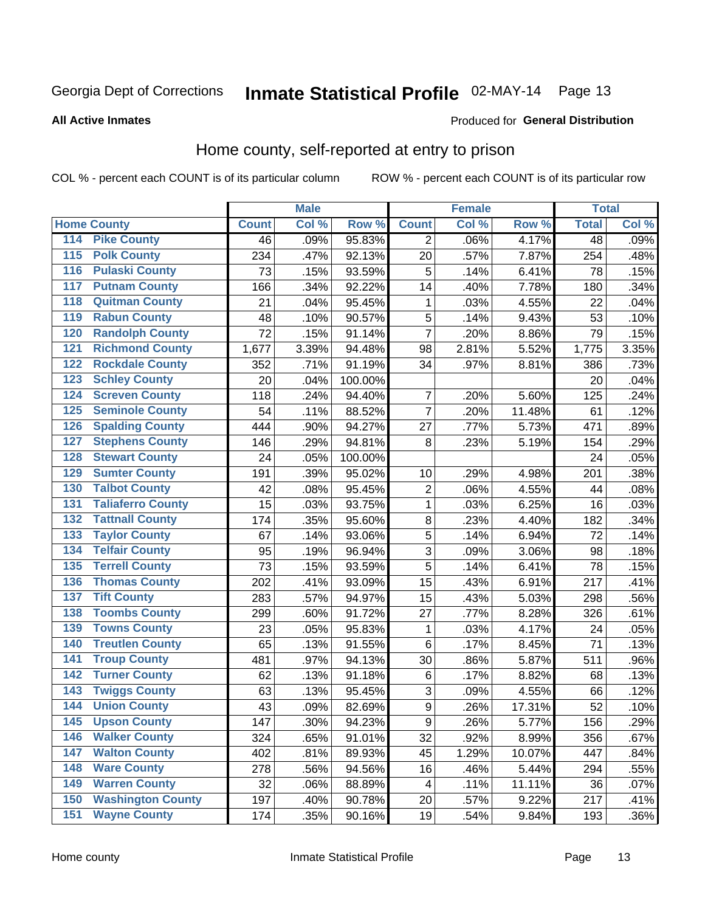Georgia Dept of Corrections **Inmate Statistical Profile** 02-MAY-14 Page 13

**All Active Inmates**

Produced for **General Distribution**

## Home county, self-reported at entry to prison

COL % - percent each COUNT is of its particular column ROW % - percent each COUNT is of its particular row

| Home County | | Male | | | Female | | | Total | |
|---|---|---|---|---|---|---|---|---|---|
| | | Count | Col % | Row % | Count | Col % | Row % | Total | Col % |
| 114 | Pike County | 46 | .09% | 95.83% | 2 | .06% | 4.17% | 48 | .09% |
| 115 | Polk County | 234 | .47% | 92.13% | 20 | .57% | 7.87% | 254 | .48% |
| 116 | Pulaski County | 73 | .15% | 93.59% | 5 | .14% | 6.41% | 78 | .15% |
| 117 | Putnam County | 166 | .34% | 92.22% | 14 | .40% | 7.78% | 180 | .34% |
| 118 | Quitman County | 21 | .04% | 95.45% | 1 | .03% | 4.55% | 22 | .04% |
| 119 | Rabun County | 48 | .10% | 90.57% | 5 | .14% | 9.43% | 53 | .10% |
| 120 | Randolph County | 72 | .15% | 91.14% | 7 | .20% | 8.86% | 79 | .15% |
| 121 | Richmond County | 1,677 | 3.39% | 94.48% | 98 | 2.81% | 5.52% | 1,775 | 3.35% |
| 122 | Rockdale County | 352 | .71% | 91.19% | 34 | .97% | 8.81% | 386 | .73% |
| 123 | Schley County | 20 | .04% | 100.00% | | | | 20 | .04% |
| 124 | Screven County | 118 | .24% | 94.40% | 7 | .20% | 5.60% | 125 | .24% |
| 125 | Seminole County | 54 | .11% | 88.52% | 7 | .20% | 11.48% | 61 | .12% |
| 126 | Spalding County | 444 | .90% | 94.27% | 27 | .77% | 5.73% | 471 | .89% |
| 127 | Stephens County | 146 | .29% | 94.81% | 8 | .23% | 5.19% | 154 | .29% |
| 128 | Stewart County | 24 | .05% | 100.00% | | | | 24 | .05% |
| 129 | Sumter County | 191 | .39% | 95.02% | 10 | .29% | 4.98% | 201 | .38% |
| 130 | Talbot County | 42 | .08% | 95.45% | 2 | .06% | 4.55% | 44 | .08% |
| 131 | Taliaferro County | 15 | .03% | 93.75% | 1 | .03% | 6.25% | 16 | .03% |
| 132 | Tattnall County | 174 | .35% | 95.60% | 8 | .23% | 4.40% | 182 | .34% |
| 133 | Taylor County | 67 | .14% | 93.06% | 5 | .14% | 6.94% | 72 | .14% |
| 134 | Telfair County | 95 | .19% | 96.94% | 3 | .09% | 3.06% | 98 | .18% |
| 135 | Terrell County | 73 | .15% | 93.59% | 5 | .14% | 6.41% | 78 | .15% |
| 136 | Thomas County | 202 | .41% | 93.09% | 15 | .43% | 6.91% | 217 | .41% |
| 137 | Tift County | 283 | .57% | 94.97% | 15 | .43% | 5.03% | 298 | .56% |
| 138 | Toombs County | 299 | .60% | 91.72% | 27 | .77% | 8.28% | 326 | .61% |
| 139 | Towns County | 23 | .05% | 95.83% | 1 | .03% | 4.17% | 24 | .05% |
| 140 | Treutlen County | 65 | .13% | 91.55% | 6 | .17% | 8.45% | 71 | .13% |
| 141 | Troup County | 481 | .97% | 94.13% | 30 | .86% | 5.87% | 511 | .96% |
| 142 | Turner County | 62 | .13% | 91.18% | 6 | .17% | 8.82% | 68 | .13% |
| 143 | Twiggs County | 63 | .13% | 95.45% | 3 | .09% | 4.55% | 66 | .12% |
| 144 | Union County | 43 | .09% | 82.69% | 9 | .26% | 17.31% | 52 | .10% |
| 145 | Upson County | 147 | .30% | 94.23% | 9 | .26% | 5.77% | 156 | .29% |
| 146 | Walker County | 324 | .65% | 91.01% | 32 | .92% | 8.99% | 356 | .67% |
| 147 | Walton County | 402 | .81% | 89.93% | 45 | 1.29% | 10.07% | 447 | .84% |
| 148 | Ware County | 278 | .56% | 94.56% | 16 | .46% | 5.44% | 294 | .55% |
| 149 | Warren County | 32 | .06% | 88.89% | 4 | .11% | 11.11% | 36 | .07% |
| 150 | Washington County | 197 | .40% | 90.78% | 20 | .57% | 9.22% | 217 | .41% |
| 151 | Wayne County | 174 | .35% | 90.16% | 19 | .54% | 9.84% | 193 | .36% |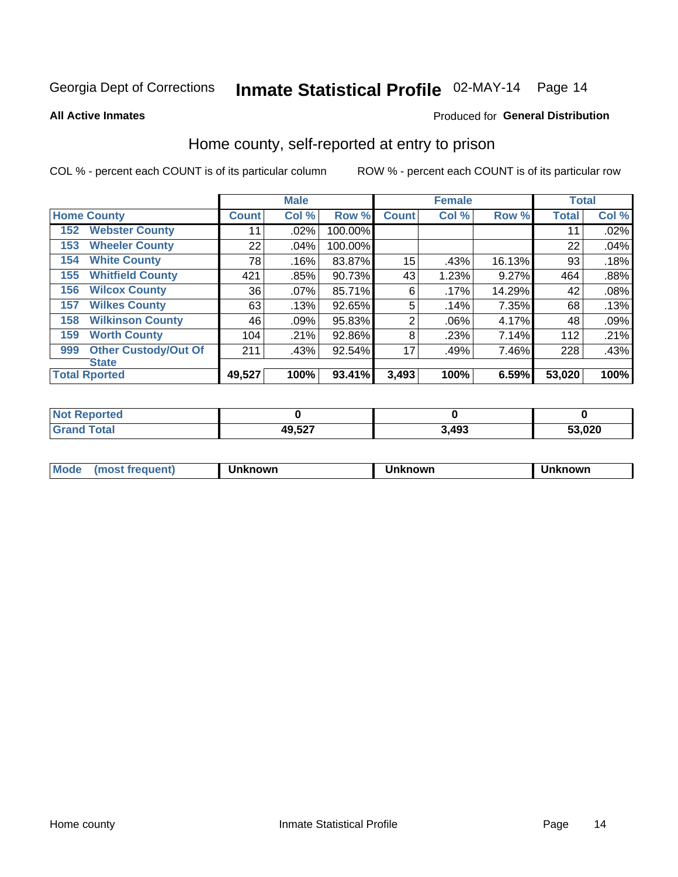Georgia Dept of Corrections **Inmate Statistical Profile** 02-MAY-14

**All Active Inmates**

Produced for **General Distribution**

## Home county, self-reported at entry to prison

COL % - percent each COUNT is of its particular column ROW % - percent each COUNT is of its particular row

| Home County | | Male | | | Female | | | Total | |
|---|---|---|---|---|---|---|---|---|---|
| | | Count | Col % | Row % | Count | Col % | Row % | Total | Col % |
| 152 | Webster County | 11 | .02% | 100.00% | | | | 11 | .02% |
| 153 | Wheeler County | 22 | .04% | 100.00% | | | | 22 | .04% |
| 154 | White County | 78 | .16% | 83.87% | 15 | .43% | 16.13% | 93 | .18% |
| 155 | Whitfield County | 421 | .85% | 90.73% | 43 | 1.23% | 9.27% | 464 | .88% |
| 156 | Wilcox County | 36 | .07% | 85.71% | 6 | .17% | 14.29% | 42 | .08% |
| 157 | Wilkes County | 63 | .13% | 92.65% | 5 | .14% | 7.35% | 68 | .13% |
| 158 | Wilkinson County | 46 | .09% | 95.83% | 2 | .06% | 4.17% | 48 | .09% |
| 159 | Worth County | 104 | .21% | 92.86% | 8 | .23% | 7.14% | 112 | .21% |
| 999 | Other Custody/Out Of State | 211 | .43% | 92.54% | 17 | .49% | 7.46% | 228 | .43% |
| **Total Rported** | | **49,527** | **100%** | **93.41%** | **3,493** | **100%** | **6.59%** | **53,020** | **100%** |

| | Male | Female | Total |
|---|---|---|---|
| Not Reported | **0** | **0** | **0** |
| Grand Total | **49,527** | **3,493** | **53,020** |

| | Male | Female | Total |
|---|---|---|---|
| Mode (most frequent) | **Unknown** | **Unknown** | **Unknown** |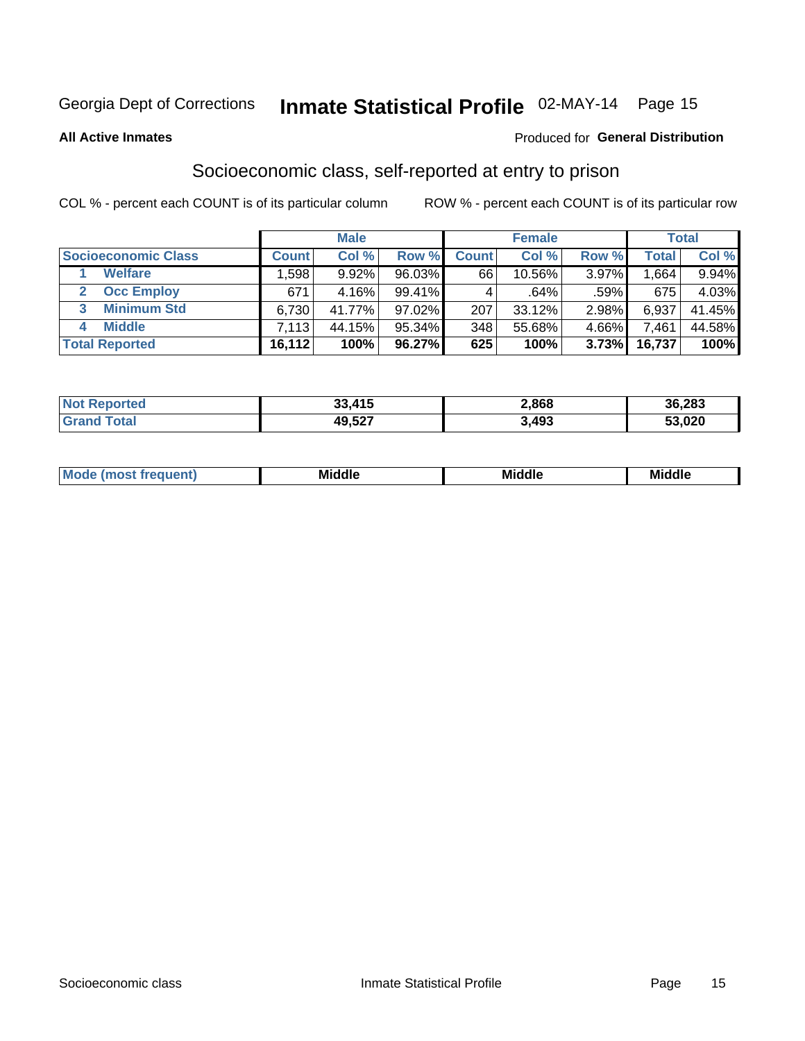Georgia Dept of Corrections **Inmate Statistical Profile** 02-MAY-14

**All Active Inmates**

Produced for **General Distribution**

## Socioeconomic class, self-reported at entry to prison

COL % - percent each COUNT is of its particular column

ROW % - percent each COUNT is of its particular row

| | Male | | | Female | | | Total | |
|---|---|---|---|---|---|---|---|---|
| **Socioeconomic Class** | **Count** | **Col %** | **Row %** | **Count** | **Col %** | **Row %** | **Total** | **Col %** |
| 1 **Welfare** | 1,598 | 9.92% | 96.03% | 66 | 10.56% | 3.97% | 1,664 | 9.94% |
| 2 **Occ Employ** | 671 | 4.16% | 99.41% | 4 | .64% | .59% | 675 | 4.03% |
| 3 **Minimum Std** | 6,730 | 41.77% | 97.02% | 207 | 33.12% | 2.98% | 6,937 | 41.45% |
| 4 **Middle** | 7,113 | 44.15% | 95.34% | 348 | 55.68% | 4.66% | 7,461 | 44.58% |
| **Total Reported** | **16,112** | **100%** | **96.27%** | **625** | **100%** | **3.73%** | **16,737** | **100%** |

| | Male | Female | Total |
|---|---|---|---|
| **Not Reported** | **33,415** | **2,868** | **36,283** |
| **Grand Total** | **49,527** | **3,493** | **53,020** |

| | Male | Female | Total |
|---|---|---|---|
| **Mode (most frequent)** | **Middle** | **Middle** | **Middle** |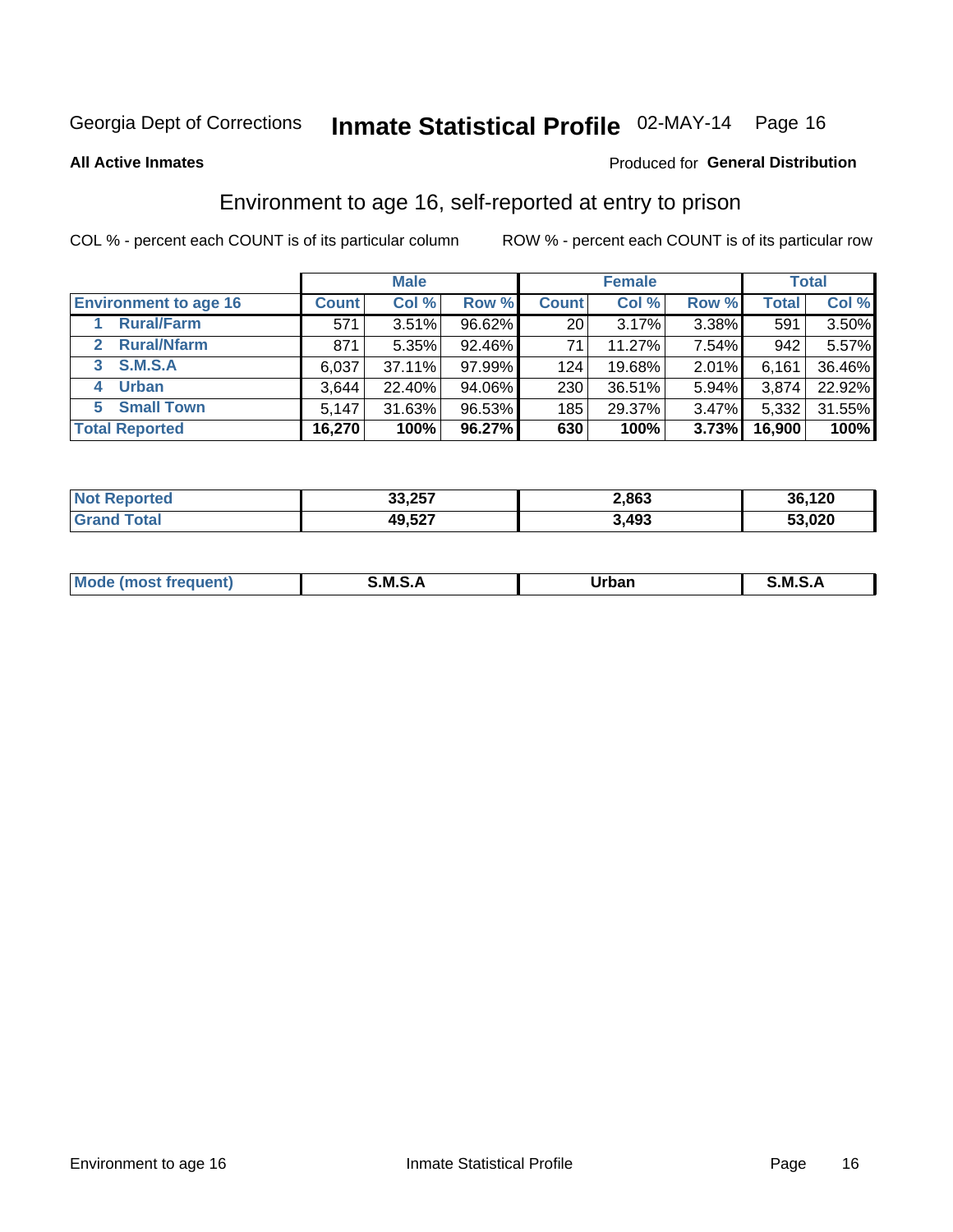Georgia Dept of Corrections **Inmate Statistical Profile** 02-MAY-14 Page 16

**All Active Inmates**

Produced for **General Distribution**

## Environment to age 16, self-reported at entry to prison

COL % - percent each COUNT is of its particular column

ROW % - percent each COUNT is of its particular row

| | Male | | | Female | | | Total | |
|---|---|---|---|---|---|---|---|---|
| **Environment to age 16** | **Count** | **Col %** | **Row %** | **Count** | **Col %** | **Row %** | **Total** | **Col %** |
| 1 **Rural/Farm** | 571 | 3.51% | 96.62% | 20 | 3.17% | 3.38% | 591 | 3.50% |
| 2 **Rural/Nfarm** | 871 | 5.35% | 92.46% | 71 | 11.27% | 7.54% | 942 | 5.57% |
| 3 **S.M.S.A** | 6,037 | 37.11% | 97.99% | 124 | 19.68% | 2.01% | 6,161 | 36.46% |
| 4 **Urban** | 3,644 | 22.40% | 94.06% | 230 | 36.51% | 5.94% | 3,874 | 22.92% |
| 5 **Small Town** | 5,147 | 31.63% | 96.53% | 185 | 29.37% | 3.47% | 5,332 | 31.55% |
| **Total Reported** | **16,270** | **100%** | **96.27%** | **630** | **100%** | **3.73%** | **16,900** | **100%** |

| | Male | Female | Total |
|---|---|---|---|
| **Not Reported** | **33,257** | **2,863** | **36,120** |
| **Grand Total** | **49,527** | **3,493** | **53,020** |

| | Male | Female | Total |
|---|---|---|---|
| **Mode (most frequent)** | **S.M.S.A** | **Urban** | **S.M.S.A** |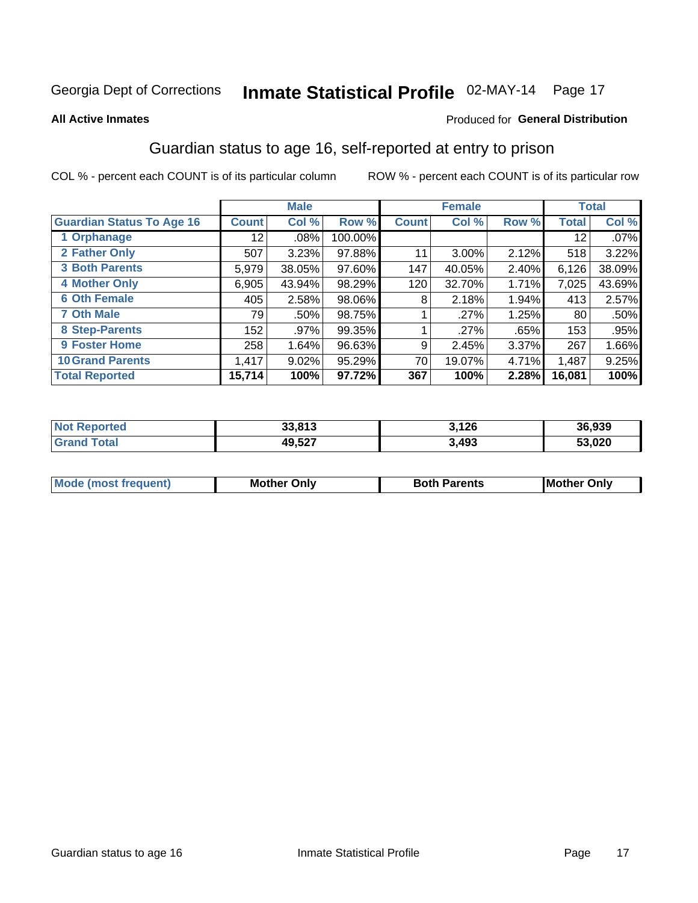Georgia Dept of Corrections **Inmate Statistical Profile** 02-MAY-14

**All Active Inmates** Produced for **General Distribution**

## Guardian status to age 16, self-reported at entry to prison

COL % - percent each COUNT is of its particular column ROW % - percent each COUNT is of its particular row

| | Male | | | Female | | | Total | |
|---|---|---|---|---|---|---|---|---|
| **Guardian Status To Age 16** | **Count** | **Col %** | **Row %** | **Count** | **Col %** | **Row %** | **Total** | **Col %** |
| **1 Orphanage** | 12 | .08% | 100.00% | | | | 12 | .07% |
| **2 Father Only** | 507 | 3.23% | 97.88% | 11 | 3.00% | 2.12% | 518 | 3.22% |
| **3 Both Parents** | 5,979 | 38.05% | 97.60% | 147 | 40.05% | 2.40% | 6,126 | 38.09% |
| **4 Mother Only** | 6,905 | 43.94% | 98.29% | 120 | 32.70% | 1.71% | 7,025 | 43.69% |
| **6 Oth Female** | 405 | 2.58% | 98.06% | 8 | 2.18% | 1.94% | 413 | 2.57% |
| **7 Oth Male** | 79 | .50% | 98.75% | 1 | .27% | 1.25% | 80 | .50% |
| **8 Step-Parents** | 152 | .97% | 99.35% | 1 | .27% | .65% | 153 | .95% |
| **9 Foster Home** | 258 | 1.64% | 96.63% | 9 | 2.45% | 3.37% | 267 | 1.66% |
| **10 Grand Parents** | 1,417 | 9.02% | 95.29% | 70 | 19.07% | 4.71% | 1,487 | 9.25% |
| **Total Reported** | **15,714** | **100%** | **97.72%** | **367** | **100%** | **2.28%** | **16,081** | **100%** |

| | Male | Female | Total |
|---|---|---|---|
| **Not Reported** | **33,813** | **3,126** | **36,939** |
| **Grand Total** | **49,527** | **3,493** | **53,020** |

| | Male | Female | Total |
|---|---|---|---|
| **Mode (most frequent)** | **Mother Only** | **Both Parents** | **Mother Only** |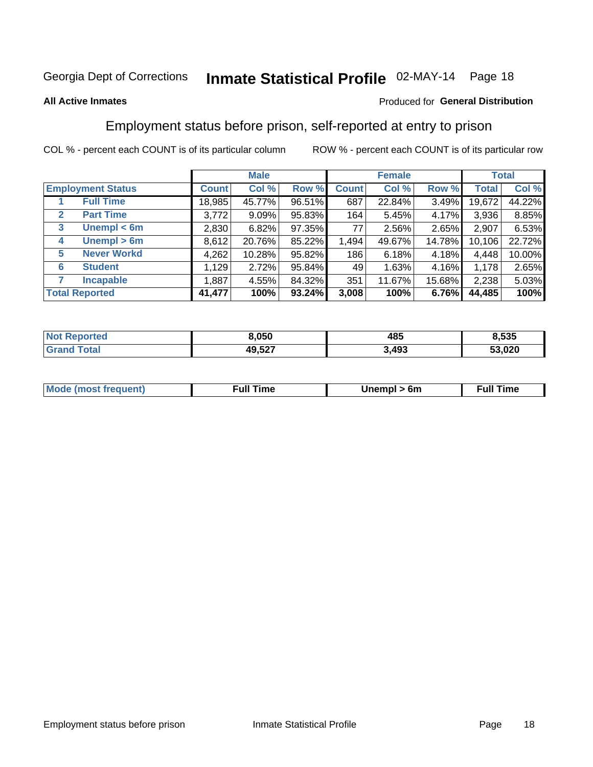Georgia Dept of Corrections **Inmate Statistical Profile** 02-MAY-14

**All Active Inmates**

Produced for **General Distribution**

## Employment status before prison, self-reported at entry to prison

COL % - percent each COUNT is of its particular column ROW % - percent each COUNT is of its particular row

| Employment Status | | Male | | | Female | | | Total | |
|---|---|---|---|---|---|---|---|---|---|
| | | Count | Col % | Row % | Count | Col % | Row % | Total | Col % |
| 1 | Full Time | 18,985 | 45.77% | 96.51% | 687 | 22.84% | 3.49% | 19,672 | 44.22% |
| 2 | Part Time | 3,772 | 9.09% | 95.83% | 164 | 5.45% | 4.17% | 3,936 | 8.85% |
| 3 | Unempl < 6m | 2,830 | 6.82% | 97.35% | 77 | 2.56% | 2.65% | 2,907 | 6.53% |
| 4 | Unempl > 6m | 8,612 | 20.76% | 85.22% | 1,494 | 49.67% | 14.78% | 10,106 | 22.72% |
| 5 | Never Workd | 4,262 | 10.28% | 95.82% | 186 | 6.18% | 4.18% | 4,448 | 10.00% |
| 6 | Student | 1,129 | 2.72% | 95.84% | 49 | 1.63% | 4.16% | 1,178 | 2.65% |
| 7 | Incapable | 1,887 | 4.55% | 84.32% | 351 | 11.67% | 15.68% | 2,238 | 5.03% |
| **Total Reported** | | **41,477** | **100%** | **93.24%** | **3,008** | **100%** | **6.76%** | **44,485** | **100%** |

| | Male | Female | Total |
|---|---|---|---|
| Not Reported | 8,050 | 485 | 8,535 |
| Grand Total | 49,527 | 3,493 | 53,020 |

| | Male | Female | Total |
|---|---|---|---|
| Mode (most frequent) | Full Time | Unempl > 6m | Full Time |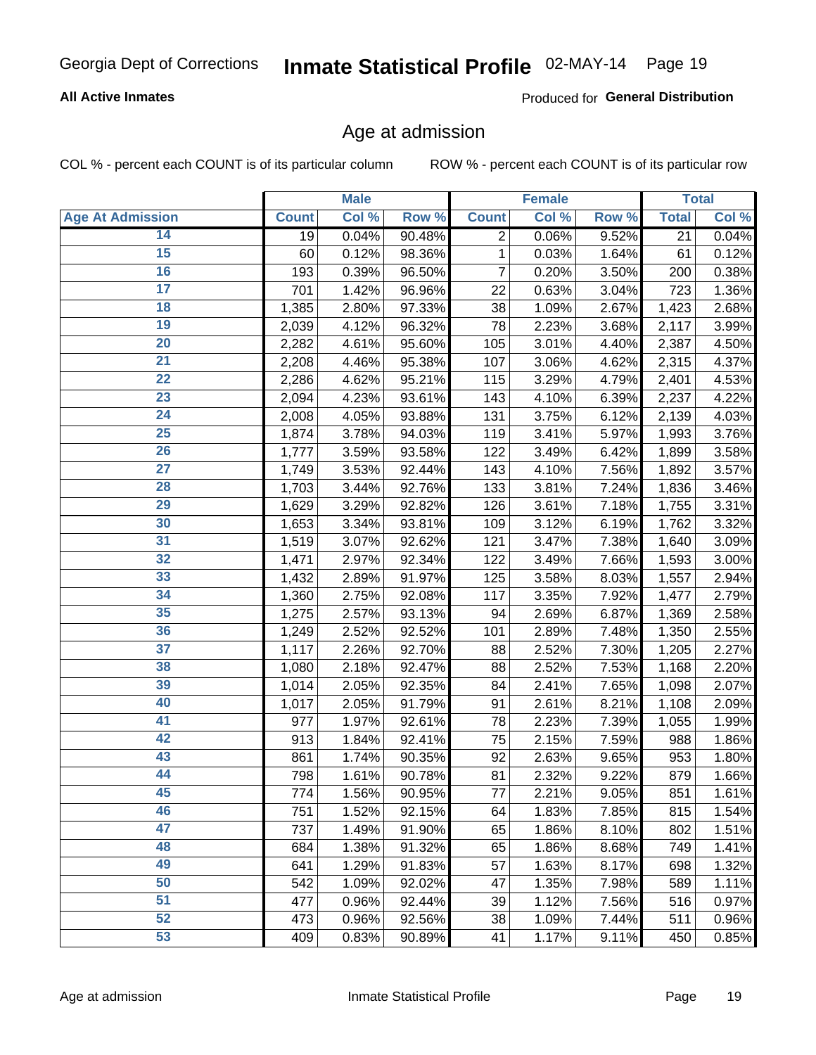Georgia Dept of Corrections **Inmate Statistical Profile** 02-MAY-14

**All Active Inmates**

Produced for **General Distribution**

## Age at admission

COL % - percent each COUNT is of its particular column        ROW % - percent each COUNT is of its particular row

| | Male | | | Female | | | Total | |
|---|---|---|---|---|---|---|---|---|
| Age At Admission | Count | Col % | Row % | Count | Col % | Row % | Total | Col % |
| 14 | 19 | 0.04% | 90.48% | 2 | 0.06% | 9.52% | 21 | 0.04% |
| 15 | 60 | 0.12% | 98.36% | 1 | 0.03% | 1.64% | 61 | 0.12% |
| 16 | 193 | 0.39% | 96.50% | 7 | 0.20% | 3.50% | 200 | 0.38% |
| 17 | 701 | 1.42% | 96.96% | 22 | 0.63% | 3.04% | 723 | 1.36% |
| 18 | 1,385 | 2.80% | 97.33% | 38 | 1.09% | 2.67% | 1,423 | 2.68% |
| 19 | 2,039 | 4.12% | 96.32% | 78 | 2.23% | 3.68% | 2,117 | 3.99% |
| 20 | 2,282 | 4.61% | 95.60% | 105 | 3.01% | 4.40% | 2,387 | 4.50% |
| 21 | 2,208 | 4.46% | 95.38% | 107 | 3.06% | 4.62% | 2,315 | 4.37% |
| 22 | 2,286 | 4.62% | 95.21% | 115 | 3.29% | 4.79% | 2,401 | 4.53% |
| 23 | 2,094 | 4.23% | 93.61% | 143 | 4.10% | 6.39% | 2,237 | 4.22% |
| 24 | 2,008 | 4.05% | 93.88% | 131 | 3.75% | 6.12% | 2,139 | 4.03% |
| 25 | 1,874 | 3.78% | 94.03% | 119 | 3.41% | 5.97% | 1,993 | 3.76% |
| 26 | 1,777 | 3.59% | 93.58% | 122 | 3.49% | 6.42% | 1,899 | 3.58% |
| 27 | 1,749 | 3.53% | 92.44% | 143 | 4.10% | 7.56% | 1,892 | 3.57% |
| 28 | 1,703 | 3.44% | 92.76% | 133 | 3.81% | 7.24% | 1,836 | 3.46% |
| 29 | 1,629 | 3.29% | 92.82% | 126 | 3.61% | 7.18% | 1,755 | 3.31% |
| 30 | 1,653 | 3.34% | 93.81% | 109 | 3.12% | 6.19% | 1,762 | 3.32% |
| 31 | 1,519 | 3.07% | 92.62% | 121 | 3.47% | 7.38% | 1,640 | 3.09% |
| 32 | 1,471 | 2.97% | 92.34% | 122 | 3.49% | 7.66% | 1,593 | 3.00% |
| 33 | 1,432 | 2.89% | 91.97% | 125 | 3.58% | 8.03% | 1,557 | 2.94% |
| 34 | 1,360 | 2.75% | 92.08% | 117 | 3.35% | 7.92% | 1,477 | 2.79% |
| 35 | 1,275 | 2.57% | 93.13% | 94 | 2.69% | 6.87% | 1,369 | 2.58% |
| 36 | 1,249 | 2.52% | 92.52% | 101 | 2.89% | 7.48% | 1,350 | 2.55% |
| 37 | 1,117 | 2.26% | 92.70% | 88 | 2.52% | 7.30% | 1,205 | 2.27% |
| 38 | 1,080 | 2.18% | 92.47% | 88 | 2.52% | 7.53% | 1,168 | 2.20% |
| 39 | 1,014 | 2.05% | 92.35% | 84 | 2.41% | 7.65% | 1,098 | 2.07% |
| 40 | 1,017 | 2.05% | 91.79% | 91 | 2.61% | 8.21% | 1,108 | 2.09% |
| 41 | 977 | 1.97% | 92.61% | 78 | 2.23% | 7.39% | 1,055 | 1.99% |
| 42 | 913 | 1.84% | 92.41% | 75 | 2.15% | 7.59% | 988 | 1.86% |
| 43 | 861 | 1.74% | 90.35% | 92 | 2.63% | 9.65% | 953 | 1.80% |
| 44 | 798 | 1.61% | 90.78% | 81 | 2.32% | 9.22% | 879 | 1.66% |
| 45 | 774 | 1.56% | 90.95% | 77 | 2.21% | 9.05% | 851 | 1.61% |
| 46 | 751 | 1.52% | 92.15% | 64 | 1.83% | 7.85% | 815 | 1.54% |
| 47 | 737 | 1.49% | 91.90% | 65 | 1.86% | 8.10% | 802 | 1.51% |
| 48 | 684 | 1.38% | 91.32% | 65 | 1.86% | 8.68% | 749 | 1.41% |
| 49 | 641 | 1.29% | 91.83% | 57 | 1.63% | 8.17% | 698 | 1.32% |
| 50 | 542 | 1.09% | 92.02% | 47 | 1.35% | 7.98% | 589 | 1.11% |
| 51 | 477 | 0.96% | 92.44% | 39 | 1.12% | 7.56% | 516 | 0.97% |
| 52 | 473 | 0.96% | 92.56% | 38 | 1.09% | 7.44% | 511 | 0.96% |
| 53 | 409 | 0.83% | 90.89% | 41 | 1.17% | 9.11% | 450 | 0.85% |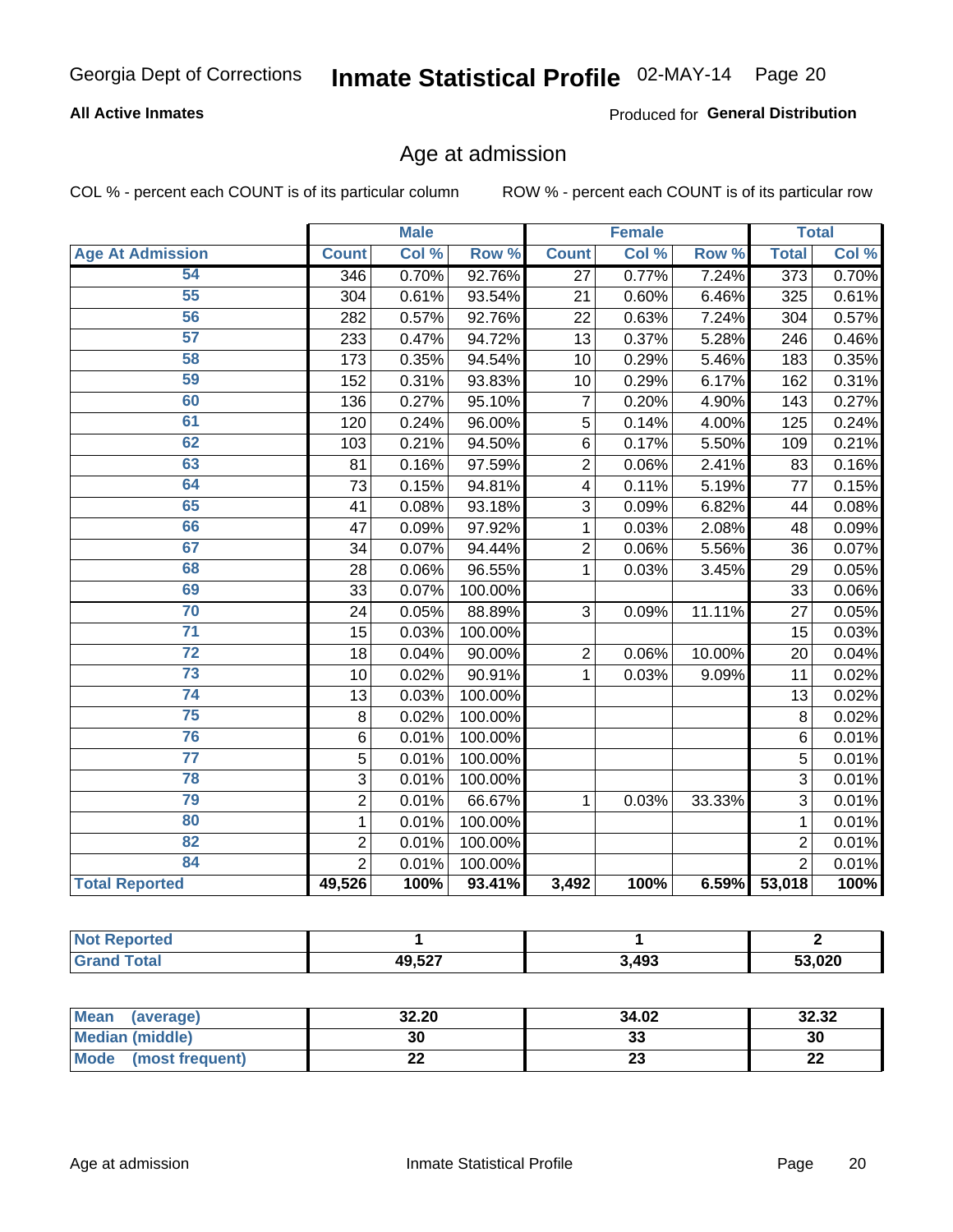Georgia Dept of Corrections **Inmate Statistical Profile** 02-MAY-14 Page 20

**All Active Inmates** Produced for **General Distribution**

## Age at admission

COL % - percent each COUNT is of its particular column ROW % - percent each COUNT is of its particular row

| | Male | | | Female | | | Total | |
|---|---|---|---|---|---|---|---|---|
| **Age At Admission** | **Count** | **Col %** | **Row %** | **Count** | **Col %** | **Row %** | **Total** | **Col %** |
| 54 | 346 | 0.70% | 92.76% | 27 | 0.77% | 7.24% | 373 | 0.70% |
| 55 | 304 | 0.61% | 93.54% | 21 | 0.60% | 6.46% | 325 | 0.61% |
| 56 | 282 | 0.57% | 92.76% | 22 | 0.63% | 7.24% | 304 | 0.57% |
| 57 | 233 | 0.47% | 94.72% | 13 | 0.37% | 5.28% | 246 | 0.46% |
| 58 | 173 | 0.35% | 94.54% | 10 | 0.29% | 5.46% | 183 | 0.35% |
| 59 | 152 | 0.31% | 93.83% | 10 | 0.29% | 6.17% | 162 | 0.31% |
| 60 | 136 | 0.27% | 95.10% | 7 | 0.20% | 4.90% | 143 | 0.27% |
| 61 | 120 | 0.24% | 96.00% | 5 | 0.14% | 4.00% | 125 | 0.24% |
| 62 | 103 | 0.21% | 94.50% | 6 | 0.17% | 5.50% | 109 | 0.21% |
| 63 | 81 | 0.16% | 97.59% | 2 | 0.06% | 2.41% | 83 | 0.16% |
| 64 | 73 | 0.15% | 94.81% | 4 | 0.11% | 5.19% | 77 | 0.15% |
| 65 | 41 | 0.08% | 93.18% | 3 | 0.09% | 6.82% | 44 | 0.08% |
| 66 | 47 | 0.09% | 97.92% | 1 | 0.03% | 2.08% | 48 | 0.09% |
| 67 | 34 | 0.07% | 94.44% | 2 | 0.06% | 5.56% | 36 | 0.07% |
| 68 | 28 | 0.06% | 96.55% | 1 | 0.03% | 3.45% | 29 | 0.05% |
| 69 | 33 | 0.07% | 100.00% | | | | 33 | 0.06% |
| 70 | 24 | 0.05% | 88.89% | 3 | 0.09% | 11.11% | 27 | 0.05% |
| 71 | 15 | 0.03% | 100.00% | | | | 15 | 0.03% |
| 72 | 18 | 0.04% | 90.00% | 2 | 0.06% | 10.00% | 20 | 0.04% |
| 73 | 10 | 0.02% | 90.91% | 1 | 0.03% | 9.09% | 11 | 0.02% |
| 74 | 13 | 0.03% | 100.00% | | | | 13 | 0.02% |
| 75 | 8 | 0.02% | 100.00% | | | | 8 | 0.02% |
| 76 | 6 | 0.01% | 100.00% | | | | 6 | 0.01% |
| 77 | 5 | 0.01% | 100.00% | | | | 5 | 0.01% |
| 78 | 3 | 0.01% | 100.00% | | | | 3 | 0.01% |
| 79 | 2 | 0.01% | 66.67% | 1 | 0.03% | 33.33% | 3 | 0.01% |
| 80 | 1 | 0.01% | 100.00% | | | | 1 | 0.01% |
| 82 | 2 | 0.01% | 100.00% | | | | 2 | 0.01% |
| 84 | 2 | 0.01% | 100.00% | | | | 2 | 0.01% |
| **Total Reported** | **49,526** | **100%** | **93.41%** | **3,492** | **100%** | **6.59%** | **53,018** | **100%** |

| | Male | Female | Total |
|---|---|---|---|
| **Not Reported** | **1** | **1** | **2** |
| **Grand Total** | **49,527** | **3,493** | **53,020** |

| | Male | Female | Total |
|---|---|---|---|
| **Mean (average)** | **32.20** | **34.02** | **32.32** |
| **Median (middle)** | **30** | **33** | **30** |
| **Mode (most frequent)** | **22** | **23** | **22** |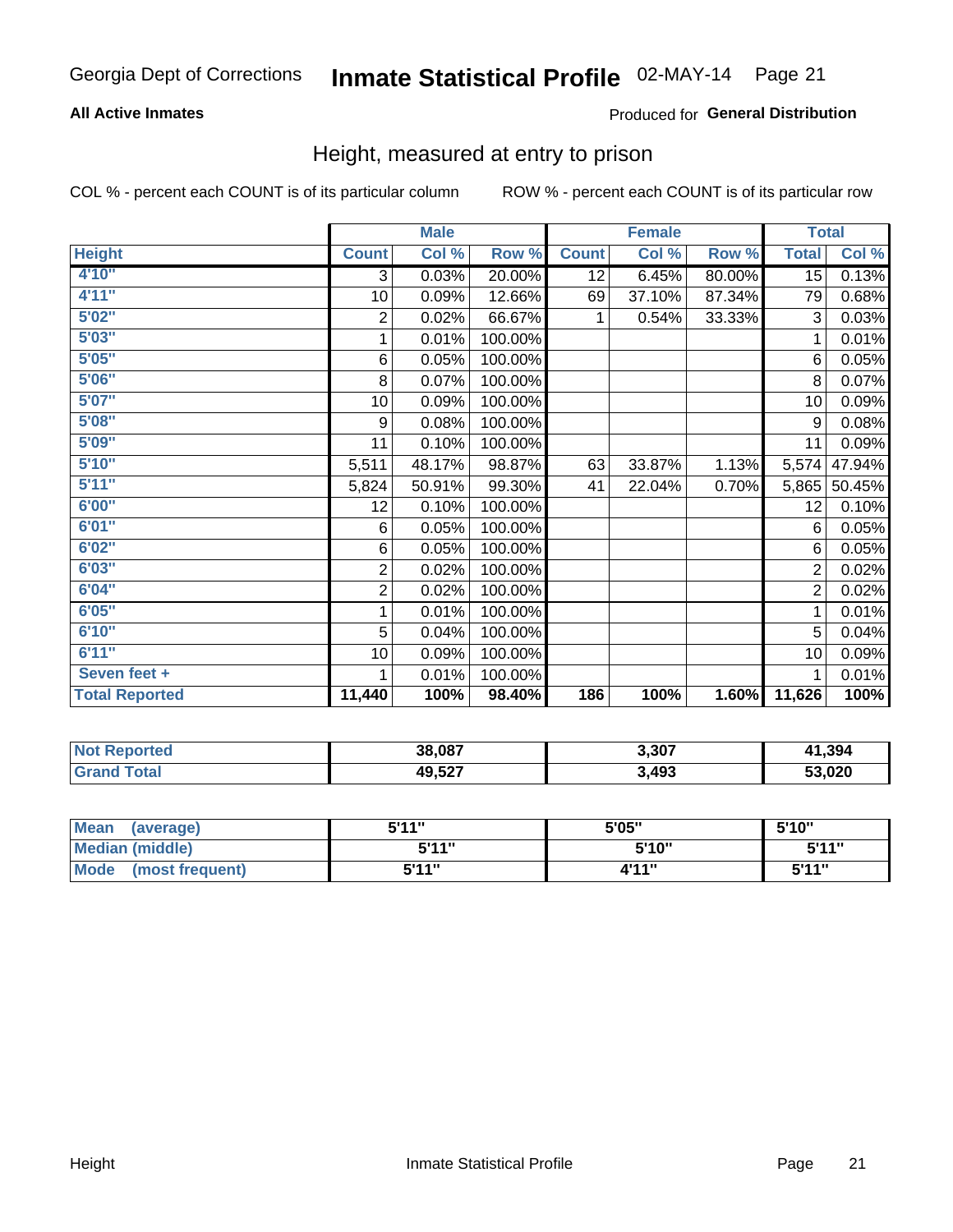Georgia Dept of Corrections **Inmate Statistical Profile** 02-MAY-14

**All Active Inmates**

Produced for **General Distribution**

## Height, measured at entry to prison

COL % - percent each COUNT is of its particular column

ROW % - percent each COUNT is of its particular row

| | Male | | | Female | | | Total | |
|---|---|---|---|---|---|---|---|---|
| **Height** | **Count** | **Col %** | **Row %** | **Count** | **Col %** | **Row %** | **Total** | **Col %** |
| **4'10"** | 3 | 0.03% | 20.00% | 12 | 6.45% | 80.00% | 15 | 0.13% |
| **4'11"** | 10 | 0.09% | 12.66% | 69 | 37.10% | 87.34% | 79 | 0.68% |
| **5'02"** | 2 | 0.02% | 66.67% | 1 | 0.54% | 33.33% | 3 | 0.03% |
| **5'03"** | 1 | 0.01% | 100.00% | | | | 1 | 0.01% |
| **5'05"** | 6 | 0.05% | 100.00% | | | | 6 | 0.05% |
| **5'06"** | 8 | 0.07% | 100.00% | | | | 8 | 0.07% |
| **5'07"** | 10 | 0.09% | 100.00% | | | | 10 | 0.09% |
| **5'08"** | 9 | 0.08% | 100.00% | | | | 9 | 0.08% |
| **5'09"** | 11 | 0.10% | 100.00% | | | | 11 | 0.09% |
| **5'10"** | 5,511 | 48.17% | 98.87% | 63 | 33.87% | 1.13% | 5,574 | 47.94% |
| **5'11"** | 5,824 | 50.91% | 99.30% | 41 | 22.04% | 0.70% | 5,865 | 50.45% |
| **6'00"** | 12 | 0.10% | 100.00% | | | | 12 | 0.10% |
| **6'01"** | 6 | 0.05% | 100.00% | | | | 6 | 0.05% |
| **6'02"** | 6 | 0.05% | 100.00% | | | | 6 | 0.05% |
| **6'03"** | 2 | 0.02% | 100.00% | | | | 2 | 0.02% |
| **6'04"** | 2 | 0.02% | 100.00% | | | | 2 | 0.02% |
| **6'05"** | 1 | 0.01% | 100.00% | | | | 1 | 0.01% |
| **6'10"** | 5 | 0.04% | 100.00% | | | | 5 | 0.04% |
| **6'11"** | 10 | 0.09% | 100.00% | | | | 10 | 0.09% |
| **Seven feet +** | 1 | 0.01% | 100.00% | | | | 1 | 0.01% |
| **Total Reported** | **11,440** | **100%** | **98.40%** | **186** | **100%** | **1.60%** | **11,626** | **100%** |

| | Male | Female | Total |
|---|---|---|---|
| **Not Reported** | **38,087** | **3,307** | **41,394** |
| **Grand Total** | **49,527** | **3,493** | **53,020** |

| | Male | Female | Total |
|---|---|---|---|
| **Mean (average)** | **5'11"** | **5'05"** | **5'10"** |
| **Median (middle)** | **5'11"** | **5'10"** | **5'11"** |
| **Mode (most frequent)** | **5'11"** | **4'11"** | **5'11"** |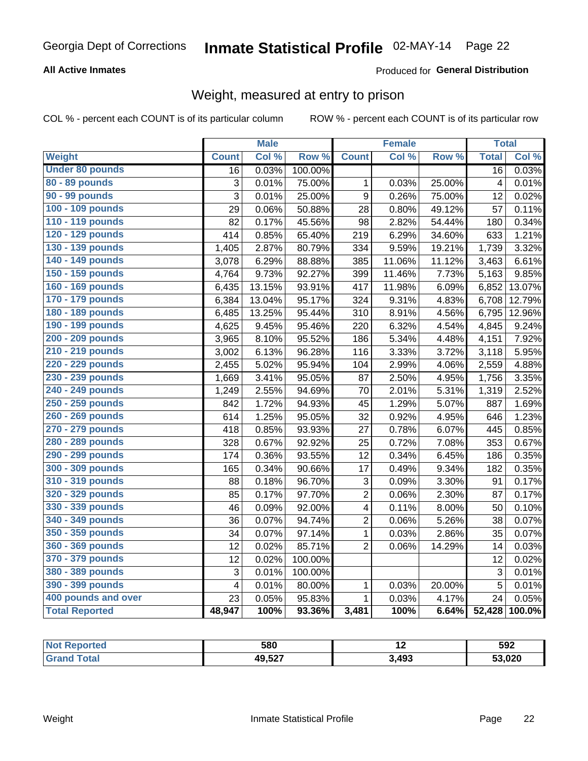**All Active Inmates**

Produced for **General Distribution**

## Weight, measured at entry to prison

COL % - percent each COUNT is of its particular column ROW % - percent each COUNT is of its particular row

| | Male | | | Female | | | Total | |
|---|---|---|---|---|---|---|---|---|
| **Weight** | **Count** | **Col %** | **Row %** | **Count** | **Col %** | **Row %** | **Total** | **Col %** |
| **Under 80 pounds** | 16 | 0.03% | 100.00% | | | | 16 | 0.03% |
| **80 - 89 pounds** | 3 | 0.01% | 75.00% | 1 | 0.03% | 25.00% | 4 | 0.01% |
| **90 - 99 pounds** | 3 | 0.01% | 25.00% | 9 | 0.26% | 75.00% | 12 | 0.02% |
| **100 - 109 pounds** | 29 | 0.06% | 50.88% | 28 | 0.80% | 49.12% | 57 | 0.11% |
| **110 - 119 pounds** | 82 | 0.17% | 45.56% | 98 | 2.82% | 54.44% | 180 | 0.34% |
| **120 - 129 pounds** | 414 | 0.85% | 65.40% | 219 | 6.29% | 34.60% | 633 | 1.21% |
| **130 - 139 pounds** | 1,405 | 2.87% | 80.79% | 334 | 9.59% | 19.21% | 1,739 | 3.32% |
| **140 - 149 pounds** | 3,078 | 6.29% | 88.88% | 385 | 11.06% | 11.12% | 3,463 | 6.61% |
| **150 - 159 pounds** | 4,764 | 9.73% | 92.27% | 399 | 11.46% | 7.73% | 5,163 | 9.85% |
| **160 - 169 pounds** | 6,435 | 13.15% | 93.91% | 417 | 11.98% | 6.09% | 6,852 | 13.07% |
| **170 - 179 pounds** | 6,384 | 13.04% | 95.17% | 324 | 9.31% | 4.83% | 6,708 | 12.79% |
| **180 - 189 pounds** | 6,485 | 13.25% | 95.44% | 310 | 8.91% | 4.56% | 6,795 | 12.96% |
| **190 - 199 pounds** | 4,625 | 9.45% | 95.46% | 220 | 6.32% | 4.54% | 4,845 | 9.24% |
| **200 - 209 pounds** | 3,965 | 8.10% | 95.52% | 186 | 5.34% | 4.48% | 4,151 | 7.92% |
| **210 - 219 pounds** | 3,002 | 6.13% | 96.28% | 116 | 3.33% | 3.72% | 3,118 | 5.95% |
| **220 - 229 pounds** | 2,455 | 5.02% | 95.94% | 104 | 2.99% | 4.06% | 2,559 | 4.88% |
| **230 - 239 pounds** | 1,669 | 3.41% | 95.05% | 87 | 2.50% | 4.95% | 1,756 | 3.35% |
| **240 - 249 pounds** | 1,249 | 2.55% | 94.69% | 70 | 2.01% | 5.31% | 1,319 | 2.52% |
| **250 - 259 pounds** | 842 | 1.72% | 94.93% | 45 | 1.29% | 5.07% | 887 | 1.69% |
| **260 - 269 pounds** | 614 | 1.25% | 95.05% | 32 | 0.92% | 4.95% | 646 | 1.23% |
| **270 - 279 pounds** | 418 | 0.85% | 93.93% | 27 | 0.78% | 6.07% | 445 | 0.85% |
| **280 - 289 pounds** | 328 | 0.67% | 92.92% | 25 | 0.72% | 7.08% | 353 | 0.67% |
| **290 - 299 pounds** | 174 | 0.36% | 93.55% | 12 | 0.34% | 6.45% | 186 | 0.35% |
| **300 - 309 pounds** | 165 | 0.34% | 90.66% | 17 | 0.49% | 9.34% | 182 | 0.35% |
| **310 - 319 pounds** | 88 | 0.18% | 96.70% | 3 | 0.09% | 3.30% | 91 | 0.17% |
| **320 - 329 pounds** | 85 | 0.17% | 97.70% | 2 | 0.06% | 2.30% | 87 | 0.17% |
| **330 - 339 pounds** | 46 | 0.09% | 92.00% | 4 | 0.11% | 8.00% | 50 | 0.10% |
| **340 - 349 pounds** | 36 | 0.07% | 94.74% | 2 | 0.06% | 5.26% | 38 | 0.07% |
| **350 - 359 pounds** | 34 | 0.07% | 97.14% | 1 | 0.03% | 2.86% | 35 | 0.07% |
| **360 - 369 pounds** | 12 | 0.02% | 85.71% | 2 | 0.06% | 14.29% | 14 | 0.03% |
| **370 - 379 pounds** | 12 | 0.02% | 100.00% | | | | 12 | 0.02% |
| **380 - 389 pounds** | 3 | 0.01% | 100.00% | | | | 3 | 0.01% |
| **390 - 399 pounds** | 4 | 0.01% | 80.00% | 1 | 0.03% | 20.00% | 5 | 0.01% |
| **400 pounds and over** | 23 | 0.05% | 95.83% | 1 | 0.03% | 4.17% | 24 | 0.05% |
| **Total Reported** | **48,947** | **100%** | **93.36%** | **3,481** | **100%** | **6.64%** | **52,428** | **100.0%** |

| | Male | Female | Total |
|---|---|---|---|
| **Not Reported** | **580** | **12** | **592** |
| **Grand Total** | **49,527** | **3,493** | **53,020** |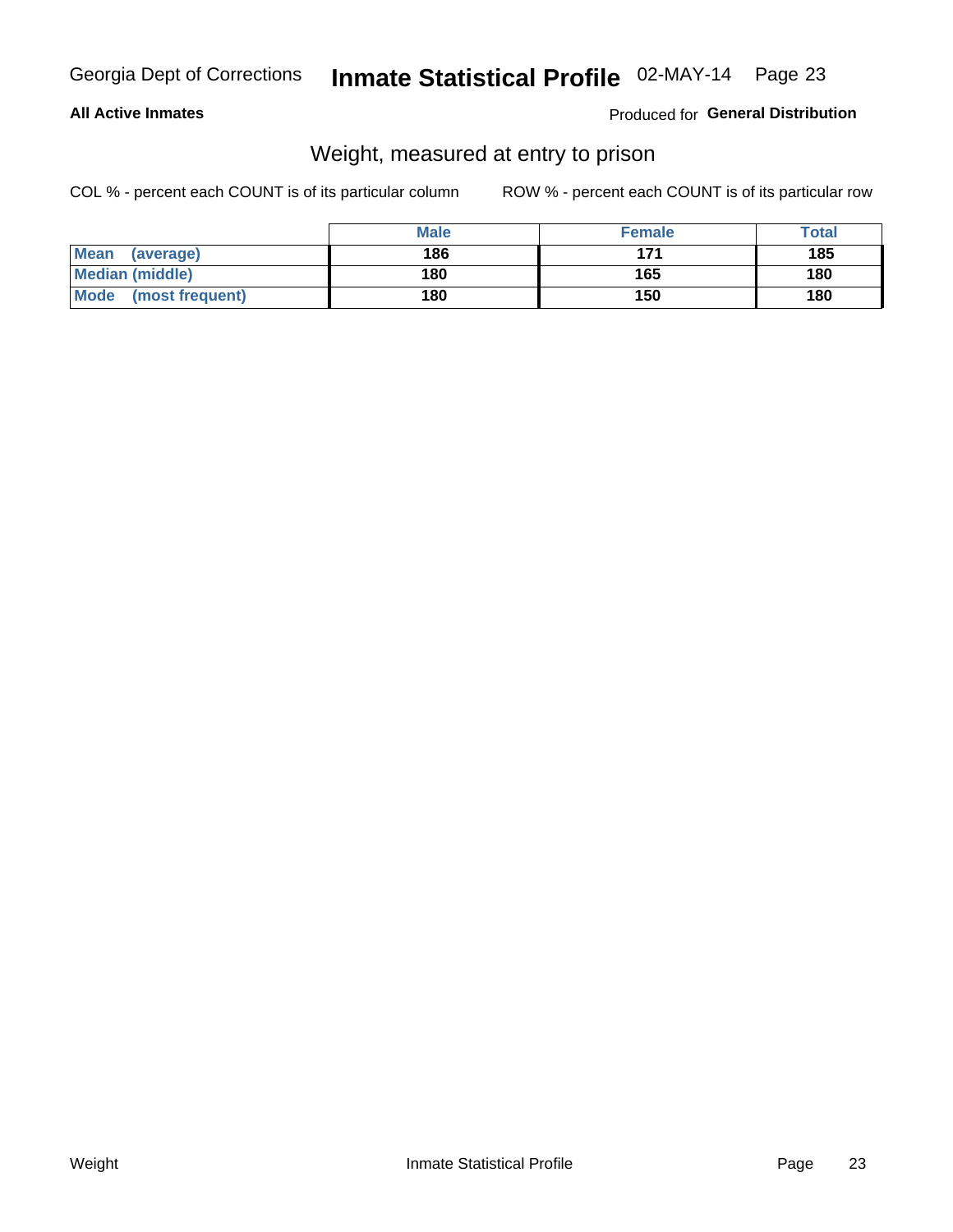**All Active Inmates**

Produced for **General Distribution**

## Weight, measured at entry to prison

COL % - percent each COUNT is of its particular column

ROW % - percent each COUNT is of its particular row

| | Male | Female | Total |
|---|---|---|---|
| **Mean (average)** | 186 | 171 | 185 |
| **Median (middle)** | 180 | 165 | 180 |
| **Mode (most frequent)** | 180 | 150 | 180 |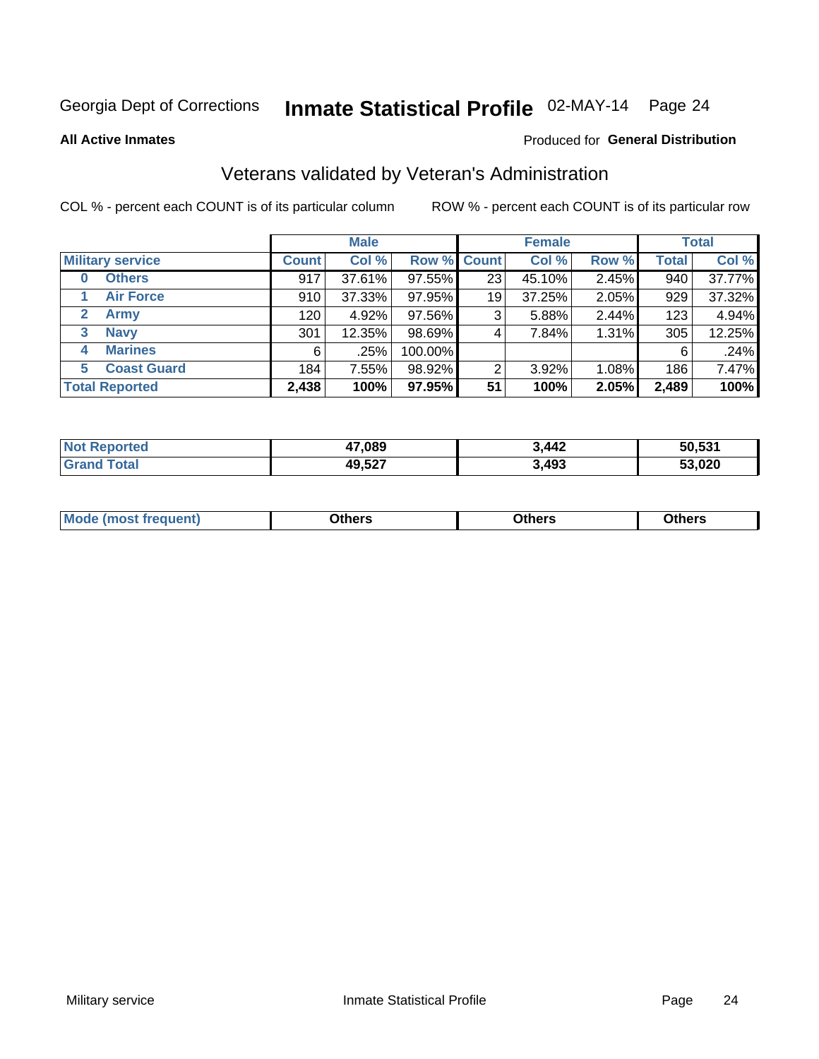Georgia Dept of Corrections **Inmate Statistical Profile** 02-MAY-14 Page 24

**All Active Inmates**

Produced for **General Distribution**

## Veterans validated by Veteran's Administration

COL % - percent each COUNT is of its particular column

ROW % - percent each COUNT is of its particular row

| Military service | Male | | | Female | | | Total | |
|---|---|---|---|---|---|---|---|---|
| | Count | Col % | Row % | Count | Col % | Row % | Total | Col % |
| 0 Others | 917 | 37.61% | 97.55% | 23 | 45.10% | 2.45% | 940 | 37.77% |
| 1 Air Force | 910 | 37.33% | 97.95% | 19 | 37.25% | 2.05% | 929 | 37.32% |
| 2 Army | 120 | 4.92% | 97.56% | 3 | 5.88% | 2.44% | 123 | 4.94% |
| 3 Navy | 301 | 12.35% | 98.69% | 4 | 7.84% | 1.31% | 305 | 12.25% |
| 4 Marines | 6 | .25% | 100.00% | | | | 6 | .24% |
| 5 Coast Guard | 184 | 7.55% | 98.92% | 2 | 3.92% | 1.08% | 186 | 7.47% |
| **Total Reported** | **2,438** | **100%** | **97.95%** | **51** | **100%** | **2.05%** | **2,489** | **100%** |

| | Male | Female | Total |
|---|---|---|---|
| Not Reported | 47,089 | 3,442 | 50,531 |
| Grand Total | 49,527 | 3,493 | 53,020 |

| | Male | Female | Total |
|---|---|---|---|
| Mode (most frequent) | Others | Others | Others |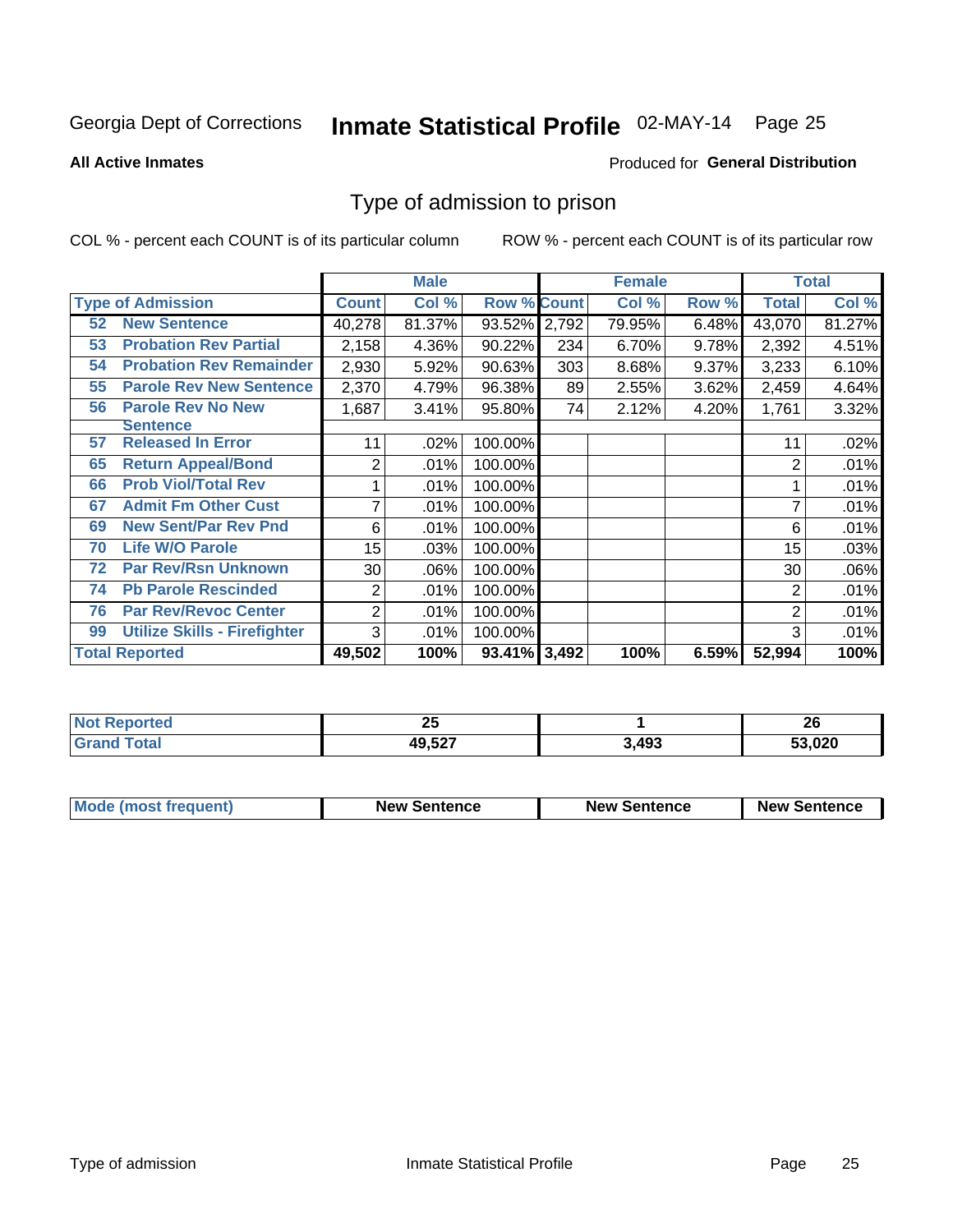Georgia Dept of Corrections **Inmate Statistical Profile** 02-MAY-14 Page 25

**All Active Inmates**

Produced for **General Distribution**

## Type of admission to prison

COL % - percent each COUNT is of its particular column ROW % - percent each COUNT is of its particular row

| | | Male | | | Female | | | Total | |
|---|---|---|---|---|---|---|---|---|---|
| **Type of Admission** | | **Count** | **Col %** | **Row %** | **Count** | **Col %** | **Row %** | **Total** | **Col %** |
| 52 | **New Sentence** | 40,278 | 81.37% | 93.52% | 2,792 | 79.95% | 6.48% | 43,070 | 81.27% |
| 53 | **Probation Rev Partial** | 2,158 | 4.36% | 90.22% | 234 | 6.70% | 9.78% | 2,392 | 4.51% |
| 54 | **Probation Rev Remainder** | 2,930 | 5.92% | 90.63% | 303 | 8.68% | 9.37% | 3,233 | 6.10% |
| 55 | **Parole Rev New Sentence** | 2,370 | 4.79% | 96.38% | 89 | 2.55% | 3.62% | 2,459 | 4.64% |
| 56 | **Parole Rev No New Sentence** | 1,687 | 3.41% | 95.80% | 74 | 2.12% | 4.20% | 1,761 | 3.32% |
| 57 | **Released In Error** | 11 | .02% | 100.00% | | | | 11 | .02% |
| 65 | **Return Appeal/Bond** | 2 | .01% | 100.00% | | | | 2 | .01% |
| 66 | **Prob Viol/Total Rev** | 1 | .01% | 100.00% | | | | 1 | .01% |
| 67 | **Admit Fm Other Cust** | 7 | .01% | 100.00% | | | | 7 | .01% |
| 69 | **New Sent/Par Rev Pnd** | 6 | .01% | 100.00% | | | | 6 | .01% |
| 70 | **Life W/O Parole** | 15 | .03% | 100.00% | | | | 15 | .03% |
| 72 | **Par Rev/Rsn Unknown** | 30 | .06% | 100.00% | | | | 30 | .06% |
| 74 | **Pb Parole Rescinded** | 2 | .01% | 100.00% | | | | 2 | .01% |
| 76 | **Par Rev/Revoc Center** | 2 | .01% | 100.00% | | | | 2 | .01% |
| 99 | **Utilize Skills - Firefighter** | 3 | .01% | 100.00% | | | | 3 | .01% |
| **Total Reported** | | **49,502** | **100%** | **93.41%** | **3,492** | **100%** | **6.59%** | **52,994** | **100%** |

| | Male | Female | Total |
|---|---|---|---|
| **Not Reported** | **25** | **1** | **26** |
| **Grand Total** | **49,527** | **3,493** | **53,020** |

| | Male | Female | Total |
|---|---|---|---|
| **Mode (most frequent)** | **New Sentence** | **New Sentence** | **New Sentence** |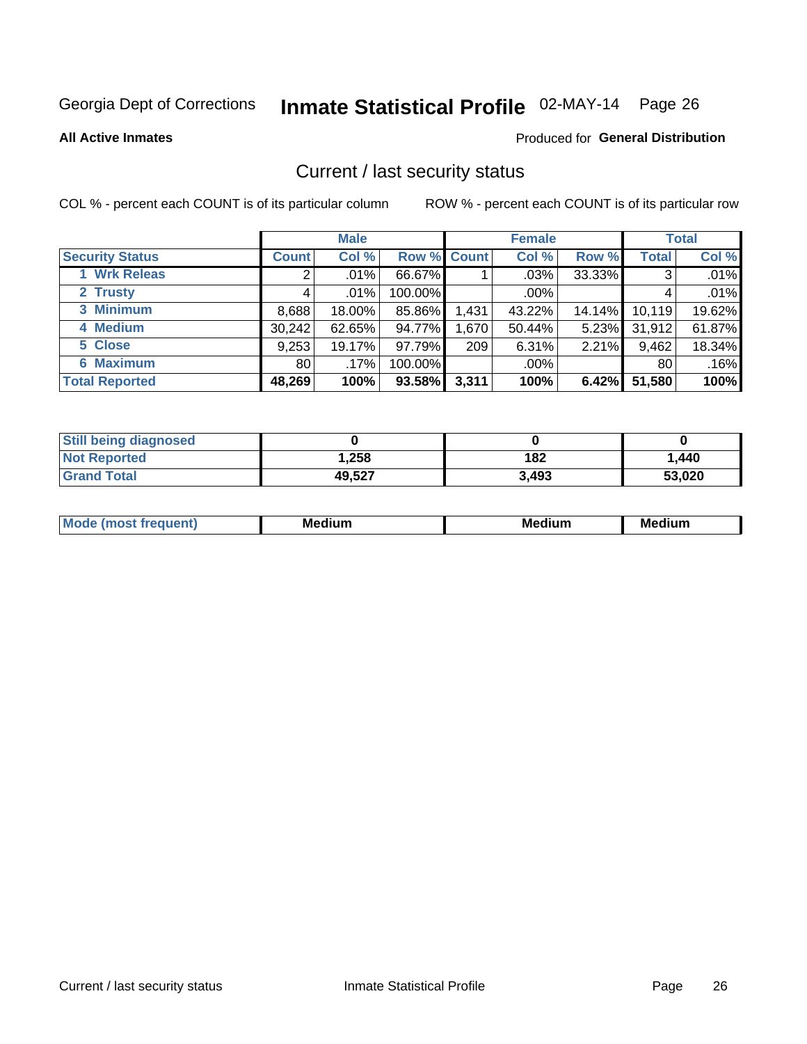Georgia Dept of Corrections **Inmate Statistical Profile** 02-MAY-14 Page 26

**All Active Inmates** Produced for **General Distribution**

## Current / last security status

COL % - percent each COUNT is of its particular column ROW % - percent each COUNT is of its particular row

| | Male | | | Female | | | Total | |
|---|---|---|---|---|---|---|---|---|
| **Security Status** | **Count** | **Col %** | **Row %** | **Count** | **Col %** | **Row %** | **Total** | **Col %** |
| 1 Wrk Releas | 2 | .01% | 66.67% | 1 | .03% | 33.33% | 3 | .01% |
| 2 Trusty | 4 | .01% | 100.00% | | .00% | | 4 | .01% |
| 3 Minimum | 8,688 | 18.00% | 85.86% | 1,431 | 43.22% | 14.14% | 10,119 | 19.62% |
| 4 Medium | 30,242 | 62.65% | 94.77% | 1,670 | 50.44% | 5.23% | 31,912 | 61.87% |
| 5 Close | 9,253 | 19.17% | 97.79% | 209 | 6.31% | 2.21% | 9,462 | 18.34% |
| 6 Maximum | 80 | .17% | 100.00% | | .00% | | 80 | .16% |
| **Total Reported** | **48,269** | **100%** | **93.58%** | **3,311** | **100%** | **6.42%** | **51,580** | **100%** |

| | Male | Female | Total |
|---|---|---|---|
| Still being diagnosed | 0 | 0 | 0 |
| Not Reported | 1,258 | 182 | 1,440 |
| Grand Total | 49,527 | 3,493 | 53,020 |

| | Male | Female | Total |
|---|---|---|---|
| Mode (most frequent) | Medium | Medium | Medium |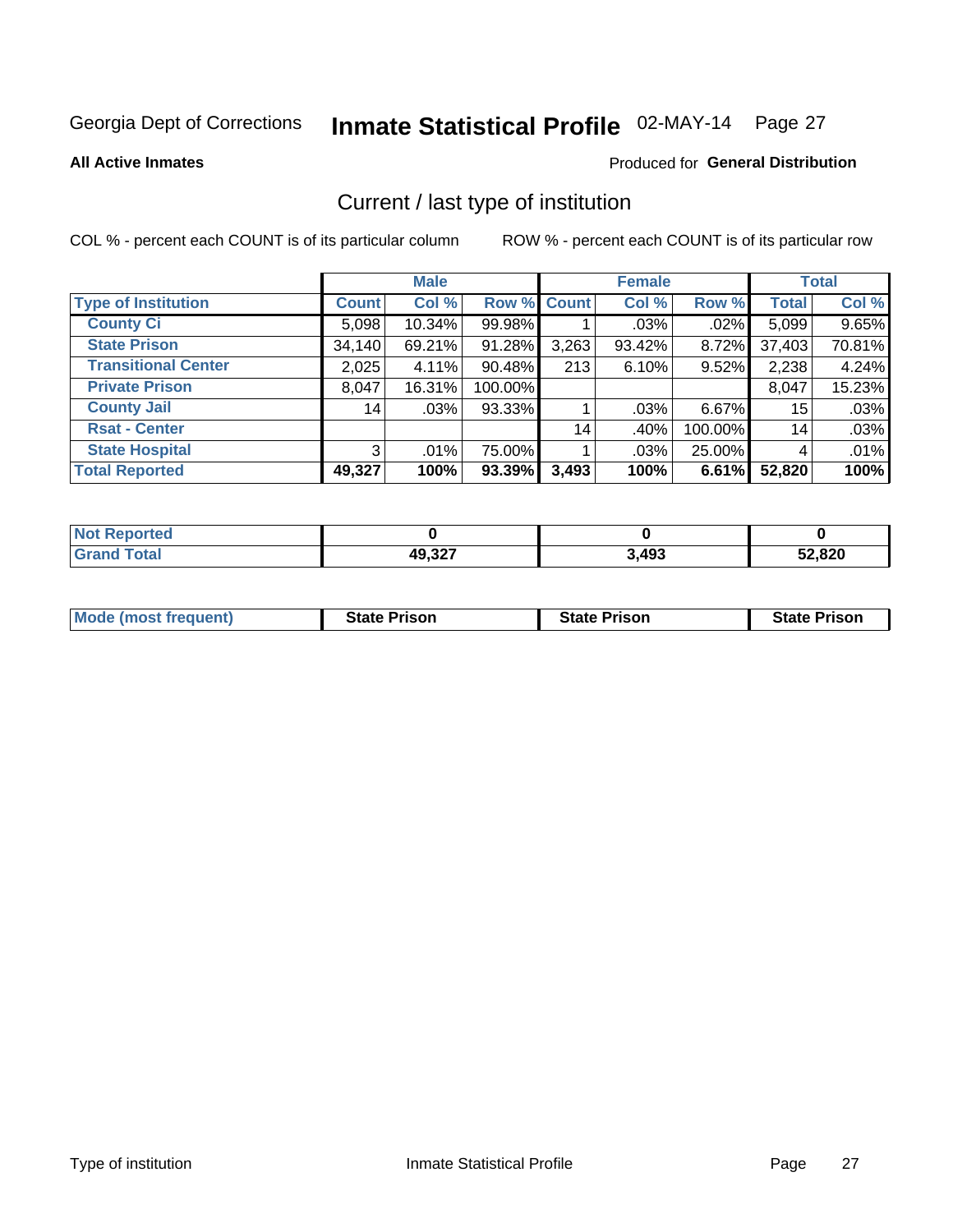Georgia Dept of Corrections **Inmate Statistical Profile** 02-MAY-14

**All Active Inmates**

Produced for **General Distribution**

## Current / last type of institution

COL % - percent each COUNT is of its particular column    ROW % - percent each COUNT is of its particular row

| | Male | | | Female | | | Total | |
|---|---|---|---|---|---|---|---|---|
| **Type of Institution** | **Count** | **Col %** | **Row %** | **Count** | **Col %** | **Row %** | **Total** | **Col %** |
| **County Ci** | 5,098 | 10.34% | 99.98% | 1 | .03% | .02% | 5,099 | 9.65% |
| **State Prison** | 34,140 | 69.21% | 91.28% | 3,263 | 93.42% | 8.72% | 37,403 | 70.81% |
| **Transitional Center** | 2,025 | 4.11% | 90.48% | 213 | 6.10% | 9.52% | 2,238 | 4.24% |
| **Private Prison** | 8,047 | 16.31% | 100.00% | | | | 8,047 | 15.23% |
| **County Jail** | 14 | .03% | 93.33% | 1 | .03% | 6.67% | 15 | .03% |
| **Rsat - Center** | | | | 14 | .40% | 100.00% | 14 | .03% |
| **State Hospital** | 3 | .01% | 75.00% | 1 | .03% | 25.00% | 4 | .01% |
| **Total Reported** | **49,327** | **100%** | **93.39%** | **3,493** | **100%** | **6.61%** | **52,820** | **100%** |

| | Male | Female | Total |
|---|---|---|---|
| **Not Reported** | **0** | **0** | **0** |
| **Grand Total** | **49,327** | **3,493** | **52,820** |

| | Male | Female | Total |
|---|---|---|---|
| **Mode (most frequent)** | **State Prison** | **State Prison** | **State Prison** |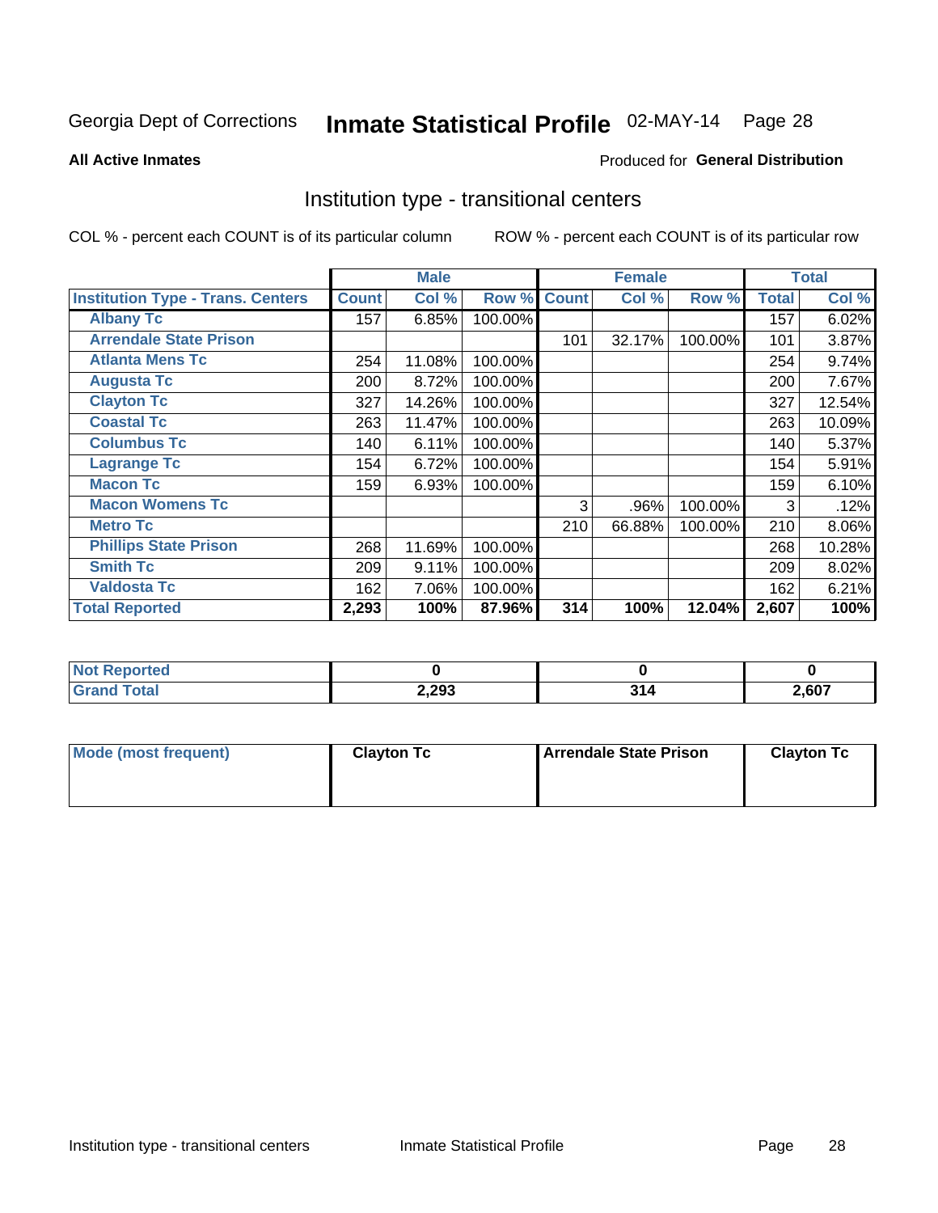Georgia Dept of Corrections **Inmate Statistical Profile** 02-MAY-14

**All Active Inmates**

Produced for **General Distribution**

## Institution type - transitional centers

COL % - percent each COUNT is of its particular column

ROW % - percent each COUNT is of its particular row

| | Male | | | Female | | | Total | |
|---|---|---|---|---|---|---|---|---|
| **Institution Type - Trans. Centers** | **Count** | **Col %** | **Row %** | **Count** | **Col %** | **Row %** | **Total** | **Col %** |
| **Albany Tc** | 157 | 6.85% | 100.00% | | | | 157 | 6.02% |
| **Arrendale State Prison** | | | | 101 | 32.17% | 100.00% | 101 | 3.87% |
| **Atlanta Mens Tc** | 254 | 11.08% | 100.00% | | | | 254 | 9.74% |
| **Augusta Tc** | 200 | 8.72% | 100.00% | | | | 200 | 7.67% |
| **Clayton Tc** | 327 | 14.26% | 100.00% | | | | 327 | 12.54% |
| **Coastal Tc** | 263 | 11.47% | 100.00% | | | | 263 | 10.09% |
| **Columbus Tc** | 140 | 6.11% | 100.00% | | | | 140 | 5.37% |
| **Lagrange Tc** | 154 | 6.72% | 100.00% | | | | 154 | 5.91% |
| **Macon Tc** | 159 | 6.93% | 100.00% | | | | 159 | 6.10% |
| **Macon Womens Tc** | | | | 3 | .96% | 100.00% | 3 | .12% |
| **Metro Tc** | | | | 210 | 66.88% | 100.00% | 210 | 8.06% |
| **Phillips State Prison** | 268 | 11.69% | 100.00% | | | | 268 | 10.28% |
| **Smith Tc** | 209 | 9.11% | 100.00% | | | | 209 | 8.02% |
| **Valdosta Tc** | 162 | 7.06% | 100.00% | | | | 162 | 6.21% |
| **Total Reported** | **2,293** | **100%** | **87.96%** | **314** | **100%** | **12.04%** | **2,607** | **100%** |

| | Male | Female | Total |
|---|---|---|---|
| **Not Reported** | **0** | **0** | **0** |
| **Grand Total** | **2,293** | **314** | **2,607** |

| | Male | Female | Total |
|---|---|---|---|
| **Mode (most frequent)** | **Clayton Tc** | **Arrendale State Prison** | **Clayton Tc** |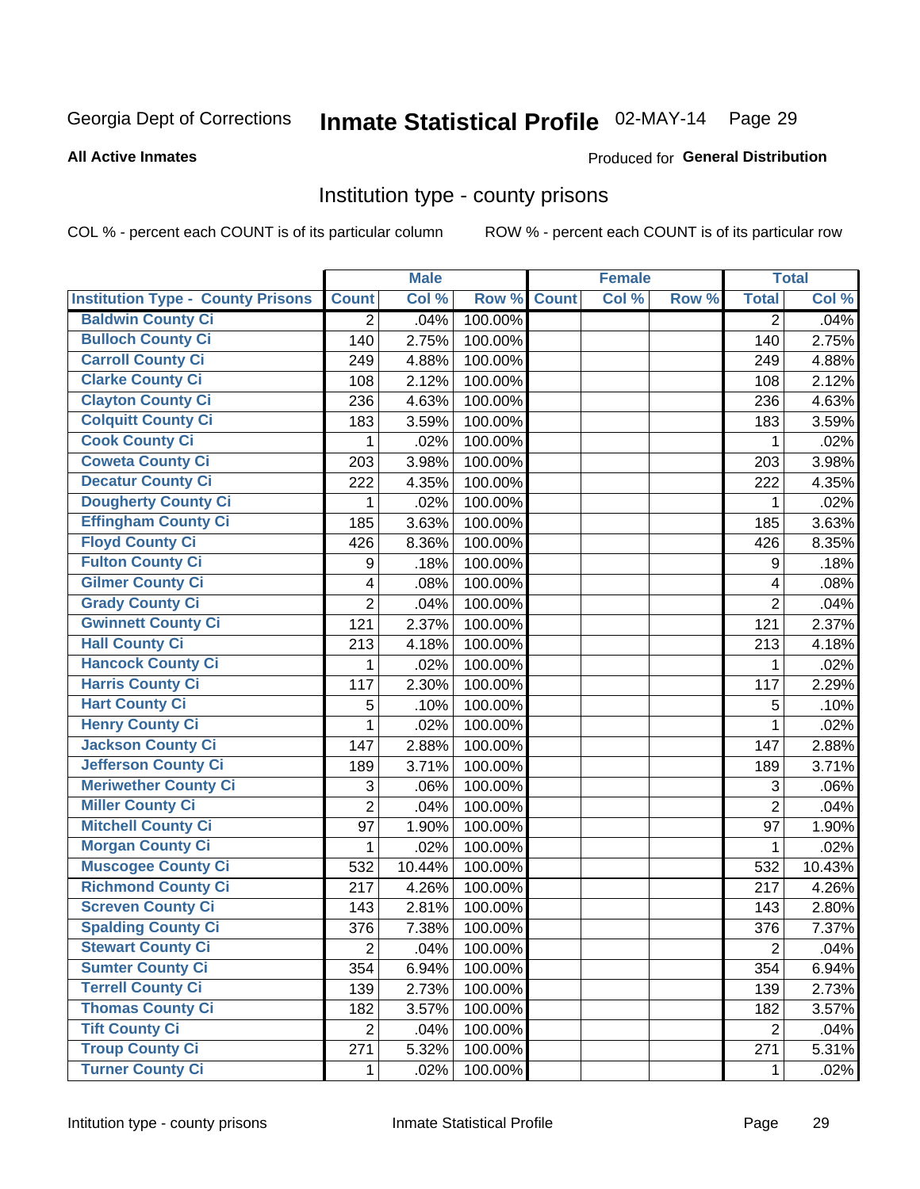Georgia Dept of Corrections **Inmate Statistical Profile** 02-MAY-14

**All Active Inmates**

Produced for **General Distribution**

## Institution type - county prisons

COL % - percent each COUNT is of its particular column ROW % - percent each COUNT is of its particular row

| | Male | | | Female | | | Total | |
|---|---|---|---|---|---|---|---|---|
| **Institution Type - County Prisons** | **Count** | **Col %** | **Row %** | **Count** | **Col %** | **Row %** | **Total** | **Col %** |
| **Baldwin County Ci** | 2 | .04% | 100.00% | | | | 2 | .04% |
| **Bulloch County Ci** | 140 | 2.75% | 100.00% | | | | 140 | 2.75% |
| **Carroll County Ci** | 249 | 4.88% | 100.00% | | | | 249 | 4.88% |
| **Clarke County Ci** | 108 | 2.12% | 100.00% | | | | 108 | 2.12% |
| **Clayton County Ci** | 236 | 4.63% | 100.00% | | | | 236 | 4.63% |
| **Colquitt County Ci** | 183 | 3.59% | 100.00% | | | | 183 | 3.59% |
| **Cook County Ci** | 1 | .02% | 100.00% | | | | 1 | .02% |
| **Coweta County Ci** | 203 | 3.98% | 100.00% | | | | 203 | 3.98% |
| **Decatur County Ci** | 222 | 4.35% | 100.00% | | | | 222 | 4.35% |
| **Dougherty County Ci** | 1 | .02% | 100.00% | | | | 1 | .02% |
| **Effingham County Ci** | 185 | 3.63% | 100.00% | | | | 185 | 3.63% |
| **Floyd County Ci** | 426 | 8.36% | 100.00% | | | | 426 | 8.35% |
| **Fulton County Ci** | 9 | .18% | 100.00% | | | | 9 | .18% |
| **Gilmer County Ci** | 4 | .08% | 100.00% | | | | 4 | .08% |
| **Grady County Ci** | 2 | .04% | 100.00% | | | | 2 | .04% |
| **Gwinnett County Ci** | 121 | 2.37% | 100.00% | | | | 121 | 2.37% |
| **Hall County Ci** | 213 | 4.18% | 100.00% | | | | 213 | 4.18% |
| **Hancock County Ci** | 1 | .02% | 100.00% | | | | 1 | .02% |
| **Harris County Ci** | 117 | 2.30% | 100.00% | | | | 117 | 2.29% |
| **Hart County Ci** | 5 | .10% | 100.00% | | | | 5 | .10% |
| **Henry County Ci** | 1 | .02% | 100.00% | | | | 1 | .02% |
| **Jackson County Ci** | 147 | 2.88% | 100.00% | | | | 147 | 2.88% |
| **Jefferson County Ci** | 189 | 3.71% | 100.00% | | | | 189 | 3.71% |
| **Meriwether County Ci** | 3 | .06% | 100.00% | | | | 3 | .06% |
| **Miller County Ci** | 2 | .04% | 100.00% | | | | 2 | .04% |
| **Mitchell County Ci** | 97 | 1.90% | 100.00% | | | | 97 | 1.90% |
| **Morgan County Ci** | 1 | .02% | 100.00% | | | | 1 | .02% |
| **Muscogee County Ci** | 532 | 10.44% | 100.00% | | | | 532 | 10.43% |
| **Richmond County Ci** | 217 | 4.26% | 100.00% | | | | 217 | 4.26% |
| **Screven County Ci** | 143 | 2.81% | 100.00% | | | | 143 | 2.80% |
| **Spalding County Ci** | 376 | 7.38% | 100.00% | | | | 376 | 7.37% |
| **Stewart County Ci** | 2 | .04% | 100.00% | | | | 2 | .04% |
| **Sumter County Ci** | 354 | 6.94% | 100.00% | | | | 354 | 6.94% |
| **Terrell County Ci** | 139 | 2.73% | 100.00% | | | | 139 | 2.73% |
| **Thomas County Ci** | 182 | 3.57% | 100.00% | | | | 182 | 3.57% |
| **Tift County Ci** | 2 | .04% | 100.00% | | | | 2 | .04% |
| **Troup County Ci** | 271 | 5.32% | 100.00% | | | | 271 | 5.31% |
| **Turner County Ci** | 1 | .02% | 100.00% | | | | 1 | .02% |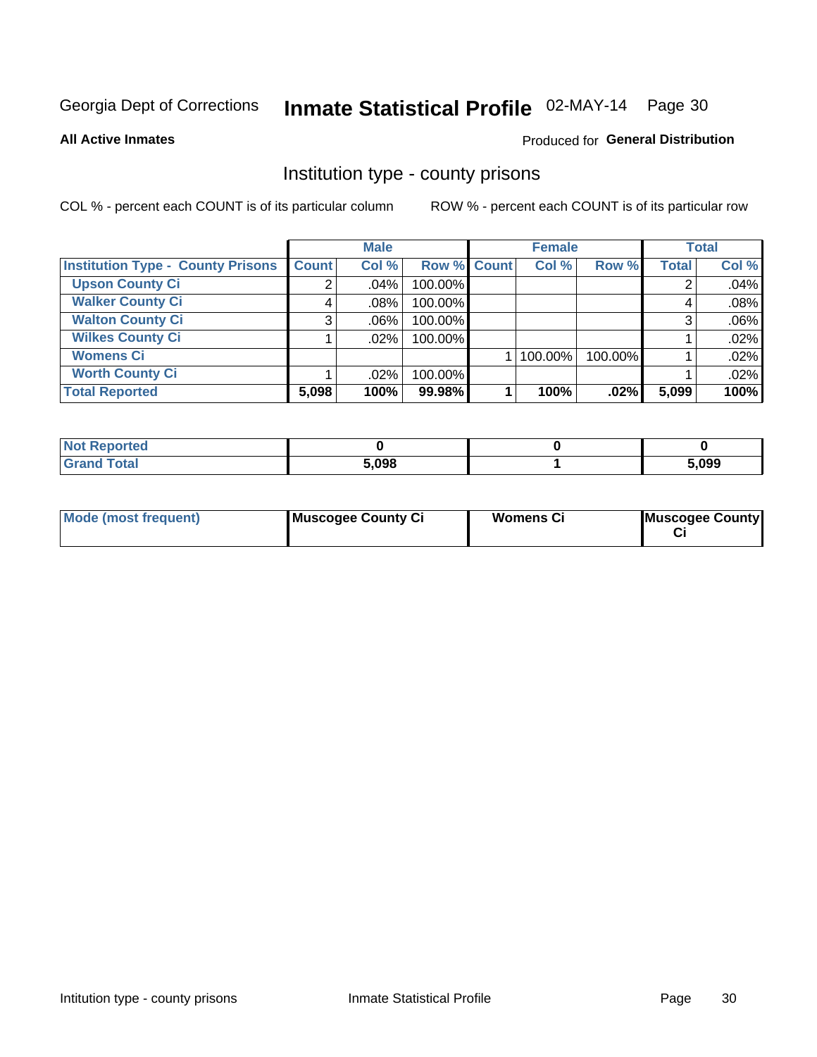Georgia Dept of Corrections **Inmate Statistical Profile** 02-MAY-14 Page 30

**All Active Inmates**

Produced for **General Distribution**

## Institution type - county prisons

COL % - percent each COUNT is of its particular column

ROW % - percent each COUNT is of its particular row

| | Male | | | Female | | | Total | |
|---|---|---|---|---|---|---|---|---|
| **Institution Type - County Prisons** | **Count** | **Col %** | **Row %** | **Count** | **Col %** | **Row %** | **Total** | **Col %** |
| **Upson County Ci** | 2 | .04% | 100.00% | | | | 2 | .04% |
| **Walker County Ci** | 4 | .08% | 100.00% | | | | 4 | .08% |
| **Walton County Ci** | 3 | .06% | 100.00% | | | | 3 | .06% |
| **Wilkes County Ci** | 1 | .02% | 100.00% | | | | 1 | .02% |
| **Womens Ci** | | | | 1 | 100.00% | 100.00% | 1 | .02% |
| **Worth County Ci** | 1 | .02% | 100.00% | | | | 1 | .02% |
| **Total Reported** | **5,098** | **100%** | **99.98%** | **1** | **100%** | **.02%** | **5,099** | **100%** |

| | Male | Female | Total |
|---|---|---|---|
| **Not Reported** | **0** | **0** | **0** |
| **Grand Total** | **5,098** | **1** | **5,099** |

| | Male | Female | Total |
|---|---|---|---|
| **Mode (most frequent)** | **Muscogee County Ci** | **Womens Ci** | **Muscogee County Ci** |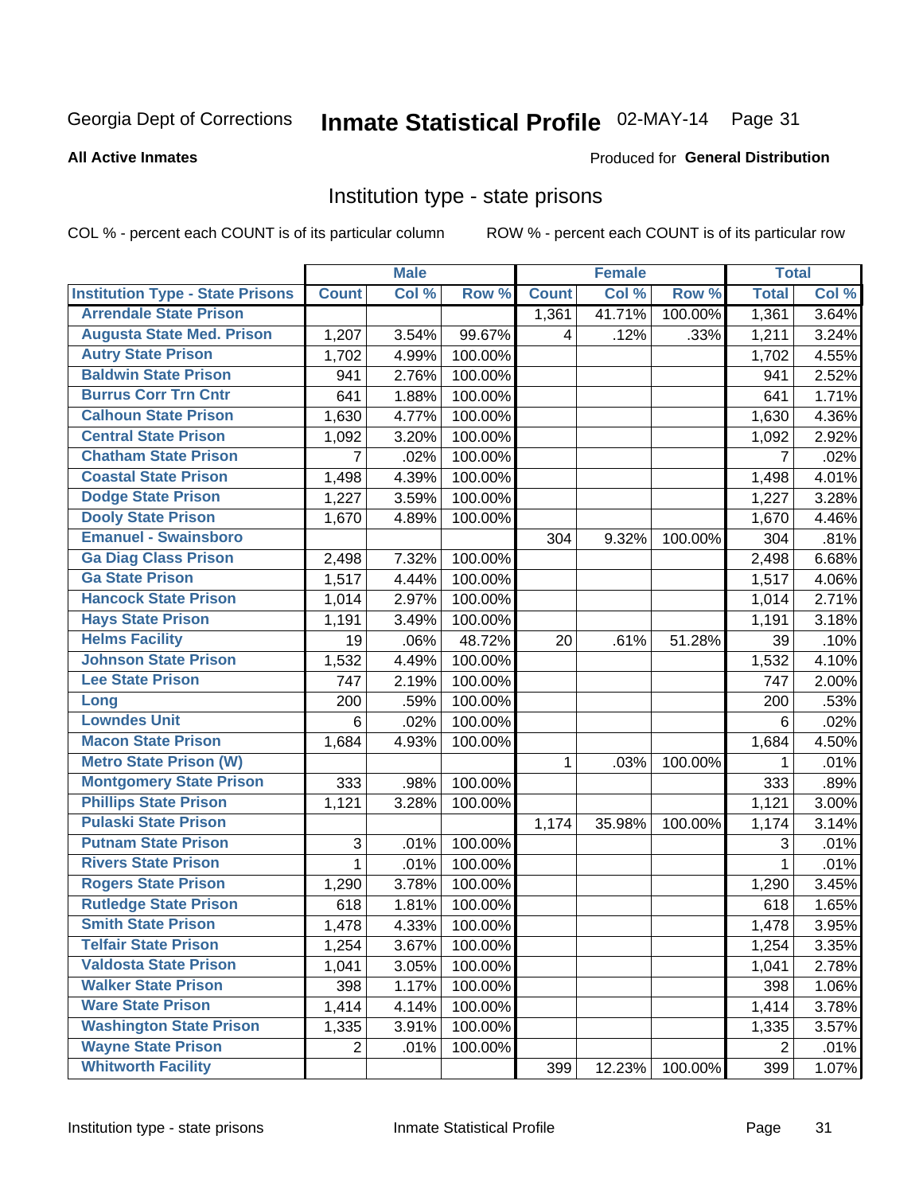Georgia Dept of Corrections **Inmate Statistical Profile** 02-MAY-14 Page 31

**All Active Inmates**

Produced for **General Distribution**

## Institution type - state prisons

COL % - percent each COUNT is of its particular column ROW % - percent each COUNT is of its particular row

| | Male | | | Female | | | Total | |
|---|---|---|---|---|---|---|---|---|
| **Institution Type - State Prisons** | **Count** | **Col %** | **Row %** | **Count** | **Col %** | **Row %** | **Total** | **Col %** |
| **Arrendale State Prison** | | | | 1,361 | 41.71% | 100.00% | 1,361 | 3.64% |
| **Augusta State Med. Prison** | 1,207 | 3.54% | 99.67% | 4 | .12% | .33% | 1,211 | 3.24% |
| **Autry State Prison** | 1,702 | 4.99% | 100.00% | | | | 1,702 | 4.55% |
| **Baldwin State Prison** | 941 | 2.76% | 100.00% | | | | 941 | 2.52% |
| **Burrus Corr Trn Cntr** | 641 | 1.88% | 100.00% | | | | 641 | 1.71% |
| **Calhoun State Prison** | 1,630 | 4.77% | 100.00% | | | | 1,630 | 4.36% |
| **Central State Prison** | 1,092 | 3.20% | 100.00% | | | | 1,092 | 2.92% |
| **Chatham State Prison** | 7 | .02% | 100.00% | | | | 7 | .02% |
| **Coastal State Prison** | 1,498 | 4.39% | 100.00% | | | | 1,498 | 4.01% |
| **Dodge State Prison** | 1,227 | 3.59% | 100.00% | | | | 1,227 | 3.28% |
| **Dooly State Prison** | 1,670 | 4.89% | 100.00% | | | | 1,670 | 4.46% |
| **Emanuel - Swainsboro** | | | | 304 | 9.32% | 100.00% | 304 | .81% |
| **Ga Diag Class Prison** | 2,498 | 7.32% | 100.00% | | | | 2,498 | 6.68% |
| **Ga State Prison** | 1,517 | 4.44% | 100.00% | | | | 1,517 | 4.06% |
| **Hancock State Prison** | 1,014 | 2.97% | 100.00% | | | | 1,014 | 2.71% |
| **Hays State Prison** | 1,191 | 3.49% | 100.00% | | | | 1,191 | 3.18% |
| **Helms Facility** | 19 | .06% | 48.72% | 20 | .61% | 51.28% | 39 | .10% |
| **Johnson State Prison** | 1,532 | 4.49% | 100.00% | | | | 1,532 | 4.10% |
| **Lee State Prison** | 747 | 2.19% | 100.00% | | | | 747 | 2.00% |
| **Long** | 200 | .59% | 100.00% | | | | 200 | .53% |
| **Lowndes Unit** | 6 | .02% | 100.00% | | | | 6 | .02% |
| **Macon State Prison** | 1,684 | 4.93% | 100.00% | | | | 1,684 | 4.50% |
| **Metro State Prison (W)** | | | | 1 | .03% | 100.00% | 1 | .01% |
| **Montgomery State Prison** | 333 | .98% | 100.00% | | | | 333 | .89% |
| **Phillips State Prison** | 1,121 | 3.28% | 100.00% | | | | 1,121 | 3.00% |
| **Pulaski State Prison** | | | | 1,174 | 35.98% | 100.00% | 1,174 | 3.14% |
| **Putnam State Prison** | 3 | .01% | 100.00% | | | | 3 | .01% |
| **Rivers State Prison** | 1 | .01% | 100.00% | | | | 1 | .01% |
| **Rogers State Prison** | 1,290 | 3.78% | 100.00% | | | | 1,290 | 3.45% |
| **Rutledge State Prison** | 618 | 1.81% | 100.00% | | | | 618 | 1.65% |
| **Smith State Prison** | 1,478 | 4.33% | 100.00% | | | | 1,478 | 3.95% |
| **Telfair State Prison** | 1,254 | 3.67% | 100.00% | | | | 1,254 | 3.35% |
| **Valdosta State Prison** | 1,041 | 3.05% | 100.00% | | | | 1,041 | 2.78% |
| **Walker State Prison** | 398 | 1.17% | 100.00% | | | | 398 | 1.06% |
| **Ware State Prison** | 1,414 | 4.14% | 100.00% | | | | 1,414 | 3.78% |
| **Washington State Prison** | 1,335 | 3.91% | 100.00% | | | | 1,335 | 3.57% |
| **Wayne State Prison** | 2 | .01% | 100.00% | | | | 2 | .01% |
| **Whitworth Facility** | | | | 399 | 12.23% | 100.00% | 399 | 1.07% |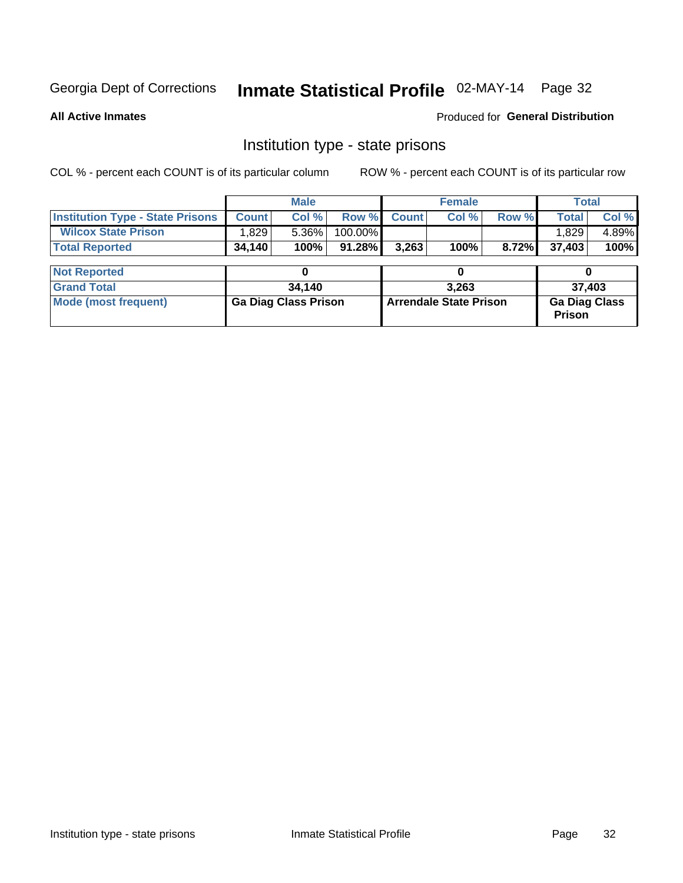Georgia Dept of Corrections **Inmate Statistical Profile** 02-MAY-14

**All Active Inmates**

Produced for **General Distribution**

## Institution type - state prisons

COL % - percent each COUNT is of its particular column

ROW % - percent each COUNT is of its particular row

| | Male | | | Female | | | Total | |
|---|---|---|---|---|---|---|---|---|
| **Institution Type - State Prisons** | **Count** | **Col %** | **Row %** | **Count** | **Col %** | **Row %** | **Total** | **Col %** |
| **Wilcox State Prison** | 1,829 | 5.36% | 100.00% | | | | 1,829 | 4.89% |
| **Total Reported** | **34,140** | **100%** | **91.28%** | **3,263** | **100%** | **8.72%** | **37,403** | **100%** |

| | Male | Female | Total |
|---|---|---|---|
| **Not Reported** | 0 | 0 | 0 |
| **Grand Total** | 34,140 | 3,263 | 37,403 |
| **Mode (most frequent)** | Ga Diag Class Prison | Arrendale State Prison | Ga Diag Class Prison |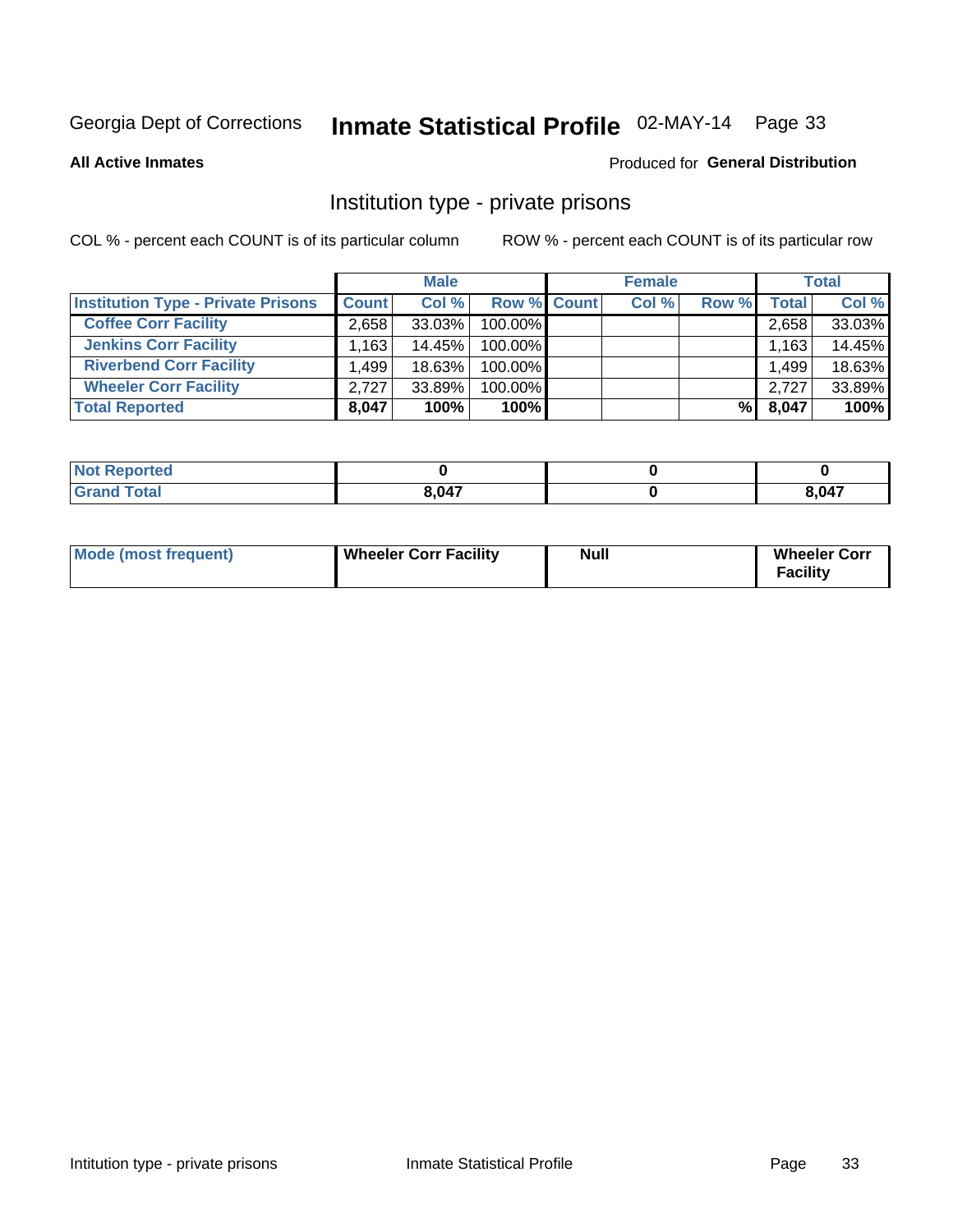Georgia Dept of Corrections **Inmate Statistical Profile** 02-MAY-14 Page 33

**All Active Inmates**

Produced for **General Distribution**

## Institution type - private prisons

COL % - percent each COUNT is of its particular column ROW % - percent each COUNT is of its particular row

| | Male | | | Female | | | Total | |
|---|---|---|---|---|---|---|---|---|
| **Institution Type - Private Prisons** | **Count** | **Col %** | **Row %** | **Count** | **Col %** | **Row %** | **Total** | **Col %** |
| **Coffee Corr Facility** | 2,658 | 33.03% | 100.00% | | | | 2,658 | 33.03% |
| **Jenkins Corr Facility** | 1,163 | 14.45% | 100.00% | | | | 1,163 | 14.45% |
| **Riverbend Corr Facility** | 1,499 | 18.63% | 100.00% | | | | 1,499 | 18.63% |
| **Wheeler Corr Facility** | 2,727 | 33.89% | 100.00% | | | | 2,727 | 33.89% |
| **Total Reported** | **8,047** | **100%** | **100%** | | | **%** | **8,047** | **100%** |

| | Male | Female | Total |
|---|---|---|---|
| **Not Reported** | **0** | **0** | **0** |
| **Grand Total** | **8,047** | **0** | **8,047** |

| | Male | Female | Total |
|---|---|---|---|
| **Mode (most frequent)** | **Wheeler Corr Facility** | **Null** | **Wheeler Corr Facility** |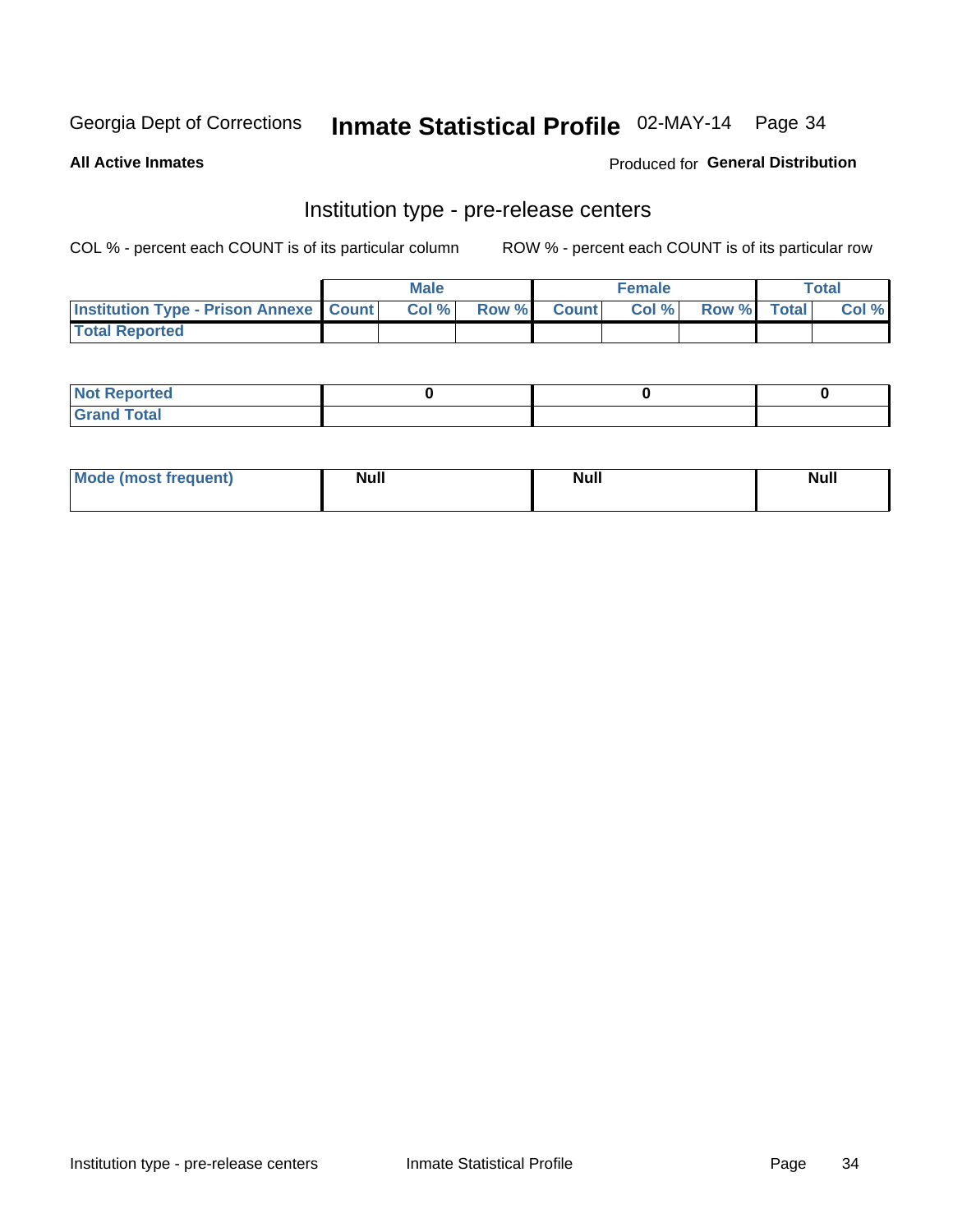Georgia Dept of Corrections **Inmate Statistical Profile** 02-MAY-14

**All Active Inmates**

Produced for **General Distribution**

## Institution type - pre-release centers

COL % - percent each COUNT is of its particular column ROW % - percent each COUNT is of its particular row

| | Male | | | Female | | | Total | |
|---|---|---|---|---|---|---|---|---|
| **Institution Type - Prison Annexe** | **Count** | **Col %** | **Row %** | **Count** | **Col %** | **Row %** | **Total** | **Col %** |
| **Total Reported** | | | | | | | | |

| | Male | Female | Total |
|---|---|---|---|
| **Not Reported** | **0** | **0** | **0** |
| **Grand Total** | | | |

| | Male | Female | Total |
|---|---|---|---|
| **Mode (most frequent)** | **Null** | **Null** | **Null** |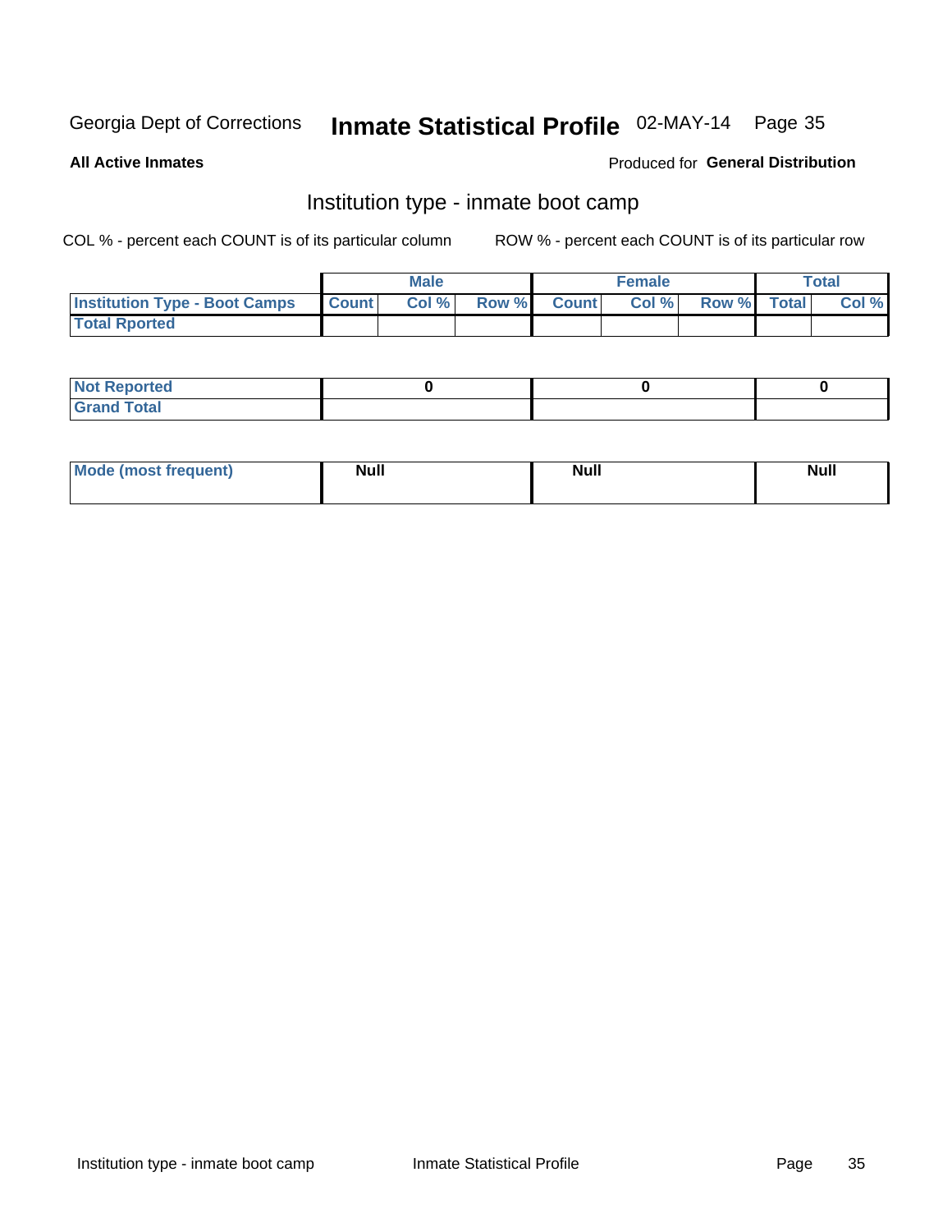Georgia Dept of Corrections **Inmate Statistical Profile** 02-MAY-14

**All Active Inmates**

Produced for **General Distribution**

## Institution type - inmate boot camp

COL % - percent each COUNT is of its particular column

ROW % - percent each COUNT is of its particular row

| | Male | | | Female | | | Total | |
|---|---|---|---|---|---|---|---|---|
| **Institution Type - Boot Camps** | **Count** | **Col %** | **Row %** | **Count** | **Col %** | **Row %** | **Total** | **Col %** |
| **Total Rported** | | | | | | | | |

| | Male | Female | Total |
|---|---|---|---|
| **Not Reported** | 0 | 0 | 0 |
| **Grand Total** | | | |

| | Male | Female | Total |
|---|---|---|---|
| **Mode (most frequent)** | Null | Null | Null |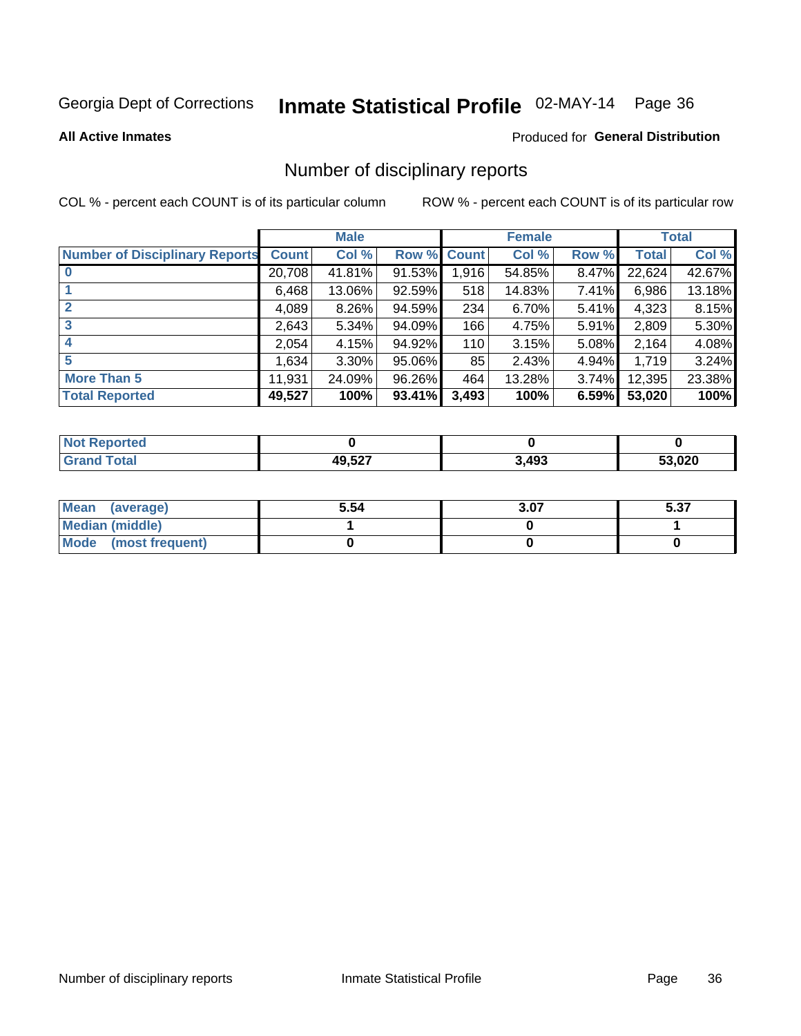Georgia Dept of Corrections **Inmate Statistical Profile** 02-MAY-14 Page 36

**All Active Inmates**

Produced for **General Distribution**

## Number of disciplinary reports

COL % - percent each COUNT is of its particular column

ROW % - percent each COUNT is of its particular row

| | Male | | | Female | | | Total | |
|---|---|---|---|---|---|---|---|---|
| Number of Disciplinary Reports | Count | Col % | Row % | Count | Col % | Row % | Total | Col % |
| 0 | 20,708 | 41.81% | 91.53% | 1,916 | 54.85% | 8.47% | 22,624 | 42.67% |
| 1 | 6,468 | 13.06% | 92.59% | 518 | 14.83% | 7.41% | 6,986 | 13.18% |
| 2 | 4,089 | 8.26% | 94.59% | 234 | 6.70% | 5.41% | 4,323 | 8.15% |
| 3 | 2,643 | 5.34% | 94.09% | 166 | 4.75% | 5.91% | 2,809 | 5.30% |
| 4 | 2,054 | 4.15% | 94.92% | 110 | 3.15% | 5.08% | 2,164 | 4.08% |
| 5 | 1,634 | 3.30% | 95.06% | 85 | 2.43% | 4.94% | 1,719 | 3.24% |
| More Than 5 | 11,931 | 24.09% | 96.26% | 464 | 13.28% | 3.74% | 12,395 | 23.38% |
| **Total Reported** | **49,527** | **100%** | **93.41%** | **3,493** | **100%** | **6.59%** | **53,020** | **100%** |

| | Male | Female | Total |
|---|---|---|---|
| Not Reported | 0 | 0 | 0 |
| Grand Total | 49,527 | 3,493 | 53,020 |

| | Male | Female | Total |
|---|---|---|---|
| Mean (average) | 5.54 | 3.07 | 5.37 |
| Median (middle) | 1 | 0 | 1 |
| Mode (most frequent) | 0 | 0 | 0 |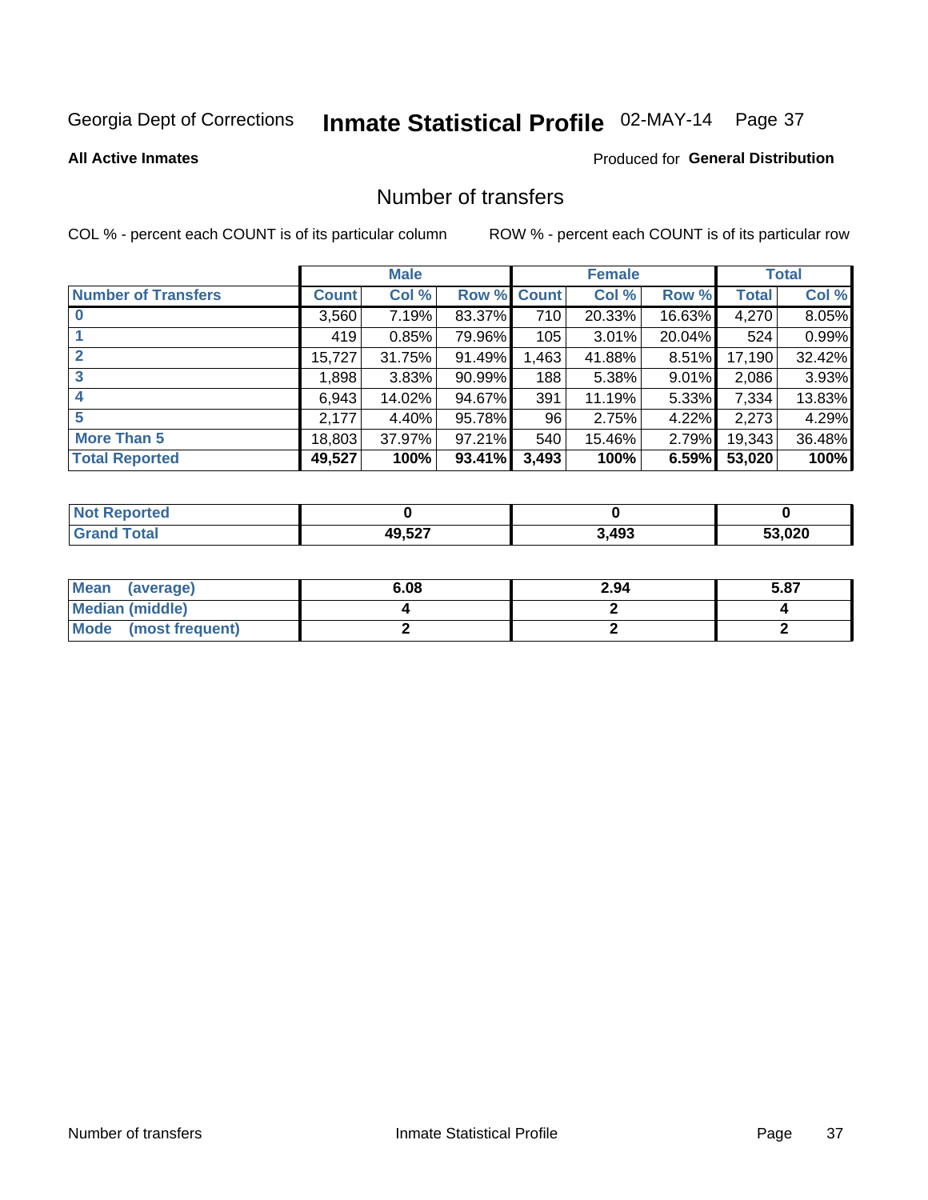Georgia Dept of Corrections **Inmate Statistical Profile** 02-MAY-14

**All Active Inmates**

Produced for **General Distribution**

## Number of transfers

COL % - percent each COUNT is of its particular column

ROW % - percent each COUNT is of its particular row

| | Male | | | Female | | | Total | |
|---|---|---|---|---|---|---|---|---|
| **Number of Transfers** | **Count** | **Col %** | **Row %** | **Count** | **Col %** | **Row %** | **Total** | **Col %** |
| **0** | 3,560 | 7.19% | 83.37% | 710 | 20.33% | 16.63% | 4,270 | 8.05% |
| **1** | 419 | 0.85% | 79.96% | 105 | 3.01% | 20.04% | 524 | 0.99% |
| **2** | 15,727 | 31.75% | 91.49% | 1,463 | 41.88% | 8.51% | 17,190 | 32.42% |
| **3** | 1,898 | 3.83% | 90.99% | 188 | 5.38% | 9.01% | 2,086 | 3.93% |
| **4** | 6,943 | 14.02% | 94.67% | 391 | 11.19% | 5.33% | 7,334 | 13.83% |
| **5** | 2,177 | 4.40% | 95.78% | 96 | 2.75% | 4.22% | 2,273 | 4.29% |
| **More Than 5** | 18,803 | 37.97% | 97.21% | 540 | 15.46% | 2.79% | 19,343 | 36.48% |
| **Total Reported** | **49,527** | **100%** | **93.41%** | **3,493** | **100%** | **6.59%** | **53,020** | **100%** |

| | Male | Female | Total |
|---|---|---|---|
| **Not Reported** | **0** | **0** | **0** |
| **Grand Total** | **49,527** | **3,493** | **53,020** |

| | Male | Female | Total |
|---|---|---|---|
| **Mean (average)** | **6.08** | **2.94** | **5.87** |
| **Median (middle)** | **4** | **2** | **4** |
| **Mode (most frequent)** | **2** | **2** | **2** |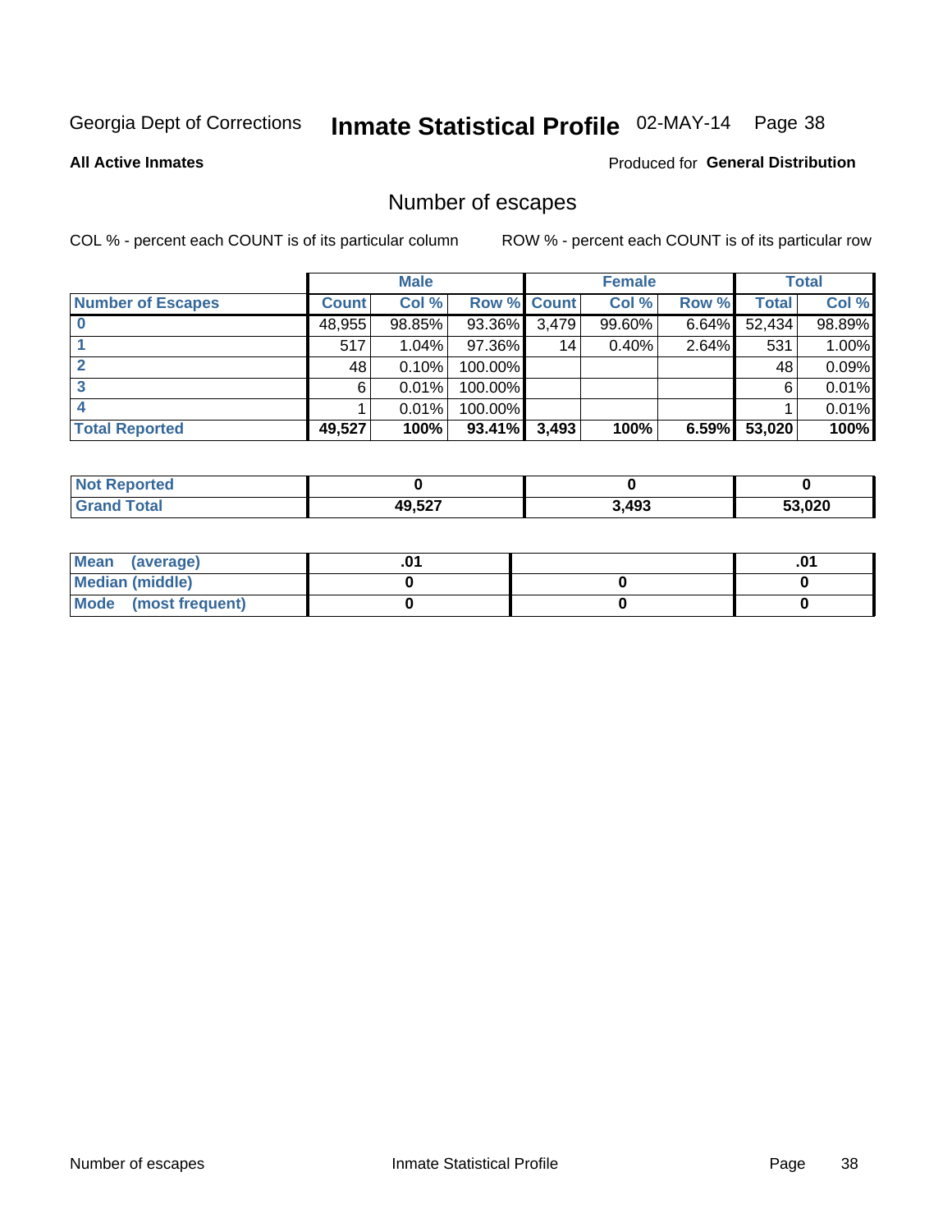Georgia Dept of Corrections **Inmate Statistical Profile** 02-MAY-14

**All Active Inmates**

Produced for **General Distribution**

## Number of escapes

COL % - percent each COUNT is of its particular column

ROW % - percent each COUNT is of its particular row

| | Male | | | Female | | | Total | |
|---|---|---|---|---|---|---|---|---|
| **Number of Escapes** | **Count** | **Col %** | **Row %** | **Count** | **Col %** | **Row %** | **Total** | **Col %** |
| **0** | 48,955 | 98.85% | 93.36% | 3,479 | 99.60% | 6.64% | 52,434 | 98.89% |
| **1** | 517 | 1.04% | 97.36% | 14 | 0.40% | 2.64% | 531 | 1.00% |
| **2** | 48 | 0.10% | 100.00% | | | | 48 | 0.09% |
| **3** | 6 | 0.01% | 100.00% | | | | 6 | 0.01% |
| **4** | 1 | 0.01% | 100.00% | | | | 1 | 0.01% |
| **Total Reported** | **49,527** | **100%** | **93.41%** | **3,493** | **100%** | **6.59%** | **53,020** | **100%** |

| | Male | Female | Total |
|---|---|---|---|
| **Not Reported** | **0** | **0** | **0** |
| **Grand Total** | **49,527** | **3,493** | **53,020** |

| | Male | Female | Total |
|---|---|---|---|
| **Mean (average)** | **.01** | | **.01** |
| **Median (middle)** | **0** | **0** | **0** |
| **Mode (most frequent)** | **0** | **0** | **0** |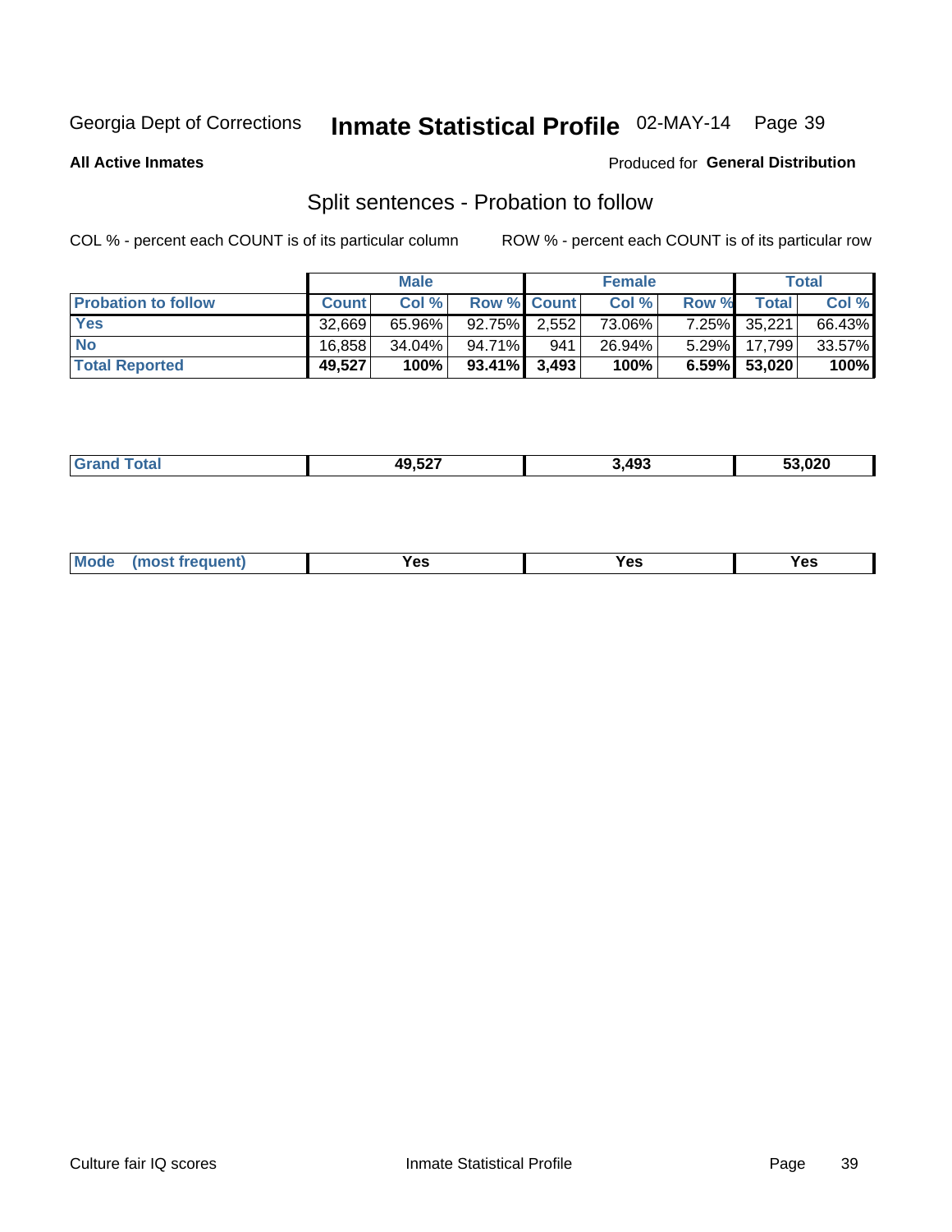Georgia Dept of Corrections **Inmate Statistical Profile** 02-MAY-14

**All Active Inmates**

Produced for **General Distribution**

## Split sentences - Probation to follow

COL % - percent each COUNT is of its particular column ROW % - percent each COUNT is of its particular row

| | Male | | | Female | | | Total | |
|---|---|---|---|---|---|---|---|---|
| Probation to follow | Count | Col % | Row % | Count | Col % | Row % | Total | Col % |
| Yes | 32,669 | 65.96% | 92.75% | 2,552 | 73.06% | 7.25% | 35,221 | 66.43% |
| No | 16,858 | 34.04% | 94.71% | 941 | 26.94% | 5.29% | 17,799 | 33.57% |
| **Total Reported** | **49,527** | **100%** | **93.41%** | **3,493** | **100%** | **6.59%** | **53,020** | **100%** |

| Grand Total | 49,527 | 3,493 | 53,020 |
|---|---|---|---|

| Mode (most frequent) | Yes | Yes | Yes |
|---|---|---|---|

Culture fair IQ scores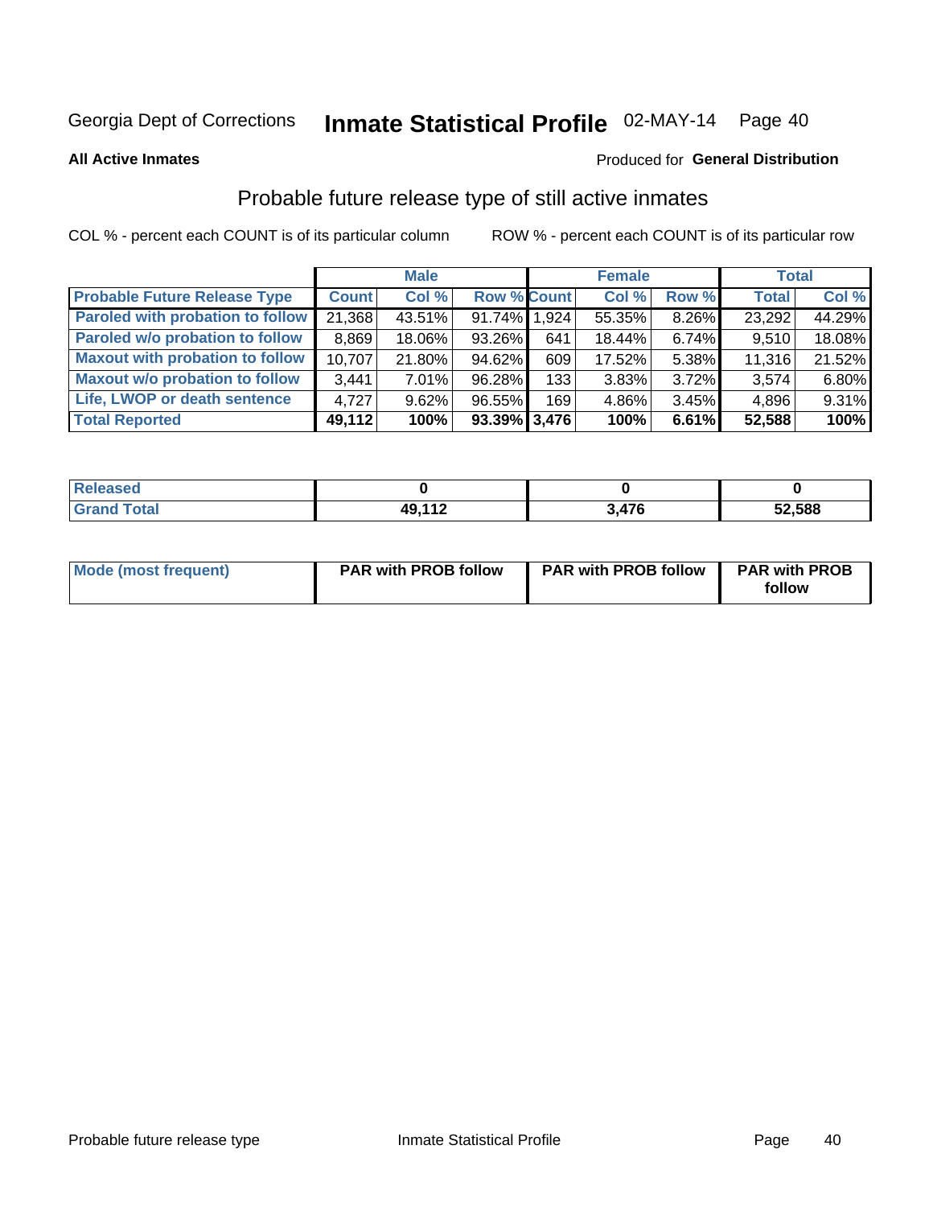Georgia Dept of Corrections **Inmate Statistical Profile** 02-MAY-14 Page 40

**All Active Inmates**

Produced for **General Distribution**

## Probable future release type of still active inmates

COL % - percent each COUNT is of its particular column ROW % - percent each COUNT is of its particular row

| | Male | | | Female | | | Total | |
|---|---|---|---|---|---|---|---|---|
| **Probable Future Release Type** | **Count** | **Col %** | **Row %** | **Count** | **Col %** | **Row %** | **Total** | **Col %** |
| **Paroled with probation to follow** | 21,368 | 43.51% | 91.74% | 1,924 | 55.35% | 8.26% | 23,292 | 44.29% |
| **Paroled w/o probation to follow** | 8,869 | 18.06% | 93.26% | 641 | 18.44% | 6.74% | 9,510 | 18.08% |
| **Maxout with probation to follow** | 10,707 | 21.80% | 94.62% | 609 | 17.52% | 5.38% | 11,316 | 21.52% |
| **Maxout w/o probation to follow** | 3,441 | 7.01% | 96.28% | 133 | 3.83% | 3.72% | 3,574 | 6.80% |
| **Life, LWOP or death sentence** | 4,727 | 9.62% | 96.55% | 169 | 4.86% | 3.45% | 4,896 | 9.31% |
| **Total Reported** | **49,112** | **100%** | **93.39%** | **3,476** | **100%** | **6.61%** | **52,588** | **100%** |

| | Male | Female | Total |
|---|---|---|---|
| **Released** | **0** | **0** | **0** |
| **Grand Total** | **49,112** | **3,476** | **52,588** |

| | Male | Female | Total |
|---|---|---|---|
| **Mode (most frequent)** | **PAR with PROB follow** | **PAR with PROB follow** | **PAR with PROB follow** |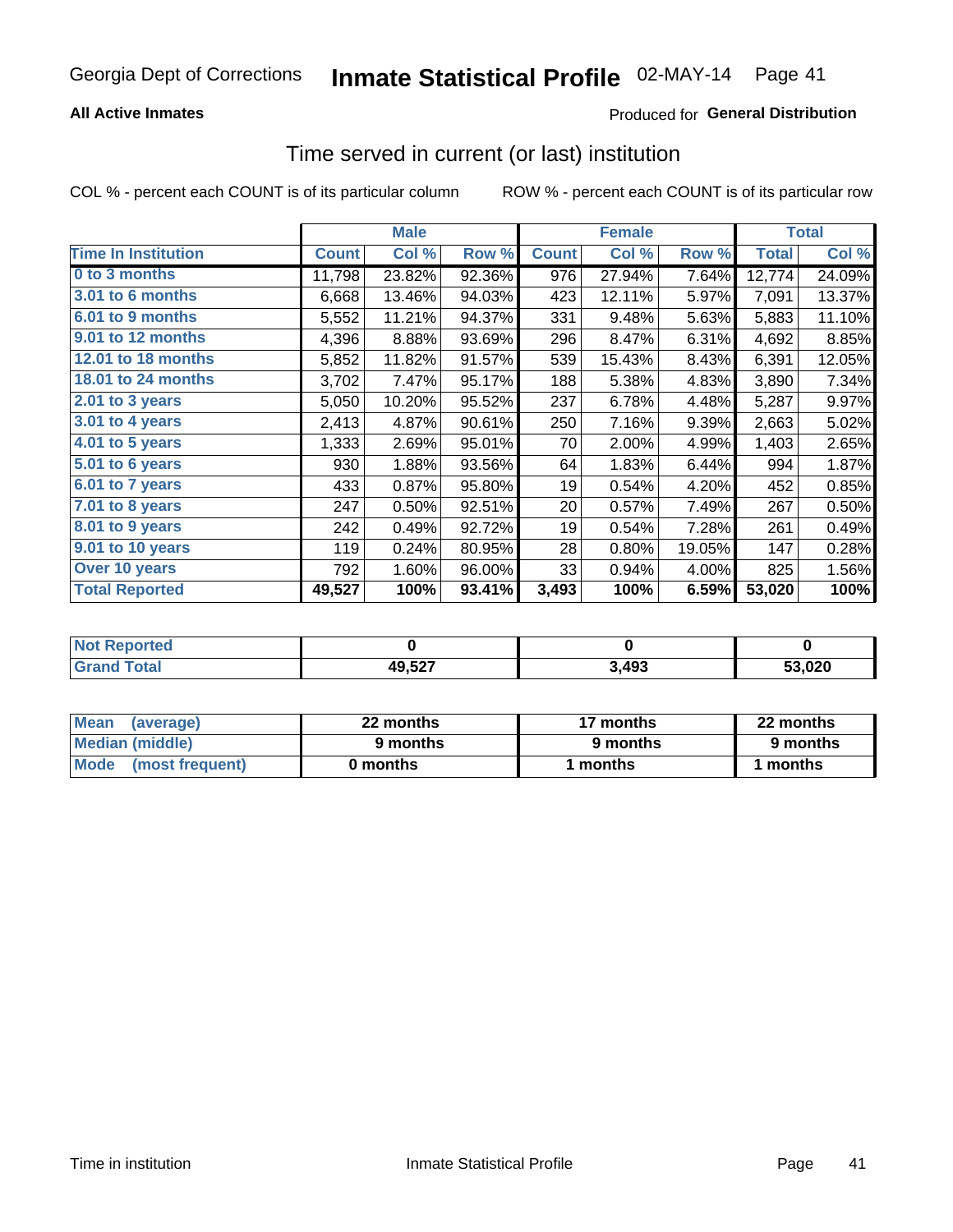Georgia Dept of Corrections **Inmate Statistical Profile** 02-MAY-14

**All Active Inmates**

Produced for **General Distribution**

## Time served in current (or last) institution

COL % - percent each COUNT is of its particular column

ROW % - percent each COUNT is of its particular row

| | Male | | | Female | | | Total | |
|---|---|---|---|---|---|---|---|---|
| **Time In Institution** | **Count** | **Col %** | **Row %** | **Count** | **Col %** | **Row %** | **Total** | **Col %** |
| **0 to 3 months** | 11,798 | 23.82% | 92.36% | 976 | 27.94% | 7.64% | 12,774 | 24.09% |
| **3.01 to 6 months** | 6,668 | 13.46% | 94.03% | 423 | 12.11% | 5.97% | 7,091 | 13.37% |
| **6.01 to 9 months** | 5,552 | 11.21% | 94.37% | 331 | 9.48% | 5.63% | 5,883 | 11.10% |
| **9.01 to 12 months** | 4,396 | 8.88% | 93.69% | 296 | 8.47% | 6.31% | 4,692 | 8.85% |
| **12.01 to 18 months** | 5,852 | 11.82% | 91.57% | 539 | 15.43% | 8.43% | 6,391 | 12.05% |
| **18.01 to 24 months** | 3,702 | 7.47% | 95.17% | 188 | 5.38% | 4.83% | 3,890 | 7.34% |
| **2.01 to 3 years** | 5,050 | 10.20% | 95.52% | 237 | 6.78% | 4.48% | 5,287 | 9.97% |
| **3.01 to 4 years** | 2,413 | 4.87% | 90.61% | 250 | 7.16% | 9.39% | 2,663 | 5.02% |
| **4.01 to 5 years** | 1,333 | 2.69% | 95.01% | 70 | 2.00% | 4.99% | 1,403 | 2.65% |
| **5.01 to 6 years** | 930 | 1.88% | 93.56% | 64 | 1.83% | 6.44% | 994 | 1.87% |
| **6.01 to 7 years** | 433 | 0.87% | 95.80% | 19 | 0.54% | 4.20% | 452 | 0.85% |
| **7.01 to 8 years** | 247 | 0.50% | 92.51% | 20 | 0.57% | 7.49% | 267 | 0.50% |
| **8.01 to 9 years** | 242 | 0.49% | 92.72% | 19 | 0.54% | 7.28% | 261 | 0.49% |
| **9.01 to 10 years** | 119 | 0.24% | 80.95% | 28 | 0.80% | 19.05% | 147 | 0.28% |
| **Over 10 years** | 792 | 1.60% | 96.00% | 33 | 0.94% | 4.00% | 825 | 1.56% |
| **Total Reported** | **49,527** | **100%** | **93.41%** | **3,493** | **100%** | **6.59%** | **53,020** | **100%** |

| | Male | Female | Total |
|---|---|---|---|
| **Not Reported** | **0** | **0** | **0** |
| **Grand Total** | **49,527** | **3,493** | **53,020** |

| | Male | Female | Total |
|---|---|---|---|
| **Mean (average)** | **22 months** | **17 months** | **22 months** |
| **Median (middle)** | **9 months** | **9 months** | **9 months** |
| **Mode (most frequent)** | **0 months** | **1 months** | **1 months** |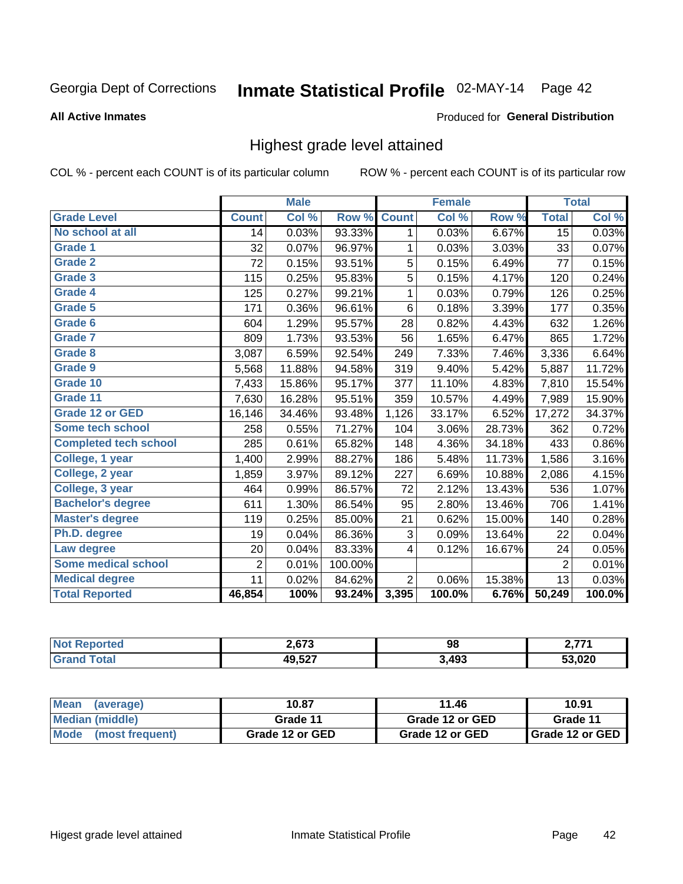Georgia Dept of Corrections **Inmate Statistical Profile** 02-MAY-14

**All Active Inmates**

Produced for **General Distribution**

## Highest grade level attained

COL % - percent each COUNT is of its particular column

ROW % - percent each COUNT is of its particular row

| | Male | | | Female | | | Total | |
|---|---|---|---|---|---|---|---|---|
| **Grade Level** | **Count** | **Col %** | **Row %** | **Count** | **Col %** | **Row %** | **Total** | **Col %** |
| No school at all | 14 | 0.03% | 93.33% | 1 | 0.03% | 6.67% | 15 | 0.03% |
| Grade 1 | 32 | 0.07% | 96.97% | 1 | 0.03% | 3.03% | 33 | 0.07% |
| Grade 2 | 72 | 0.15% | 93.51% | 5 | 0.15% | 6.49% | 77 | 0.15% |
| Grade 3 | 115 | 0.25% | 95.83% | 5 | 0.15% | 4.17% | 120 | 0.24% |
| Grade 4 | 125 | 0.27% | 99.21% | 1 | 0.03% | 0.79% | 126 | 0.25% |
| Grade 5 | 171 | 0.36% | 96.61% | 6 | 0.18% | 3.39% | 177 | 0.35% |
| Grade 6 | 604 | 1.29% | 95.57% | 28 | 0.82% | 4.43% | 632 | 1.26% |
| Grade 7 | 809 | 1.73% | 93.53% | 56 | 1.65% | 6.47% | 865 | 1.72% |
| Grade 8 | 3,087 | 6.59% | 92.54% | 249 | 7.33% | 7.46% | 3,336 | 6.64% |
| Grade 9 | 5,568 | 11.88% | 94.58% | 319 | 9.40% | 5.42% | 5,887 | 11.72% |
| Grade 10 | 7,433 | 15.86% | 95.17% | 377 | 11.10% | 4.83% | 7,810 | 15.54% |
| Grade 11 | 7,630 | 16.28% | 95.51% | 359 | 10.57% | 4.49% | 7,989 | 15.90% |
| Grade 12 or GED | 16,146 | 34.46% | 93.48% | 1,126 | 33.17% | 6.52% | 17,272 | 34.37% |
| Some tech school | 258 | 0.55% | 71.27% | 104 | 3.06% | 28.73% | 362 | 0.72% |
| Completed tech school | 285 | 0.61% | 65.82% | 148 | 4.36% | 34.18% | 433 | 0.86% |
| College, 1 year | 1,400 | 2.99% | 88.27% | 186 | 5.48% | 11.73% | 1,586 | 3.16% |
| College, 2 year | 1,859 | 3.97% | 89.12% | 227 | 6.69% | 10.88% | 2,086 | 4.15% |
| College, 3 year | 464 | 0.99% | 86.57% | 72 | 2.12% | 13.43% | 536 | 1.07% |
| Bachelor's degree | 611 | 1.30% | 86.54% | 95 | 2.80% | 13.46% | 706 | 1.41% |
| Master's degree | 119 | 0.25% | 85.00% | 21 | 0.62% | 15.00% | 140 | 0.28% |
| Ph.D. degree | 19 | 0.04% | 86.36% | 3 | 0.09% | 13.64% | 22 | 0.04% |
| Law degree | 20 | 0.04% | 83.33% | 4 | 0.12% | 16.67% | 24 | 0.05% |
| Some medical school | 2 | 0.01% | 100.00% | | | | 2 | 0.01% |
| Medical degree | 11 | 0.02% | 84.62% | 2 | 0.06% | 15.38% | 13 | 0.03% |
| **Total Reported** | **46,854** | **100%** | **93.24%** | **3,395** | **100.0%** | **6.76%** | **50,249** | **100.0%** |

| | Male | Female | Total |
|---|---|---|---|
| Not Reported | 2,673 | 98 | 2,771 |
| Grand Total | 49,527 | 3,493 | 53,020 |

| | Male | Female | Total |
|---|---|---|---|
| Mean (average) | 10.87 | 11.46 | 10.91 |
| Median (middle) | Grade 11 | Grade 12 or GED | Grade 11 |
| Mode (most frequent) | Grade 12 or GED | Grade 12 or GED | Grade 12 or GED |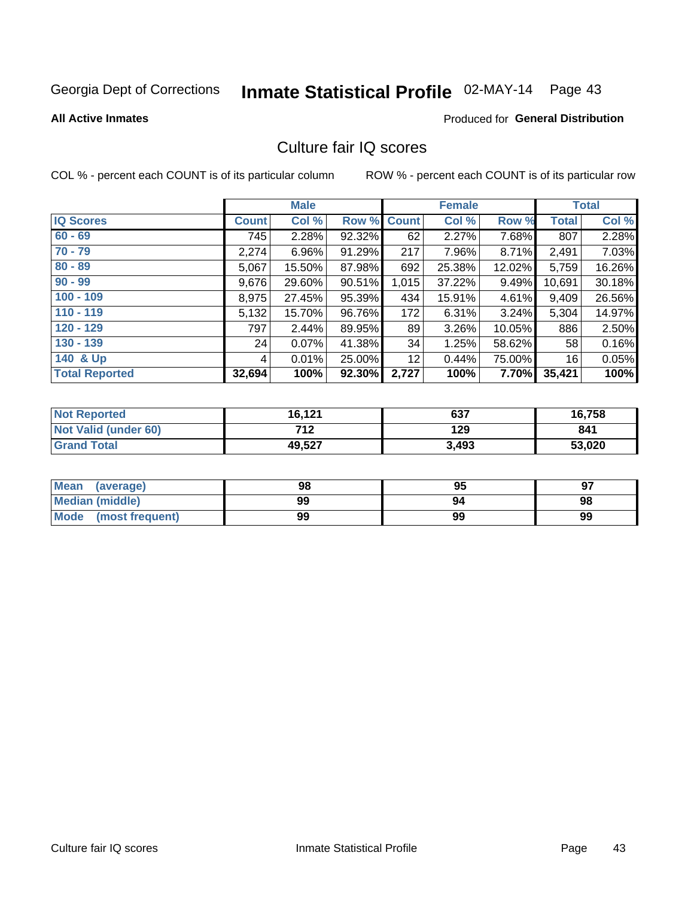Georgia Dept of Corrections **Inmate Statistical Profile** 02-MAY-14

**All Active Inmates**

Produced for **General Distribution**

## Culture fair IQ scores

COL % - percent each COUNT is of its particular column ROW % - percent each COUNT is of its particular row

| | Male | | | Female | | | Total | |
|---|---|---|---|---|---|---|---|---|
| **IQ Scores** | **Count** | **Col %** | **Row %** | **Count** | **Col %** | **Row %** | **Total** | **Col %** |
| **60 - 69** | 745 | 2.28% | 92.32% | 62 | 2.27% | 7.68% | 807 | 2.28% |
| **70 - 79** | 2,274 | 6.96% | 91.29% | 217 | 7.96% | 8.71% | 2,491 | 7.03% |
| **80 - 89** | 5,067 | 15.50% | 87.98% | 692 | 25.38% | 12.02% | 5,759 | 16.26% |
| **90 - 99** | 9,676 | 29.60% | 90.51% | 1,015 | 37.22% | 9.49% | 10,691 | 30.18% |
| **100 - 109** | 8,975 | 27.45% | 95.39% | 434 | 15.91% | 4.61% | 9,409 | 26.56% |
| **110 - 119** | 5,132 | 15.70% | 96.76% | 172 | 6.31% | 3.24% | 5,304 | 14.97% |
| **120 - 129** | 797 | 2.44% | 89.95% | 89 | 3.26% | 10.05% | 886 | 2.50% |
| **130 - 139** | 24 | 0.07% | 41.38% | 34 | 1.25% | 58.62% | 58 | 0.16% |
| **140 & Up** | 4 | 0.01% | 25.00% | 12 | 0.44% | 75.00% | 16 | 0.05% |
| **Total Reported** | **32,694** | **100%** | **92.30%** | **2,727** | **100%** | **7.70%** | **35,421** | **100%** |

| | Male | Female | Total |
|---|---|---|---|
| **Not Reported** | **16,121** | **637** | **16,758** |
| **Not Valid (under 60)** | **712** | **129** | **841** |
| **Grand Total** | **49,527** | **3,493** | **53,020** |

| | Male | Female | Total |
|---|---|---|---|
| **Mean (average)** | **98** | **95** | **97** |
| **Median (middle)** | **99** | **94** | **98** |
| **Mode (most frequent)** | **99** | **99** | **99** |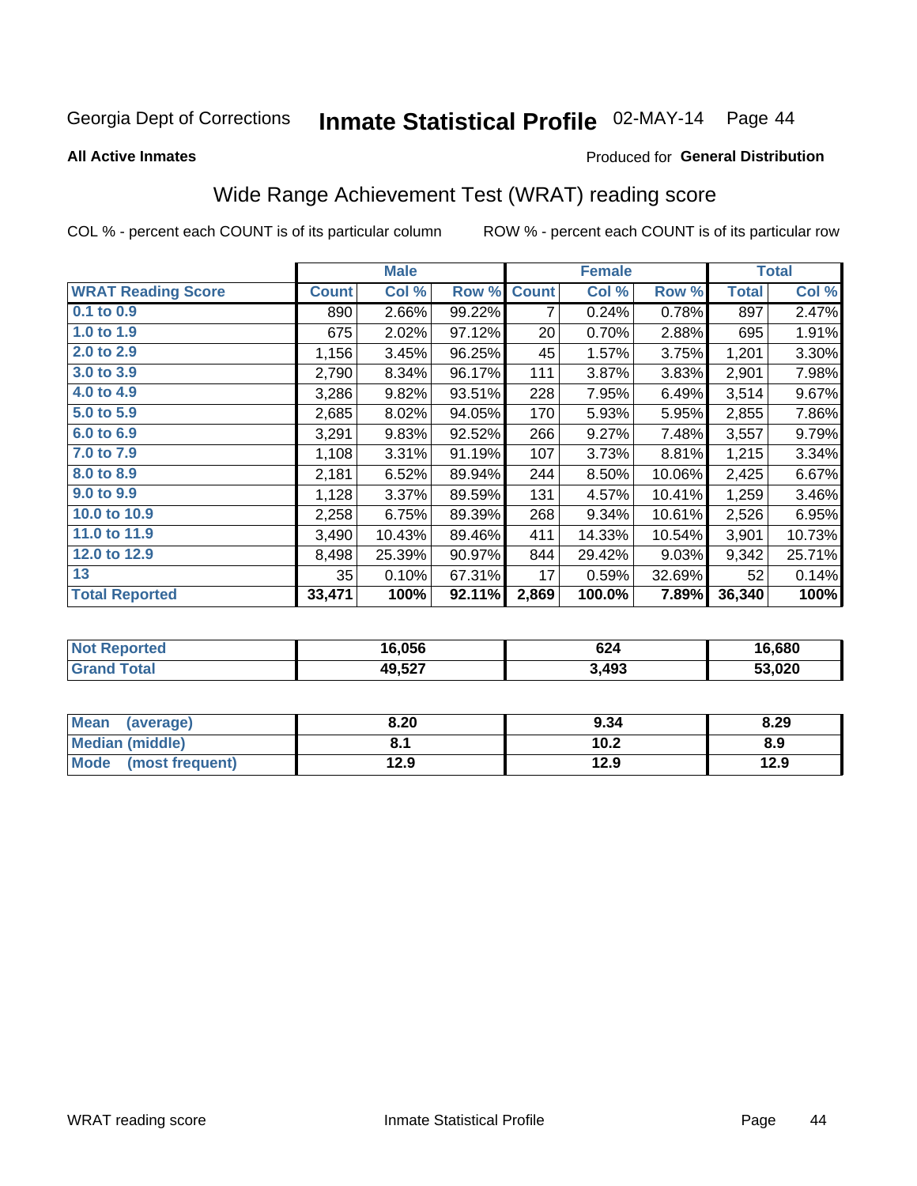Georgia Dept of Corrections **Inmate Statistical Profile** 02-MAY-14 Page 44

**All Active Inmates**

Produced for **General Distribution**

## Wide Range Achievement Test (WRAT) reading score

COL % - percent each COUNT is of its particular column ROW % - percent each COUNT is of its particular row

| | Male | | | Female | | | Total | |
|---|---|---|---|---|---|---|---|---|
| **WRAT Reading Score** | **Count** | **Col %** | **Row %** | **Count** | **Col %** | **Row %** | **Total** | **Col %** |
| 0.1 to 0.9 | 890 | 2.66% | 99.22% | 7 | 0.24% | 0.78% | 897 | 2.47% |
| 1.0 to 1.9 | 675 | 2.02% | 97.12% | 20 | 0.70% | 2.88% | 695 | 1.91% |
| 2.0 to 2.9 | 1,156 | 3.45% | 96.25% | 45 | 1.57% | 3.75% | 1,201 | 3.30% |
| 3.0 to 3.9 | 2,790 | 8.34% | 96.17% | 111 | 3.87% | 3.83% | 2,901 | 7.98% |
| 4.0 to 4.9 | 3,286 | 9.82% | 93.51% | 228 | 7.95% | 6.49% | 3,514 | 9.67% |
| 5.0 to 5.9 | 2,685 | 8.02% | 94.05% | 170 | 5.93% | 5.95% | 2,855 | 7.86% |
| 6.0 to 6.9 | 3,291 | 9.83% | 92.52% | 266 | 9.27% | 7.48% | 3,557 | 9.79% |
| 7.0 to 7.9 | 1,108 | 3.31% | 91.19% | 107 | 3.73% | 8.81% | 1,215 | 3.34% |
| 8.0 to 8.9 | 2,181 | 6.52% | 89.94% | 244 | 8.50% | 10.06% | 2,425 | 6.67% |
| 9.0 to 9.9 | 1,128 | 3.37% | 89.59% | 131 | 4.57% | 10.41% | 1,259 | 3.46% |
| 10.0 to 10.9 | 2,258 | 6.75% | 89.39% | 268 | 9.34% | 10.61% | 2,526 | 6.95% |
| 11.0 to 11.9 | 3,490 | 10.43% | 89.46% | 411 | 14.33% | 10.54% | 3,901 | 10.73% |
| 12.0 to 12.9 | 8,498 | 25.39% | 90.97% | 844 | 29.42% | 9.03% | 9,342 | 25.71% |
| 13 | 35 | 0.10% | 67.31% | 17 | 0.59% | 32.69% | 52 | 0.14% |
| **Total Reported** | **33,471** | **100%** | **92.11%** | **2,869** | **100.0%** | **7.89%** | **36,340** | **100%** |

| | Male | Female | Total |
|---|---|---|---|
| Not Reported | 16,056 | 624 | 16,680 |
| Grand Total | 49,527 | 3,493 | 53,020 |

| | Male | Female | Total |
|---|---|---|---|
| Mean (average) | 8.20 | 9.34 | 8.29 |
| Median (middle) | 8.1 | 10.2 | 8.9 |
| Mode (most frequent) | 12.9 | 12.9 | 12.9 |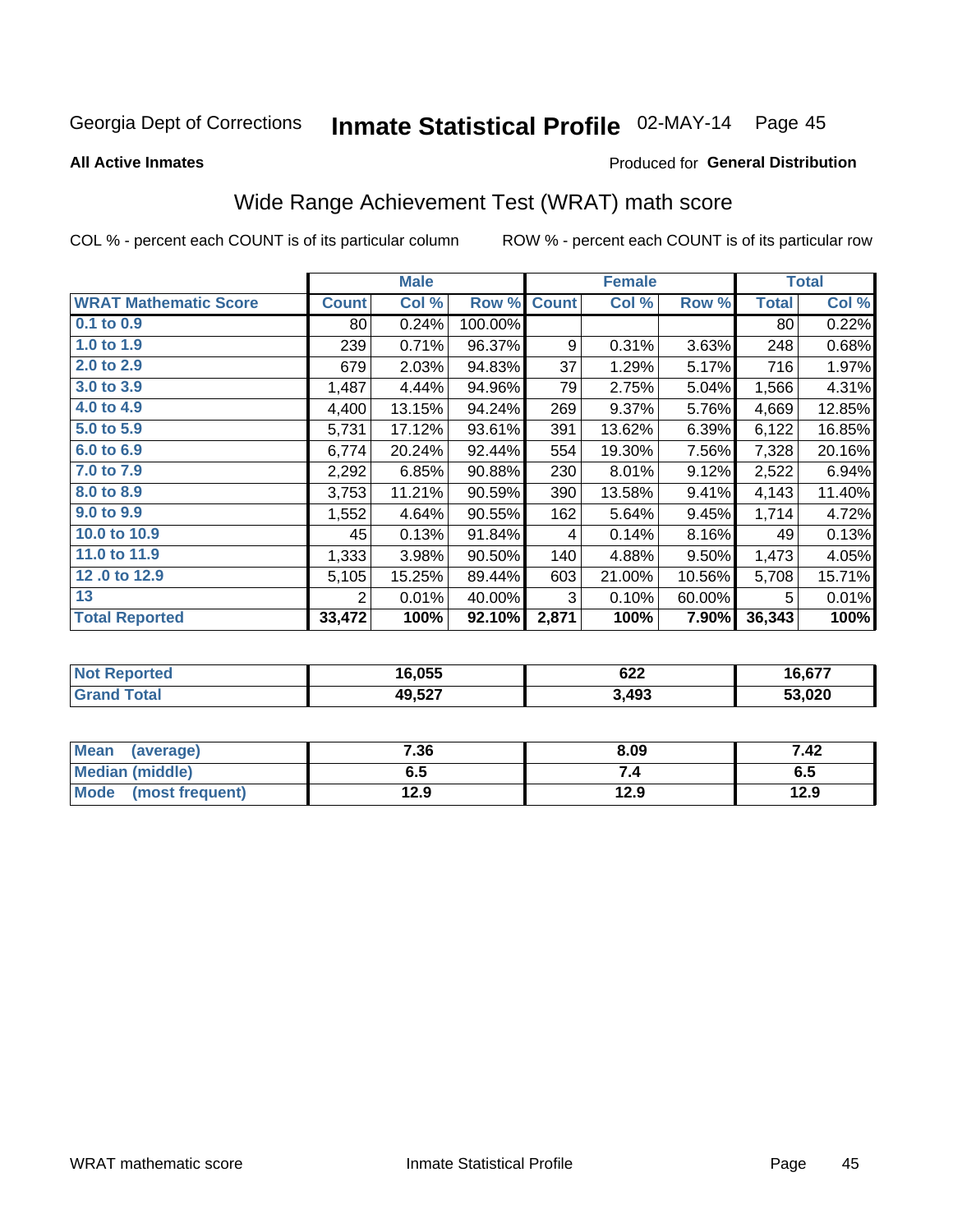Georgia Dept of Corrections **Inmate Statistical Profile** 02-MAY-14 Page 45

**All Active Inmates**

Produced for **General Distribution**

## Wide Range Achievement Test (WRAT) math score

COL % - percent each COUNT is of its particular column ROW % - percent each COUNT is of its particular row

| | Male | | | Female | | | Total | |
|---|---|---|---|---|---|---|---|---|
| **WRAT Mathematic Score** | **Count** | **Col %** | **Row %** | **Count** | **Col %** | **Row %** | **Total** | **Col %** |
| 0.1 to 0.9 | 80 | 0.24% | 100.00% | | | | 80 | 0.22% |
| 1.0 to 1.9 | 239 | 0.71% | 96.37% | 9 | 0.31% | 3.63% | 248 | 0.68% |
| 2.0 to 2.9 | 679 | 2.03% | 94.83% | 37 | 1.29% | 5.17% | 716 | 1.97% |
| 3.0 to 3.9 | 1,487 | 4.44% | 94.96% | 79 | 2.75% | 5.04% | 1,566 | 4.31% |
| 4.0 to 4.9 | 4,400 | 13.15% | 94.24% | 269 | 9.37% | 5.76% | 4,669 | 12.85% |
| 5.0 to 5.9 | 5,731 | 17.12% | 93.61% | 391 | 13.62% | 6.39% | 6,122 | 16.85% |
| 6.0 to 6.9 | 6,774 | 20.24% | 92.44% | 554 | 19.30% | 7.56% | 7,328 | 20.16% |
| 7.0 to 7.9 | 2,292 | 6.85% | 90.88% | 230 | 8.01% | 9.12% | 2,522 | 6.94% |
| 8.0 to 8.9 | 3,753 | 11.21% | 90.59% | 390 | 13.58% | 9.41% | 4,143 | 11.40% |
| 9.0 to 9.9 | 1,552 | 4.64% | 90.55% | 162 | 5.64% | 9.45% | 1,714 | 4.72% |
| 10.0 to 10.9 | 45 | 0.13% | 91.84% | 4 | 0.14% | 8.16% | 49 | 0.13% |
| 11.0 to 11.9 | 1,333 | 3.98% | 90.50% | 140 | 4.88% | 9.50% | 1,473 | 4.05% |
| 12 .0 to 12.9 | 5,105 | 15.25% | 89.44% | 603 | 21.00% | 10.56% | 5,708 | 15.71% |
| 13 | 2 | 0.01% | 40.00% | 3 | 0.10% | 60.00% | 5 | 0.01% |
| **Total Reported** | **33,472** | **100%** | **92.10%** | **2,871** | **100%** | **7.90%** | **36,343** | **100%** |

| | Male | Female | Total |
|---|---|---|---|
| Not Reported | 16,055 | 622 | 16,677 |
| Grand Total | 49,527 | 3,493 | 53,020 |

| | Male | Female | Total |
|---|---|---|---|
| Mean (average) | 7.36 | 8.09 | 7.42 |
| Median (middle) | 6.5 | 7.4 | 6.5 |
| Mode (most frequent) | 12.9 | 12.9 | 12.9 |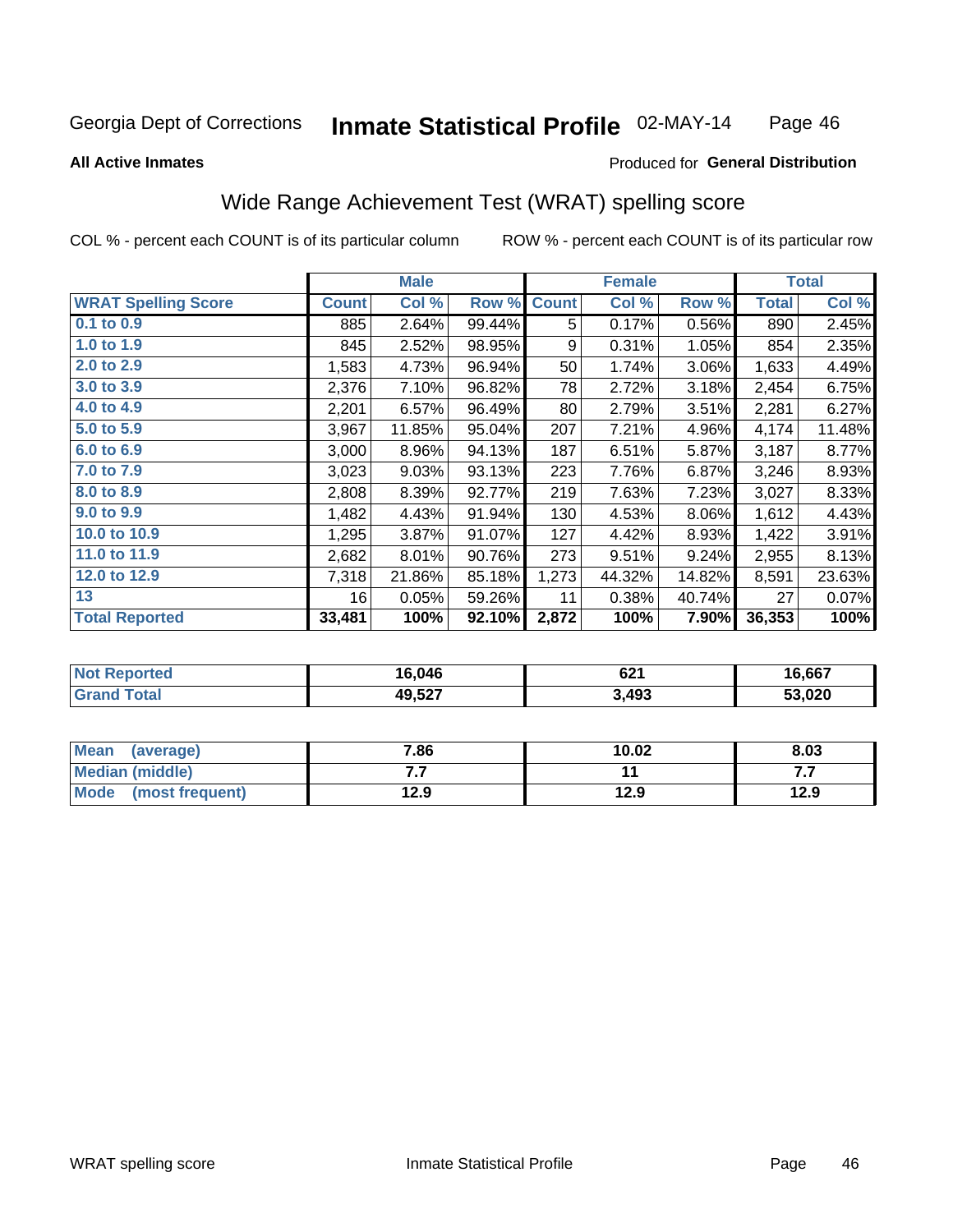Georgia Dept of Corrections **Inmate Statistical Profile** 02-MAY-14

**All Active Inmates**

Produced for **General Distribution**

## Wide Range Achievement Test (WRAT) spelling score

COL % - percent each COUNT is of its particular column ROW % - percent each COUNT is of its particular row

| | Male | | | Female | | | Total | |
|---|---|---|---|---|---|---|---|---|
| **WRAT Spelling Score** | **Count** | **Col %** | **Row %** | **Count** | **Col %** | **Row %** | **Total** | **Col %** |
| 0.1 to 0.9 | 885 | 2.64% | 99.44% | 5 | 0.17% | 0.56% | 890 | 2.45% |
| 1.0 to 1.9 | 845 | 2.52% | 98.95% | 9 | 0.31% | 1.05% | 854 | 2.35% |
| 2.0 to 2.9 | 1,583 | 4.73% | 96.94% | 50 | 1.74% | 3.06% | 1,633 | 4.49% |
| 3.0 to 3.9 | 2,376 | 7.10% | 96.82% | 78 | 2.72% | 3.18% | 2,454 | 6.75% |
| 4.0 to 4.9 | 2,201 | 6.57% | 96.49% | 80 | 2.79% | 3.51% | 2,281 | 6.27% |
| 5.0 to 5.9 | 3,967 | 11.85% | 95.04% | 207 | 7.21% | 4.96% | 4,174 | 11.48% |
| 6.0 to 6.9 | 3,000 | 8.96% | 94.13% | 187 | 6.51% | 5.87% | 3,187 | 8.77% |
| 7.0 to 7.9 | 3,023 | 9.03% | 93.13% | 223 | 7.76% | 6.87% | 3,246 | 8.93% |
| 8.0 to 8.9 | 2,808 | 8.39% | 92.77% | 219 | 7.63% | 7.23% | 3,027 | 8.33% |
| 9.0 to 9.9 | 1,482 | 4.43% | 91.94% | 130 | 4.53% | 8.06% | 1,612 | 4.43% |
| 10.0 to 10.9 | 1,295 | 3.87% | 91.07% | 127 | 4.42% | 8.93% | 1,422 | 3.91% |
| 11.0 to 11.9 | 2,682 | 8.01% | 90.76% | 273 | 9.51% | 9.24% | 2,955 | 8.13% |
| 12.0 to 12.9 | 7,318 | 21.86% | 85.18% | 1,273 | 44.32% | 14.82% | 8,591 | 23.63% |
| 13 | 16 | 0.05% | 59.26% | 11 | 0.38% | 40.74% | 27 | 0.07% |
| **Total Reported** | **33,481** | **100%** | **92.10%** | **2,872** | **100%** | **7.90%** | **36,353** | **100%** |

| | Male | Female | Total |
|---|---|---|---|
| Not Reported | 16,046 | 621 | 16,667 |
| Grand Total | 49,527 | 3,493 | 53,020 |

| | Male | Female | Total |
|---|---|---|---|
| Mean (average) | 7.86 | 10.02 | 8.03 |
| Median (middle) | 7.7 | 11 | 7.7 |
| Mode (most frequent) | 12.9 | 12.9 | 12.9 |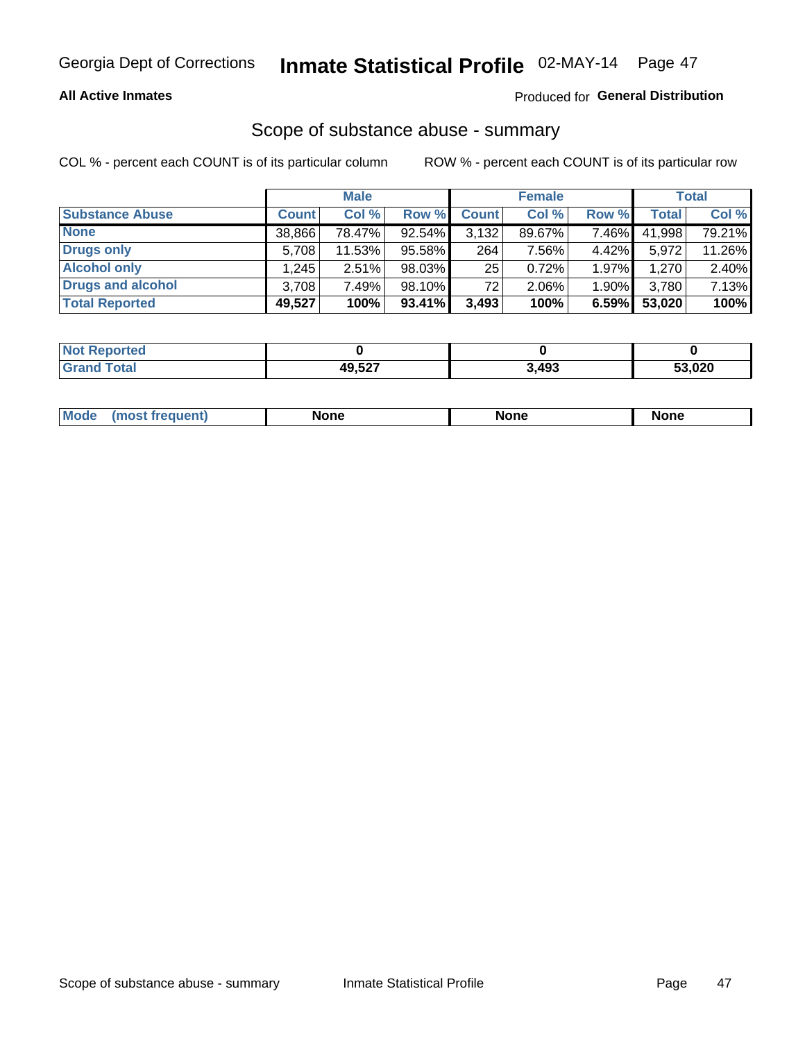Georgia Dept of Corrections **Inmate Statistical Profile** 02-MAY-14

**All Active Inmates**

Produced for **General Distribution**

## Scope of substance abuse - summary

COL % - percent each COUNT is of its particular column

ROW % - percent each COUNT is of its particular row

| | Male | | | Female | | | Total | |
|---|---|---|---|---|---|---|---|---|
| **Substance Abuse** | **Count** | **Col %** | **Row %** | **Count** | **Col %** | **Row %** | **Total** | **Col %** |
| **None** | 38,866 | 78.47% | 92.54% | 3,132 | 89.67% | 7.46% | 41,998 | 79.21% |
| **Drugs only** | 5,708 | 11.53% | 95.58% | 264 | 7.56% | 4.42% | 5,972 | 11.26% |
| **Alcohol only** | 1,245 | 2.51% | 98.03% | 25 | 0.72% | 1.97% | 1,270 | 2.40% |
| **Drugs and alcohol** | 3,708 | 7.49% | 98.10% | 72 | 2.06% | 1.90% | 3,780 | 7.13% |
| **Total Reported** | **49,527** | **100%** | **93.41%** | **3,493** | **100%** | **6.59%** | **53,020** | **100%** |

| | Male | Female | Total |
|---|---|---|---|
| **Not Reported** | **0** | **0** | **0** |
| **Grand Total** | **49,527** | **3,493** | **53,020** |

| | Male | Female | Total |
|---|---|---|---|
| **Mode (most frequent)** | **None** | **None** | **None** |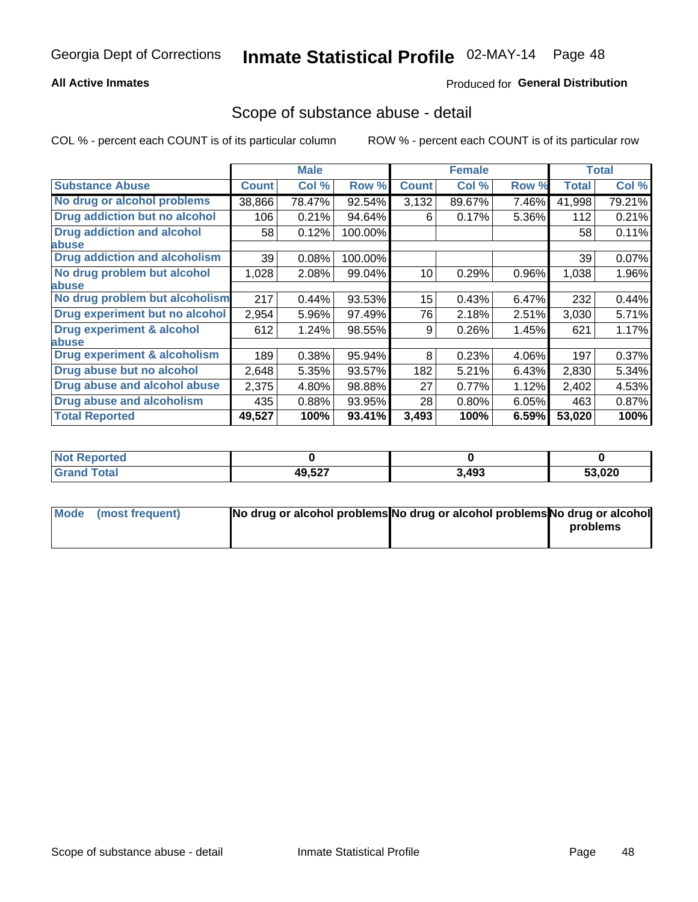Georgia Dept of Corrections **Inmate Statistical Profile** 02-MAY-14

**All Active Inmates**

Produced for **General Distribution**

## Scope of substance abuse - detail

COL % - percent each COUNT is of its particular column ROW % - percent each COUNT is of its particular row

| | Male | | | Female | | | Total | |
|---|---|---|---|---|---|---|---|---|
| **Substance Abuse** | **Count** | **Col %** | **Row %** | **Count** | **Col %** | **Row %** | **Total** | **Col %** |
| **No drug or alcohol problems** | 38,866 | 78.47% | 92.54% | 3,132 | 89.67% | 7.46% | 41,998 | 79.21% |
| **Drug addiction but no alcohol** | 106 | 0.21% | 94.64% | 6 | 0.17% | 5.36% | 112 | 0.21% |
| **Drug addiction and alcohol abuse** | 58 | 0.12% | 100.00% | | | | 58 | 0.11% |
| **Drug addiction and alcoholism** | 39 | 0.08% | 100.00% | | | | 39 | 0.07% |
| **No drug problem but alcohol abuse** | 1,028 | 2.08% | 99.04% | 10 | 0.29% | 0.96% | 1,038 | 1.96% |
| **No drug problem but alcoholism** | 217 | 0.44% | 93.53% | 15 | 0.43% | 6.47% | 232 | 0.44% |
| **Drug experiment but no alcohol** | 2,954 | 5.96% | 97.49% | 76 | 2.18% | 2.51% | 3,030 | 5.71% |
| **Drug experiment & alcohol abuse** | 612 | 1.24% | 98.55% | 9 | 0.26% | 1.45% | 621 | 1.17% |
| **Drug experiment & alcoholism** | 189 | 0.38% | 95.94% | 8 | 0.23% | 4.06% | 197 | 0.37% |
| **Drug abuse but no alcohol** | 2,648 | 5.35% | 93.57% | 182 | 5.21% | 6.43% | 2,830 | 5.34% |
| **Drug abuse and alcohol abuse** | 2,375 | 4.80% | 98.88% | 27 | 0.77% | 1.12% | 2,402 | 4.53% |
| **Drug abuse and alcoholism** | 435 | 0.88% | 93.95% | 28 | 0.80% | 6.05% | 463 | 0.87% |
| **Total Reported** | **49,527** | **100%** | **93.41%** | **3,493** | **100%** | **6.59%** | **53,020** | **100%** |

| | Male | Female | Total |
|---|---|---|---|
| **Not Reported** | **0** | **0** | **0** |
| **Grand Total** | **49,527** | **3,493** | **53,020** |

| | Male | Female | Total |
|---|---|---|---|
| **Mode (most frequent)** | **No drug or alcohol problems** | **No drug or alcohol problems** | **No drug or alcohol problems** |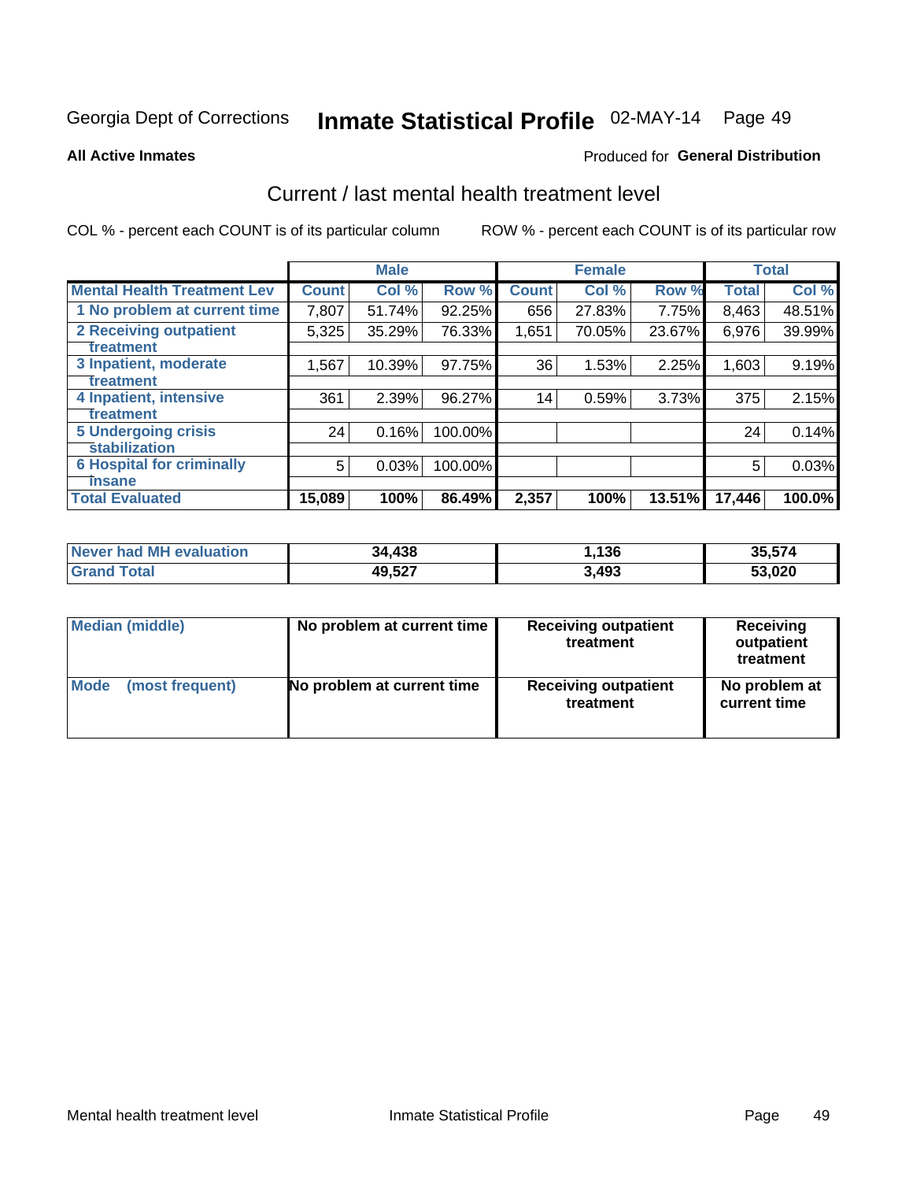Georgia Dept of Corrections **Inmate Statistical Profile** 02-MAY-14

**All Active Inmates**

Produced for **General Distribution**

## Current / last mental health treatment level

COL % - percent each COUNT is of its particular column ROW % - percent each COUNT is of its particular row

| | Male | | | Female | | | Total | |
|---|---|---|---|---|---|---|---|---|
| **Mental Health Treatment Lev** | **Count** | **Col %** | **Row %** | **Count** | **Col %** | **Row %** | **Total** | **Col %** |
| 1 No problem at current time | 7,807 | 51.74% | 92.25% | 656 | 27.83% | 7.75% | 8,463 | 48.51% |
| 2 Receiving outpatient treatment | 5,325 | 35.29% | 76.33% | 1,651 | 70.05% | 23.67% | 6,976 | 39.99% |
| 3 Inpatient, moderate treatment | 1,567 | 10.39% | 97.75% | 36 | 1.53% | 2.25% | 1,603 | 9.19% |
| 4 Inpatient, intensive treatment | 361 | 2.39% | 96.27% | 14 | 0.59% | 3.73% | 375 | 2.15% |
| 5 Undergoing crisis stabilization | 24 | 0.16% | 100.00% | | | | 24 | 0.14% |
| 6 Hospital for criminally insane | 5 | 0.03% | 100.00% | | | | 5 | 0.03% |
| **Total Evaluated** | **15,089** | **100%** | **86.49%** | **2,357** | **100%** | **13.51%** | **17,446** | **100.0%** |

| | Male | Female | Total |
|---|---|---|---|
| **Never had MH evaluation** | **34,438** | **1,136** | **35,574** |
| **Grand Total** | **49,527** | **3,493** | **53,020** |

| | Male | Female | Total |
|---|---|---|---|
| **Median (middle)** | **No problem at current time** | **Receiving outpatient treatment** | **Receiving outpatient treatment** |
| **Mode (most frequent)** | **No problem at current time** | **Receiving outpatient treatment** | **No problem at current time** |

Mental health treatment level Inmate Statistical Profile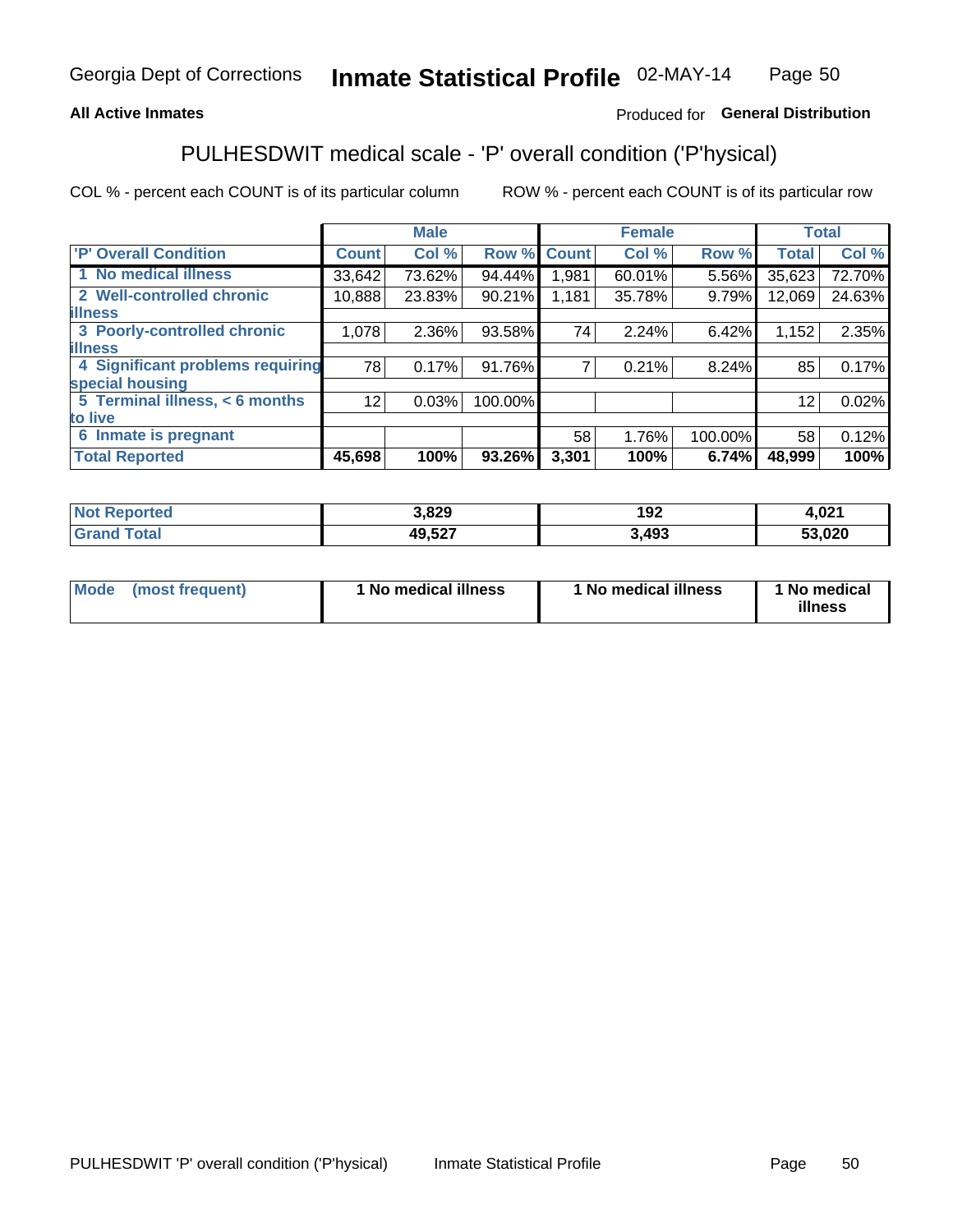Georgia Dept of Corrections **Inmate Statistical Profile** 02-MAY-14

**All Active Inmates**

Produced for **General Distribution**

## PULHESDWIT medical scale - 'P' overall condition ('P'hysical)

COL % - percent each COUNT is of its particular column

ROW % - percent each COUNT is of its particular row

| | Male | | | Female | | | Total | |
|---|---|---|---|---|---|---|---|---|
| **'P' Overall Condition** | **Count** | **Col %** | **Row %** | **Count** | **Col %** | **Row %** | **Total** | **Col %** |
| **1 No medical illness** | 33,642 | 73.62% | 94.44% | 1,981 | 60.01% | 5.56% | 35,623 | 72.70% |
| **2 Well-controlled chronic illness** | 10,888 | 23.83% | 90.21% | 1,181 | 35.78% | 9.79% | 12,069 | 24.63% |
| **3 Poorly-controlled chronic illness** | 1,078 | 2.36% | 93.58% | 74 | 2.24% | 6.42% | 1,152 | 2.35% |
| **4 Significant problems requiring special housing** | 78 | 0.17% | 91.76% | 7 | 0.21% | 8.24% | 85 | 0.17% |
| **5 Terminal illness, < 6 months to live** | 12 | 0.03% | 100.00% | | | | 12 | 0.02% |
| **6 Inmate is pregnant** | | | | 58 | 1.76% | 100.00% | 58 | 0.12% |
| **Total Reported** | **45,698** | **100%** | **93.26%** | **3,301** | **100%** | **6.74%** | **48,999** | **100%** |

| | Male | Female | Total |
|---|---|---|---|
| **Not Reported** | **3,829** | **192** | **4,021** |
| **Grand Total** | **49,527** | **3,493** | **53,020** |

| | Male | Female | Total |
|---|---|---|---|
| **Mode (most frequent)** | **1 No medical illness** | **1 No medical illness** | **1 No medical illness** |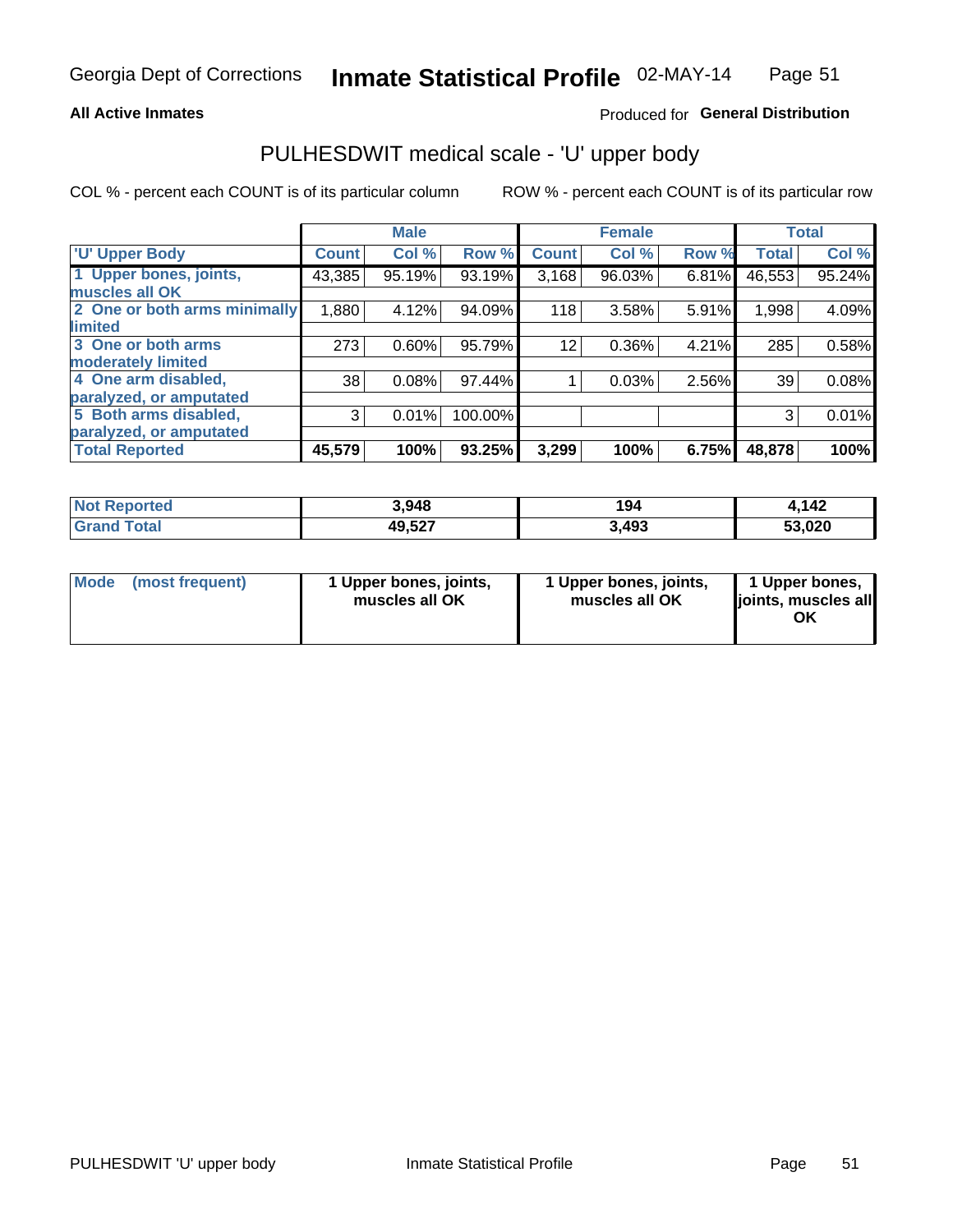**All Active Inmates**

Produced for **General Distribution**

## PULHESDWIT medical scale - 'U' upper body

COL % - percent each COUNT is of its particular column

ROW % - percent each COUNT is of its particular row

| | Male | | | Female | | | Total | |
|---|---|---|---|---|---|---|---|---|
| 'U' Upper Body | Count | Col % | Row % | Count | Col % | Row % | Total | Col % |
| 1 Upper bones, joints, muscles all OK | 43,385 | 95.19% | 93.19% | 3,168 | 96.03% | 6.81% | 46,553 | 95.24% |
| 2 One or both arms minimally limited | 1,880 | 4.12% | 94.09% | 118 | 3.58% | 5.91% | 1,998 | 4.09% |
| 3 One or both arms moderately limited | 273 | 0.60% | 95.79% | 12 | 0.36% | 4.21% | 285 | 0.58% |
| 4 One arm disabled, paralyzed, or amputated | 38 | 0.08% | 97.44% | 1 | 0.03% | 2.56% | 39 | 0.08% |
| 5 Both arms disabled, paralyzed, or amputated | 3 | 0.01% | 100.00% | | | | 3 | 0.01% |
| **Total Reported** | **45,579** | **100%** | **93.25%** | **3,299** | **100%** | **6.75%** | **48,878** | **100%** |

| | Male | Female | Total |
|---|---|---|---|
| Not Reported | 3,948 | 194 | 4,142 |
| Grand Total | 49,527 | 3,493 | 53,020 |

| | Male | Female | Total |
|---|---|---|---|
| Mode (most frequent) | 1 Upper bones, joints, muscles all OK | 1 Upper bones, joints, muscles all OK | 1 Upper bones, joints, muscles all OK |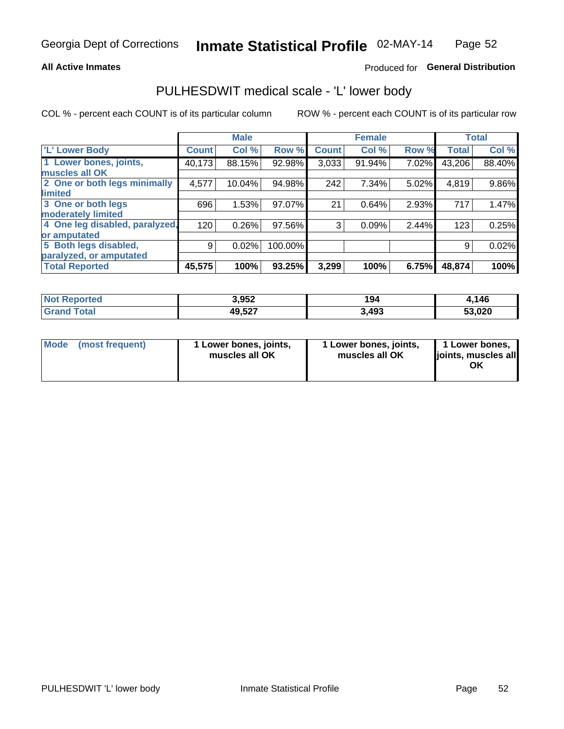Georgia Dept of Corrections **Inmate Statistical Profile** 02-MAY-14

**All Active Inmates**

Produced for **General Distribution**

## PULHESDWIT medical scale - 'L' lower body

COL % - percent each COUNT is of its particular column

ROW % - percent each COUNT is of its particular row

| | Male | | | Female | | | Total | |
|---|---|---|---|---|---|---|---|---|
| 'L' Lower Body | Count | Col % | Row % | Count | Col % | Row % | Total | Col % |
| 1 Lower bones, joints, muscles all OK | 40,173 | 88.15% | 92.98% | 3,033 | 91.94% | 7.02% | 43,206 | 88.40% |
| 2 One or both legs minimally limited | 4,577 | 10.04% | 94.98% | 242 | 7.34% | 5.02% | 4,819 | 9.86% |
| 3 One or both legs moderately limited | 696 | 1.53% | 97.07% | 21 | 0.64% | 2.93% | 717 | 1.47% |
| 4 One leg disabled, paralyzed, or amputated | 120 | 0.26% | 97.56% | 3 | 0.09% | 2.44% | 123 | 0.25% |
| 5 Both legs disabled, paralyzed, or amputated | 9 | 0.02% | 100.00% | | | | 9 | 0.02% |
| **Total Reported** | **45,575** | **100%** | **93.25%** | **3,299** | **100%** | **6.75%** | **48,874** | **100%** |

| | Male | Female | Total |
|---|---|---|---|
| Not Reported | 3,952 | 194 | 4,146 |
| Grand Total | 49,527 | 3,493 | 53,020 |

| | Male | Female | Total |
|---|---|---|---|
| Mode (most frequent) | 1 Lower bones, joints, muscles all OK | 1 Lower bones, joints, muscles all OK | 1 Lower bones, joints, muscles all OK |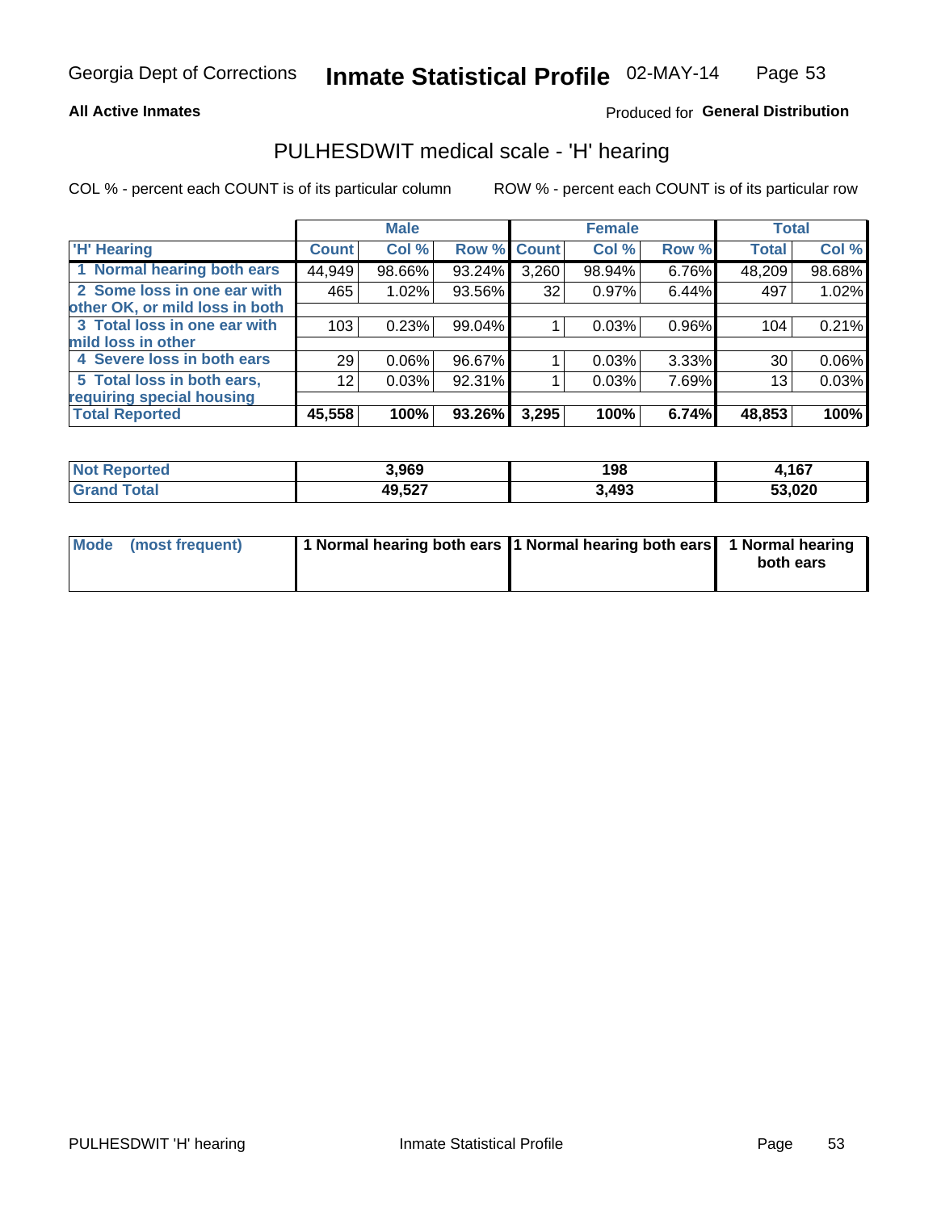Georgia Dept of Corrections **Inmate Statistical Profile** 02-MAY-14

**All Active Inmates**

Produced for **General Distribution**

## PULHESDWIT medical scale - 'H' hearing

COL % - percent each COUNT is of its particular column

ROW % - percent each COUNT is of its particular row

| | Male | | | Female | | | Total | |
|---|---|---|---|---|---|---|---|---|
| **'H' Hearing** | **Count** | **Col %** | **Row %** | **Count** | **Col %** | **Row %** | **Total** | **Col %** |
| 1 Normal hearing both ears | 44,949 | 98.66% | 93.24% | 3,260 | 98.94% | 6.76% | 48,209 | 98.68% |
| 2 Some loss in one ear with other OK, or mild loss in both | 465 | 1.02% | 93.56% | 32 | 0.97% | 6.44% | 497 | 1.02% |
| 3 Total loss in one ear with mild loss in other | 103 | 0.23% | 99.04% | 1 | 0.03% | 0.96% | 104 | 0.21% |
| 4 Severe loss in both ears | 29 | 0.06% | 96.67% | 1 | 0.03% | 3.33% | 30 | 0.06% |
| 5 Total loss in both ears, requiring special housing | 12 | 0.03% | 92.31% | 1 | 0.03% | 7.69% | 13 | 0.03% |
| **Total Reported** | **45,558** | **100%** | **93.26%** | **3,295** | **100%** | **6.74%** | **48,853** | **100%** |

| | Male | Female | Total |
|---|---|---|---|
| **Not Reported** | **3,969** | **198** | **4,167** |
| **Grand Total** | **49,527** | **3,493** | **53,020** |

| | Male | Female | Total |
|---|---|---|---|
| **Mode (most frequent)** | **1 Normal hearing both ears** | **1 Normal hearing both ears** | **1 Normal hearing both ears** |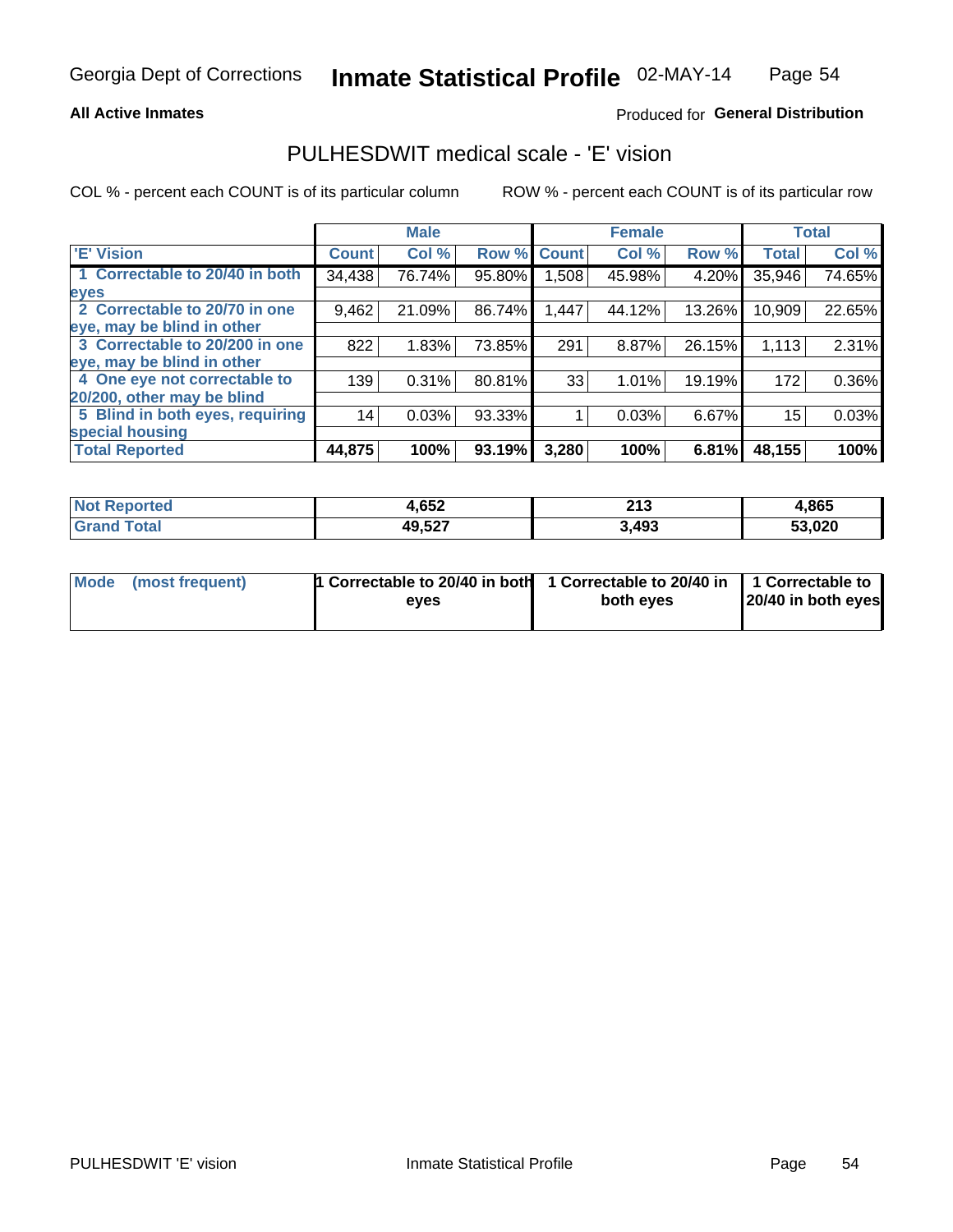Georgia Dept of Corrections **Inmate Statistical Profile** 02-MAY-14

**All Active Inmates**

Produced for **General Distribution**

## PULHESDWIT medical scale - 'E' vision

COL % - percent each COUNT is of its particular column

ROW % - percent each COUNT is of its particular row

| | Male | | | Female | | | Total | |
|---|---|---|---|---|---|---|---|---|
| 'E' Vision | Count | Col % | Row % | Count | Col % | Row % | Total | Col % |
| 1 Correctable to 20/40 in both eyes | 34,438 | 76.74% | 95.80% | 1,508 | 45.98% | 4.20% | 35,946 | 74.65% |
| 2 Correctable to 20/70 in one eye, may be blind in other | 9,462 | 21.09% | 86.74% | 1,447 | 44.12% | 13.26% | 10,909 | 22.65% |
| 3 Correctable to 20/200 in one eye, may be blind in other | 822 | 1.83% | 73.85% | 291 | 8.87% | 26.15% | 1,113 | 2.31% |
| 4 One eye not correctable to 20/200, other may be blind | 139 | 0.31% | 80.81% | 33 | 1.01% | 19.19% | 172 | 0.36% |
| 5 Blind in both eyes, requiring special housing | 14 | 0.03% | 93.33% | 1 | 0.03% | 6.67% | 15 | 0.03% |
| **Total Reported** | **44,875** | **100%** | **93.19%** | **3,280** | **100%** | **6.81%** | **48,155** | **100%** |

| | Male | Female | Total |
|---|---|---|---|
| **Not Reported** | **4,652** | **213** | **4,865** |
| **Grand Total** | **49,527** | **3,493** | **53,020** |

| | Male | Female | Total |
|---|---|---|---|
| **Mode (most frequent)** | **1 Correctable to 20/40 in both eyes** | **1 Correctable to 20/40 in both eyes** | **1 Correctable to 20/40 in both eyes** |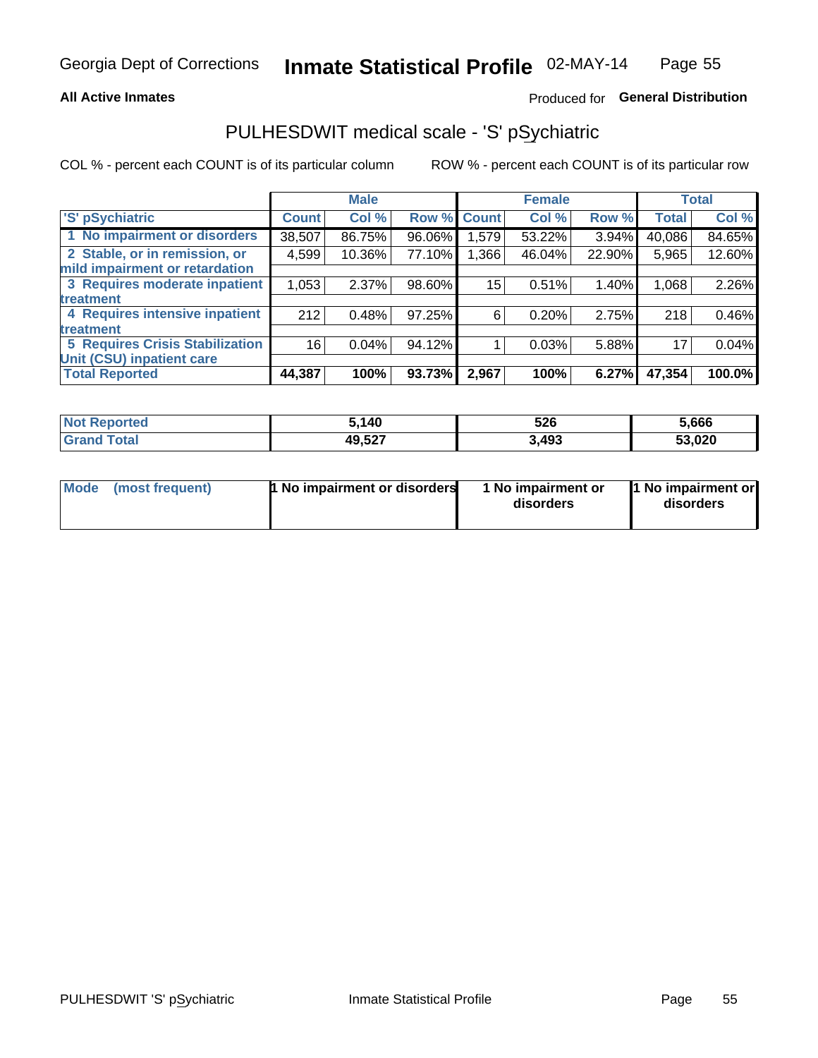Georgia Dept of Corrections **Inmate Statistical Profile** 02-MAY-14

**All Active Inmates**

Produced for **General Distribution**

## PULHESDWIT medical scale - 'S' pSychiatric

COL % - percent each COUNT is of its particular column

ROW % - percent each COUNT is of its particular row

| | Male | | | Female | | | Total | |
|---|---|---|---|---|---|---|---|---|
| 'S' pSychiatric | Count | Col % | Row % | Count | Col % | Row % | Total | Col % |
| 1 No impairment or disorders | 38,507 | 86.75% | 96.06% | 1,579 | 53.22% | 3.94% | 40,086 | 84.65% |
| 2 Stable, or in remission, or mild impairment or retardation | 4,599 | 10.36% | 77.10% | 1,366 | 46.04% | 22.90% | 5,965 | 12.60% |
| 3 Requires moderate inpatient treatment | 1,053 | 2.37% | 98.60% | 15 | 0.51% | 1.40% | 1,068 | 2.26% |
| 4 Requires intensive inpatient treatment | 212 | 0.48% | 97.25% | 6 | 0.20% | 2.75% | 218 | 0.46% |
| 5 Requires Crisis Stabilization Unit (CSU) inpatient care | 16 | 0.04% | 94.12% | 1 | 0.03% | 5.88% | 17 | 0.04% |
| **Total Reported** | **44,387** | **100%** | **93.73%** | **2,967** | **100%** | **6.27%** | **47,354** | **100.0%** |

| | Male | Female | Total |
|---|---|---|---|
| Not Reported | 5,140 | 526 | 5,666 |
| Grand Total | 49,527 | 3,493 | 53,020 |

| | Male | Female | Total |
|---|---|---|---|
| Mode (most frequent) | 1 No impairment or disorders | 1 No impairment or disorders | 1 No impairment or disorders |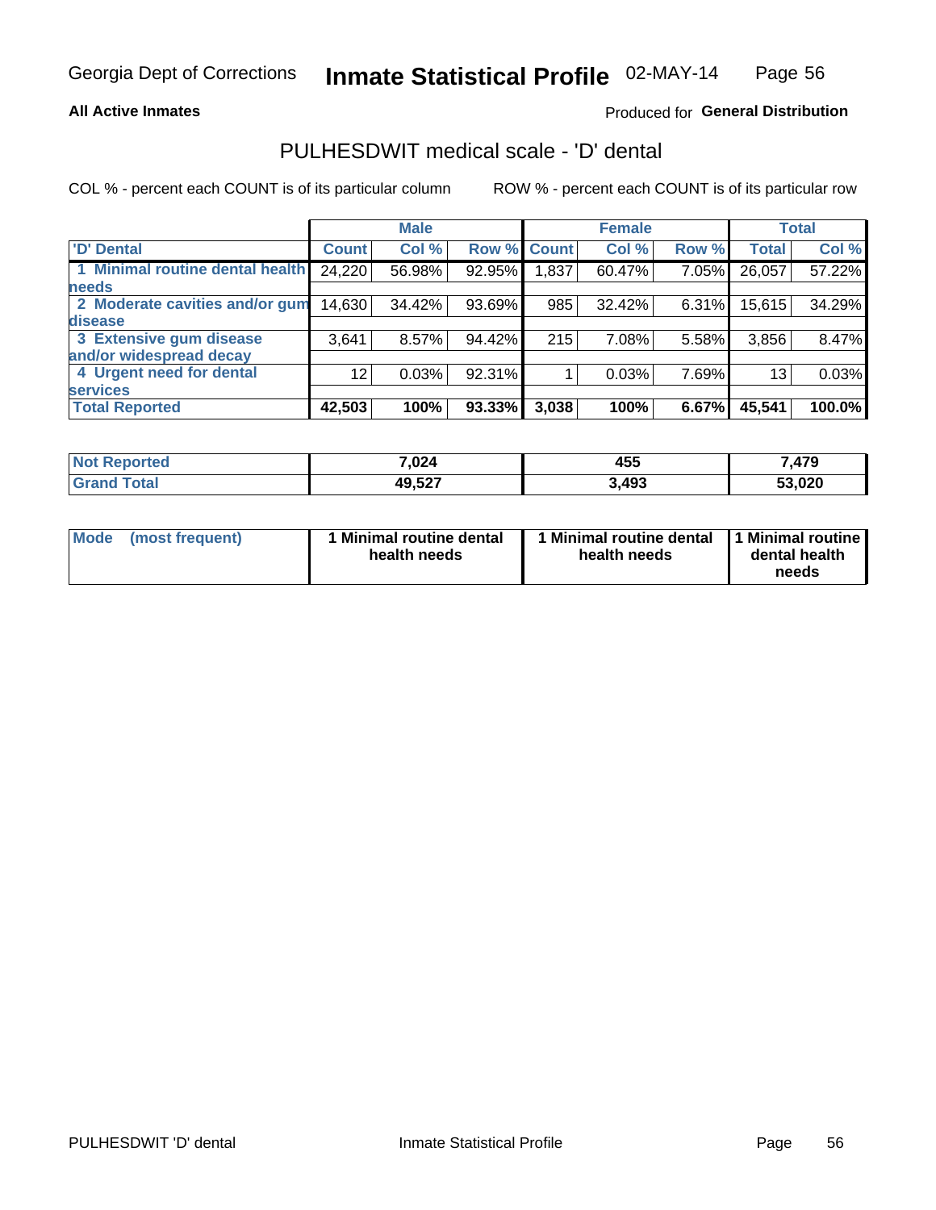Georgia Dept of Corrections **Inmate Statistical Profile** 02-MAY-14

**All Active Inmates**

Produced for **General Distribution**

## PULHESDWIT medical scale - 'D' dental

COL % - percent each COUNT is of its particular column ROW % - percent each COUNT is of its particular row

| | Male | | | Female | | | Total | |
|---|---|---|---|---|---|---|---|---|
| 'D' Dental | Count | Col % | Row % | Count | Col % | Row % | Total | Col % |
| 1 Minimal routine dental health needs | 24,220 | 56.98% | 92.95% | 1,837 | 60.47% | 7.05% | 26,057 | 57.22% |
| 2 Moderate cavities and/or gum disease | 14,630 | 34.42% | 93.69% | 985 | 32.42% | 6.31% | 15,615 | 34.29% |
| 3 Extensive gum disease and/or widespread decay | 3,641 | 8.57% | 94.42% | 215 | 7.08% | 5.58% | 3,856 | 8.47% |
| 4 Urgent need for dental services | 12 | 0.03% | 92.31% | 1 | 0.03% | 7.69% | 13 | 0.03% |
| **Total Reported** | **42,503** | **100%** | **93.33%** | **3,038** | **100%** | **6.67%** | **45,541** | **100.0%** |

| | Male | Female | Total |
|---|---|---|---|
| Not Reported | 7,024 | 455 | 7,479 |
| Grand Total | 49,527 | 3,493 | 53,020 |

| | Male | Female | Total |
|---|---|---|---|
| Mode (most frequent) | 1 Minimal routine dental health needs | 1 Minimal routine dental health needs | 1 Minimal routine dental health needs |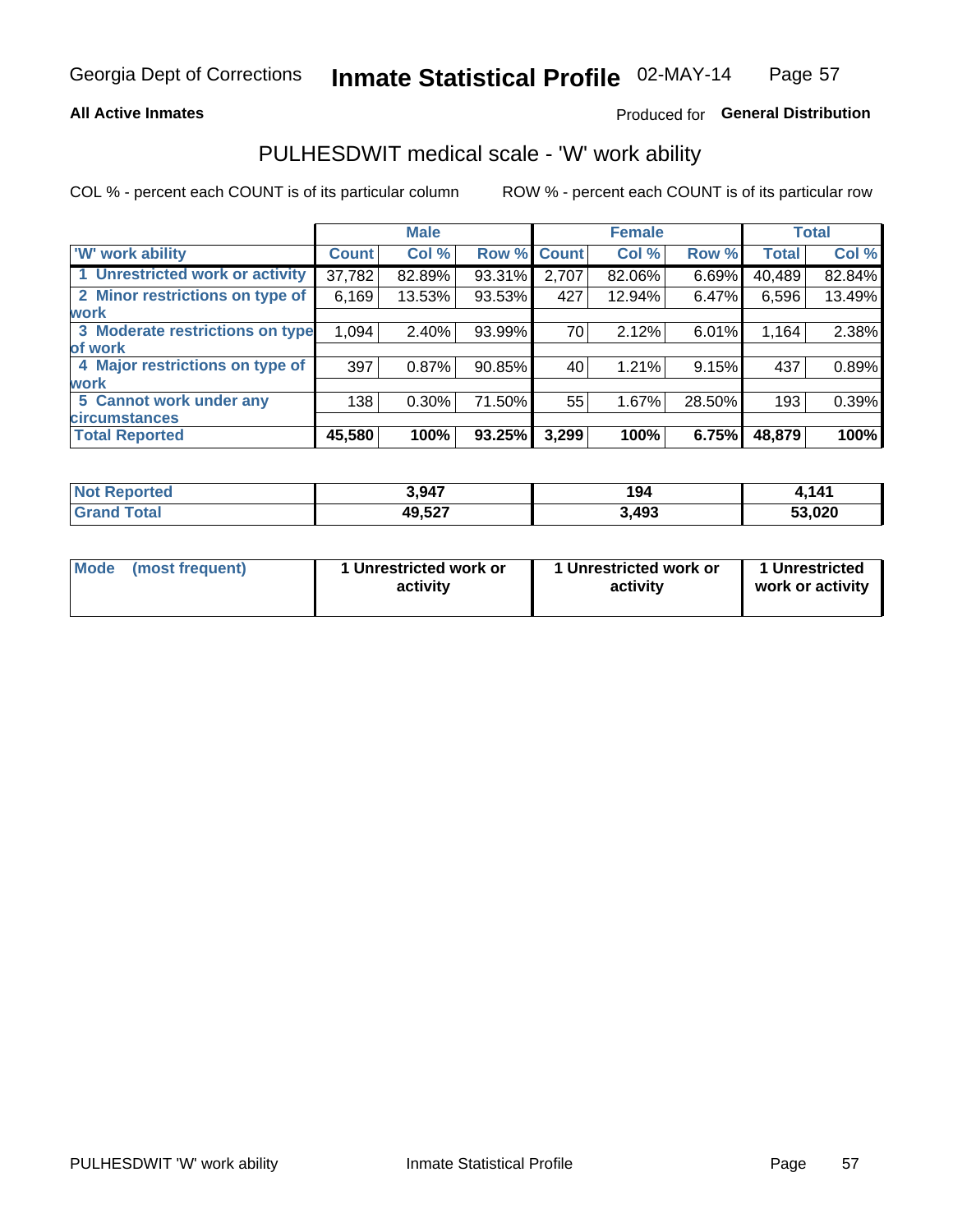Georgia Dept of Corrections **Inmate Statistical Profile** 02-MAY-14

**All Active Inmates**

Produced for **General Distribution**

## PULHESDWIT medical scale - 'W' work ability

COL % - percent each COUNT is of its particular column

ROW % - percent each COUNT is of its particular row

| | Male | | | Female | | | Total | |
|---|---|---|---|---|---|---|---|---|
| 'W' work ability | Count | Col % | Row % | Count | Col % | Row % | Total | Col % |
| 1 Unrestricted work or activity | 37,782 | 82.89% | 93.31% | 2,707 | 82.06% | 6.69% | 40,489 | 82.84% |
| 2 Minor restrictions on type of work | 6,169 | 13.53% | 93.53% | 427 | 12.94% | 6.47% | 6,596 | 13.49% |
| 3 Moderate restrictions on type of work | 1,094 | 2.40% | 93.99% | 70 | 2.12% | 6.01% | 1,164 | 2.38% |
| 4 Major restrictions on type of work | 397 | 0.87% | 90.85% | 40 | 1.21% | 9.15% | 437 | 0.89% |
| 5 Cannot work under any circumstances | 138 | 0.30% | 71.50% | 55 | 1.67% | 28.50% | 193 | 0.39% |
| **Total Reported** | **45,580** | **100%** | **93.25%** | **3,299** | **100%** | **6.75%** | **48,879** | **100%** |

| | Male | Female | Total |
|---|---|---|---|
| Not Reported | 3,947 | 194 | 4,141 |
| Grand Total | 49,527 | 3,493 | 53,020 |

| | Male | Female | Total |
|---|---|---|---|
| Mode (most frequent) | 1 Unrestricted work or activity | 1 Unrestricted work or activity | 1 Unrestricted work or activity |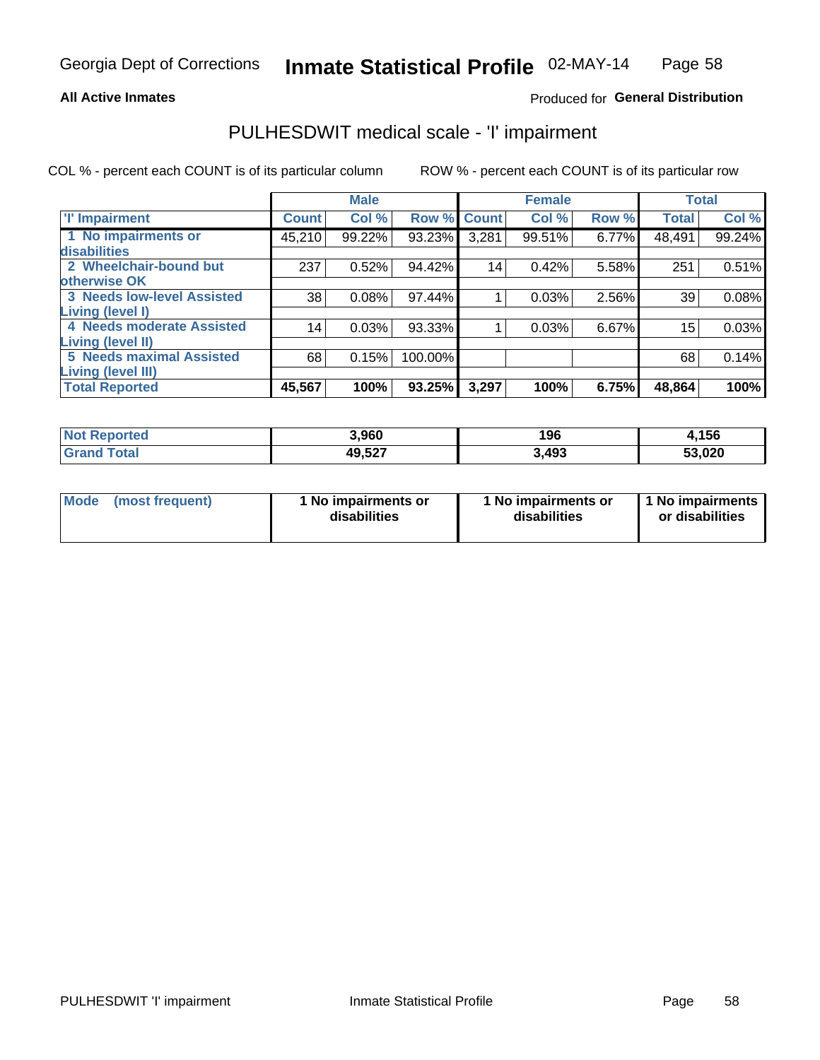Georgia Dept of Corrections **Inmate Statistical Profile** 02-MAY-14

**All Active Inmates**

Produced for **General Distribution**

## PULHESDWIT medical scale - 'I' impairment

COL % - percent each COUNT is of its particular column ROW % - percent each COUNT is of its particular row

| | Male | | | Female | | | Total | |
|---|---|---|---|---|---|---|---|---|
| 'I' Impairment | Count | Col % | Row % | Count | Col % | Row % | Total | Col % |
| 1 No impairments or disabilities | 45,210 | 99.22% | 93.23% | 3,281 | 99.51% | 6.77% | 48,491 | 99.24% |
| 2 Wheelchair-bound but otherwise OK | 237 | 0.52% | 94.42% | 14 | 0.42% | 5.58% | 251 | 0.51% |
| 3 Needs low-level Assisted Living (level I) | 38 | 0.08% | 97.44% | 1 | 0.03% | 2.56% | 39 | 0.08% |
| 4 Needs moderate Assisted Living (level II) | 14 | 0.03% | 93.33% | 1 | 0.03% | 6.67% | 15 | 0.03% |
| 5 Needs maximal Assisted Living (level III) | 68 | 0.15% | 100.00% | | | | 68 | 0.14% |
| **Total Reported** | **45,567** | **100%** | **93.25%** | **3,297** | **100%** | **6.75%** | **48,864** | **100%** |

| | Male | Female | Total |
|---|---|---|---|
| **Not Reported** | **3,960** | **196** | **4,156** |
| **Grand Total** | **49,527** | **3,493** | **53,020** |

| | Male | Female | Total |
|---|---|---|---|
| **Mode (most frequent)** | **1 No impairments or disabilities** | **1 No impairments or disabilities** | **1 No impairments or disabilities** |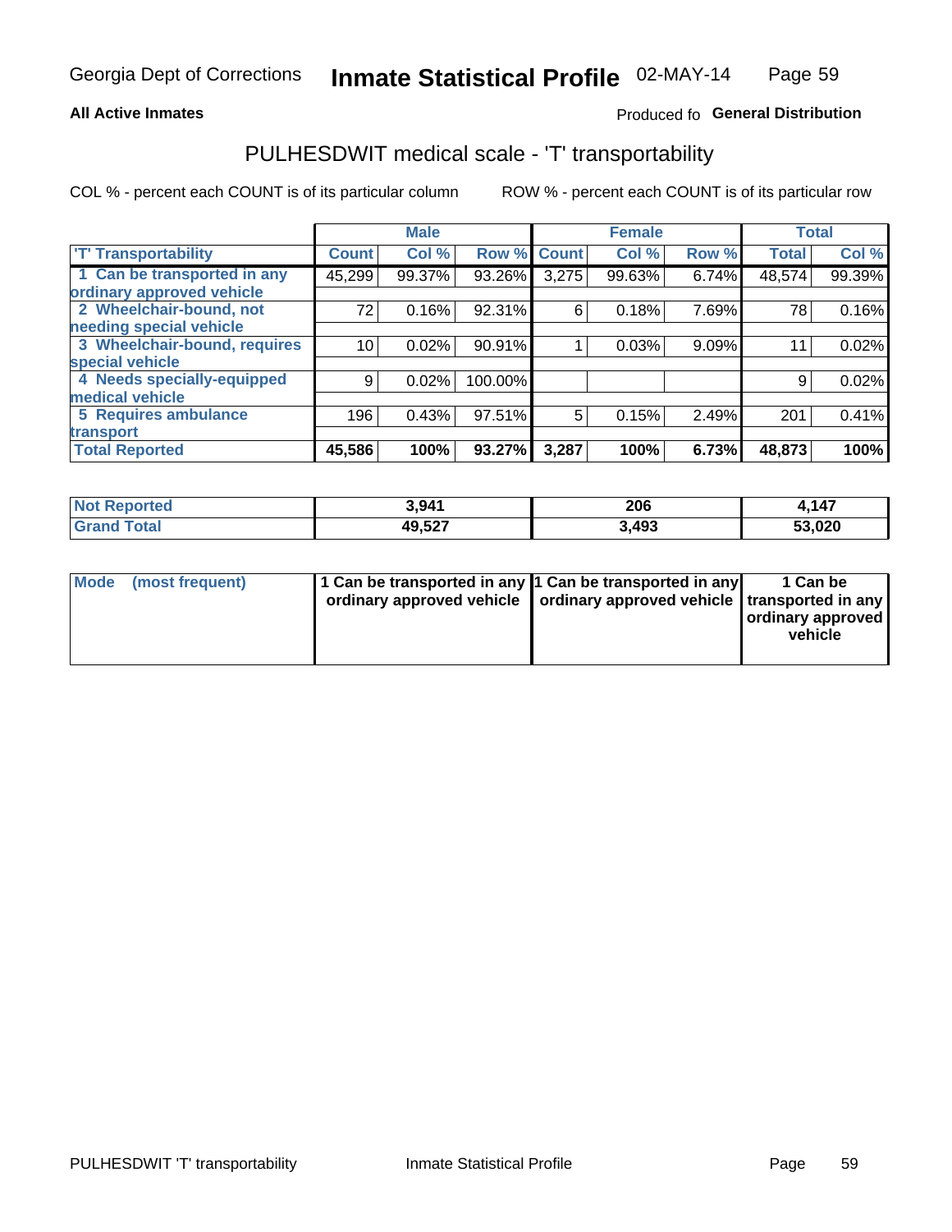Georgia Dept of Corrections **Inmate Statistical Profile** 02-MAY-14

**All Active Inmates**

Produced fo **General Distribution**

## PULHESDWIT medical scale - 'T' transportability

COL % - percent each COUNT is of its particular column

ROW % - percent each COUNT is of its particular row

| | Male | | | Female | | | Total | |
|---|---|---|---|---|---|---|---|---|
| 'T' Transportability | Count | Col % | Row % | Count | Col % | Row % | Total | Col % |
| 1 Can be transported in any ordinary approved vehicle | 45,299 | 99.37% | 93.26% | 3,275 | 99.63% | 6.74% | 48,574 | 99.39% |
| 2 Wheelchair-bound, not needing special vehicle | 72 | 0.16% | 92.31% | 6 | 0.18% | 7.69% | 78 | 0.16% |
| 3 Wheelchair-bound, requires special vehicle | 10 | 0.02% | 90.91% | 1 | 0.03% | 9.09% | 11 | 0.02% |
| 4 Needs specially-equipped medical vehicle | 9 | 0.02% | 100.00% | | | | 9 | 0.02% |
| 5 Requires ambulance transport | 196 | 0.43% | 97.51% | 5 | 0.15% | 2.49% | 201 | 0.41% |
| **Total Reported** | **45,586** | **100%** | **93.27%** | **3,287** | **100%** | **6.73%** | **48,873** | **100%** |

| | Male | Female | Total |
|---|---|---|---|
| Not Reported | 3,941 | 206 | 4,147 |
| Grand Total | 49,527 | 3,493 | 53,020 |

| Mode (most frequent) | 1 Can be transported in any ordinary approved vehicle | 1 Can be transported in any ordinary approved vehicle | 1 Can be transported in any ordinary approved vehicle |
|---|---|---|---|

PULHESDWIT 'T' transportability Inmate Statistical Profile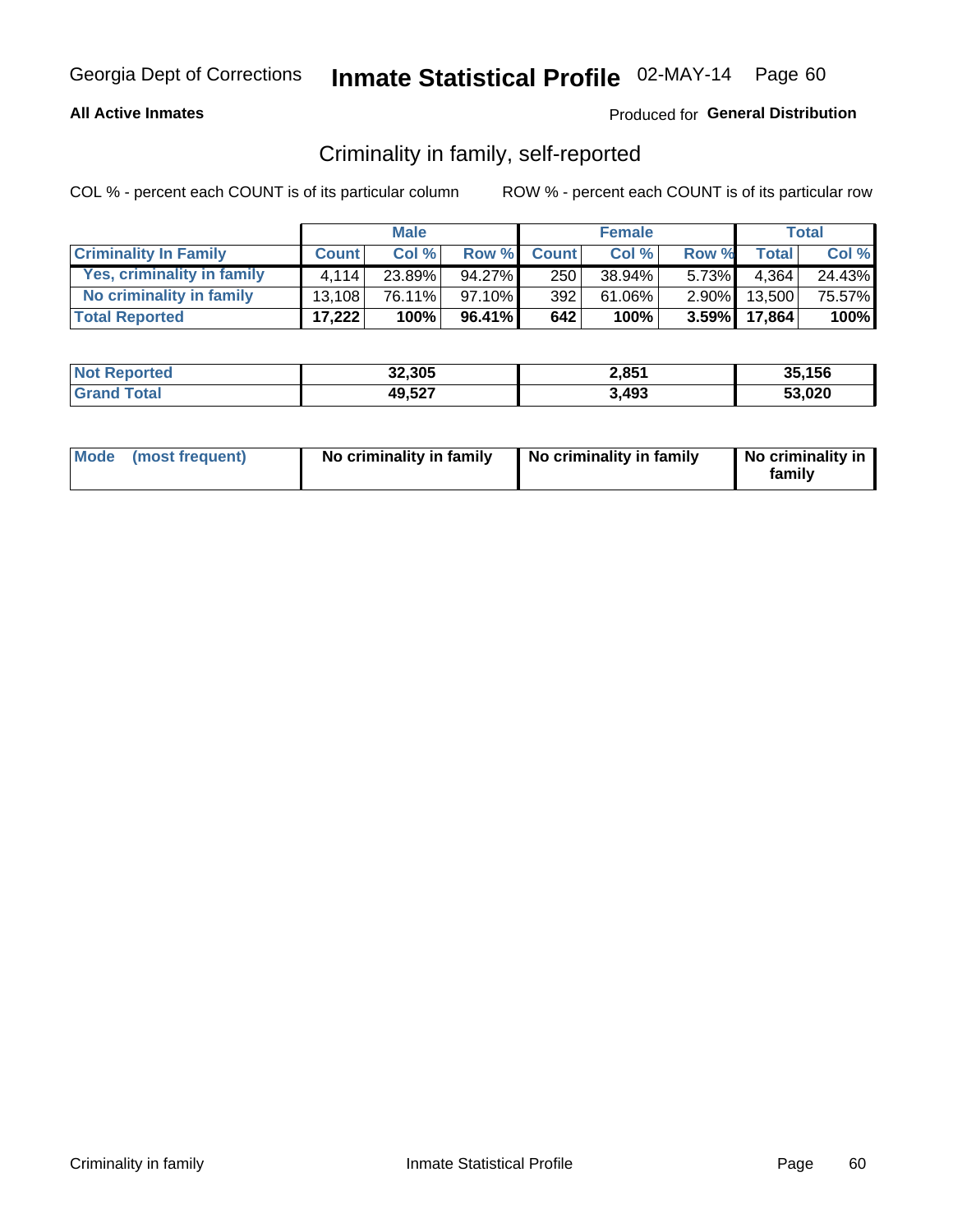**All Active Inmates**

Produced for **General Distribution**

## Criminality in family, self-reported

COL % - percent each COUNT is of its particular column

ROW % - percent each COUNT is of its particular row

| | Male | | | Female | | | Total | |
|---|---|---|---|---|---|---|---|---|
| **Criminality In Family** | **Count** | **Col %** | **Row %** | **Count** | **Col %** | **Row %** | **Total** | **Col %** |
| Yes, criminality in family | 4,114 | 23.89% | 94.27% | 250 | 38.94% | 5.73% | 4,364 | 24.43% |
| No criminality in family | 13,108 | 76.11% | 97.10% | 392 | 61.06% | 2.90% | 13,500 | 75.57% |
| **Total Reported** | **17,222** | **100%** | **96.41%** | **642** | **100%** | **3.59%** | **17,864** | **100%** |

| | Male | Female | Total |
|---|---|---|---|
| Not Reported | 32,305 | 2,851 | 35,156 |
| Grand Total | 49,527 | 3,493 | 53,020 |

| | Male | Female | Total |
|---|---|---|---|
| Mode (most frequent) | No criminality in family | No criminality in family | No criminality in family |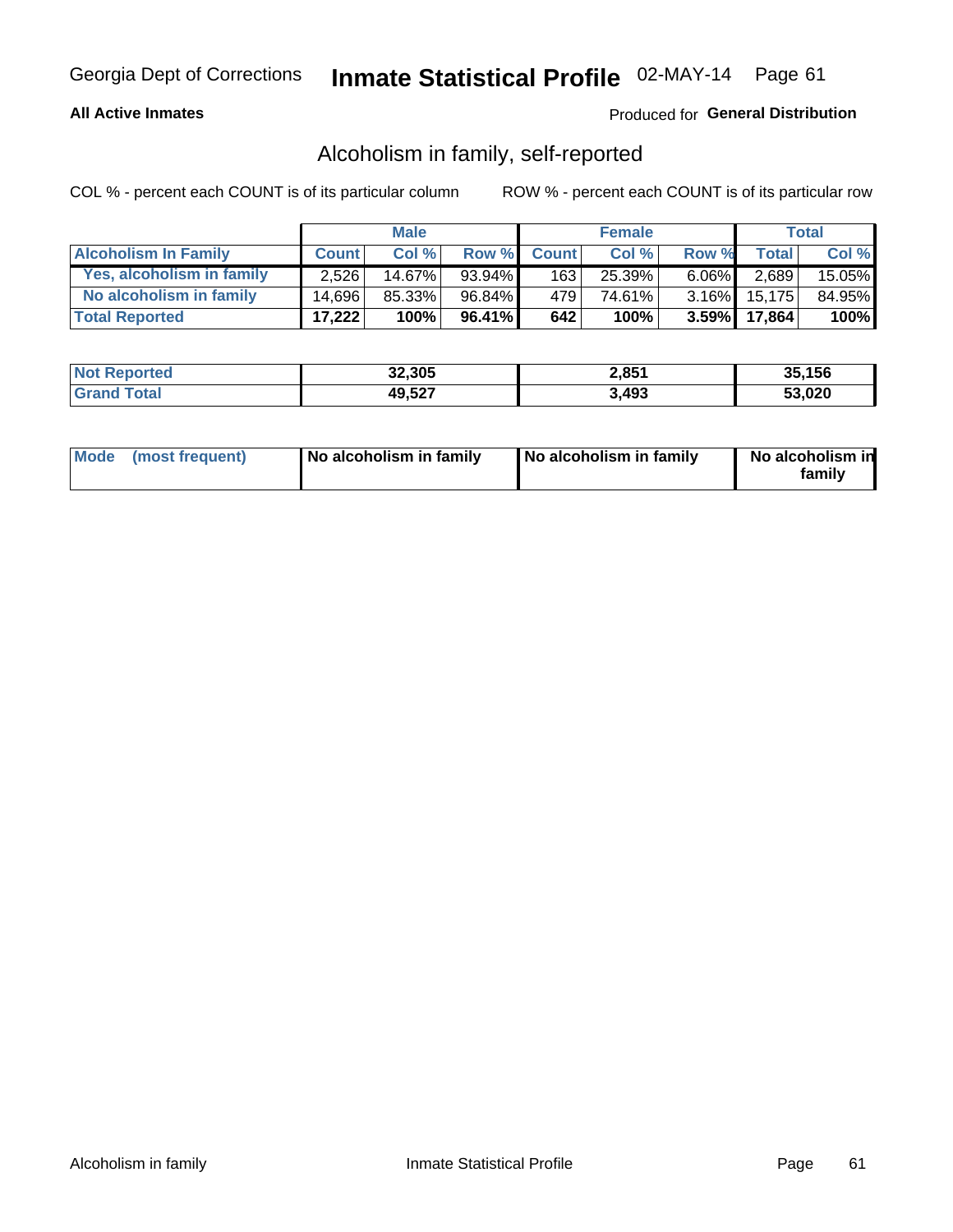Georgia Dept of Corrections **Inmate Statistical Profile** 02-MAY-14

**All Active Inmates**

Produced for **General Distribution**

## Alcoholism in family, self-reported

COL % - percent each COUNT is of its particular column

ROW % - percent each COUNT is of its particular row

| | Male | | | Female | | | Total | |
|---|---|---|---|---|---|---|---|---|
| **Alcoholism In Family** | **Count** | **Col %** | **Row %** | **Count** | **Col %** | **Row %** | **Total** | **Col %** |
| Yes, alcoholism in family | 2,526 | 14.67% | 93.94% | 163 | 25.39% | 6.06% | 2,689 | 15.05% |
| No alcoholism in family | 14,696 | 85.33% | 96.84% | 479 | 74.61% | 3.16% | 15,175 | 84.95% |
| **Total Reported** | **17,222** | **100%** | **96.41%** | **642** | **100%** | **3.59%** | **17,864** | **100%** |

| | Male | Female | Total |
|---|---|---|---|
| **Not Reported** | **32,305** | **2,851** | **35,156** |
| **Grand Total** | **49,527** | **3,493** | **53,020** |

| | Male | Female | Total |
|---|---|---|---|
| **Mode (most frequent)** | **No alcoholism in family** | **No alcoholism in family** | **No alcoholism in family** |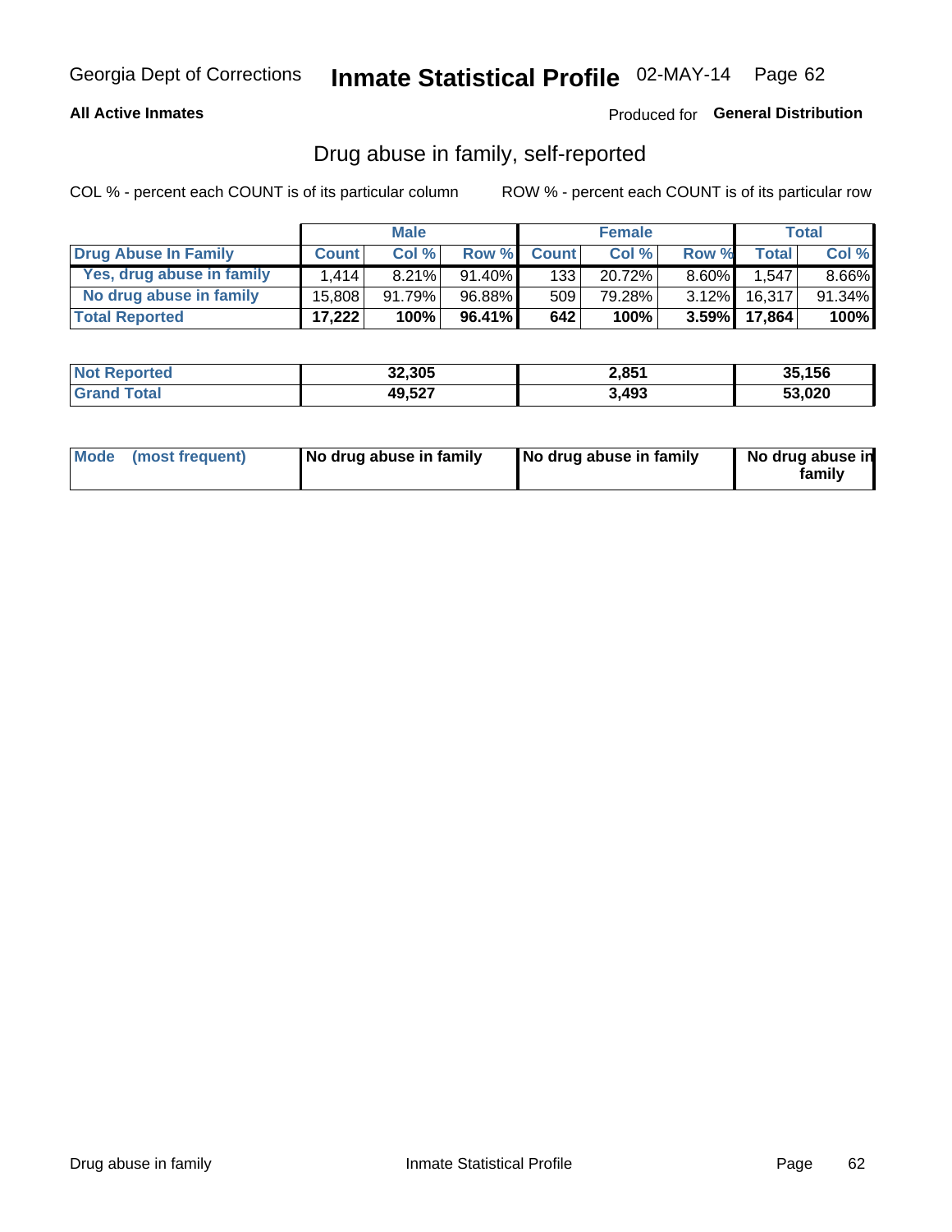Georgia Dept of Corrections **Inmate Statistical Profile** 02-MAY-14

**All Active Inmates**

Produced for **General Distribution**

## Drug abuse in family, self-reported

COL % - percent each COUNT is of its particular column

ROW % - percent each COUNT is of its particular row

| | Male | | | Female | | | Total | |
|---|---|---|---|---|---|---|---|---|
| **Drug Abuse In Family** | **Count** | **Col %** | **Row %** | **Count** | **Col %** | **Row %** | **Total** | **Col %** |
| **Yes, drug abuse in family** | 1,414 | 8.21% | 91.40% | 133 | 20.72% | 8.60% | 1,547 | 8.66% |
| **No drug abuse in family** | 15,808 | 91.79% | 96.88% | 509 | 79.28% | 3.12% | 16,317 | 91.34% |
| **Total Reported** | **17,222** | **100%** | **96.41%** | **642** | **100%** | **3.59%** | **17,864** | **100%** |

| | Male | Female | Total |
|---|---|---|---|
| **Not Reported** | **32,305** | **2,851** | **35,156** |
| **Grand Total** | **49,527** | **3,493** | **53,020** |

| | Male | Female | Total |
|---|---|---|---|
| **Mode (most frequent)** | **No drug abuse in family** | **No drug abuse in family** | **No drug abuse in family** |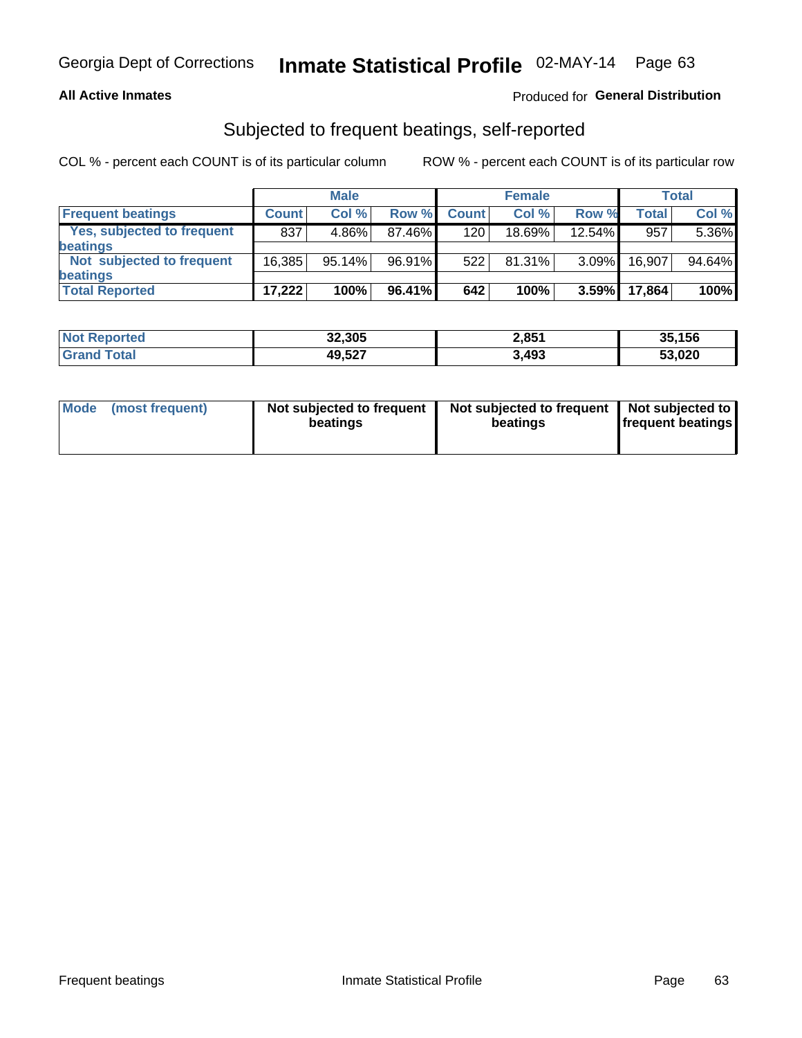# Inmate Statistical Profile

Georgia Dept of Corrections — 02-MAY-14

**All Active Inmates** — Produced for **General Distribution**

## Subjected to frequent beatings, self-reported

COL % - percent each COUNT is of its particular column    ROW % - percent each COUNT is of its particular row

| | Male | | | Female | | | Total | |
|---|---|---|---|---|---|---|---|---|
| **Frequent beatings** | **Count** | **Col %** | **Row %** | **Count** | **Col %** | **Row %** | **Total** | **Col %** |
| **Yes, subjected to frequent beatings** | 837 | 4.86% | 87.46% | 120 | 18.69% | 12.54% | 957 | 5.36% |
| **Not subjected to frequent beatings** | 16,385 | 95.14% | 96.91% | 522 | 81.31% | 3.09% | 16,907 | 94.64% |
| **Total Reported** | **17,222** | **100%** | **96.41%** | **642** | **100%** | **3.59%** | **17,864** | **100%** |

| | Male | Female | Total |
|---|---|---|---|
| **Not Reported** | **32,305** | **2,851** | **35,156** |
| **Grand Total** | **49,527** | **3,493** | **53,020** |

| | Male | Female | Total |
|---|---|---|---|
| **Mode (most frequent)** | **Not subjected to frequent beatings** | **Not subjected to frequent beatings** | **Not subjected to frequent beatings** |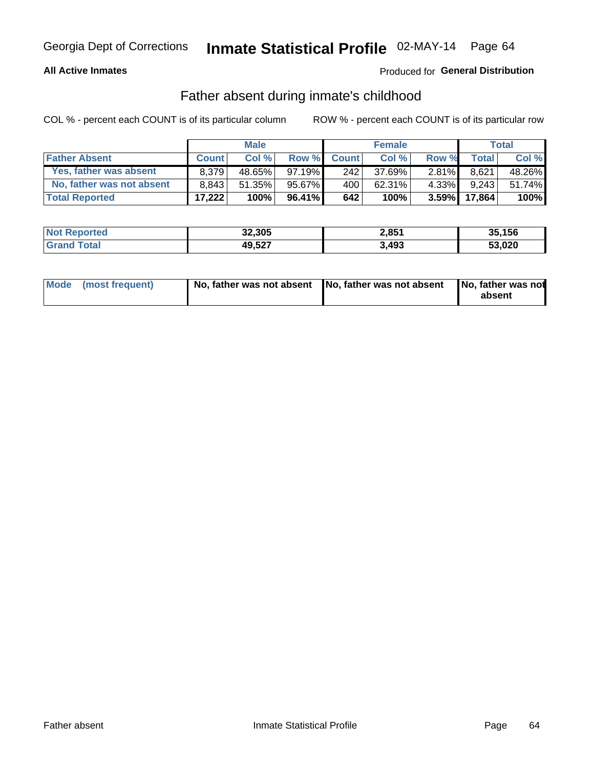Georgia Dept of Corrections **Inmate Statistical Profile** 02-MAY-14 Page 64

**All Active Inmates**

Produced for **General Distribution**

## Father absent during inmate's childhood

COL % - percent each COUNT is of its particular column ROW % - percent each COUNT is of its particular row

| | Male | | | Female | | | Total | |
|---|---|---|---|---|---|---|---|---|
| **Father Absent** | **Count** | **Col %** | **Row %** | **Count** | **Col %** | **Row %** | **Total** | **Col %** |
| **Yes, father was absent** | 8,379 | 48.65% | 97.19% | 242 | 37.69% | 2.81% | 8,621 | 48.26% |
| **No, father was not absent** | 8,843 | 51.35% | 95.67% | 400 | 62.31% | 4.33% | 9,243 | 51.74% |
| **Total Reported** | **17,222** | **100%** | **96.41%** | **642** | **100%** | **3.59%** | **17,864** | **100%** |

| | Male | Female | Total |
|---|---|---|---|
| **Not Reported** | **32,305** | **2,851** | **35,156** |
| **Grand Total** | **49,527** | **3,493** | **53,020** |

| | Male | Female | Total |
|---|---|---|---|
| **Mode (most frequent)** | **No, father was not absent** | **No, father was not absent** | **No, father was not absent** |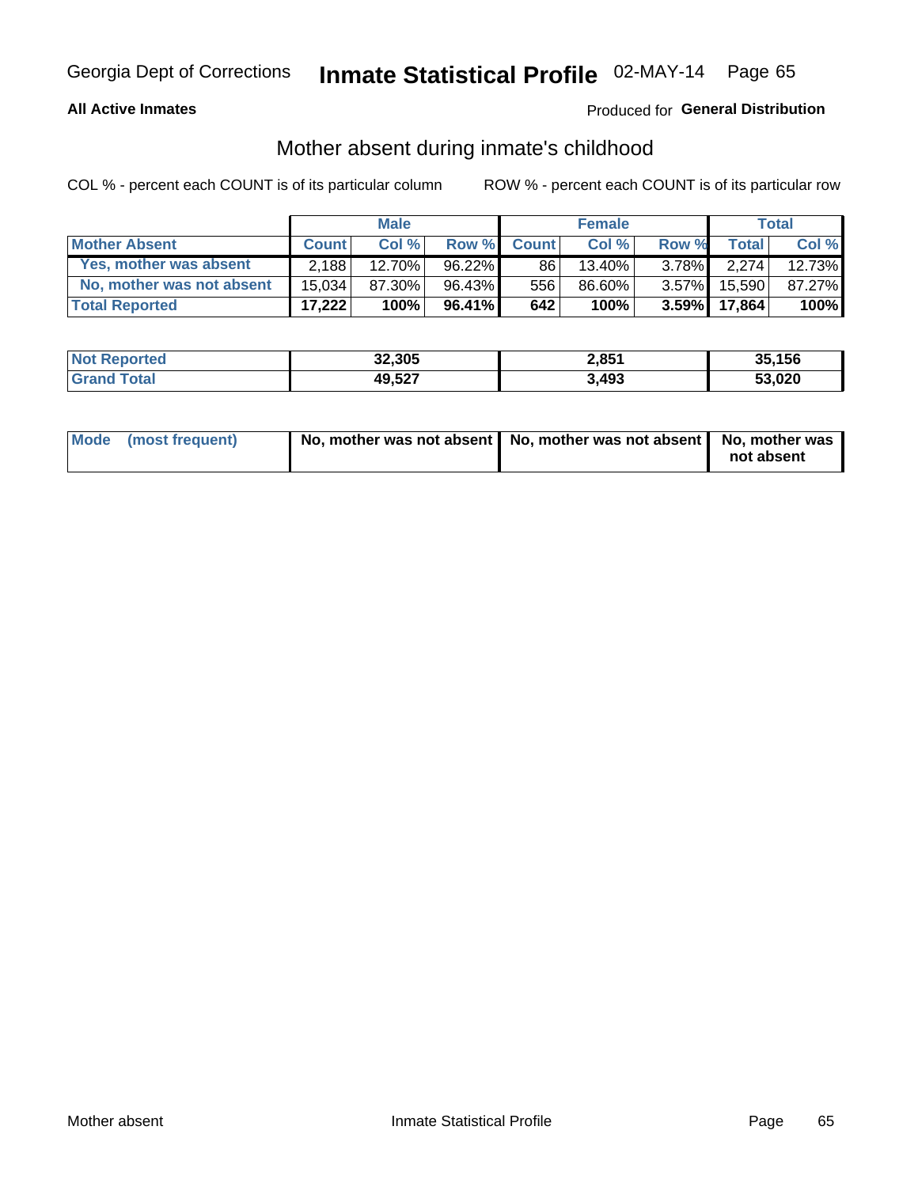**All Active Inmates**

Produced for **General Distribution**

## Mother absent during inmate's childhood

COL % - percent each COUNT is of its particular column

ROW % - percent each COUNT is of its particular row

| | Male | | | Female | | | Total | |
|---|---|---|---|---|---|---|---|---|
| **Mother Absent** | **Count** | **Col %** | **Row %** | **Count** | **Col %** | **Row %** | **Total** | **Col %** |
| **Yes, mother was absent** | 2,188 | 12.70% | 96.22% | 86 | 13.40% | 3.78% | 2,274 | 12.73% |
| **No, mother was not absent** | 15,034 | 87.30% | 96.43% | 556 | 86.60% | 3.57% | 15,590 | 87.27% |
| **Total Reported** | **17,222** | **100%** | **96.41%** | **642** | **100%** | **3.59%** | **17,864** | **100%** |

| | Male | Female | Total |
|---|---|---|---|
| **Not Reported** | **32,305** | **2,851** | **35,156** |
| **Grand Total** | **49,527** | **3,493** | **53,020** |

| | Male | Female | Total |
|---|---|---|---|
| **Mode (most frequent)** | **No, mother was not absent** | **No, mother was not absent** | **No, mother was not absent** |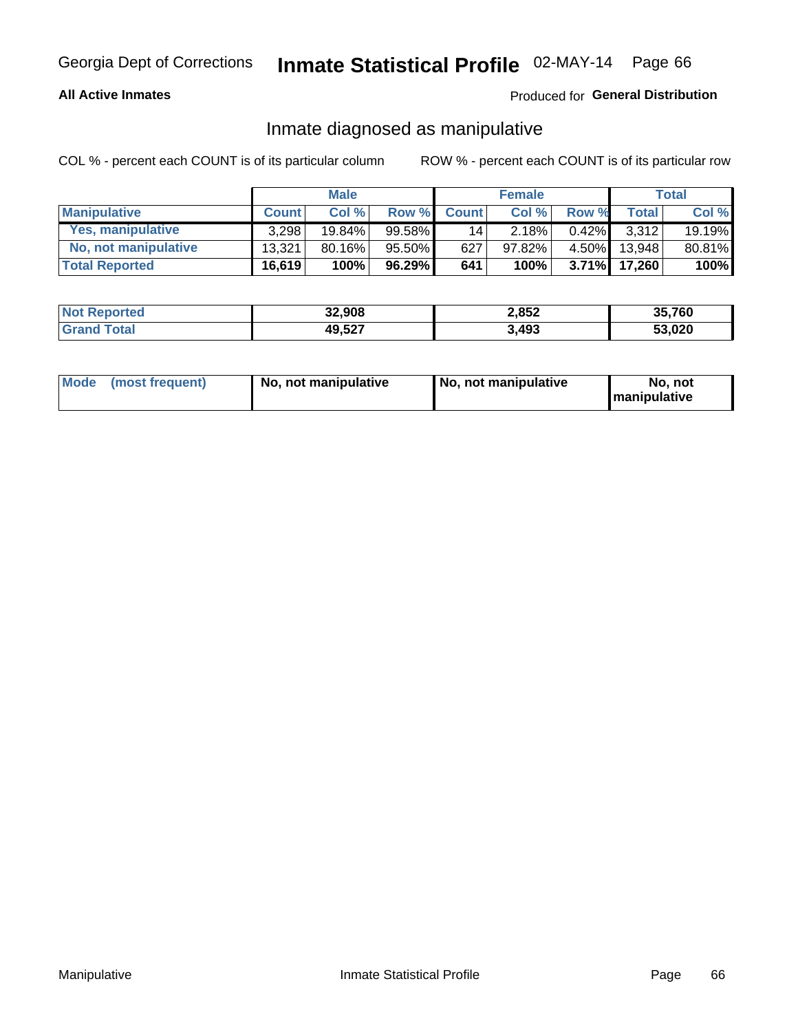Georgia Dept of Corrections **Inmate Statistical Profile** 02-MAY-14 Page 66

**All Active Inmates**

Produced for **General Distribution**

## Inmate diagnosed as manipulative

COL % - percent each COUNT is of its particular column

ROW % - percent each COUNT is of its particular row

| | Male | | | Female | | | Total | |
|---|---|---|---|---|---|---|---|---|
| **Manipulative** | **Count** | **Col %** | **Row %** | **Count** | **Col %** | **Row %** | **Total** | **Col %** |
| **Yes, manipulative** | 3,298 | 19.84% | 99.58% | 14 | 2.18% | 0.42% | 3,312 | 19.19% |
| **No, not manipulative** | 13,321 | 80.16% | 95.50% | 627 | 97.82% | 4.50% | 13,948 | 80.81% |
| **Total Reported** | **16,619** | **100%** | **96.29%** | **641** | **100%** | **3.71%** | **17,260** | **100%** |

| | Male | Female | Total |
|---|---|---|---|
| **Not Reported** | **32,908** | **2,852** | **35,760** |
| **Grand Total** | **49,527** | **3,493** | **53,020** |

| | Male | Female | Total |
|---|---|---|---|
| **Mode (most frequent)** | **No, not manipulative** | **No, not manipulative** | **No, not manipulative** |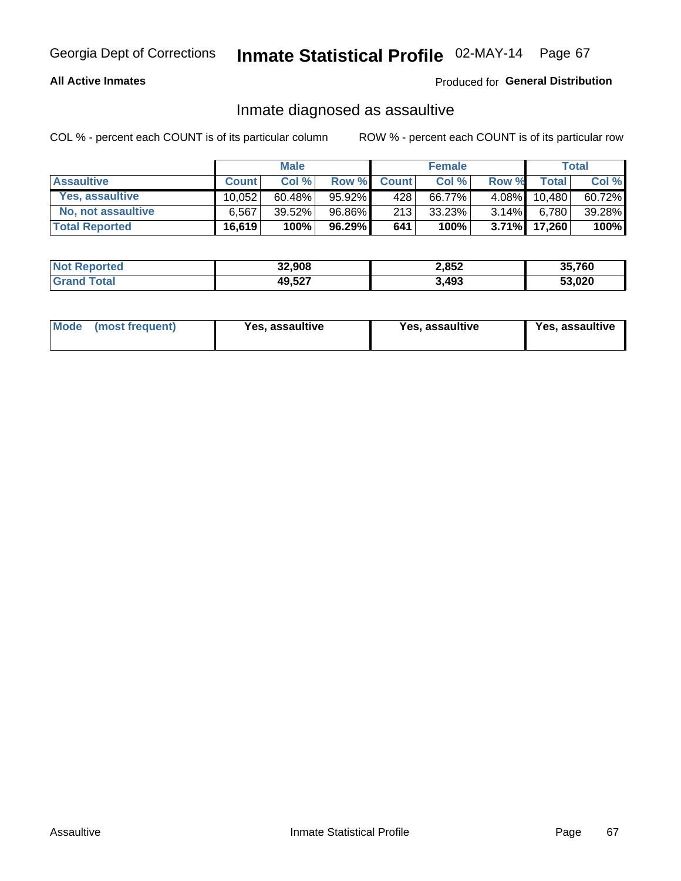Georgia Dept of Corrections **Inmate Statistical Profile** 02-MAY-14

**All Active Inmates**

Produced for **General Distribution**

## Inmate diagnosed as assaultive

COL % - percent each COUNT is of its particular column

ROW % - percent each COUNT is of its particular row

| | Male | | | Female | | | Total | |
|---|---|---|---|---|---|---|---|---|
| **Assaultive** | **Count** | **Col %** | **Row %** | **Count** | **Col %** | **Row %** | **Total** | **Col %** |
| Yes, assaultive | 10,052 | 60.48% | 95.92% | 428 | 66.77% | 4.08% | 10,480 | 60.72% |
| No, not assaultive | 6,567 | 39.52% | 96.86% | 213 | 33.23% | 3.14% | 6,780 | 39.28% |
| **Total Reported** | **16,619** | **100%** | **96.29%** | **641** | **100%** | **3.71%** | **17,260** | **100%** |

| | Male | Female | Total |
|---|---|---|---|
| Not Reported | 32,908 | 2,852 | 35,760 |
| Grand Total | 49,527 | 3,493 | 53,020 |

| | Male | Female | Total |
|---|---|---|---|
| Mode (most frequent) | Yes, assaultive | Yes, assaultive | Yes, assaultive |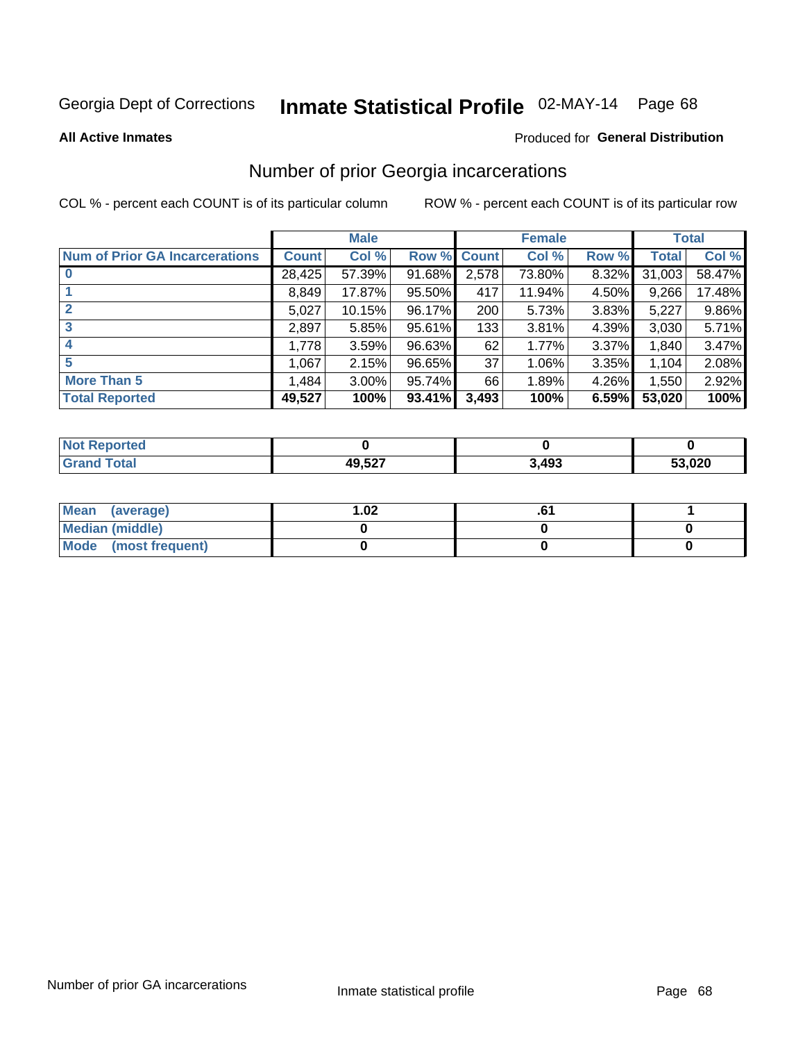Georgia Dept of Corrections **Inmate Statistical Profile** 02-MAY-14

**All Active Inmates**

Produced for **General Distribution**

## Number of prior Georgia incarcerations

COL % - percent each COUNT is of its particular column

ROW % - percent each COUNT is of its particular row

| | Male | | | Female | | | Total | |
|---|---|---|---|---|---|---|---|---|
| **Num of Prior GA Incarcerations** | **Count** | **Col %** | **Row %** | **Count** | **Col %** | **Row %** | **Total** | **Col %** |
| **0** | 28,425 | 57.39% | 91.68% | 2,578 | 73.80% | 8.32% | 31,003 | 58.47% |
| **1** | 8,849 | 17.87% | 95.50% | 417 | 11.94% | 4.50% | 9,266 | 17.48% |
| **2** | 5,027 | 10.15% | 96.17% | 200 | 5.73% | 3.83% | 5,227 | 9.86% |
| **3** | 2,897 | 5.85% | 95.61% | 133 | 3.81% | 4.39% | 3,030 | 5.71% |
| **4** | 1,778 | 3.59% | 96.63% | 62 | 1.77% | 3.37% | 1,840 | 3.47% |
| **5** | 1,067 | 2.15% | 96.65% | 37 | 1.06% | 3.35% | 1,104 | 2.08% |
| **More Than 5** | 1,484 | 3.00% | 95.74% | 66 | 1.89% | 4.26% | 1,550 | 2.92% |
| **Total Reported** | **49,527** | **100%** | **93.41%** | **3,493** | **100%** | **6.59%** | **53,020** | **100%** |

| | Male | Female | Total |
|---|---|---|---|
| **Not Reported** | **0** | **0** | **0** |
| **Grand Total** | **49,527** | **3,493** | **53,020** |

| | Male | Female | Total |
|---|---|---|---|
| **Mean (average)** | **1.02** | **.61** | **1** |
| **Median (middle)** | **0** | **0** | **0** |
| **Mode (most frequent)** | **0** | **0** | **0** |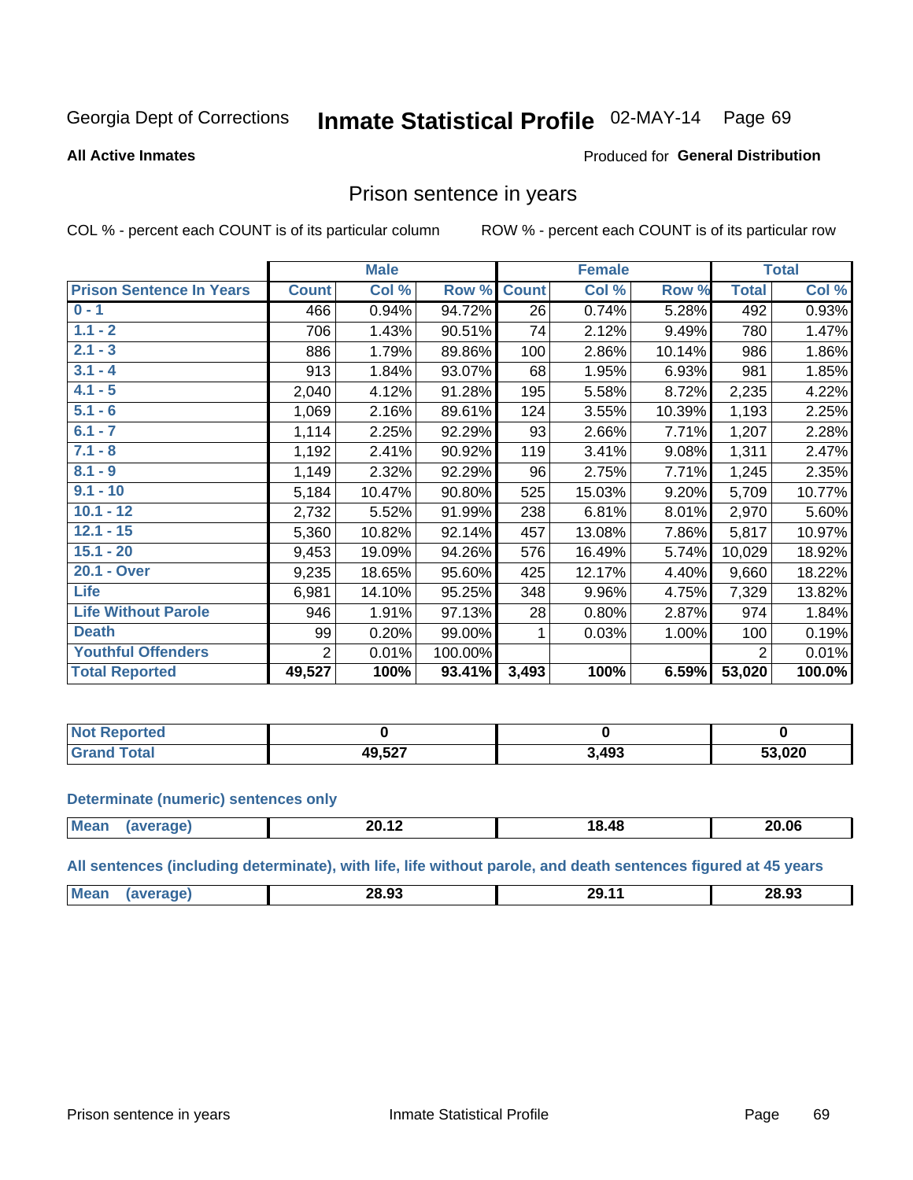Georgia Dept of Corrections **Inmate Statistical Profile** 02-MAY-14

**All Active Inmates**

Produced for **General Distribution**

## Prison sentence in years

COL % - percent each COUNT is of its particular column    ROW % - percent each COUNT is of its particular row

| | Male | | | Female | | | Total | |
|---|---|---|---|---|---|---|---|---|
| **Prison Sentence In Years** | **Count** | **Col %** | **Row %** | **Count** | **Col %** | **Row %** | **Total** | **Col %** |
| **0 - 1** | 466 | 0.94% | 94.72% | 26 | 0.74% | 5.28% | 492 | 0.93% |
| **1.1 - 2** | 706 | 1.43% | 90.51% | 74 | 2.12% | 9.49% | 780 | 1.47% |
| **2.1 - 3** | 886 | 1.79% | 89.86% | 100 | 2.86% | 10.14% | 986 | 1.86% |
| **3.1 - 4** | 913 | 1.84% | 93.07% | 68 | 1.95% | 6.93% | 981 | 1.85% |
| **4.1 - 5** | 2,040 | 4.12% | 91.28% | 195 | 5.58% | 8.72% | 2,235 | 4.22% |
| **5.1 - 6** | 1,069 | 2.16% | 89.61% | 124 | 3.55% | 10.39% | 1,193 | 2.25% |
| **6.1 - 7** | 1,114 | 2.25% | 92.29% | 93 | 2.66% | 7.71% | 1,207 | 2.28% |
| **7.1 - 8** | 1,192 | 2.41% | 90.92% | 119 | 3.41% | 9.08% | 1,311 | 2.47% |
| **8.1 - 9** | 1,149 | 2.32% | 92.29% | 96 | 2.75% | 7.71% | 1,245 | 2.35% |
| **9.1 - 10** | 5,184 | 10.47% | 90.80% | 525 | 15.03% | 9.20% | 5,709 | 10.77% |
| **10.1 - 12** | 2,732 | 5.52% | 91.99% | 238 | 6.81% | 8.01% | 2,970 | 5.60% |
| **12.1 - 15** | 5,360 | 10.82% | 92.14% | 457 | 13.08% | 7.86% | 5,817 | 10.97% |
| **15.1 - 20** | 9,453 | 19.09% | 94.26% | 576 | 16.49% | 5.74% | 10,029 | 18.92% |
| **20.1 - Over** | 9,235 | 18.65% | 95.60% | 425 | 12.17% | 4.40% | 9,660 | 18.22% |
| **Life** | 6,981 | 14.10% | 95.25% | 348 | 9.96% | 4.75% | 7,329 | 13.82% |
| **Life Without Parole** | 946 | 1.91% | 97.13% | 28 | 0.80% | 2.87% | 974 | 1.84% |
| **Death** | 99 | 0.20% | 99.00% | 1 | 0.03% | 1.00% | 100 | 0.19% |
| **Youthful Offenders** | 2 | 0.01% | 100.00% | | | | 2 | 0.01% |
| **Total Reported** | **49,527** | **100%** | **93.41%** | **3,493** | **100%** | **6.59%** | **53,020** | **100.0%** |

| | Male | Female | Total |
|---|---|---|---|
| **Not Reported** | **0** | **0** | **0** |
| **Grand Total** | **49,527** | **3,493** | **53,020** |

**Determinate (numeric) sentences only**

| | Male | Female | Total |
|---|---|---|---|
| **Mean (average)** | **20.12** | **18.48** | **20.06** |

**All sentences (including determinate), with life, life without parole, and death sentences figured at 45 years**

| | Male | Female | Total |
|---|---|---|---|
| **Mean (average)** | **28.93** | **29.11** | **28.93** |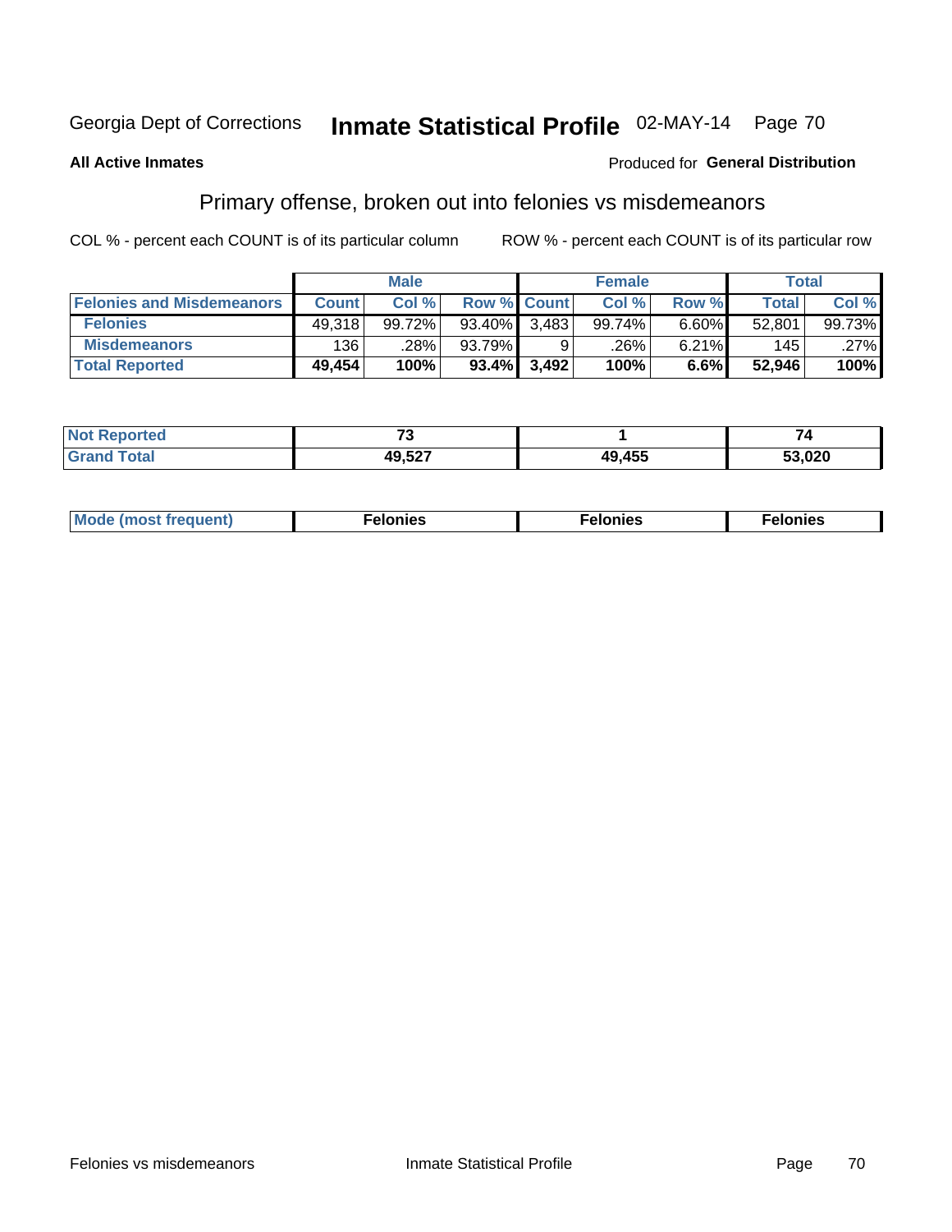Georgia Dept of Corrections **Inmate Statistical Profile** 02-MAY-14

**All Active Inmates**

Produced for **General Distribution**

## Primary offense, broken out into felonies vs misdemeanors

COL % - percent each COUNT is of its particular column ROW % - percent each COUNT is of its particular row

| | Male | | | Female | | | Total | |
|---|---|---|---|---|---|---|---|---|
| **Felonies and Misdemeanors** | **Count** | **Col %** | **Row %** | **Count** | **Col %** | **Row %** | **Total** | **Col %** |
| **Felonies** | 49,318 | 99.72% | 93.40% | 3,483 | 99.74% | 6.60% | 52,801 | 99.73% |
| **Misdemeanors** | 136 | .28% | 93.79% | 9 | .26% | 6.21% | 145 | .27% |
| **Total Reported** | **49,454** | **100%** | **93.4%** | **3,492** | **100%** | **6.6%** | **52,946** | **100%** |

| | Male | Female | Total |
|---|---|---|---|
| **Not Reported** | **73** | **1** | **74** |
| **Grand Total** | **49,527** | **49,455** | **53,020** |

| | Male | Female | Total |
|---|---|---|---|
| **Mode (most frequent)** | **Felonies** | **Felonies** | **Felonies** |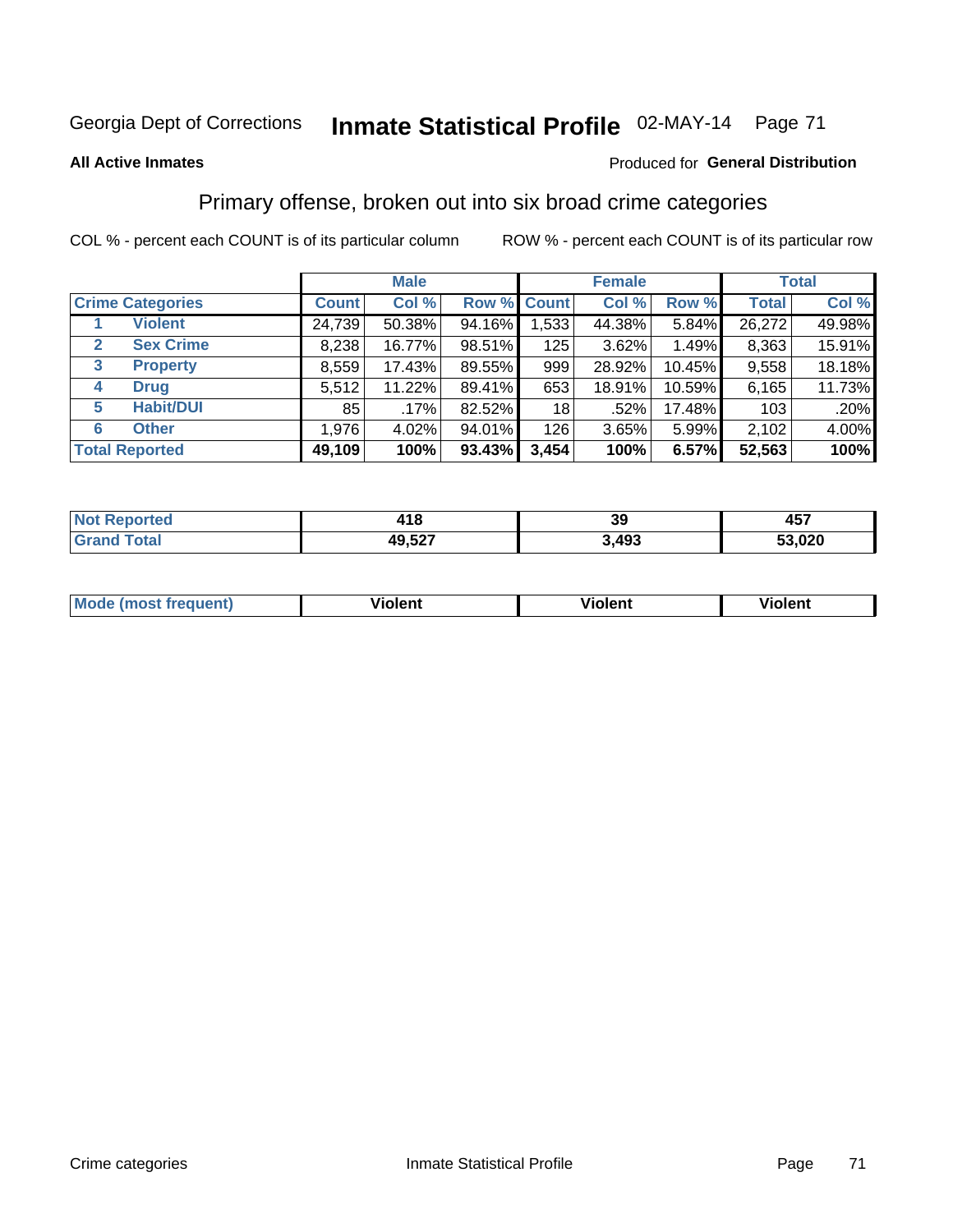Georgia Dept of Corrections **Inmate Statistical Profile** 02-MAY-14

**All Active Inmates**

Produced for **General Distribution**

## Primary offense, broken out into six broad crime categories

COL % - percent each COUNT is of its particular column

ROW % - percent each COUNT is of its particular row

| | | Male | | | Female | | | Total | |
|---|---|---|---|---|---|---|---|---|---|
| **Crime Categories** | | **Count** | **Col %** | **Row %** | **Count** | **Col %** | **Row %** | **Total** | **Col %** |
| 1 | Violent | 24,739 | 50.38% | 94.16% | 1,533 | 44.38% | 5.84% | 26,272 | 49.98% |
| 2 | Sex Crime | 8,238 | 16.77% | 98.51% | 125 | 3.62% | 1.49% | 8,363 | 15.91% |
| 3 | Property | 8,559 | 17.43% | 89.55% | 999 | 28.92% | 10.45% | 9,558 | 18.18% |
| 4 | Drug | 5,512 | 11.22% | 89.41% | 653 | 18.91% | 10.59% | 6,165 | 11.73% |
| 5 | Habit/DUI | 85 | .17% | 82.52% | 18 | .52% | 17.48% | 103 | .20% |
| 6 | Other | 1,976 | 4.02% | 94.01% | 126 | 3.65% | 5.99% | 2,102 | 4.00% |
| **Total Reported** | | **49,109** | **100%** | **93.43%** | **3,454** | **100%** | **6.57%** | **52,563** | **100%** |

| | Male | Female | Total |
|---|---|---|---|
| **Not Reported** | **418** | **39** | **457** |
| **Grand Total** | **49,527** | **3,493** | **53,020** |

| | Male | Female | Total |
|---|---|---|---|
| **Mode (most frequent)** | **Violent** | **Violent** | **Violent** |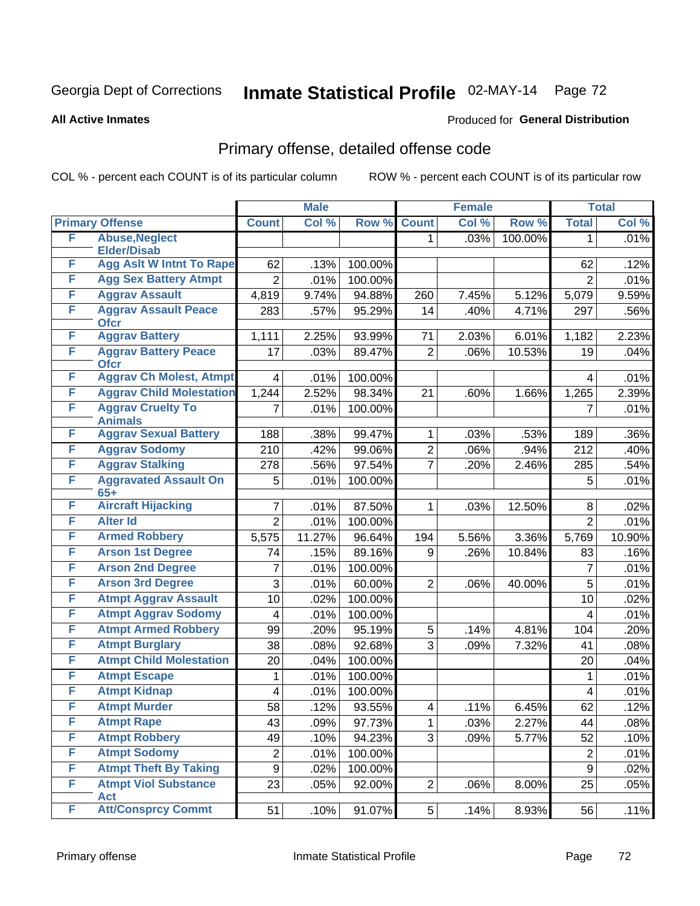Georgia Dept of Corrections **Inmate Statistical Profile** 02-MAY-14

**All Active Inmates**

Produced for **General Distribution**

## Primary offense, detailed offense code

COL % - percent each COUNT is of its particular column

ROW % - percent each COUNT is of its particular row

| Primary Offense | | Male | | | Female | | | Total | |
|---|---|---|---|---|---|---|---|---|---|
| | | Count | Col % | Row % | Count | Col % | Row % | Total | Col % |
| F | Abuse,Neglect Elder/Disab | | | | 1 | .03% | 100.00% | 1 | .01% |
| F | Agg Aslt W Intnt To Rape | 62 | .13% | 100.00% | | | | 62 | .12% |
| F | Agg Sex Battery Atmpt | 2 | .01% | 100.00% | | | | 2 | .01% |
| F | Aggrav Assault | 4,819 | 9.74% | 94.88% | 260 | 7.45% | 5.12% | 5,079 | 9.59% |
| F | Aggrav Assault Peace Ofcr | 283 | .57% | 95.29% | 14 | .40% | 4.71% | 297 | .56% |
| F | Aggrav Battery | 1,111 | 2.25% | 93.99% | 71 | 2.03% | 6.01% | 1,182 | 2.23% |
| F | Aggrav Battery Peace Ofcr | 17 | .03% | 89.47% | 2 | .06% | 10.53% | 19 | .04% |
| F | Aggrav Ch Molest, Atmpt | 4 | .01% | 100.00% | | | | 4 | .01% |
| F | Aggrav Child Molestation | 1,244 | 2.52% | 98.34% | 21 | .60% | 1.66% | 1,265 | 2.39% |
| F | Aggrav Cruelty To Animals | 7 | .01% | 100.00% | | | | 7 | .01% |
| F | Aggrav Sexual Battery | 188 | .38% | 99.47% | 1 | .03% | .53% | 189 | .36% |
| F | Aggrav Sodomy | 210 | .42% | 99.06% | 2 | .06% | .94% | 212 | .40% |
| F | Aggrav Stalking | 278 | .56% | 97.54% | 7 | .20% | 2.46% | 285 | .54% |
| F | Aggravated Assault On 65+ | 5 | .01% | 100.00% | | | | 5 | .01% |
| F | Aircraft Hijacking | 7 | .01% | 87.50% | 1 | .03% | 12.50% | 8 | .02% |
| F | Alter Id | 2 | .01% | 100.00% | | | | 2 | .01% |
| F | Armed Robbery | 5,575 | 11.27% | 96.64% | 194 | 5.56% | 3.36% | 5,769 | 10.90% |
| F | Arson 1st Degree | 74 | .15% | 89.16% | 9 | .26% | 10.84% | 83 | .16% |
| F | Arson 2nd Degree | 7 | .01% | 100.00% | | | | 7 | .01% |
| F | Arson 3rd Degree | 3 | .01% | 60.00% | 2 | .06% | 40.00% | 5 | .01% |
| F | Atmpt Aggrav Assault | 10 | .02% | 100.00% | | | | 10 | .02% |
| F | Atmpt Aggrav Sodomy | 4 | .01% | 100.00% | | | | 4 | .01% |
| F | Atmpt Armed Robbery | 99 | .20% | 95.19% | 5 | .14% | 4.81% | 104 | .20% |
| F | Atmpt Burglary | 38 | .08% | 92.68% | 3 | .09% | 7.32% | 41 | .08% |
| F | Atmpt Child Molestation | 20 | .04% | 100.00% | | | | 20 | .04% |
| F | Atmpt Escape | 1 | .01% | 100.00% | | | | 1 | .01% |
| F | Atmpt Kidnap | 4 | .01% | 100.00% | | | | 4 | .01% |
| F | Atmpt Murder | 58 | .12% | 93.55% | 4 | .11% | 6.45% | 62 | .12% |
| F | Atmpt Rape | 43 | .09% | 97.73% | 1 | .03% | 2.27% | 44 | .08% |
| F | Atmpt Robbery | 49 | .10% | 94.23% | 3 | .09% | 5.77% | 52 | .10% |
| F | Atmpt Sodomy | 2 | .01% | 100.00% | | | | 2 | .01% |
| F | Atmpt Theft By Taking | 9 | .02% | 100.00% | | | | 9 | .02% |
| F | Atmpt Viol Substance Act | 23 | .05% | 92.00% | 2 | .06% | 8.00% | 25 | .05% |
| F | Att/Consprcy Commt | 51 | .10% | 91.07% | 5 | .14% | 8.93% | 56 | .11% |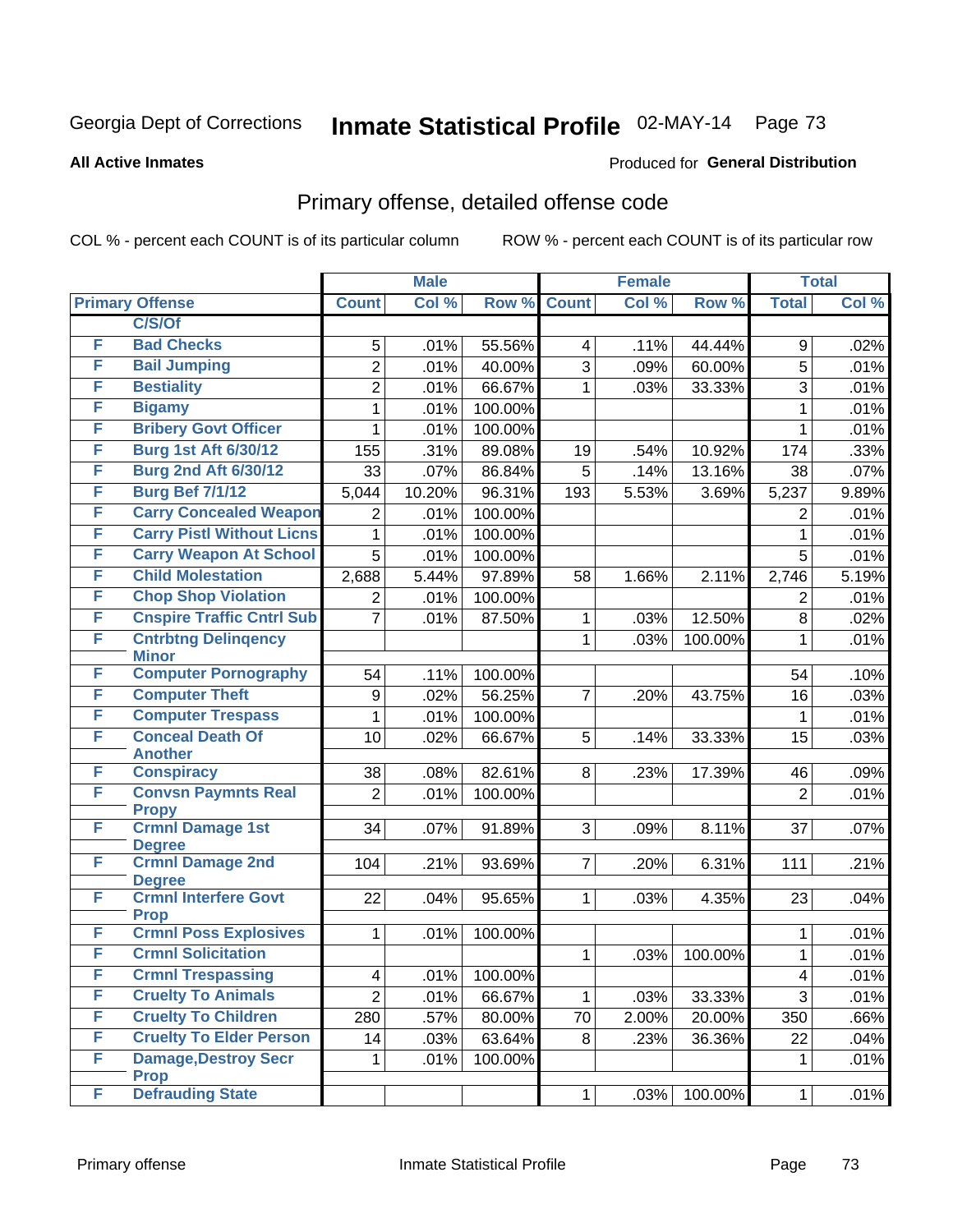Georgia Dept of Corrections **Inmate Statistical Profile** 02-MAY-14

**All Active Inmates**

Produced for **General Distribution**

## Primary offense, detailed offense code

COL % - percent each COUNT is of its particular column ROW % - percent each COUNT is of its particular row

| Primary Offense | | Male | | | Female | | | Total | |
|---|---|---|---|---|---|---|---|---|---|
| | | Count | Col % | Row % | Count | Col % | Row % | Total | Col % |
| | C/S/Of | | | | | | | | |
| F | Bad Checks | 5 | .01% | 55.56% | 4 | .11% | 44.44% | 9 | .02% |
| F | Bail Jumping | 2 | .01% | 40.00% | 3 | .09% | 60.00% | 5 | .01% |
| F | Bestiality | 2 | .01% | 66.67% | 1 | .03% | 33.33% | 3 | .01% |
| F | Bigamy | 1 | .01% | 100.00% | | | | 1 | .01% |
| F | Bribery Govt Officer | 1 | .01% | 100.00% | | | | 1 | .01% |
| F | Burg 1st Aft 6/30/12 | 155 | .31% | 89.08% | 19 | .54% | 10.92% | 174 | .33% |
| F | Burg 2nd Aft 6/30/12 | 33 | .07% | 86.84% | 5 | .14% | 13.16% | 38 | .07% |
| F | Burg Bef 7/1/12 | 5,044 | 10.20% | 96.31% | 193 | 5.53% | 3.69% | 5,237 | 9.89% |
| F | Carry Concealed Weapon | 2 | .01% | 100.00% | | | | 2 | .01% |
| F | Carry Pistl Without Licns | 1 | .01% | 100.00% | | | | 1 | .01% |
| F | Carry Weapon At School | 5 | .01% | 100.00% | | | | 5 | .01% |
| F | Child Molestation | 2,688 | 5.44% | 97.89% | 58 | 1.66% | 2.11% | 2,746 | 5.19% |
| F | Chop Shop Violation | 2 | .01% | 100.00% | | | | 2 | .01% |
| F | Cnspire Traffic Cntrl Sub | 7 | .01% | 87.50% | 1 | .03% | 12.50% | 8 | .02% |
| F | Cntrbtng Delinqency Minor | | | | 1 | .03% | 100.00% | 1 | .01% |
| F | Computer Pornography | 54 | .11% | 100.00% | | | | 54 | .10% |
| F | Computer Theft | 9 | .02% | 56.25% | 7 | .20% | 43.75% | 16 | .03% |
| F | Computer Trespass | 1 | .01% | 100.00% | | | | 1 | .01% |
| F | Conceal Death Of Another | 10 | .02% | 66.67% | 5 | .14% | 33.33% | 15 | .03% |
| F | Conspiracy | 38 | .08% | 82.61% | 8 | .23% | 17.39% | 46 | .09% |
| F | Convsn Paymnts Real Propy | 2 | .01% | 100.00% | | | | 2 | .01% |
| F | Crmnl Damage 1st Degree | 34 | .07% | 91.89% | 3 | .09% | 8.11% | 37 | .07% |
| F | Crmnl Damage 2nd Degree | 104 | .21% | 93.69% | 7 | .20% | 6.31% | 111 | .21% |
| F | Crmnl Interfere Govt Prop | 22 | .04% | 95.65% | 1 | .03% | 4.35% | 23 | .04% |
| F | Crmnl Poss Explosives | 1 | .01% | 100.00% | | | | 1 | .01% |
| F | Crmnl Solicitation | | | | 1 | .03% | 100.00% | 1 | .01% |
| F | Crmnl Trespassing | 4 | .01% | 100.00% | | | | 4 | .01% |
| F | Cruelty To Animals | 2 | .01% | 66.67% | 1 | .03% | 33.33% | 3 | .01% |
| F | Cruelty To Children | 280 | .57% | 80.00% | 70 | 2.00% | 20.00% | 350 | .66% |
| F | Cruelty To Elder Person | 14 | .03% | 63.64% | 8 | .23% | 36.36% | 22 | .04% |
| F | Damage,Destroy Secr Prop | 1 | .01% | 100.00% | | | | 1 | .01% |
| F | Defrauding State | | | | 1 | .03% | 100.00% | 1 | .01% |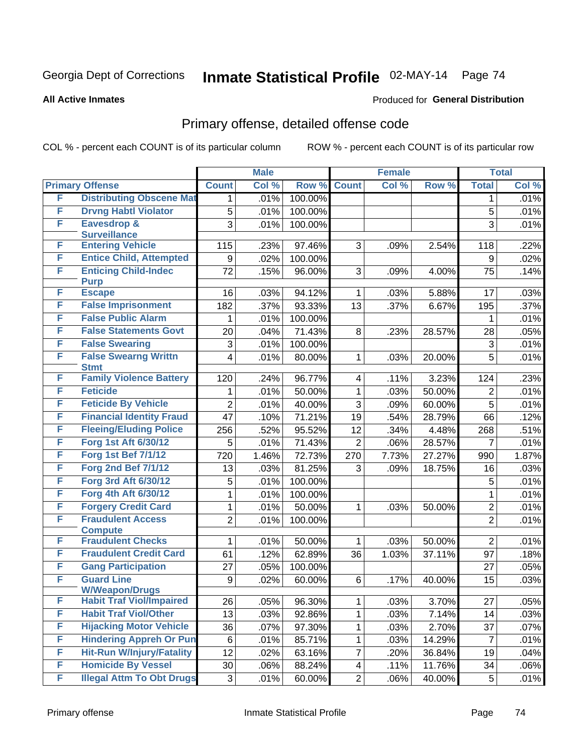Georgia Dept of Corrections **Inmate Statistical Profile** 02-MAY-14

**All Active Inmates** Produced for **General Distribution**

## Primary offense, detailed offense code

COL % - percent each COUNT is of its particular column ROW % - percent each COUNT is of its particular row

| Primary Offense | | Male | | | Female | | | Total | |
|---|---|---|---|---|---|---|---|---|---|
| | | Count | Col % | Row % | Count | Col % | Row % | Total | Col % |
| F | Distributing Obscene Mat | 1 | .01% | 100.00% | | | | 1 | .01% |
| F | Drvng Habtl Violator | 5 | .01% | 100.00% | | | | 5 | .01% |
| F | Eavesdrop & Surveillance | 3 | .01% | 100.00% | | | | 3 | .01% |
| F | Entering Vehicle | 115 | .23% | 97.46% | 3 | .09% | 2.54% | 118 | .22% |
| F | Entice Child, Attempted | 9 | .02% | 100.00% | | | | 9 | .02% |
| F | Enticing Child-Indec Purp | 72 | .15% | 96.00% | 3 | .09% | 4.00% | 75 | .14% |
| F | Escape | 16 | .03% | 94.12% | 1 | .03% | 5.88% | 17 | .03% |
| F | False Imprisonment | 182 | .37% | 93.33% | 13 | .37% | 6.67% | 195 | .37% |
| F | False Public Alarm | 1 | .01% | 100.00% | | | | 1 | .01% |
| F | False Statements Govt | 20 | .04% | 71.43% | 8 | .23% | 28.57% | 28 | .05% |
| F | False Swearing | 3 | .01% | 100.00% | | | | 3 | .01% |
| F | False Swearng Writtn Stmt | 4 | .01% | 80.00% | 1 | .03% | 20.00% | 5 | .01% |
| F | Family Violence Battery | 120 | .24% | 96.77% | 4 | .11% | 3.23% | 124 | .23% |
| F | Feticide | 1 | .01% | 50.00% | 1 | .03% | 50.00% | 2 | .01% |
| F | Feticide By Vehicle | 2 | .01% | 40.00% | 3 | .09% | 60.00% | 5 | .01% |
| F | Financial Identity Fraud | 47 | .10% | 71.21% | 19 | .54% | 28.79% | 66 | .12% |
| F | Fleeing/Eluding Police | 256 | .52% | 95.52% | 12 | .34% | 4.48% | 268 | .51% |
| F | Forg 1st Aft 6/30/12 | 5 | .01% | 71.43% | 2 | .06% | 28.57% | 7 | .01% |
| F | Forg 1st Bef 7/1/12 | 720 | 1.46% | 72.73% | 270 | 7.73% | 27.27% | 990 | 1.87% |
| F | Forg 2nd Bef 7/1/12 | 13 | .03% | 81.25% | 3 | .09% | 18.75% | 16 | .03% |
| F | Forg 3rd Aft 6/30/12 | 5 | .01% | 100.00% | | | | 5 | .01% |
| F | Forg 4th Aft 6/30/12 | 1 | .01% | 100.00% | | | | 1 | .01% |
| F | Forgery Credit Card | 1 | .01% | 50.00% | 1 | .03% | 50.00% | 2 | .01% |
| F | Fraudulent Access Compute | 2 | .01% | 100.00% | | | | 2 | .01% |
| F | Fraudulent Checks | 1 | .01% | 50.00% | 1 | .03% | 50.00% | 2 | .01% |
| F | Fraudulent Credit Card | 61 | .12% | 62.89% | 36 | 1.03% | 37.11% | 97 | .18% |
| F | Gang Participation | 27 | .05% | 100.00% | | | | 27 | .05% |
| F | Guard Line W/Weapon/Drugs | 9 | .02% | 60.00% | 6 | .17% | 40.00% | 15 | .03% |
| F | Habit Traf Viol/Impaired | 26 | .05% | 96.30% | 1 | .03% | 3.70% | 27 | .05% |
| F | Habit Traf Viol/Other | 13 | .03% | 92.86% | 1 | .03% | 7.14% | 14 | .03% |
| F | Hijacking Motor Vehicle | 36 | .07% | 97.30% | 1 | .03% | 2.70% | 37 | .07% |
| F | Hindering Appreh Or Pun | 6 | .01% | 85.71% | 1 | .03% | 14.29% | 7 | .01% |
| F | Hit-Run W/Injury/Fatality | 12 | .02% | 63.16% | 7 | .20% | 36.84% | 19 | .04% |
| F | Homicide By Vessel | 30 | .06% | 88.24% | 4 | .11% | 11.76% | 34 | .06% |
| F | Illegal Attm To Obt Drugs | 3 | .01% | 60.00% | 2 | .06% | 40.00% | 5 | .01% |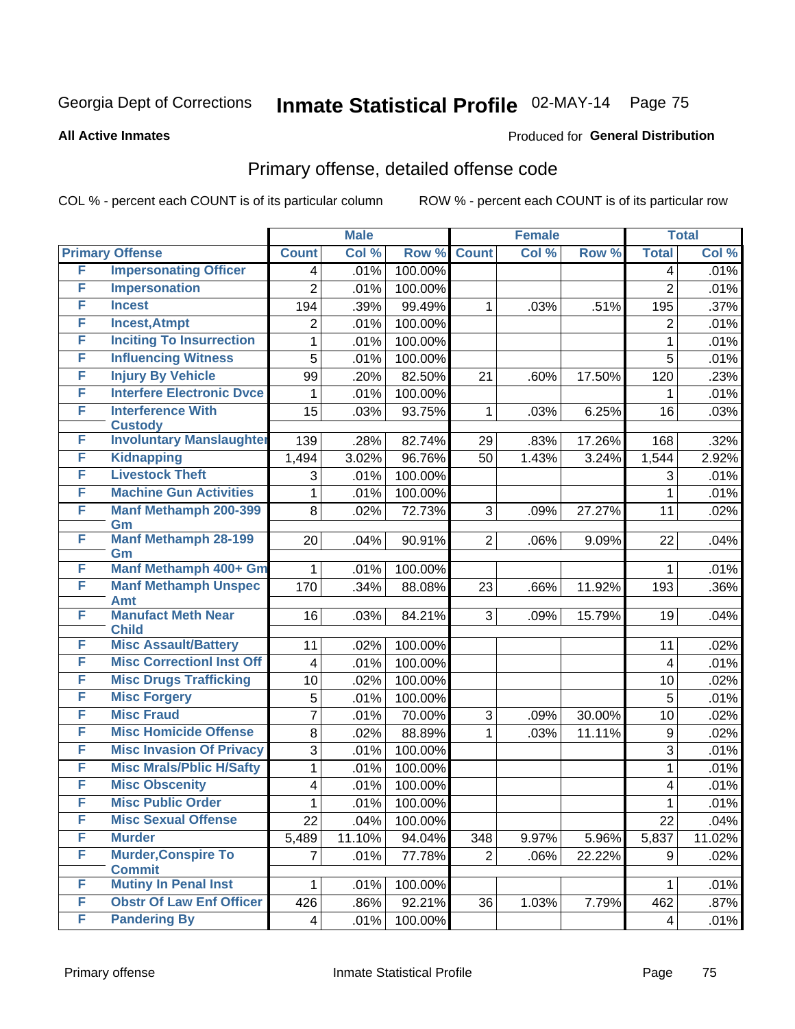Georgia Dept of Corrections **Inmate Statistical Profile** 02-MAY-14 Page 75

**All Active Inmates**

Produced for **General Distribution**

## Primary offense, detailed offense code

COL % - percent each COUNT is of its particular column ROW % - percent each COUNT is of its particular row

| Primary Offense | | Male | | | Female | | | Total | |
|---|---|---|---|---|---|---|---|---|---|
| | | Count | Col % | Row % | Count | Col % | Row % | Total | Col % |
| F | Impersonating Officer | 4 | .01% | 100.00% | | | | 4 | .01% |
| F | Impersonation | 2 | .01% | 100.00% | | | | 2 | .01% |
| F | Incest | 194 | .39% | 99.49% | 1 | .03% | .51% | 195 | .37% |
| F | Incest,Atmpt | 2 | .01% | 100.00% | | | | 2 | .01% |
| F | Inciting To Insurrection | 1 | .01% | 100.00% | | | | 1 | .01% |
| F | Influencing Witness | 5 | .01% | 100.00% | | | | 5 | .01% |
| F | Injury By Vehicle | 99 | .20% | 82.50% | 21 | .60% | 17.50% | 120 | .23% |
| F | Interfere Electronic Dvce | 1 | .01% | 100.00% | | | | 1 | .01% |
| F | Interference With Custody | 15 | .03% | 93.75% | 1 | .03% | 6.25% | 16 | .03% |
| F | Involuntary Manslaughter | 139 | .28% | 82.74% | 29 | .83% | 17.26% | 168 | .32% |
| F | Kidnapping | 1,494 | 3.02% | 96.76% | 50 | 1.43% | 3.24% | 1,544 | 2.92% |
| F | Livestock Theft | 3 | .01% | 100.00% | | | | 3 | .01% |
| F | Machine Gun Activities | 1 | .01% | 100.00% | | | | 1 | .01% |
| F | Manf Methamph 200-399 Gm | 8 | .02% | 72.73% | 3 | .09% | 27.27% | 11 | .02% |
| F | Manf Methamph 28-199 Gm | 20 | .04% | 90.91% | 2 | .06% | 9.09% | 22 | .04% |
| F | Manf Methamph 400+ Gm | 1 | .01% | 100.00% | | | | 1 | .01% |
| F | Manf Methamph Unspec Amt | 170 | .34% | 88.08% | 23 | .66% | 11.92% | 193 | .36% |
| F | Manufact Meth Near Child | 16 | .03% | 84.21% | 3 | .09% | 15.79% | 19 | .04% |
| F | Misc Assault/Battery | 11 | .02% | 100.00% | | | | 11 | .02% |
| F | Misc Correctionl Inst Off | 4 | .01% | 100.00% | | | | 4 | .01% |
| F | Misc Drugs Trafficking | 10 | .02% | 100.00% | | | | 10 | .02% |
| F | Misc Forgery | 5 | .01% | 100.00% | | | | 5 | .01% |
| F | Misc Fraud | 7 | .01% | 70.00% | 3 | .09% | 30.00% | 10 | .02% |
| F | Misc Homicide Offense | 8 | .02% | 88.89% | 1 | .03% | 11.11% | 9 | .02% |
| F | Misc Invasion Of Privacy | 3 | .01% | 100.00% | | | | 3 | .01% |
| F | Misc Mrals/Pblic H/Safty | 1 | .01% | 100.00% | | | | 1 | .01% |
| F | Misc Obscenity | 4 | .01% | 100.00% | | | | 4 | .01% |
| F | Misc Public Order | 1 | .01% | 100.00% | | | | 1 | .01% |
| F | Misc Sexual Offense | 22 | .04% | 100.00% | | | | 22 | .04% |
| F | Murder | 5,489 | 11.10% | 94.04% | 348 | 9.97% | 5.96% | 5,837 | 11.02% |
| F | Murder,Conspire To Commit | 7 | .01% | 77.78% | 2 | .06% | 22.22% | 9 | .02% |
| F | Mutiny In Penal Inst | 1 | .01% | 100.00% | | | | 1 | .01% |
| F | Obstr Of Law Enf Officer | 426 | .86% | 92.21% | 36 | 1.03% | 7.79% | 462 | .87% |
| F | Pandering By | 4 | .01% | 100.00% | | | | 4 | .01% |

Primary offense Inmate Statistical Profile Page 75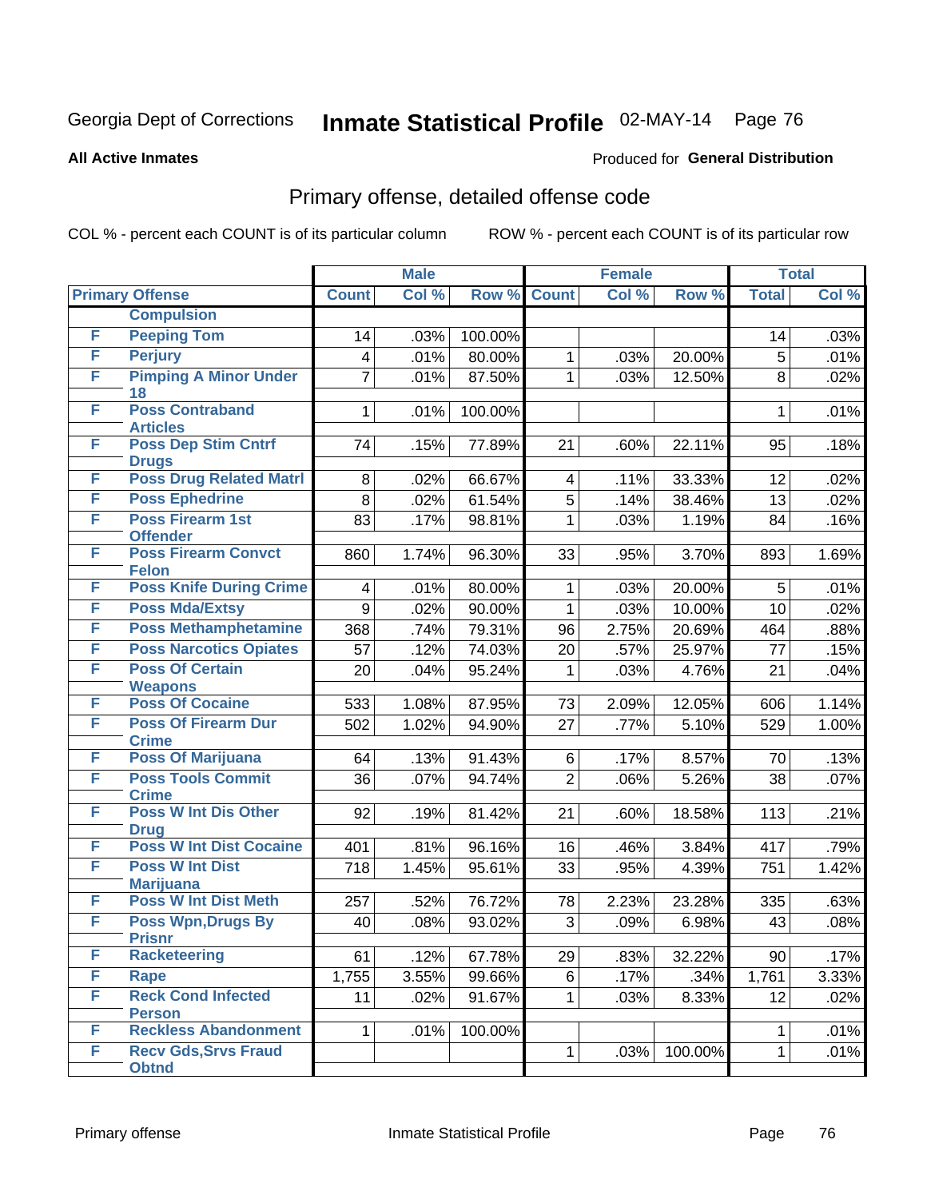Georgia Dept of Corrections **Inmate Statistical Profile** 02-MAY-14

**All Active Inmates**

Produced for **General Distribution**

## Primary offense, detailed offense code

COL % - percent each COUNT is of its particular column

ROW % - percent each COUNT is of its particular row

| Primary Offense | | Male | | | Female | | | Total | |
|---|---|---|---|---|---|---|---|---|---|
| | | Count | Col % | Row % | Count | Col % | Row % | Total | Col % |
| | Compulsion | | | | | | | | |
| F | Peeping Tom | 14 | .03% | 100.00% | | | | 14 | .03% |
| F | Perjury | 4 | .01% | 80.00% | 1 | .03% | 20.00% | 5 | .01% |
| F | Pimping A Minor Under 18 | 7 | .01% | 87.50% | 1 | .03% | 12.50% | 8 | .02% |
| F | Poss Contraband Articles | 1 | .01% | 100.00% | | | | 1 | .01% |
| F | Poss Dep Stim Cntrf Drugs | 74 | .15% | 77.89% | 21 | .60% | 22.11% | 95 | .18% |
| F | Poss Drug Related Matrl | 8 | .02% | 66.67% | 4 | .11% | 33.33% | 12 | .02% |
| F | Poss Ephedrine | 8 | .02% | 61.54% | 5 | .14% | 38.46% | 13 | .02% |
| F | Poss Firearm 1st Offender | 83 | .17% | 98.81% | 1 | .03% | 1.19% | 84 | .16% |
| F | Poss Firearm Convct Felon | 860 | 1.74% | 96.30% | 33 | .95% | 3.70% | 893 | 1.69% |
| F | Poss Knife During Crime | 4 | .01% | 80.00% | 1 | .03% | 20.00% | 5 | .01% |
| F | Poss Mda/Extsy | 9 | .02% | 90.00% | 1 | .03% | 10.00% | 10 | .02% |
| F | Poss Methamphetamine | 368 | .74% | 79.31% | 96 | 2.75% | 20.69% | 464 | .88% |
| F | Poss Narcotics Opiates | 57 | .12% | 74.03% | 20 | .57% | 25.97% | 77 | .15% |
| F | Poss Of Certain Weapons | 20 | .04% | 95.24% | 1 | .03% | 4.76% | 21 | .04% |
| F | Poss Of Cocaine | 533 | 1.08% | 87.95% | 73 | 2.09% | 12.05% | 606 | 1.14% |
| F | Poss Of Firearm Dur Crime | 502 | 1.02% | 94.90% | 27 | .77% | 5.10% | 529 | 1.00% |
| F | Poss Of Marijuana | 64 | .13% | 91.43% | 6 | .17% | 8.57% | 70 | .13% |
| F | Poss Tools Commit Crime | 36 | .07% | 94.74% | 2 | .06% | 5.26% | 38 | .07% |
| F | Poss W Int Dis Other Drug | 92 | .19% | 81.42% | 21 | .60% | 18.58% | 113 | .21% |
| F | Poss W Int Dist Cocaine | 401 | .81% | 96.16% | 16 | .46% | 3.84% | 417 | .79% |
| F | Poss W Int Dist Marijuana | 718 | 1.45% | 95.61% | 33 | .95% | 4.39% | 751 | 1.42% |
| F | Poss W Int Dist Meth | 257 | .52% | 76.72% | 78 | 2.23% | 23.28% | 335 | .63% |
| F | Poss Wpn,Drugs By Prisnr | 40 | .08% | 93.02% | 3 | .09% | 6.98% | 43 | .08% |
| F | Racketeering | 61 | .12% | 67.78% | 29 | .83% | 32.22% | 90 | .17% |
| F | Rape | 1,755 | 3.55% | 99.66% | 6 | .17% | .34% | 1,761 | 3.33% |
| F | Reck Cond Infected Person | 11 | .02% | 91.67% | 1 | .03% | 8.33% | 12 | .02% |
| F | Reckless Abandonment | 1 | .01% | 100.00% | | | | 1 | .01% |
| F | Recv Gds,Srvs Fraud Obtnd | | | | 1 | .03% | 100.00% | 1 | .01% |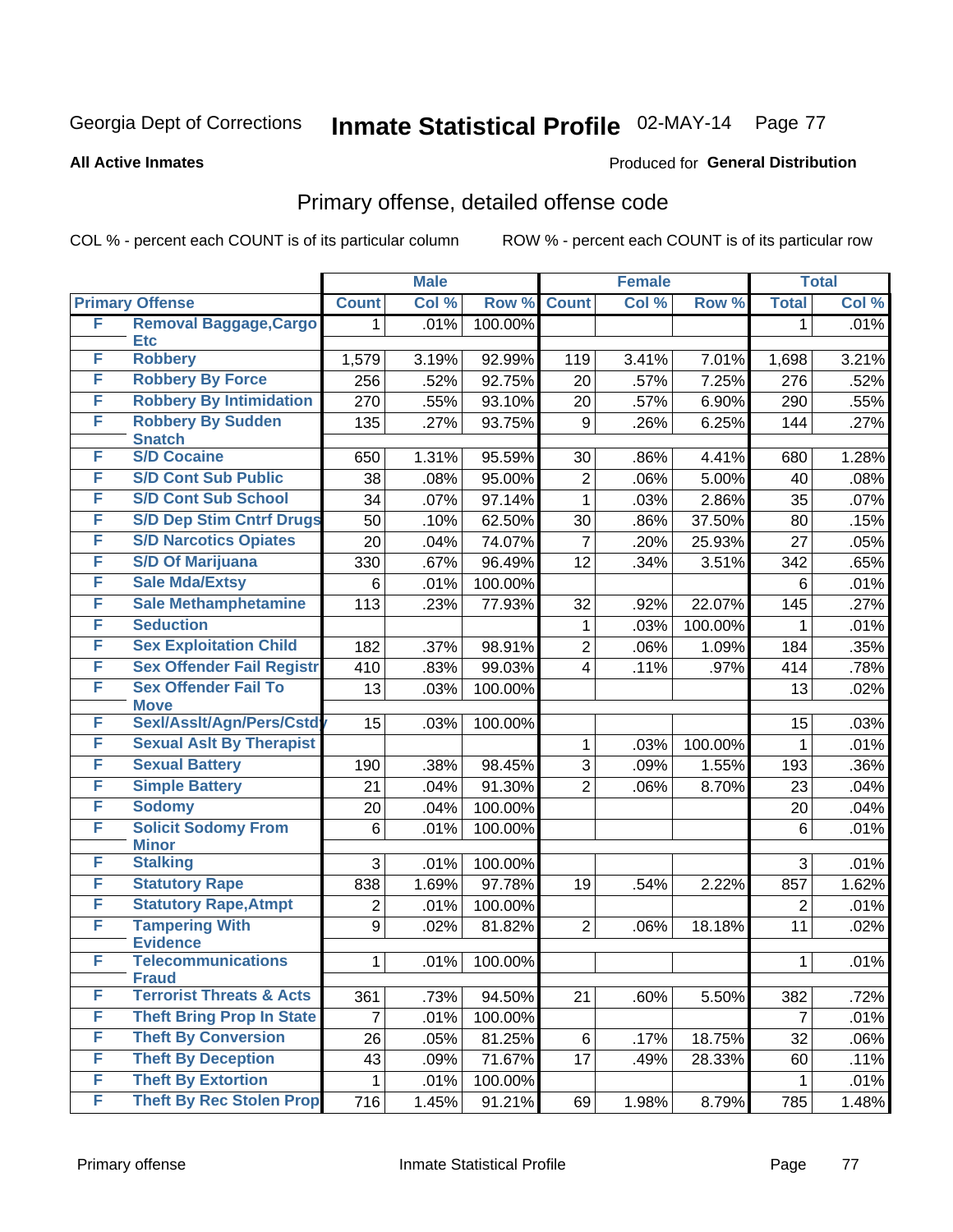Georgia Dept of Corrections **Inmate Statistical Profile** 02-MAY-14

**All Active Inmates**

Produced for **General Distribution**

## Primary offense, detailed offense code

COL % - percent each COUNT is of its particular column

ROW % - percent each COUNT is of its particular row

| Primary Offense | | Male | | | Female | | | Total | |
|---|---|---|---|---|---|---|---|---|---|
| | | Count | Col % | Row % | Count | Col % | Row % | Total | Col % |
| F | Removal Baggage,Cargo Etc | 1 | .01% | 100.00% | | | | 1 | .01% |
| F | Robbery | 1,579 | 3.19% | 92.99% | 119 | 3.41% | 7.01% | 1,698 | 3.21% |
| F | Robbery By Force | 256 | .52% | 92.75% | 20 | .57% | 7.25% | 276 | .52% |
| F | Robbery By Intimidation | 270 | .55% | 93.10% | 20 | .57% | 6.90% | 290 | .55% |
| F | Robbery By Sudden Snatch | 135 | .27% | 93.75% | 9 | .26% | 6.25% | 144 | .27% |
| F | S/D Cocaine | 650 | 1.31% | 95.59% | 30 | .86% | 4.41% | 680 | 1.28% |
| F | S/D Cont Sub Public | 38 | .08% | 95.00% | 2 | .06% | 5.00% | 40 | .08% |
| F | S/D Cont Sub School | 34 | .07% | 97.14% | 1 | .03% | 2.86% | 35 | .07% |
| F | S/D Dep Stim Cntrf Drugs | 50 | .10% | 62.50% | 30 | .86% | 37.50% | 80 | .15% |
| F | S/D Narcotics Opiates | 20 | .04% | 74.07% | 7 | .20% | 25.93% | 27 | .05% |
| F | S/D Of Marijuana | 330 | .67% | 96.49% | 12 | .34% | 3.51% | 342 | .65% |
| F | Sale Mda/Extsy | 6 | .01% | 100.00% | | | | 6 | .01% |
| F | Sale Methamphetamine | 113 | .23% | 77.93% | 32 | .92% | 22.07% | 145 | .27% |
| F | Seduction | | | | 1 | .03% | 100.00% | 1 | .01% |
| F | Sex Exploitation Child | 182 | .37% | 98.91% | 2 | .06% | 1.09% | 184 | .35% |
| F | Sex Offender Fail Registr | 410 | .83% | 99.03% | 4 | .11% | .97% | 414 | .78% |
| F | Sex Offender Fail To Move | 13 | .03% | 100.00% | | | | 13 | .02% |
| F | Sexl/Asslt/Agn/Pers/Cstdy | 15 | .03% | 100.00% | | | | 15 | .03% |
| F | Sexual Aslt By Therapist | | | | 1 | .03% | 100.00% | 1 | .01% |
| F | Sexual Battery | 190 | .38% | 98.45% | 3 | .09% | 1.55% | 193 | .36% |
| F | Simple Battery | 21 | .04% | 91.30% | 2 | .06% | 8.70% | 23 | .04% |
| F | Sodomy | 20 | .04% | 100.00% | | | | 20 | .04% |
| F | Solicit Sodomy From Minor | 6 | .01% | 100.00% | | | | 6 | .01% |
| F | Stalking | 3 | .01% | 100.00% | | | | 3 | .01% |
| F | Statutory Rape | 838 | 1.69% | 97.78% | 19 | .54% | 2.22% | 857 | 1.62% |
| F | Statutory Rape,Atmpt | 2 | .01% | 100.00% | | | | 2 | .01% |
| F | Tampering With Evidence | 9 | .02% | 81.82% | 2 | .06% | 18.18% | 11 | .02% |
| F | Telecommunications Fraud | 1 | .01% | 100.00% | | | | 1 | .01% |
| F | Terrorist Threats & Acts | 361 | .73% | 94.50% | 21 | .60% | 5.50% | 382 | .72% |
| F | Theft Bring Prop In State | 7 | .01% | 100.00% | | | | 7 | .01% |
| F | Theft By Conversion | 26 | .05% | 81.25% | 6 | .17% | 18.75% | 32 | .06% |
| F | Theft By Deception | 43 | .09% | 71.67% | 17 | .49% | 28.33% | 60 | .11% |
| F | Theft By Extortion | 1 | .01% | 100.00% | | | | 1 | .01% |
| F | Theft By Rec Stolen Prop | 716 | 1.45% | 91.21% | 69 | 1.98% | 8.79% | 785 | 1.48% |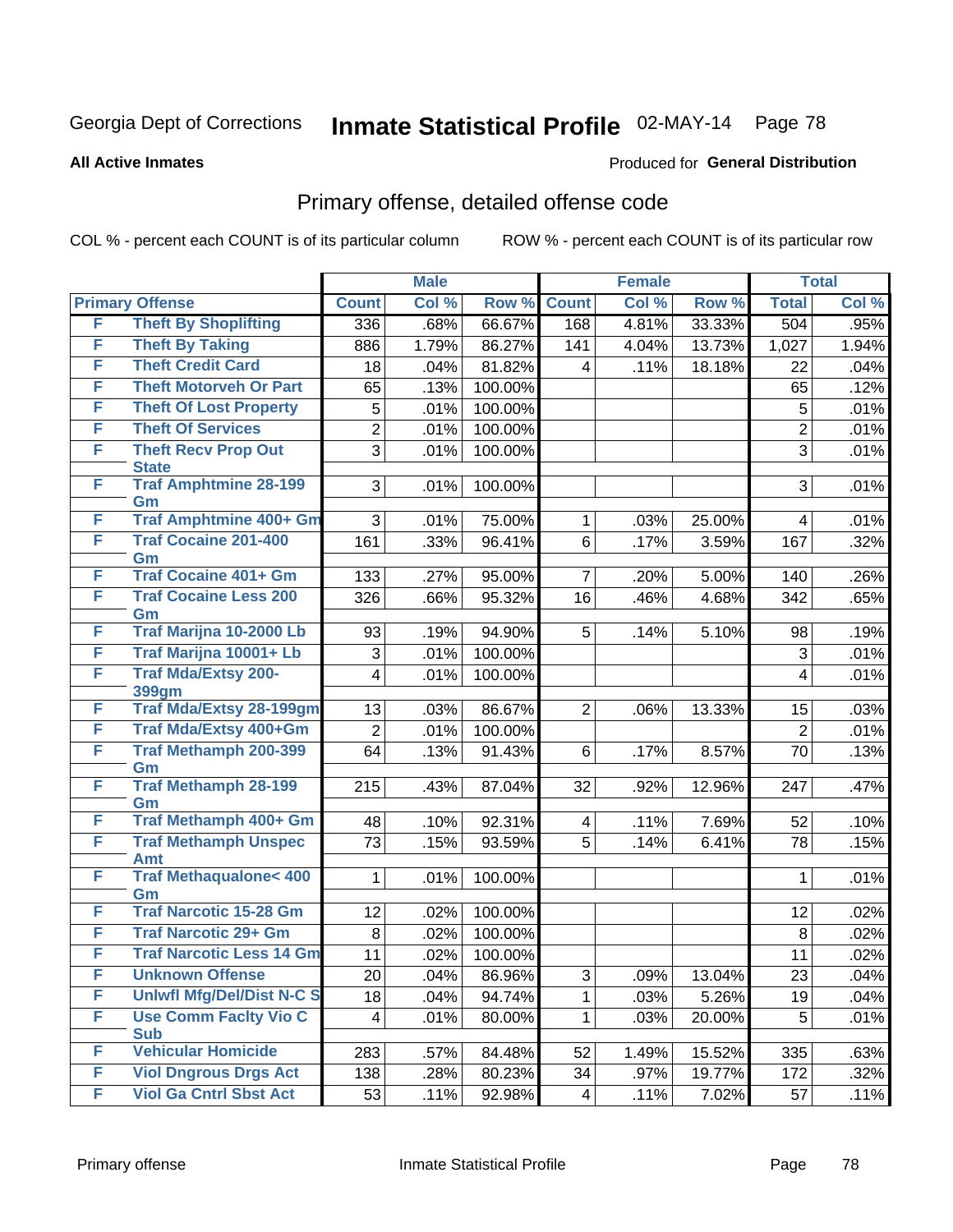Georgia Dept of Corrections **Inmate Statistical Profile** 02-MAY-14

**All Active Inmates**

Produced for **General Distribution**

## Primary offense, detailed offense code

COL % - percent each COUNT is of its particular column     ROW % - percent each COUNT is of its particular row

| Primary Offense | | Male | | | Female | | | Total | |
|---|---|---|---|---|---|---|---|---|---|
| | | Count | Col % | Row % | Count | Col % | Row % | Total | Col % |
| F | Theft By Shoplifting | 336 | .68% | 66.67% | 168 | 4.81% | 33.33% | 504 | .95% |
| F | Theft By Taking | 886 | 1.79% | 86.27% | 141 | 4.04% | 13.73% | 1,027 | 1.94% |
| F | Theft Credit Card | 18 | .04% | 81.82% | 4 | .11% | 18.18% | 22 | .04% |
| F | Theft Motorveh Or Part | 65 | .13% | 100.00% | | | | 65 | .12% |
| F | Theft Of Lost Property | 5 | .01% | 100.00% | | | | 5 | .01% |
| F | Theft Of Services | 2 | .01% | 100.00% | | | | 2 | .01% |
| F | Theft Recv Prop Out State | 3 | .01% | 100.00% | | | | 3 | .01% |
| F | Traf Amphtmine 28-199 Gm | 3 | .01% | 100.00% | | | | 3 | .01% |
| F | Traf Amphtmine 400+ Gm | 3 | .01% | 75.00% | 1 | .03% | 25.00% | 4 | .01% |
| F | Traf Cocaine 201-400 Gm | 161 | .33% | 96.41% | 6 | .17% | 3.59% | 167 | .32% |
| F | Traf Cocaine 401+ Gm | 133 | .27% | 95.00% | 7 | .20% | 5.00% | 140 | .26% |
| F | Traf Cocaine Less 200 Gm | 326 | .66% | 95.32% | 16 | .46% | 4.68% | 342 | .65% |
| F | Traf Marijna 10-2000 Lb | 93 | .19% | 94.90% | 5 | .14% | 5.10% | 98 | .19% |
| F | Traf Marijna 10001+ Lb | 3 | .01% | 100.00% | | | | 3 | .01% |
| F | Traf Mda/Extsy 200-399gm | 4 | .01% | 100.00% | | | | 4 | .01% |
| F | Traf Mda/Extsy 28-199gm | 13 | .03% | 86.67% | 2 | .06% | 13.33% | 15 | .03% |
| F | Traf Mda/Extsy 400+Gm | 2 | .01% | 100.00% | | | | 2 | .01% |
| F | Traf Methamph 200-399 Gm | 64 | .13% | 91.43% | 6 | .17% | 8.57% | 70 | .13% |
| F | Traf Methamph 28-199 Gm | 215 | .43% | 87.04% | 32 | .92% | 12.96% | 247 | .47% |
| F | Traf Methamph 400+ Gm | 48 | .10% | 92.31% | 4 | .11% | 7.69% | 52 | .10% |
| F | Traf Methamph Unspec Amt | 73 | .15% | 93.59% | 5 | .14% | 6.41% | 78 | .15% |
| F | Traf Methaqualone< 400 Gm | 1 | .01% | 100.00% | | | | 1 | .01% |
| F | Traf Narcotic 15-28 Gm | 12 | .02% | 100.00% | | | | 12 | .02% |
| F | Traf Narcotic 29+ Gm | 8 | .02% | 100.00% | | | | 8 | .02% |
| F | Traf Narcotic Less 14 Gm | 11 | .02% | 100.00% | | | | 11 | .02% |
| F | Unknown Offense | 20 | .04% | 86.96% | 3 | .09% | 13.04% | 23 | .04% |
| F | Unlwfl Mfg/Del/Dist N-C S | 18 | .04% | 94.74% | 1 | .03% | 5.26% | 19 | .04% |
| F | Use Comm Faclty Vio C Sub | 4 | .01% | 80.00% | 1 | .03% | 20.00% | 5 | .01% |
| F | Vehicular Homicide | 283 | .57% | 84.48% | 52 | 1.49% | 15.52% | 335 | .63% |
| F | Viol Dngrous Drgs Act | 138 | .28% | 80.23% | 34 | .97% | 19.77% | 172 | .32% |
| F | Viol Ga Cntrl Sbst Act | 53 | .11% | 92.98% | 4 | .11% | 7.02% | 57 | .11% |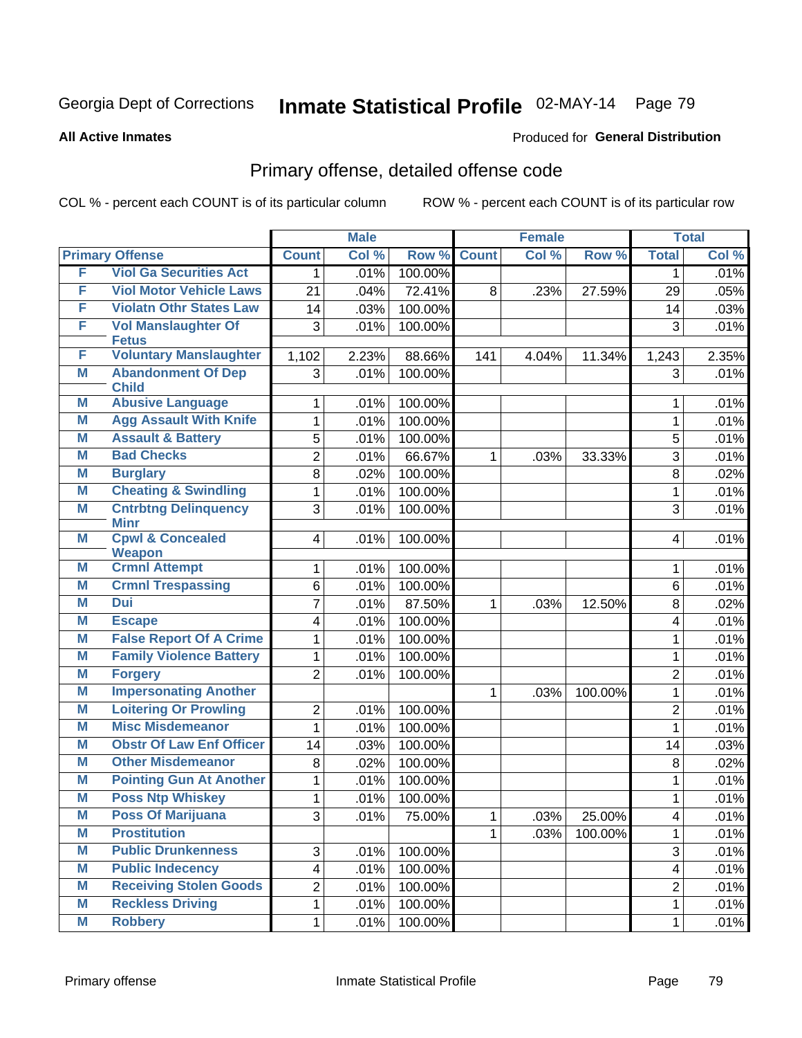Georgia Dept of Corrections **Inmate Statistical Profile** 02-MAY-14

**All Active Inmates**

Produced for **General Distribution**

## Primary offense, detailed offense code

COL % - percent each COUNT is of its particular column

ROW % - percent each COUNT is of its particular row

| Primary Offense | | Male | | | Female | | | Total | |
|---|---|---|---|---|---|---|---|---|---|
| | | Count | Col % | Row % | Count | Col % | Row % | Total | Col % |
| F | Viol Ga Securities Act | 1 | .01% | 100.00% | | | | 1 | .01% |
| F | Viol Motor Vehicle Laws | 21 | .04% | 72.41% | 8 | .23% | 27.59% | 29 | .05% |
| F | Violatn Othr States Law | 14 | .03% | 100.00% | | | | 14 | .03% |
| F | Vol Manslaughter Of Fetus | 3 | .01% | 100.00% | | | | 3 | .01% |
| F | Voluntary Manslaughter | 1,102 | 2.23% | 88.66% | 141 | 4.04% | 11.34% | 1,243 | 2.35% |
| M | Abandonment Of Dep Child | 3 | .01% | 100.00% | | | | 3 | .01% |
| M | Abusive Language | 1 | .01% | 100.00% | | | | 1 | .01% |
| M | Agg Assault With Knife | 1 | .01% | 100.00% | | | | 1 | .01% |
| M | Assault & Battery | 5 | .01% | 100.00% | | | | 5 | .01% |
| M | Bad Checks | 2 | .01% | 66.67% | 1 | .03% | 33.33% | 3 | .01% |
| M | Burglary | 8 | .02% | 100.00% | | | | 8 | .02% |
| M | Cheating & Swindling | 1 | .01% | 100.00% | | | | 1 | .01% |
| M | Cntrbtng Delinquency Minr | 3 | .01% | 100.00% | | | | 3 | .01% |
| M | Cpwl & Concealed Weapon | 4 | .01% | 100.00% | | | | 4 | .01% |
| M | Crmnl Attempt | 1 | .01% | 100.00% | | | | 1 | .01% |
| M | Crmnl Trespassing | 6 | .01% | 100.00% | | | | 6 | .01% |
| M | Dui | 7 | .01% | 87.50% | 1 | .03% | 12.50% | 8 | .02% |
| M | Escape | 4 | .01% | 100.00% | | | | 4 | .01% |
| M | False Report Of A Crime | 1 | .01% | 100.00% | | | | 1 | .01% |
| M | Family Violence Battery | 1 | .01% | 100.00% | | | | 1 | .01% |
| M | Forgery | 2 | .01% | 100.00% | | | | 2 | .01% |
| M | Impersonating Another | | | | 1 | .03% | 100.00% | 1 | .01% |
| M | Loitering Or Prowling | 2 | .01% | 100.00% | | | | 2 | .01% |
| M | Misc Misdemeanor | 1 | .01% | 100.00% | | | | 1 | .01% |
| M | Obstr Of Law Enf Officer | 14 | .03% | 100.00% | | | | 14 | .03% |
| M | Other Misdemeanor | 8 | .02% | 100.00% | | | | 8 | .02% |
| M | Pointing Gun At Another | 1 | .01% | 100.00% | | | | 1 | .01% |
| M | Poss Ntp Whiskey | 1 | .01% | 100.00% | | | | 1 | .01% |
| M | Poss Of Marijuana | 3 | .01% | 75.00% | 1 | .03% | 25.00% | 4 | .01% |
| M | Prostitution | | | | 1 | .03% | 100.00% | 1 | .01% |
| M | Public Drunkenness | 3 | .01% | 100.00% | | | | 3 | .01% |
| M | Public Indecency | 4 | .01% | 100.00% | | | | 4 | .01% |
| M | Receiving Stolen Goods | 2 | .01% | 100.00% | | | | 2 | .01% |
| M | Reckless Driving | 1 | .01% | 100.00% | | | | 1 | .01% |
| M | Robbery | 1 | .01% | 100.00% | | | | 1 | .01% |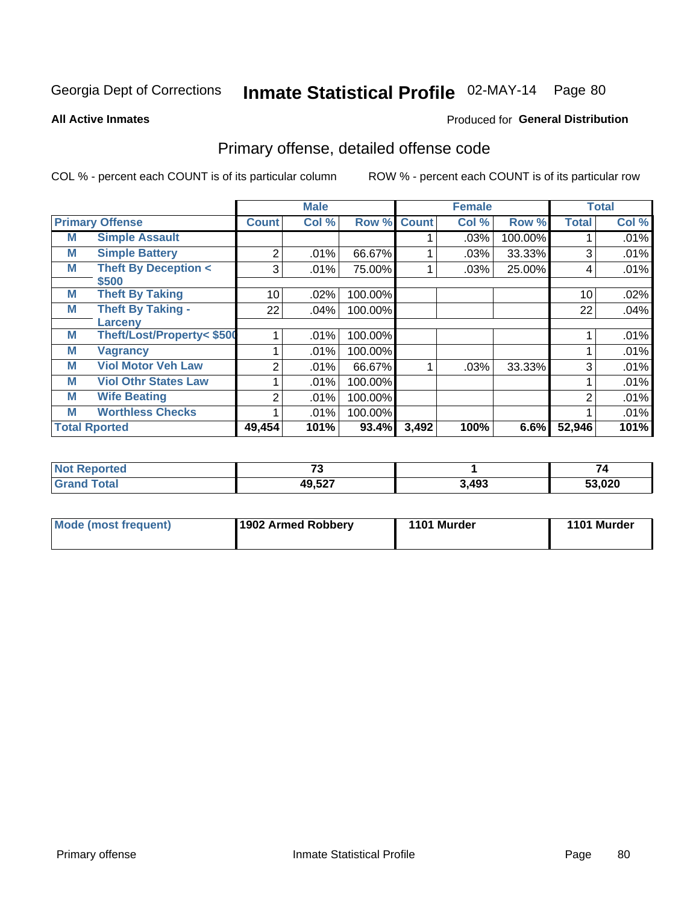Georgia Dept of Corrections **Inmate Statistical Profile** 02-MAY-14 Page 80

**All Active Inmates** Produced for **General Distribution**

## Primary offense, detailed offense code

COL % - percent each COUNT is of its particular column ROW % - percent each COUNT is of its particular row

| Primary Offense | | Male | | | Female | | | Total | |
|---|---|---|---|---|---|---|---|---|---|
| | | Count | Col % | Row % | Count | Col % | Row % | Total | Col % |
| M | Simple Assault | | | | 1 | .03% | 100.00% | 1 | .01% |
| M | Simple Battery | 2 | .01% | 66.67% | 1 | .03% | 33.33% | 3 | .01% |
| M | Theft By Deception < $500 | 3 | .01% | 75.00% | 1 | .03% | 25.00% | 4 | .01% |
| M | Theft By Taking | 10 | .02% | 100.00% | | | | 10 | .02% |
| M | Theft By Taking - Larceny | 22 | .04% | 100.00% | | | | 22 | .04% |
| M | Theft/Lost/Property< $500 | 1 | .01% | 100.00% | | | | 1 | .01% |
| M | Vagrancy | 1 | .01% | 100.00% | | | | 1 | .01% |
| M | Viol Motor Veh Law | 2 | .01% | 66.67% | 1 | .03% | 33.33% | 3 | .01% |
| M | Viol Othr States Law | 1 | .01% | 100.00% | | | | 1 | .01% |
| M | Wife Beating | 2 | .01% | 100.00% | | | | 2 | .01% |
| M | Worthless Checks | 1 | .01% | 100.00% | | | | 1 | .01% |
| Total Rported | | 49,454 | 101% | 93.4% | 3,492 | 100% | 6.6% | 52,946 | 101% |

| | Male | Female | Total |
|---|---|---|---|
| Not Reported | 73 | 1 | 74 |
| Grand Total | 49,527 | 3,493 | 53,020 |

| | Male | Female | Total |
|---|---|---|---|
| Mode (most frequent) | 1902 Armed Robbery | 1101 Murder | 1101 Murder |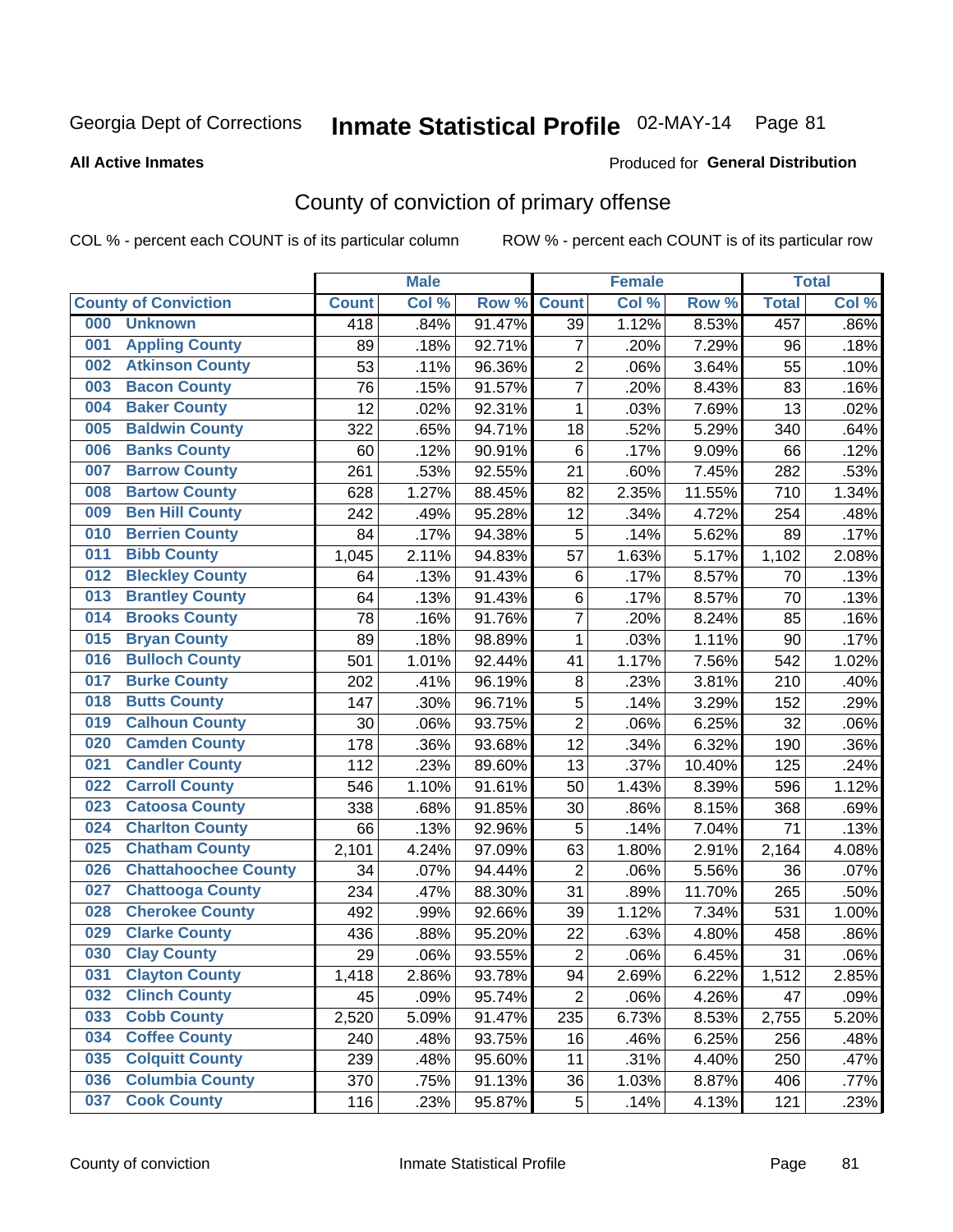Georgia Dept of Corrections **Inmate Statistical Profile** 02-MAY-14 Page 81

**All Active Inmates**

Produced for **General Distribution**

## County of conviction of primary offense

COL % - percent each COUNT is of its particular column ROW % - percent each COUNT is of its particular row

| County of Conviction | Male | | | Female | | | Total | |
|---|---|---|---|---|---|---|---|---|
| | Count | Col % | Row % | Count | Col % | Row % | Total | Col % |
| 000 Unknown | 418 | .84% | 91.47% | 39 | 1.12% | 8.53% | 457 | .86% |
| 001 Appling County | 89 | .18% | 92.71% | 7 | .20% | 7.29% | 96 | .18% |
| 002 Atkinson County | 53 | .11% | 96.36% | 2 | .06% | 3.64% | 55 | .10% |
| 003 Bacon County | 76 | .15% | 91.57% | 7 | .20% | 8.43% | 83 | .16% |
| 004 Baker County | 12 | .02% | 92.31% | 1 | .03% | 7.69% | 13 | .02% |
| 005 Baldwin County | 322 | .65% | 94.71% | 18 | .52% | 5.29% | 340 | .64% |
| 006 Banks County | 60 | .12% | 90.91% | 6 | .17% | 9.09% | 66 | .12% |
| 007 Barrow County | 261 | .53% | 92.55% | 21 | .60% | 7.45% | 282 | .53% |
| 008 Bartow County | 628 | 1.27% | 88.45% | 82 | 2.35% | 11.55% | 710 | 1.34% |
| 009 Ben Hill County | 242 | .49% | 95.28% | 12 | .34% | 4.72% | 254 | .48% |
| 010 Berrien County | 84 | .17% | 94.38% | 5 | .14% | 5.62% | 89 | .17% |
| 011 Bibb County | 1,045 | 2.11% | 94.83% | 57 | 1.63% | 5.17% | 1,102 | 2.08% |
| 012 Bleckley County | 64 | .13% | 91.43% | 6 | .17% | 8.57% | 70 | .13% |
| 013 Brantley County | 64 | .13% | 91.43% | 6 | .17% | 8.57% | 70 | .13% |
| 014 Brooks County | 78 | .16% | 91.76% | 7 | .20% | 8.24% | 85 | .16% |
| 015 Bryan County | 89 | .18% | 98.89% | 1 | .03% | 1.11% | 90 | .17% |
| 016 Bulloch County | 501 | 1.01% | 92.44% | 41 | 1.17% | 7.56% | 542 | 1.02% |
| 017 Burke County | 202 | .41% | 96.19% | 8 | .23% | 3.81% | 210 | .40% |
| 018 Butts County | 147 | .30% | 96.71% | 5 | .14% | 3.29% | 152 | .29% |
| 019 Calhoun County | 30 | .06% | 93.75% | 2 | .06% | 6.25% | 32 | .06% |
| 020 Camden County | 178 | .36% | 93.68% | 12 | .34% | 6.32% | 190 | .36% |
| 021 Candler County | 112 | .23% | 89.60% | 13 | .37% | 10.40% | 125 | .24% |
| 022 Carroll County | 546 | 1.10% | 91.61% | 50 | 1.43% | 8.39% | 596 | 1.12% |
| 023 Catoosa County | 338 | .68% | 91.85% | 30 | .86% | 8.15% | 368 | .69% |
| 024 Charlton County | 66 | .13% | 92.96% | 5 | .14% | 7.04% | 71 | .13% |
| 025 Chatham County | 2,101 | 4.24% | 97.09% | 63 | 1.80% | 2.91% | 2,164 | 4.08% |
| 026 Chattahoochee County | 34 | .07% | 94.44% | 2 | .06% | 5.56% | 36 | .07% |
| 027 Chattooga County | 234 | .47% | 88.30% | 31 | .89% | 11.70% | 265 | .50% |
| 028 Cherokee County | 492 | .99% | 92.66% | 39 | 1.12% | 7.34% | 531 | 1.00% |
| 029 Clarke County | 436 | .88% | 95.20% | 22 | .63% | 4.80% | 458 | .86% |
| 030 Clay County | 29 | .06% | 93.55% | 2 | .06% | 6.45% | 31 | .06% |
| 031 Clayton County | 1,418 | 2.86% | 93.78% | 94 | 2.69% | 6.22% | 1,512 | 2.85% |
| 032 Clinch County | 45 | .09% | 95.74% | 2 | .06% | 4.26% | 47 | .09% |
| 033 Cobb County | 2,520 | 5.09% | 91.47% | 235 | 6.73% | 8.53% | 2,755 | 5.20% |
| 034 Coffee County | 240 | .48% | 93.75% | 16 | .46% | 6.25% | 256 | .48% |
| 035 Colquitt County | 239 | .48% | 95.60% | 11 | .31% | 4.40% | 250 | .47% |
| 036 Columbia County | 370 | .75% | 91.13% | 36 | 1.03% | 8.87% | 406 | .77% |
| 037 Cook County | 116 | .23% | 95.87% | 5 | .14% | 4.13% | 121 | .23% |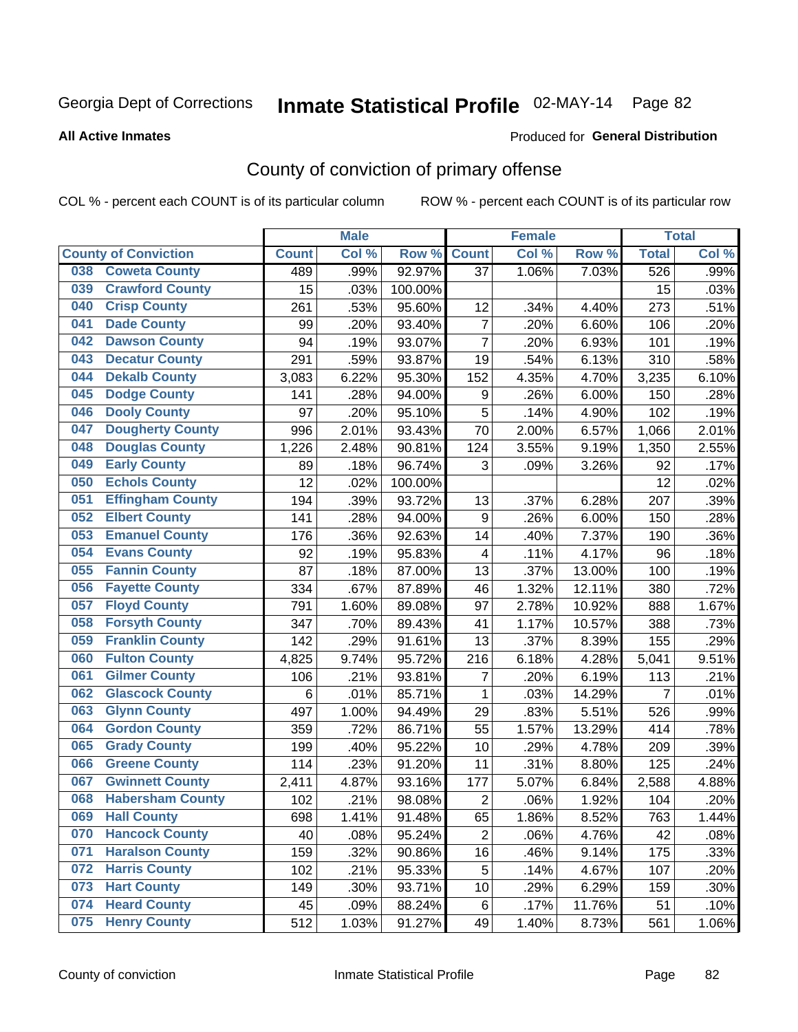Georgia Dept of Corrections **Inmate Statistical Profile** 02-MAY-14

**All Active Inmates**

Produced for **General Distribution**

## County of conviction of primary offense

COL % - percent each COUNT is of its particular column ROW % - percent each COUNT is of its particular row

| County of Conviction | Male | | | Female | | | Total | |
|---|---|---|---|---|---|---|---|---|
| | Count | Col % | Row % | Count | Col % | Row % | Total | Col % |
| 038 Coweta County | 489 | .99% | 92.97% | 37 | 1.06% | 7.03% | 526 | .99% |
| 039 Crawford County | 15 | .03% | 100.00% | | | | 15 | .03% |
| 040 Crisp County | 261 | .53% | 95.60% | 12 | .34% | 4.40% | 273 | .51% |
| 041 Dade County | 99 | .20% | 93.40% | 7 | .20% | 6.60% | 106 | .20% |
| 042 Dawson County | 94 | .19% | 93.07% | 7 | .20% | 6.93% | 101 | .19% |
| 043 Decatur County | 291 | .59% | 93.87% | 19 | .54% | 6.13% | 310 | .58% |
| 044 Dekalb County | 3,083 | 6.22% | 95.30% | 152 | 4.35% | 4.70% | 3,235 | 6.10% |
| 045 Dodge County | 141 | .28% | 94.00% | 9 | .26% | 6.00% | 150 | .28% |
| 046 Dooly County | 97 | .20% | 95.10% | 5 | .14% | 4.90% | 102 | .19% |
| 047 Dougherty County | 996 | 2.01% | 93.43% | 70 | 2.00% | 6.57% | 1,066 | 2.01% |
| 048 Douglas County | 1,226 | 2.48% | 90.81% | 124 | 3.55% | 9.19% | 1,350 | 2.55% |
| 049 Early County | 89 | .18% | 96.74% | 3 | .09% | 3.26% | 92 | .17% |
| 050 Echols County | 12 | .02% | 100.00% | | | | 12 | .02% |
| 051 Effingham County | 194 | .39% | 93.72% | 13 | .37% | 6.28% | 207 | .39% |
| 052 Elbert County | 141 | .28% | 94.00% | 9 | .26% | 6.00% | 150 | .28% |
| 053 Emanuel County | 176 | .36% | 92.63% | 14 | .40% | 7.37% | 190 | .36% |
| 054 Evans County | 92 | .19% | 95.83% | 4 | .11% | 4.17% | 96 | .18% |
| 055 Fannin County | 87 | .18% | 87.00% | 13 | .37% | 13.00% | 100 | .19% |
| 056 Fayette County | 334 | .67% | 87.89% | 46 | 1.32% | 12.11% | 380 | .72% |
| 057 Floyd County | 791 | 1.60% | 89.08% | 97 | 2.78% | 10.92% | 888 | 1.67% |
| 058 Forsyth County | 347 | .70% | 89.43% | 41 | 1.17% | 10.57% | 388 | .73% |
| 059 Franklin County | 142 | .29% | 91.61% | 13 | .37% | 8.39% | 155 | .29% |
| 060 Fulton County | 4,825 | 9.74% | 95.72% | 216 | 6.18% | 4.28% | 5,041 | 9.51% |
| 061 Gilmer County | 106 | .21% | 93.81% | 7 | .20% | 6.19% | 113 | .21% |
| 062 Glascock County | 6 | .01% | 85.71% | 1 | .03% | 14.29% | 7 | .01% |
| 063 Glynn County | 497 | 1.00% | 94.49% | 29 | .83% | 5.51% | 526 | .99% |
| 064 Gordon County | 359 | .72% | 86.71% | 55 | 1.57% | 13.29% | 414 | .78% |
| 065 Grady County | 199 | .40% | 95.22% | 10 | .29% | 4.78% | 209 | .39% |
| 066 Greene County | 114 | .23% | 91.20% | 11 | .31% | 8.80% | 125 | .24% |
| 067 Gwinnett County | 2,411 | 4.87% | 93.16% | 177 | 5.07% | 6.84% | 2,588 | 4.88% |
| 068 Habersham County | 102 | .21% | 98.08% | 2 | .06% | 1.92% | 104 | .20% |
| 069 Hall County | 698 | 1.41% | 91.48% | 65 | 1.86% | 8.52% | 763 | 1.44% |
| 070 Hancock County | 40 | .08% | 95.24% | 2 | .06% | 4.76% | 42 | .08% |
| 071 Haralson County | 159 | .32% | 90.86% | 16 | .46% | 9.14% | 175 | .33% |
| 072 Harris County | 102 | .21% | 95.33% | 5 | .14% | 4.67% | 107 | .20% |
| 073 Hart County | 149 | .30% | 93.71% | 10 | .29% | 6.29% | 159 | .30% |
| 074 Heard County | 45 | .09% | 88.24% | 6 | .17% | 11.76% | 51 | .10% |
| 075 Henry County | 512 | 1.03% | 91.27% | 49 | 1.40% | 8.73% | 561 | 1.06% |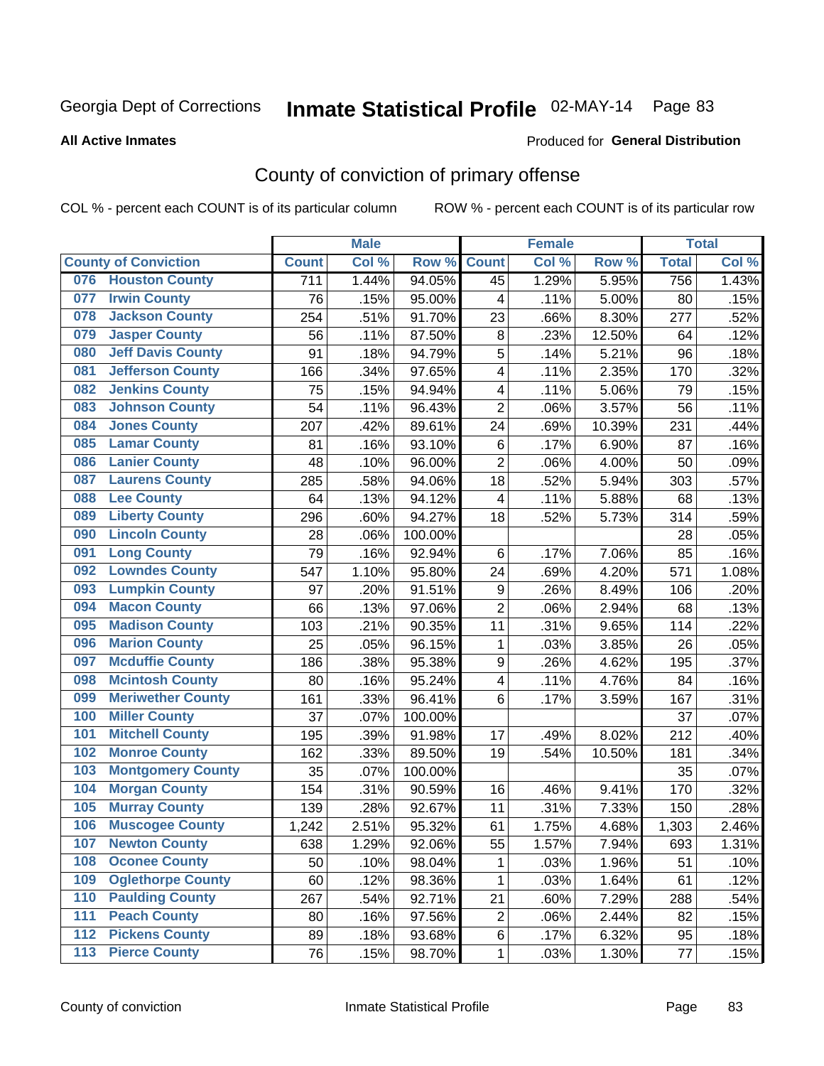Georgia Dept of Corrections **Inmate Statistical Profile** 02-MAY-14

**All Active Inmates**

Produced for **General Distribution**

## County of conviction of primary offense

COL % - percent each COUNT is of its particular column ROW % - percent each COUNT is of its particular row

| County of Conviction | Male | | | Female | | | Total | |
|---|---|---|---|---|---|---|---|---|
| | Count | Col % | Row % | Count | Col % | Row % | Total | Col % |
| 076 Houston County | 711 | 1.44% | 94.05% | 45 | 1.29% | 5.95% | 756 | 1.43% |
| 077 Irwin County | 76 | .15% | 95.00% | 4 | .11% | 5.00% | 80 | .15% |
| 078 Jackson County | 254 | .51% | 91.70% | 23 | .66% | 8.30% | 277 | .52% |
| 079 Jasper County | 56 | .11% | 87.50% | 8 | .23% | 12.50% | 64 | .12% |
| 080 Jeff Davis County | 91 | .18% | 94.79% | 5 | .14% | 5.21% | 96 | .18% |
| 081 Jefferson County | 166 | .34% | 97.65% | 4 | .11% | 2.35% | 170 | .32% |
| 082 Jenkins County | 75 | .15% | 94.94% | 4 | .11% | 5.06% | 79 | .15% |
| 083 Johnson County | 54 | .11% | 96.43% | 2 | .06% | 3.57% | 56 | .11% |
| 084 Jones County | 207 | .42% | 89.61% | 24 | .69% | 10.39% | 231 | .44% |
| 085 Lamar County | 81 | .16% | 93.10% | 6 | .17% | 6.90% | 87 | .16% |
| 086 Lanier County | 48 | .10% | 96.00% | 2 | .06% | 4.00% | 50 | .09% |
| 087 Laurens County | 285 | .58% | 94.06% | 18 | .52% | 5.94% | 303 | .57% |
| 088 Lee County | 64 | .13% | 94.12% | 4 | .11% | 5.88% | 68 | .13% |
| 089 Liberty County | 296 | .60% | 94.27% | 18 | .52% | 5.73% | 314 | .59% |
| 090 Lincoln County | 28 | .06% | 100.00% | | | | 28 | .05% |
| 091 Long County | 79 | .16% | 92.94% | 6 | .17% | 7.06% | 85 | .16% |
| 092 Lowndes County | 547 | 1.10% | 95.80% | 24 | .69% | 4.20% | 571 | 1.08% |
| 093 Lumpkin County | 97 | .20% | 91.51% | 9 | .26% | 8.49% | 106 | .20% |
| 094 Macon County | 66 | .13% | 97.06% | 2 | .06% | 2.94% | 68 | .13% |
| 095 Madison County | 103 | .21% | 90.35% | 11 | .31% | 9.65% | 114 | .22% |
| 096 Marion County | 25 | .05% | 96.15% | 1 | .03% | 3.85% | 26 | .05% |
| 097 Mcduffie County | 186 | .38% | 95.38% | 9 | .26% | 4.62% | 195 | .37% |
| 098 Mcintosh County | 80 | .16% | 95.24% | 4 | .11% | 4.76% | 84 | .16% |
| 099 Meriwether County | 161 | .33% | 96.41% | 6 | .17% | 3.59% | 167 | .31% |
| 100 Miller County | 37 | .07% | 100.00% | | | | 37 | .07% |
| 101 Mitchell County | 195 | .39% | 91.98% | 17 | .49% | 8.02% | 212 | .40% |
| 102 Monroe County | 162 | .33% | 89.50% | 19 | .54% | 10.50% | 181 | .34% |
| 103 Montgomery County | 35 | .07% | 100.00% | | | | 35 | .07% |
| 104 Morgan County | 154 | .31% | 90.59% | 16 | .46% | 9.41% | 170 | .32% |
| 105 Murray County | 139 | .28% | 92.67% | 11 | .31% | 7.33% | 150 | .28% |
| 106 Muscogee County | 1,242 | 2.51% | 95.32% | 61 | 1.75% | 4.68% | 1,303 | 2.46% |
| 107 Newton County | 638 | 1.29% | 92.06% | 55 | 1.57% | 7.94% | 693 | 1.31% |
| 108 Oconee County | 50 | .10% | 98.04% | 1 | .03% | 1.96% | 51 | .10% |
| 109 Oglethorpe County | 60 | .12% | 98.36% | 1 | .03% | 1.64% | 61 | .12% |
| 110 Paulding County | 267 | .54% | 92.71% | 21 | .60% | 7.29% | 288 | .54% |
| 111 Peach County | 80 | .16% | 97.56% | 2 | .06% | 2.44% | 82 | .15% |
| 112 Pickens County | 89 | .18% | 93.68% | 6 | .17% | 6.32% | 95 | .18% |
| 113 Pierce County | 76 | .15% | 98.70% | 1 | .03% | 1.30% | 77 | .15% |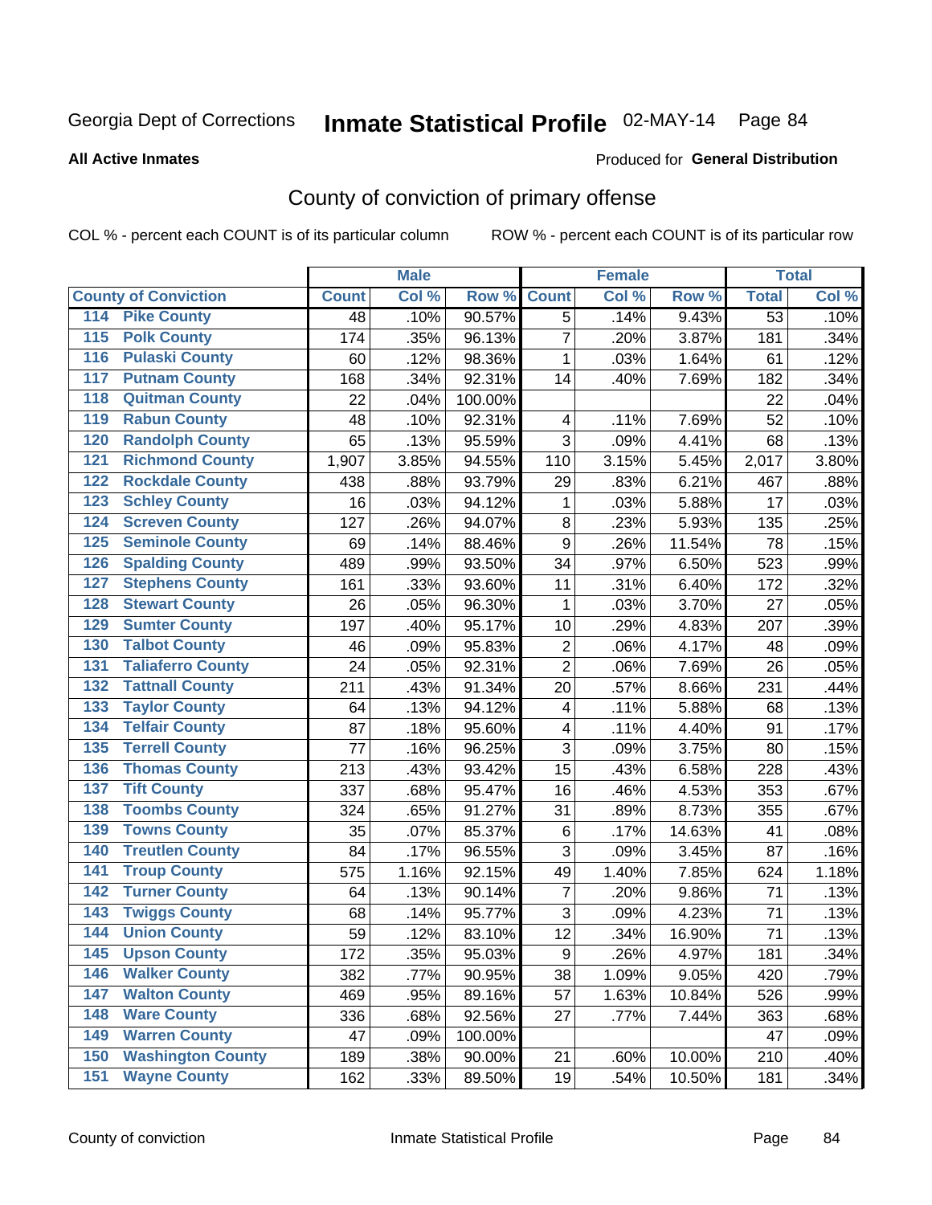Georgia Dept of Corrections **Inmate Statistical Profile** 02-MAY-14

**All Active Inmates**

Produced for **General Distribution**

## County of conviction of primary offense

COL % - percent each COUNT is of its particular column     ROW % - percent each COUNT is of its particular row

| County of Conviction | Male | | | Female | | | Total | |
|---|---|---|---|---|---|---|---|---|
| | Count | Col % | Row % | Count | Col % | Row % | Total | Col % |
| 114 Pike County | 48 | .10% | 90.57% | 5 | .14% | 9.43% | 53 | .10% |
| 115 Polk County | 174 | .35% | 96.13% | 7 | .20% | 3.87% | 181 | .34% |
| 116 Pulaski County | 60 | .12% | 98.36% | 1 | .03% | 1.64% | 61 | .12% |
| 117 Putnam County | 168 | .34% | 92.31% | 14 | .40% | 7.69% | 182 | .34% |
| 118 Quitman County | 22 | .04% | 100.00% | | | | 22 | .04% |
| 119 Rabun County | 48 | .10% | 92.31% | 4 | .11% | 7.69% | 52 | .10% |
| 120 Randolph County | 65 | .13% | 95.59% | 3 | .09% | 4.41% | 68 | .13% |
| 121 Richmond County | 1,907 | 3.85% | 94.55% | 110 | 3.15% | 5.45% | 2,017 | 3.80% |
| 122 Rockdale County | 438 | .88% | 93.79% | 29 | .83% | 6.21% | 467 | .88% |
| 123 Schley County | 16 | .03% | 94.12% | 1 | .03% | 5.88% | 17 | .03% |
| 124 Screven County | 127 | .26% | 94.07% | 8 | .23% | 5.93% | 135 | .25% |
| 125 Seminole County | 69 | .14% | 88.46% | 9 | .26% | 11.54% | 78 | .15% |
| 126 Spalding County | 489 | .99% | 93.50% | 34 | .97% | 6.50% | 523 | .99% |
| 127 Stephens County | 161 | .33% | 93.60% | 11 | .31% | 6.40% | 172 | .32% |
| 128 Stewart County | 26 | .05% | 96.30% | 1 | .03% | 3.70% | 27 | .05% |
| 129 Sumter County | 197 | .40% | 95.17% | 10 | .29% | 4.83% | 207 | .39% |
| 130 Talbot County | 46 | .09% | 95.83% | 2 | .06% | 4.17% | 48 | .09% |
| 131 Taliaferro County | 24 | .05% | 92.31% | 2 | .06% | 7.69% | 26 | .05% |
| 132 Tattnall County | 211 | .43% | 91.34% | 20 | .57% | 8.66% | 231 | .44% |
| 133 Taylor County | 64 | .13% | 94.12% | 4 | .11% | 5.88% | 68 | .13% |
| 134 Telfair County | 87 | .18% | 95.60% | 4 | .11% | 4.40% | 91 | .17% |
| 135 Terrell County | 77 | .16% | 96.25% | 3 | .09% | 3.75% | 80 | .15% |
| 136 Thomas County | 213 | .43% | 93.42% | 15 | .43% | 6.58% | 228 | .43% |
| 137 Tift County | 337 | .68% | 95.47% | 16 | .46% | 4.53% | 353 | .67% |
| 138 Toombs County | 324 | .65% | 91.27% | 31 | .89% | 8.73% | 355 | .67% |
| 139 Towns County | 35 | .07% | 85.37% | 6 | .17% | 14.63% | 41 | .08% |
| 140 Treutlen County | 84 | .17% | 96.55% | 3 | .09% | 3.45% | 87 | .16% |
| 141 Troup County | 575 | 1.16% | 92.15% | 49 | 1.40% | 7.85% | 624 | 1.18% |
| 142 Turner County | 64 | .13% | 90.14% | 7 | .20% | 9.86% | 71 | .13% |
| 143 Twiggs County | 68 | .14% | 95.77% | 3 | .09% | 4.23% | 71 | .13% |
| 144 Union County | 59 | .12% | 83.10% | 12 | .34% | 16.90% | 71 | .13% |
| 145 Upson County | 172 | .35% | 95.03% | 9 | .26% | 4.97% | 181 | .34% |
| 146 Walker County | 382 | .77% | 90.95% | 38 | 1.09% | 9.05% | 420 | .79% |
| 147 Walton County | 469 | .95% | 89.16% | 57 | 1.63% | 10.84% | 526 | .99% |
| 148 Ware County | 336 | .68% | 92.56% | 27 | .77% | 7.44% | 363 | .68% |
| 149 Warren County | 47 | .09% | 100.00% | | | | 47 | .09% |
| 150 Washington County | 189 | .38% | 90.00% | 21 | .60% | 10.00% | 210 | .40% |
| 151 Wayne County | 162 | .33% | 89.50% | 19 | .54% | 10.50% | 181 | .34% |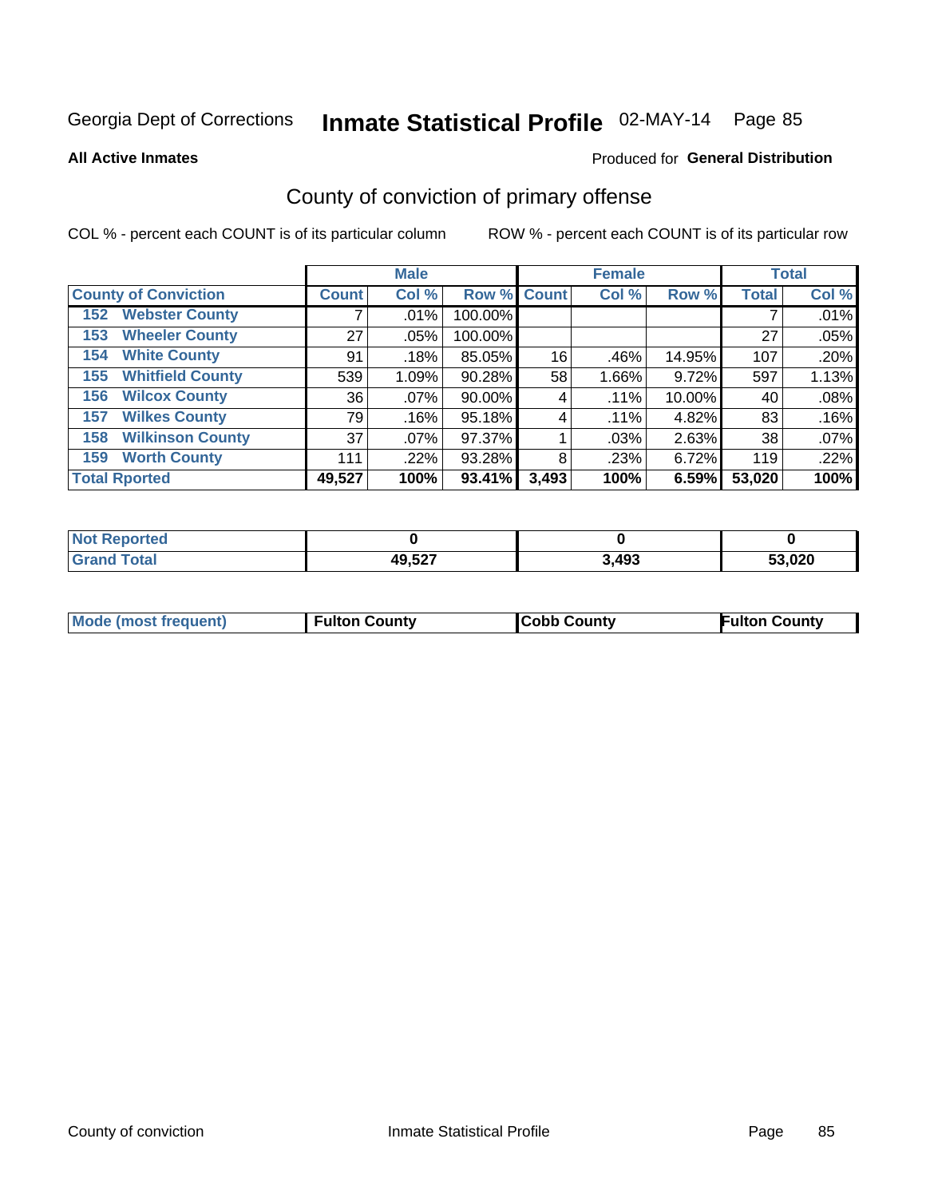Georgia Dept of Corrections **Inmate Statistical Profile** 02-MAY-14 Page 85

**All Active Inmates**

Produced for **General Distribution**

## County of conviction of primary offense

COL % - percent each COUNT is of its particular column

ROW % - percent each COUNT is of its particular row

| County of Conviction | Male | | | Female | | | Total | |
|---|---|---|---|---|---|---|---|---|
| | Count | Col % | Row % | Count | Col % | Row % | Total | Col % |
| 152 Webster County | 7 | .01% | 100.00% | | | | 7 | .01% |
| 153 Wheeler County | 27 | .05% | 100.00% | | | | 27 | .05% |
| 154 White County | 91 | .18% | 85.05% | 16 | .46% | 14.95% | 107 | .20% |
| 155 Whitfield County | 539 | 1.09% | 90.28% | 58 | 1.66% | 9.72% | 597 | 1.13% |
| 156 Wilcox County | 36 | .07% | 90.00% | 4 | .11% | 10.00% | 40 | .08% |
| 157 Wilkes County | 79 | .16% | 95.18% | 4 | .11% | 4.82% | 83 | .16% |
| 158 Wilkinson County | 37 | .07% | 97.37% | 1 | .03% | 2.63% | 38 | .07% |
| 159 Worth County | 111 | .22% | 93.28% | 8 | .23% | 6.72% | 119 | .22% |
| **Total Rported** | **49,527** | **100%** | **93.41%** | **3,493** | **100%** | **6.59%** | **53,020** | **100%** |

| | Male | Female | Total |
|---|---|---|---|
| Not Reported | 0 | 0 | 0 |
| Grand Total | 49,527 | 3,493 | 53,020 |

| | Male | Female | Total |
|---|---|---|---|
| Mode (most frequent) | Fulton County | Cobb County | Fulton County |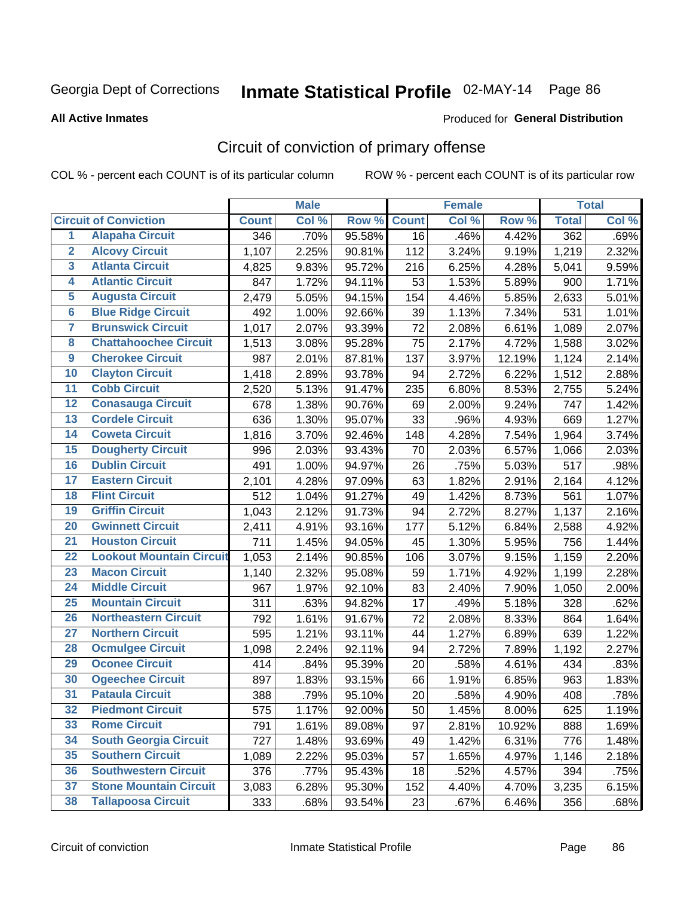Georgia Dept of Corrections **Inmate Statistical Profile** 02-MAY-14

**All Active Inmates**

Produced for **General Distribution**

## Circuit of conviction of primary offense

COL % - percent each COUNT is of its particular column ROW % - percent each COUNT is of its particular row

| | | Male | | | Female | | | Total | |
|---|---|---|---|---|---|---|---|---|---|
| Circuit of Conviction | | Count | Col % | Row % | Count | Col % | Row % | Total | Col % |
| 1 | Alapaha Circuit | 346 | .70% | 95.58% | 16 | .46% | 4.42% | 362 | .69% |
| 2 | Alcovy Circuit | 1,107 | 2.25% | 90.81% | 112 | 3.24% | 9.19% | 1,219 | 2.32% |
| 3 | Atlanta Circuit | 4,825 | 9.83% | 95.72% | 216 | 6.25% | 4.28% | 5,041 | 9.59% |
| 4 | Atlantic Circuit | 847 | 1.72% | 94.11% | 53 | 1.53% | 5.89% | 900 | 1.71% |
| 5 | Augusta Circuit | 2,479 | 5.05% | 94.15% | 154 | 4.46% | 5.85% | 2,633 | 5.01% |
| 6 | Blue Ridge Circuit | 492 | 1.00% | 92.66% | 39 | 1.13% | 7.34% | 531 | 1.01% |
| 7 | Brunswick Circuit | 1,017 | 2.07% | 93.39% | 72 | 2.08% | 6.61% | 1,089 | 2.07% |
| 8 | Chattahoochee Circuit | 1,513 | 3.08% | 95.28% | 75 | 2.17% | 4.72% | 1,588 | 3.02% |
| 9 | Cherokee Circuit | 987 | 2.01% | 87.81% | 137 | 3.97% | 12.19% | 1,124 | 2.14% |
| 10 | Clayton Circuit | 1,418 | 2.89% | 93.78% | 94 | 2.72% | 6.22% | 1,512 | 2.88% |
| 11 | Cobb Circuit | 2,520 | 5.13% | 91.47% | 235 | 6.80% | 8.53% | 2,755 | 5.24% |
| 12 | Conasauga Circuit | 678 | 1.38% | 90.76% | 69 | 2.00% | 9.24% | 747 | 1.42% |
| 13 | Cordele Circuit | 636 | 1.30% | 95.07% | 33 | .96% | 4.93% | 669 | 1.27% |
| 14 | Coweta Circuit | 1,816 | 3.70% | 92.46% | 148 | 4.28% | 7.54% | 1,964 | 3.74% |
| 15 | Dougherty Circuit | 996 | 2.03% | 93.43% | 70 | 2.03% | 6.57% | 1,066 | 2.03% |
| 16 | Dublin Circuit | 491 | 1.00% | 94.97% | 26 | .75% | 5.03% | 517 | .98% |
| 17 | Eastern Circuit | 2,101 | 4.28% | 97.09% | 63 | 1.82% | 2.91% | 2,164 | 4.12% |
| 18 | Flint Circuit | 512 | 1.04% | 91.27% | 49 | 1.42% | 8.73% | 561 | 1.07% |
| 19 | Griffin Circuit | 1,043 | 2.12% | 91.73% | 94 | 2.72% | 8.27% | 1,137 | 2.16% |
| 20 | Gwinnett Circuit | 2,411 | 4.91% | 93.16% | 177 | 5.12% | 6.84% | 2,588 | 4.92% |
| 21 | Houston Circuit | 711 | 1.45% | 94.05% | 45 | 1.30% | 5.95% | 756 | 1.44% |
| 22 | Lookout Mountain Circuit | 1,053 | 2.14% | 90.85% | 106 | 3.07% | 9.15% | 1,159 | 2.20% |
| 23 | Macon Circuit | 1,140 | 2.32% | 95.08% | 59 | 1.71% | 4.92% | 1,199 | 2.28% |
| 24 | Middle Circuit | 967 | 1.97% | 92.10% | 83 | 2.40% | 7.90% | 1,050 | 2.00% |
| 25 | Mountain Circuit | 311 | .63% | 94.82% | 17 | .49% | 5.18% | 328 | .62% |
| 26 | Northeastern Circuit | 792 | 1.61% | 91.67% | 72 | 2.08% | 8.33% | 864 | 1.64% |
| 27 | Northern Circuit | 595 | 1.21% | 93.11% | 44 | 1.27% | 6.89% | 639 | 1.22% |
| 28 | Ocmulgee Circuit | 1,098 | 2.24% | 92.11% | 94 | 2.72% | 7.89% | 1,192 | 2.27% |
| 29 | Oconee Circuit | 414 | .84% | 95.39% | 20 | .58% | 4.61% | 434 | .83% |
| 30 | Ogeechee Circuit | 897 | 1.83% | 93.15% | 66 | 1.91% | 6.85% | 963 | 1.83% |
| 31 | Pataula Circuit | 388 | .79% | 95.10% | 20 | .58% | 4.90% | 408 | .78% |
| 32 | Piedmont Circuit | 575 | 1.17% | 92.00% | 50 | 1.45% | 8.00% | 625 | 1.19% |
| 33 | Rome Circuit | 791 | 1.61% | 89.08% | 97 | 2.81% | 10.92% | 888 | 1.69% |
| 34 | South Georgia Circuit | 727 | 1.48% | 93.69% | 49 | 1.42% | 6.31% | 776 | 1.48% |
| 35 | Southern Circuit | 1,089 | 2.22% | 95.03% | 57 | 1.65% | 4.97% | 1,146 | 2.18% |
| 36 | Southwestern Circuit | 376 | .77% | 95.43% | 18 | .52% | 4.57% | 394 | .75% |
| 37 | Stone Mountain Circuit | 3,083 | 6.28% | 95.30% | 152 | 4.40% | 4.70% | 3,235 | 6.15% |
| 38 | Tallapoosa Circuit | 333 | .68% | 93.54% | 23 | .67% | 6.46% | 356 | .68% |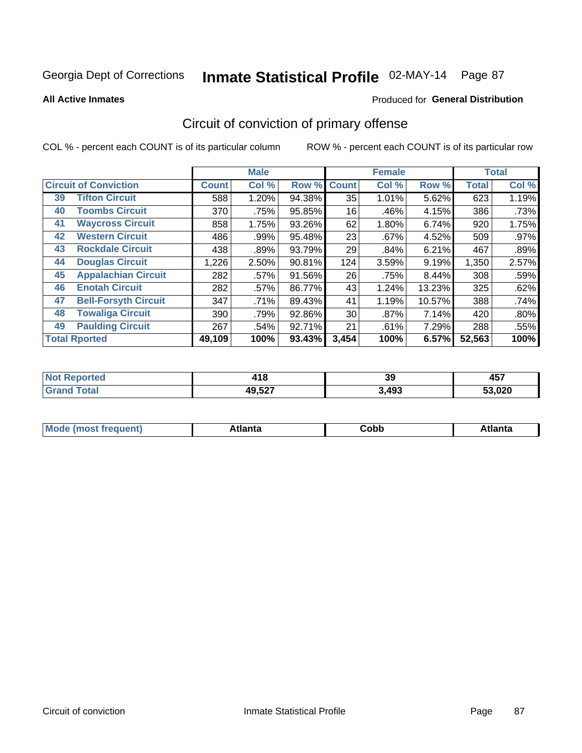Georgia Dept of Corrections **Inmate Statistical Profile** 02-MAY-14

**All Active Inmates**

Produced for **General Distribution**

## Circuit of conviction of primary offense

COL % - percent each COUNT is of its particular column

ROW % - percent each COUNT is of its particular row

| Circuit of Conviction | | Male | | | Female | | | Total | |
|---|---|---|---|---|---|---|---|---|---|
| | | Count | Col % | Row % | Count | Col % | Row % | Total | Col % |
| 39 | Tifton Circuit | 588 | 1.20% | 94.38% | 35 | 1.01% | 5.62% | 623 | 1.19% |
| 40 | Toombs Circuit | 370 | .75% | 95.85% | 16 | .46% | 4.15% | 386 | .73% |
| 41 | Waycross Circuit | 858 | 1.75% | 93.26% | 62 | 1.80% | 6.74% | 920 | 1.75% |
| 42 | Western Circuit | 486 | .99% | 95.48% | 23 | .67% | 4.52% | 509 | .97% |
| 43 | Rockdale Circuit | 438 | .89% | 93.79% | 29 | .84% | 6.21% | 467 | .89% |
| 44 | Douglas Circuit | 1,226 | 2.50% | 90.81% | 124 | 3.59% | 9.19% | 1,350 | 2.57% |
| 45 | Appalachian Circuit | 282 | .57% | 91.56% | 26 | .75% | 8.44% | 308 | .59% |
| 46 | Enotah Circuit | 282 | .57% | 86.77% | 43 | 1.24% | 13.23% | 325 | .62% |
| 47 | Bell-Forsyth Circuit | 347 | .71% | 89.43% | 41 | 1.19% | 10.57% | 388 | .74% |
| 48 | Towaliga Circuit | 390 | .79% | 92.86% | 30 | .87% | 7.14% | 420 | .80% |
| 49 | Paulding Circuit | 267 | .54% | 92.71% | 21 | .61% | 7.29% | 288 | .55% |
| **Total Rported** | | **49,109** | **100%** | **93.43%** | **3,454** | **100%** | **6.57%** | **52,563** | **100%** |

| | Male | Female | Total |
|---|---|---|---|
| Not Reported | **418** | **39** | **457** |
| Grand Total | **49,527** | **3,493** | **53,020** |

| | Male | Female | Total |
|---|---|---|---|
| Mode (most frequent) | **Atlanta** | **Cobb** | **Atlanta** |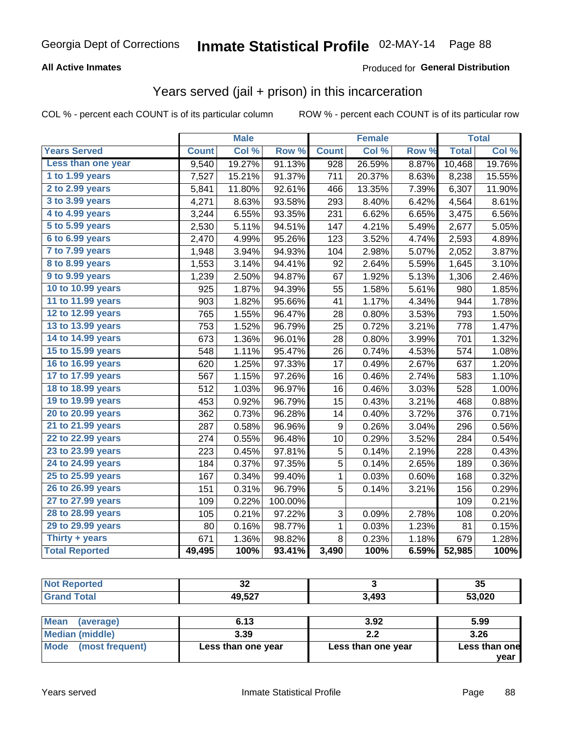Georgia Dept of Corrections **Inmate Statistical Profile** 02-MAY-14

**All Active Inmates**

Produced for **General Distribution**

## Years served (jail + prison) in this incarceration

COL % - percent each COUNT is of its particular column ROW % - percent each COUNT is of its particular row

| | Male | | | Female | | | Total | |
|---|---|---|---|---|---|---|---|---|
| **Years Served** | **Count** | **Col %** | **Row %** | **Count** | **Col %** | **Row %** | **Total** | **Col %** |
| Less than one year | 9,540 | 19.27% | 91.13% | 928 | 26.59% | 8.87% | 10,468 | 19.76% |
| 1 to 1.99 years | 7,527 | 15.21% | 91.37% | 711 | 20.37% | 8.63% | 8,238 | 15.55% |
| 2 to 2.99 years | 5,841 | 11.80% | 92.61% | 466 | 13.35% | 7.39% | 6,307 | 11.90% |
| 3 to 3.99 years | 4,271 | 8.63% | 93.58% | 293 | 8.40% | 6.42% | 4,564 | 8.61% |
| 4 to 4.99 years | 3,244 | 6.55% | 93.35% | 231 | 6.62% | 6.65% | 3,475 | 6.56% |
| 5 to 5.99 years | 2,530 | 5.11% | 94.51% | 147 | 4.21% | 5.49% | 2,677 | 5.05% |
| 6 to 6.99 years | 2,470 | 4.99% | 95.26% | 123 | 3.52% | 4.74% | 2,593 | 4.89% |
| 7 to 7.99 years | 1,948 | 3.94% | 94.93% | 104 | 2.98% | 5.07% | 2,052 | 3.87% |
| 8 to 8.99 years | 1,553 | 3.14% | 94.41% | 92 | 2.64% | 5.59% | 1,645 | 3.10% |
| 9 to 9.99 years | 1,239 | 2.50% | 94.87% | 67 | 1.92% | 5.13% | 1,306 | 2.46% |
| 10 to 10.99 years | 925 | 1.87% | 94.39% | 55 | 1.58% | 5.61% | 980 | 1.85% |
| 11 to 11.99 years | 903 | 1.82% | 95.66% | 41 | 1.17% | 4.34% | 944 | 1.78% |
| 12 to 12.99 years | 765 | 1.55% | 96.47% | 28 | 0.80% | 3.53% | 793 | 1.50% |
| 13 to 13.99 years | 753 | 1.52% | 96.79% | 25 | 0.72% | 3.21% | 778 | 1.47% |
| 14 to 14.99 years | 673 | 1.36% | 96.01% | 28 | 0.80% | 3.99% | 701 | 1.32% |
| 15 to 15.99 years | 548 | 1.11% | 95.47% | 26 | 0.74% | 4.53% | 574 | 1.08% |
| 16 to 16.99 years | 620 | 1.25% | 97.33% | 17 | 0.49% | 2.67% | 637 | 1.20% |
| 17 to 17.99 years | 567 | 1.15% | 97.26% | 16 | 0.46% | 2.74% | 583 | 1.10% |
| 18 to 18.99 years | 512 | 1.03% | 96.97% | 16 | 0.46% | 3.03% | 528 | 1.00% |
| 19 to 19.99 years | 453 | 0.92% | 96.79% | 15 | 0.43% | 3.21% | 468 | 0.88% |
| 20 to 20.99 years | 362 | 0.73% | 96.28% | 14 | 0.40% | 3.72% | 376 | 0.71% |
| 21 to 21.99 years | 287 | 0.58% | 96.96% | 9 | 0.26% | 3.04% | 296 | 0.56% |
| 22 to 22.99 years | 274 | 0.55% | 96.48% | 10 | 0.29% | 3.52% | 284 | 0.54% |
| 23 to 23.99 years | 223 | 0.45% | 97.81% | 5 | 0.14% | 2.19% | 228 | 0.43% |
| 24 to 24.99 years | 184 | 0.37% | 97.35% | 5 | 0.14% | 2.65% | 189 | 0.36% |
| 25 to 25.99 years | 167 | 0.34% | 99.40% | 1 | 0.03% | 0.60% | 168 | 0.32% |
| 26 to 26.99 years | 151 | 0.31% | 96.79% | 5 | 0.14% | 3.21% | 156 | 0.29% |
| 27 to 27.99 years | 109 | 0.22% | 100.00% | | | | 109 | 0.21% |
| 28 to 28.99 years | 105 | 0.21% | 97.22% | 3 | 0.09% | 2.78% | 108 | 0.20% |
| 29 to 29.99 years | 80 | 0.16% | 98.77% | 1 | 0.03% | 1.23% | 81 | 0.15% |
| Thirty + years | 671 | 1.36% | 98.82% | 8 | 0.23% | 1.18% | 679 | 1.28% |
| **Total Reported** | **49,495** | **100%** | **93.41%** | **3,490** | **100%** | **6.59%** | **52,985** | **100%** |

| | Male | Female | Total |
|---|---|---|---|
| Not Reported | 32 | 3 | 35 |
| Grand Total | 49,527 | 3,493 | 53,020 |

| | Male | Female | Total |
|---|---|---|---|
| Mean (average) | 6.13 | 3.92 | 5.99 |
| Median (middle) | 3.39 | 2.2 | 3.26 |
| Mode (most frequent) | Less than one year | Less than one year | Less than one year |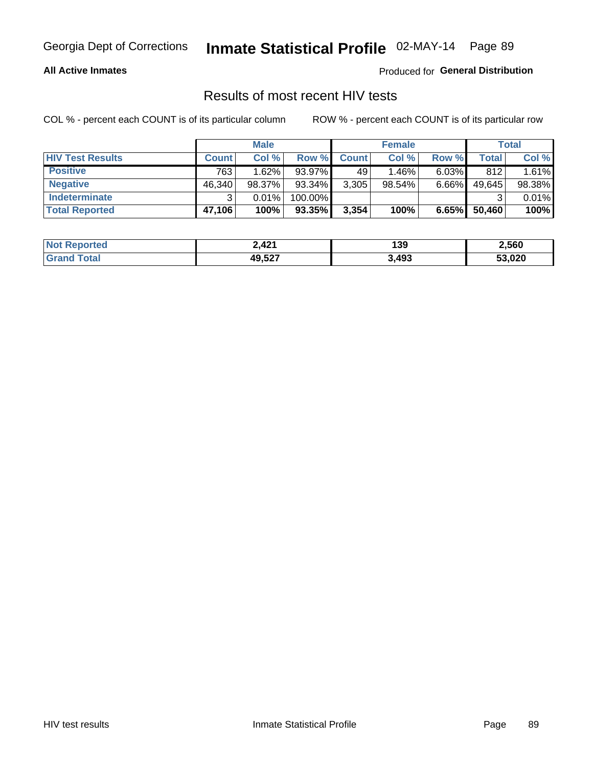Georgia Dept of Corrections **Inmate Statistical Profile** 02-MAY-14

**All Active Inmates**

Produced for **General Distribution**

## Results of most recent HIV tests

COL % - percent each COUNT is of its particular column

ROW % - percent each COUNT is of its particular row

| | Male | | | Female | | | Total | |
|---|---|---|---|---|---|---|---|---|
| **HIV Test Results** | **Count** | **Col %** | **Row %** | **Count** | **Col %** | **Row %** | **Total** | **Col %** |
| **Positive** | 763 | 1.62% | 93.97% | 49 | 1.46% | 6.03% | 812 | 1.61% |
| **Negative** | 46,340 | 98.37% | 93.34% | 3,305 | 98.54% | 6.66% | 49,645 | 98.38% |
| **Indeterminate** | 3 | 0.01% | 100.00% | | | | 3 | 0.01% |
| **Total Reported** | **47,106** | **100%** | **93.35%** | **3,354** | **100%** | **6.65%** | **50,460** | **100%** |

| | Male | Female | Total |
|---|---|---|---|
| **Not Reported** | **2,421** | **139** | **2,560** |
| **Grand Total** | **49,527** | **3,493** | **53,020** |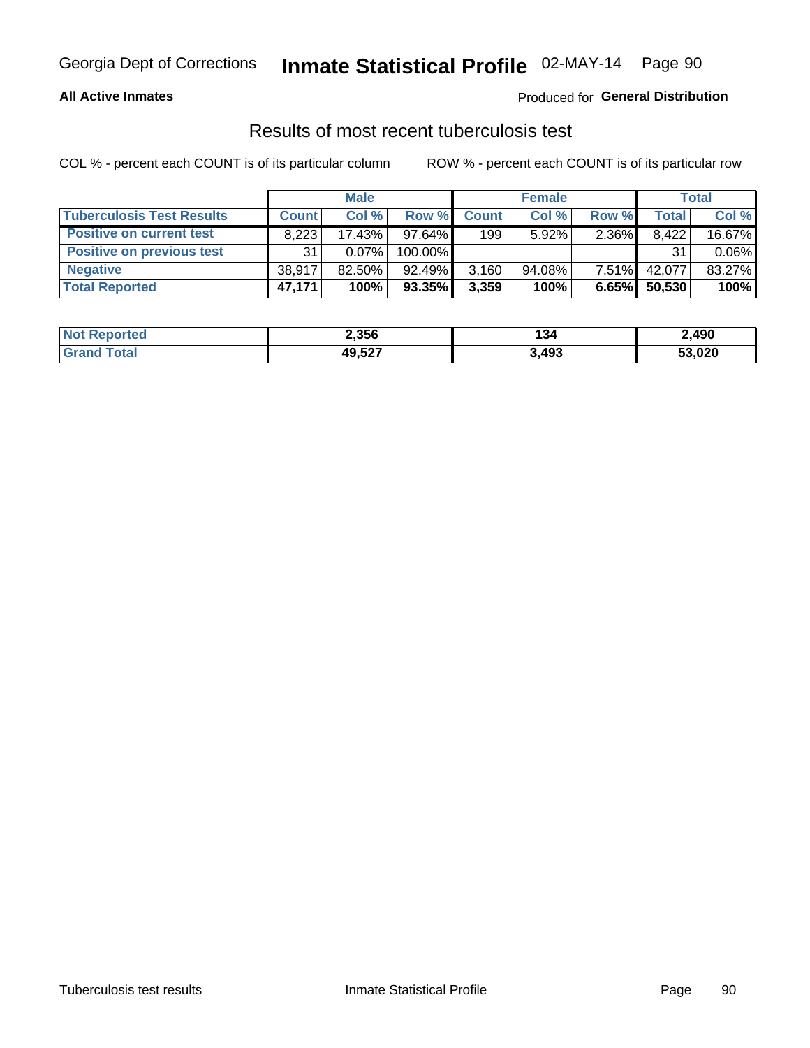Georgia Dept of Corrections **Inmate Statistical Profile** 02-MAY-14

**All Active Inmates**

Produced for **General Distribution**

## Results of most recent tuberculosis test

COL % - percent each COUNT is of its particular column     ROW % - percent each COUNT is of its particular row

| | Male | | | Female | | | Total | |
|---|---|---|---|---|---|---|---|---|
| **Tuberculosis Test Results** | **Count** | **Col %** | **Row %** | **Count** | **Col %** | **Row %** | **Total** | **Col %** |
| **Positive on current test** | 8,223 | 17.43% | 97.64% | 199 | 5.92% | 2.36% | 8,422 | 16.67% |
| **Positive on previous test** | 31 | 0.07% | 100.00% | | | | 31 | 0.06% |
| **Negative** | 38,917 | 82.50% | 92.49% | 3,160 | 94.08% | 7.51% | 42,077 | 83.27% |
| **Total Reported** | **47,171** | **100%** | **93.35%** | **3,359** | **100%** | **6.65%** | **50,530** | **100%** |

| | Male | Female | Total |
|---|---|---|---|
| **Not Reported** | **2,356** | **134** | **2,490** |
| **Grand Total** | **49,527** | **3,493** | **53,020** |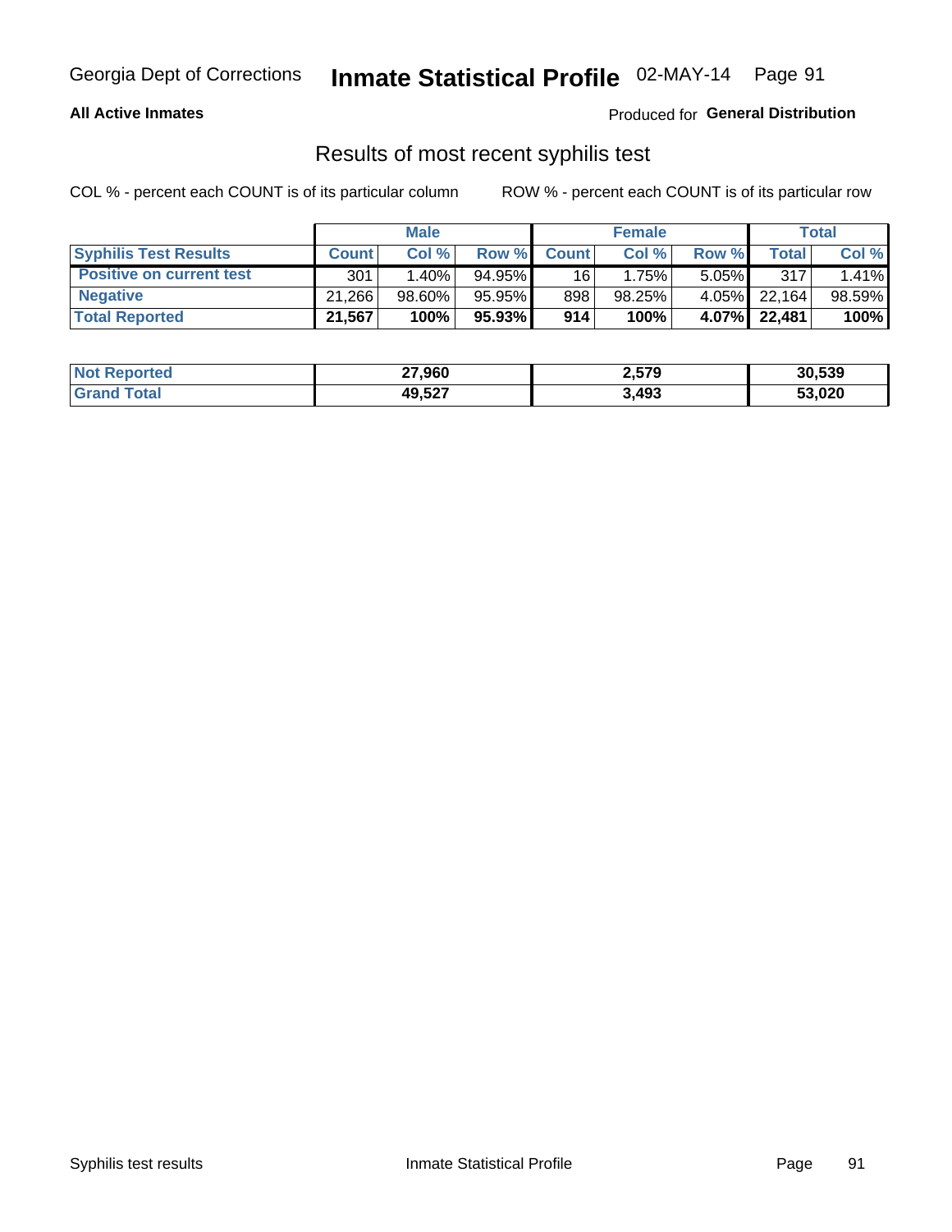Georgia Dept of Corrections **Inmate Statistical Profile** 02-MAY-14

**All Active Inmates**

Produced for **General Distribution**

## Results of most recent syphilis test

COL % - percent each COUNT is of its particular column ROW % - percent each COUNT is of its particular row

| | Male | | | Female | | | Total | |
|---|---|---|---|---|---|---|---|---|
| **Syphilis Test Results** | **Count** | **Col %** | **Row %** | **Count** | **Col %** | **Row %** | **Total** | **Col %** |
| **Positive on current test** | 301 | 1.40% | 94.95% | 16 | 1.75% | 5.05% | 317 | 1.41% |
| **Negative** | 21,266 | 98.60% | 95.95% | 898 | 98.25% | 4.05% | 22,164 | 98.59% |
| **Total Reported** | **21,567** | **100%** | **95.93%** | **914** | **100%** | **4.07%** | **22,481** | **100%** |

| | Male | Female | Total |
|---|---|---|---|
| **Not Reported** | **27,960** | **2,579** | **30,539** |
| **Grand Total** | **49,527** | **3,493** | **53,020** |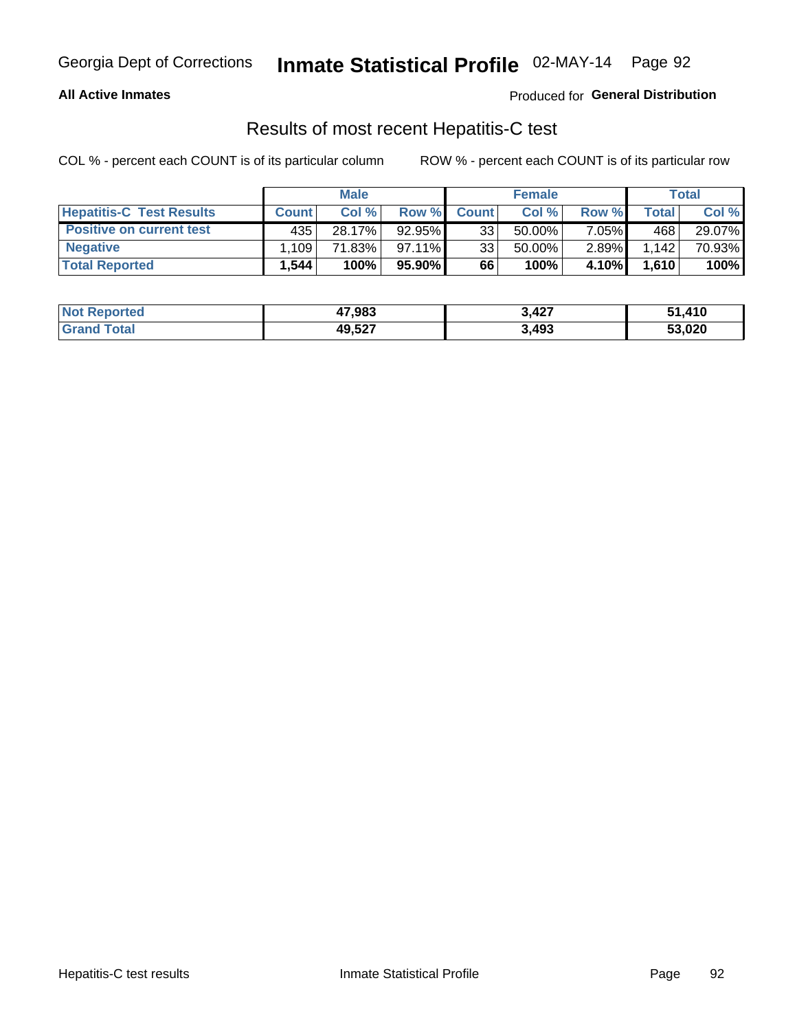## Results of most recent Hepatitis-C test

COL % - percent each COUNT is of its particular column

ROW % - percent each COUNT is of its particular row

| | Male | | | Female | | | Total | |
|---|---|---|---|---|---|---|---|---|
| Hepatitis-C Test Results | Count | Col % | Row % | Count | Col % | Row % | Total | Col % |
| Positive on current test | 435 | 28.17% | 92.95% | 33 | 50.00% | 7.05% | 468 | 29.07% |
| Negative | 1,109 | 71.83% | 97.11% | 33 | 50.00% | 2.89% | 1,142 | 70.93% |
| **Total Reported** | **1,544** | **100%** | **95.90%** | **66** | **100%** | **4.10%** | **1,610** | **100%** |

| | Male | Female | Total |
|---|---|---|---|
| Not Reported | 47,983 | 3,427 | 51,410 |
| Grand Total | 49,527 | 3,493 | 53,020 |